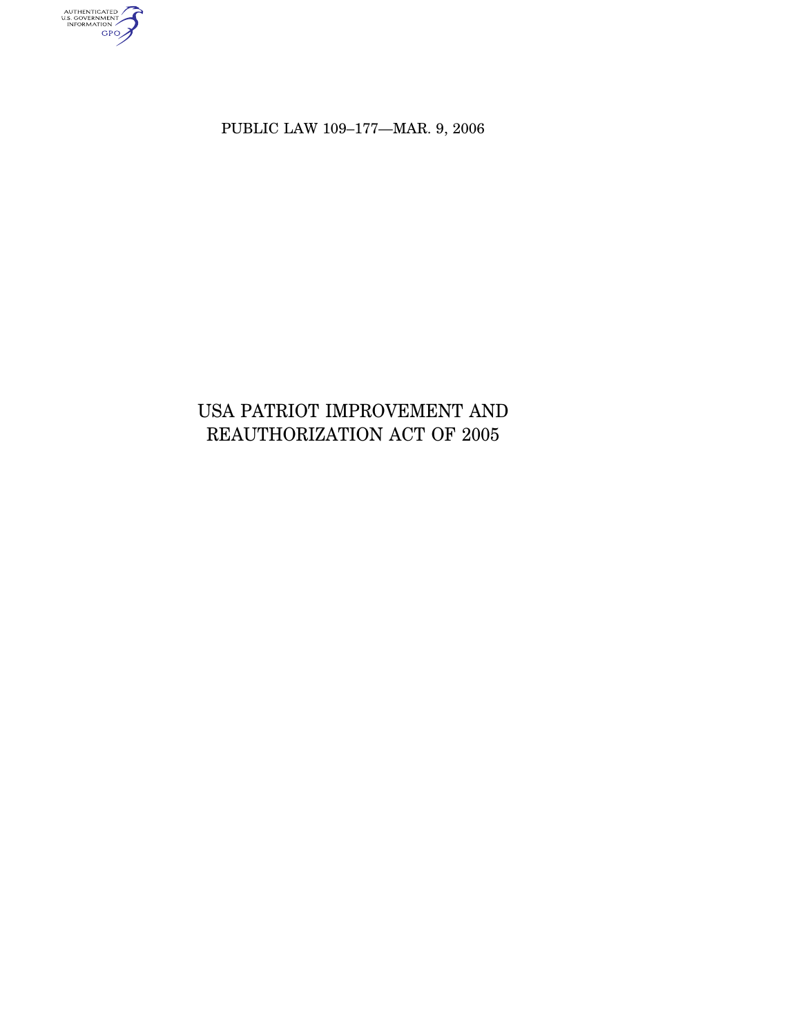PUBLIC LAW 109–177—MAR. 9, 2006

# USA PATRIOT IMPROVEMENT AND REAUTHORIZATION ACT OF 2005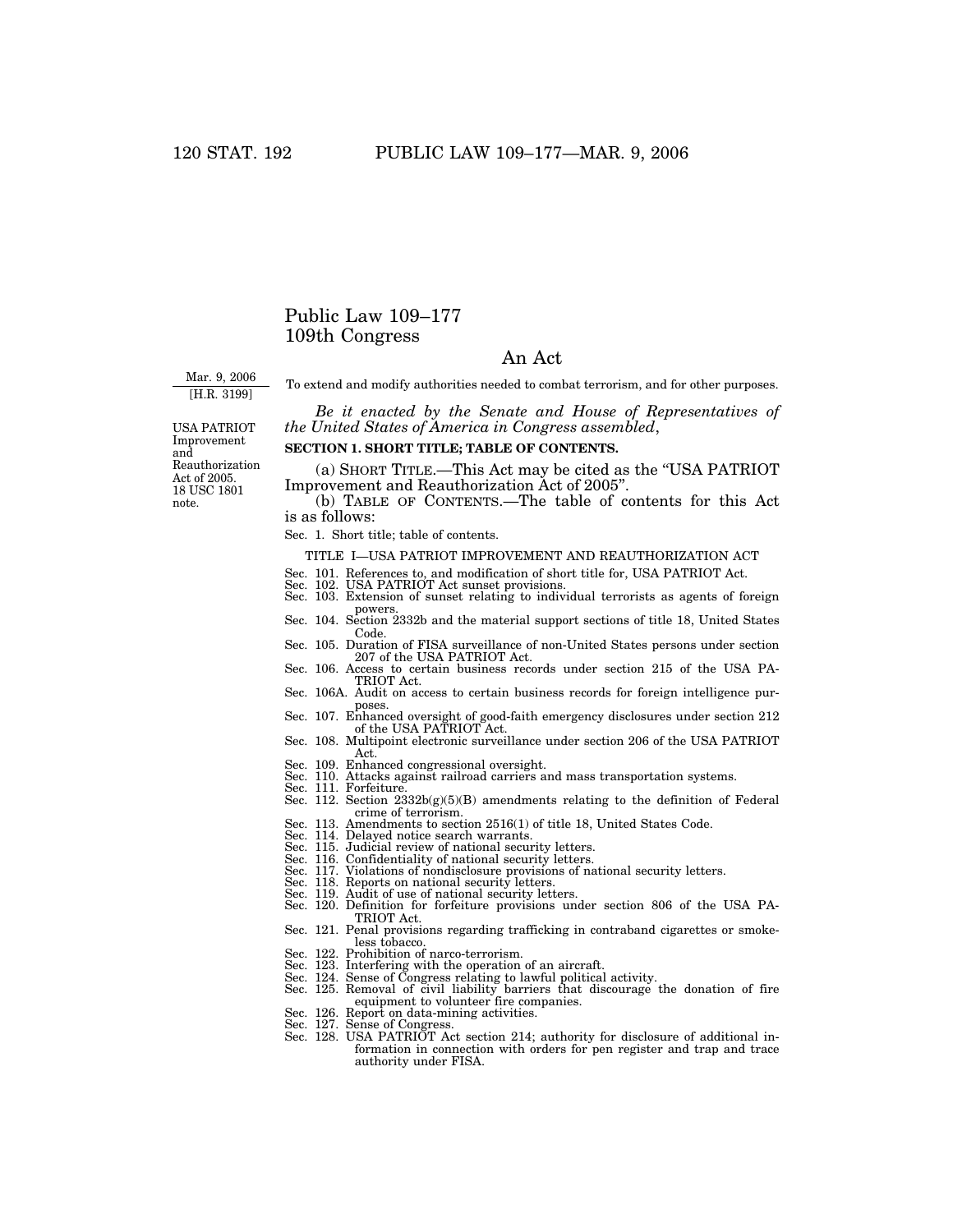# Public Law 109–177
# 109th Congress

## An Act

Mar. 9, 2006
[H.R. 3199]

To extend and modify authorities needed to combat terrorism, and for other purposes.

*Be it enacted by the Senate and House of Representatives of the United States of America in Congress assembled*,

USA PATRIOT Improvement and Reauthorization Act of 2005.
18 USC 1801 note.

**SECTION 1. SHORT TITLE; TABLE OF CONTENTS.**

(a) SHORT TITLE.—This Act may be cited as the "USA PATRIOT Improvement and Reauthorization Act of 2005".

(b) TABLE OF CONTENTS.—The table of contents for this Act is as follows:

Sec. 1. Short title; table of contents.

TITLE I—USA PATRIOT IMPROVEMENT AND REAUTHORIZATION ACT

Sec. 101. References to, and modification of short title for, USA PATRIOT Act.
Sec. 102. USA PATRIOT Act sunset provisions.
Sec. 103. Extension of sunset relating to individual terrorists as agents of foreign powers.
Sec. 104. Section 2332b and the material support sections of title 18, United States Code.
Sec. 105. Duration of FISA surveillance of non-United States persons under section 207 of the USA PATRIOT Act.
Sec. 106. Access to certain business records under section 215 of the USA PATRIOT Act.
Sec. 106A. Audit on access to certain business records for foreign intelligence purposes.
Sec. 107. Enhanced oversight of good-faith emergency disclosures under section 212 of the USA PATRIOT Act.
Sec. 108. Multipoint electronic surveillance under section 206 of the USA PATRIOT Act.
Sec. 109. Enhanced congressional oversight.
Sec. 110. Attacks against railroad carriers and mass transportation systems.
Sec. 111. Forfeiture.
Sec. 112. Section 2332b(g)(5)(B) amendments relating to the definition of Federal crime of terrorism.
Sec. 113. Amendments to section 2516(1) of title 18, United States Code.
Sec. 114. Delayed notice search warrants.
Sec. 115. Judicial review of national security letters.
Sec. 116. Confidentiality of national security letters.
Sec. 117. Violations of nondisclosure provisions of national security letters.
Sec. 118. Reports on national security letters.
Sec. 119. Audit of use of national security letters.
Sec. 120. Definition for forfeiture provisions under section 806 of the USA PATRIOT Act.
Sec. 121. Penal provisions regarding trafficking in contraband cigarettes or smokeless tobacco.
Sec. 122. Prohibition of narco-terrorism.
Sec. 123. Interfering with the operation of an aircraft.
Sec. 124. Sense of Congress relating to lawful political activity.
Sec. 125. Removal of civil liability barriers that discourage the donation of fire equipment to volunteer fire companies.
Sec. 126. Report on data-mining activities.
Sec. 127. Sense of Congress.
Sec. 128. USA PATRIOT Act section 214; authority for disclosure of additional information in connection with orders for pen register and trap and trace authority under FISA.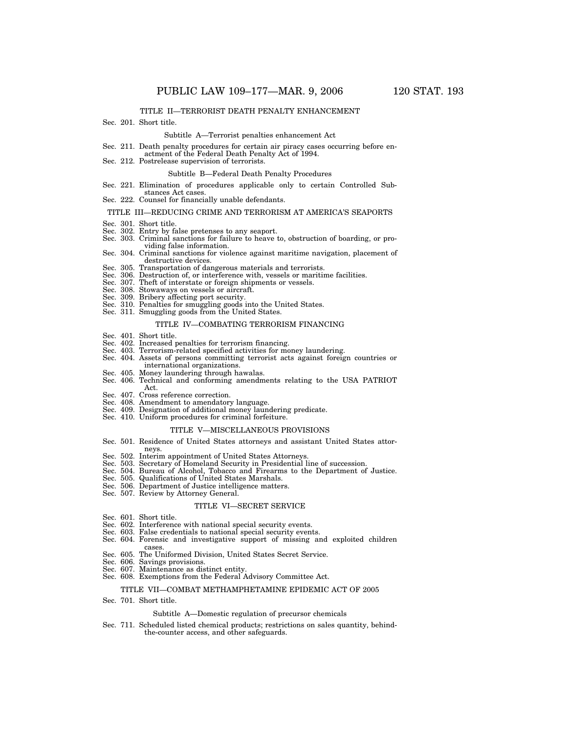TITLE II—TERRORIST DEATH PENALTY ENHANCEMENT

Sec. 201. Short title.

Subtitle A—Terrorist penalties enhancement Act

Sec. 211. Death penalty procedures for certain air piracy cases occurring before enactment of the Federal Death Penalty Act of 1994.
Sec. 212. Postrelease supervision of terrorists.

Subtitle B—Federal Death Penalty Procedures

Sec. 221. Elimination of procedures applicable only to certain Controlled Substances Act cases.
Sec. 222. Counsel for financially unable defendants.

TITLE III—REDUCING CRIME AND TERRORISM AT AMERICA'S SEAPORTS

Sec. 301. Short title.
Sec. 302. Entry by false pretenses to any seaport.
Sec. 303. Criminal sanctions for failure to heave to, obstruction of boarding, or providing false information.
Sec. 304. Criminal sanctions for violence against maritime navigation, placement of destructive devices.
Sec. 305. Transportation of dangerous materials and terrorists.
Sec. 306. Destruction of, or interference with, vessels or maritime facilities.
Sec. 307. Theft of interstate or foreign shipments or vessels.
Sec. 308. Stowaways on vessels or aircraft.
Sec. 309. Bribery affecting port security.
Sec. 310. Penalties for smuggling goods into the United States.
Sec. 311. Smuggling goods from the United States.

TITLE IV—COMBATING TERRORISM FINANCING

Sec. 401. Short title.
Sec. 402. Increased penalties for terrorism financing.
Sec. 403. Terrorism-related specified activities for money laundering.
Sec. 404. Assets of persons committing terrorist acts against foreign countries or international organizations.
Sec. 405. Money laundering through hawalas.
Sec. 406. Technical and conforming amendments relating to the USA PATRIOT Act.
Sec. 407. Cross reference correction.
Sec. 408. Amendment to amendatory language.
Sec. 409. Designation of additional money laundering predicate.
Sec. 410. Uniform procedures for criminal forfeiture.

TITLE V—MISCELLANEOUS PROVISIONS

Sec. 501. Residence of United States attorneys and assistant United States attorneys.
Sec. 502. Interim appointment of United States Attorneys.
Sec. 503. Secretary of Homeland Security in Presidential line of succession.
Sec. 504. Bureau of Alcohol, Tobacco and Firearms to the Department of Justice.
Sec. 505. Qualifications of United States Marshals.
Sec. 506. Department of Justice intelligence matters.
Sec. 507. Review by Attorney General.

TITLE VI—SECRET SERVICE

Sec. 601. Short title.
Sec. 602. Interference with national special security events.
Sec. 603. False credentials to national special security events.
Sec. 604. Forensic and investigative support of missing and exploited children cases.
Sec. 605. The Uniformed Division, United States Secret Service.
Sec. 606. Savings provisions.
Sec. 607. Maintenance as distinct entity.
Sec. 608. Exemptions from the Federal Advisory Committee Act.

TITLE VII—COMBAT METHAMPHETAMINE EPIDEMIC ACT OF 2005

Sec. 701. Short title.

Subtitle A—Domestic regulation of precursor chemicals

Sec. 711. Scheduled listed chemical products; restrictions on sales quantity, behind-the-counter access, and other safeguards.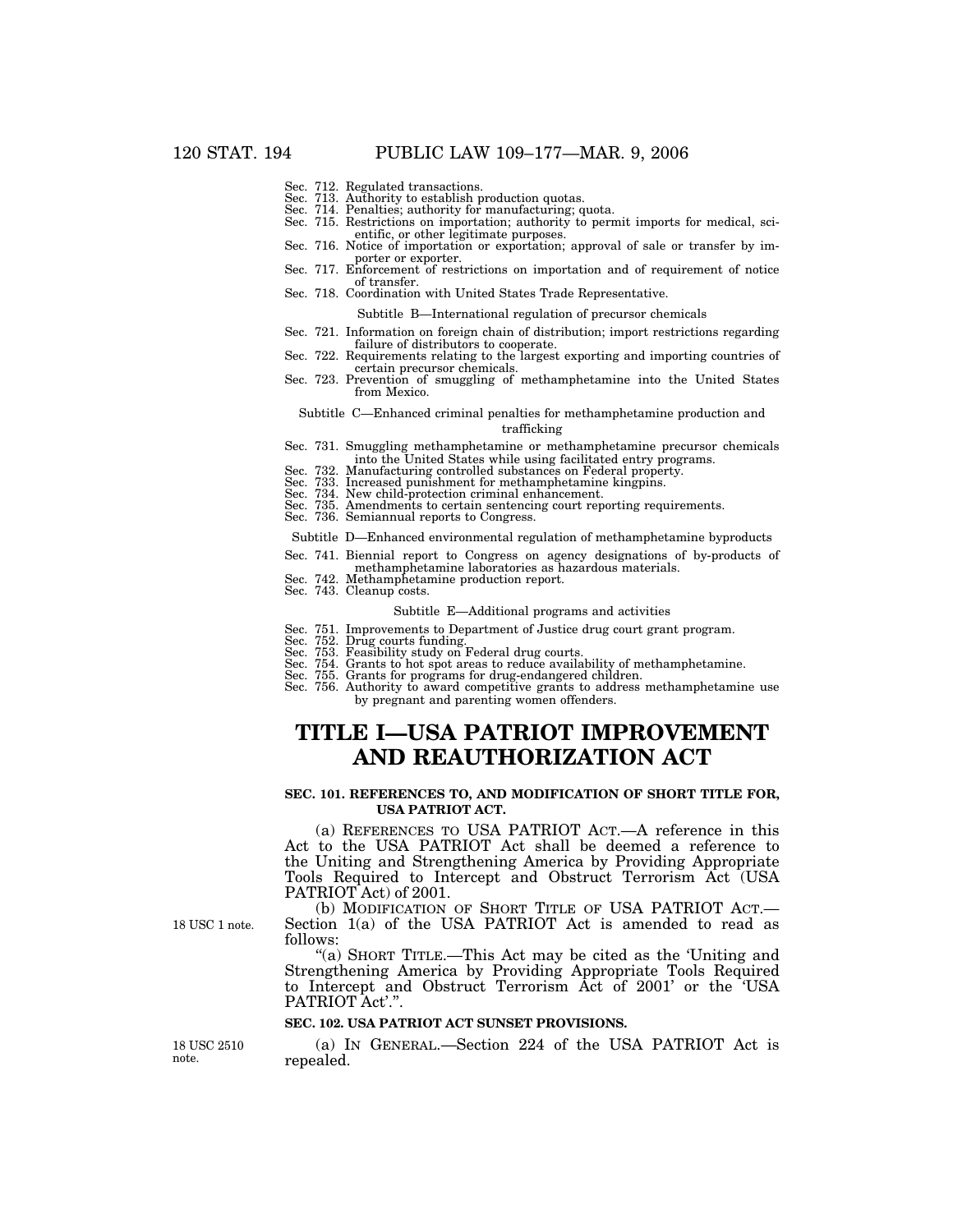Sec. 712. Regulated transactions.
Sec. 713. Authority to establish production quotas.
Sec. 714. Penalties; authority for manufacturing; quota.
Sec. 715. Restrictions on importation; authority to permit imports for medical, scientific, or other legitimate purposes.
Sec. 716. Notice of importation or exportation; approval of sale or transfer by importer or exporter.
Sec. 717. Enforcement of restrictions on importation and of requirement of notice of transfer.
Sec. 718. Coordination with United States Trade Representative.

Subtitle B—International regulation of precursor chemicals

Sec. 721. Information on foreign chain of distribution; import restrictions regarding failure of distributors to cooperate.
Sec. 722. Requirements relating to the largest exporting and importing countries of certain precursor chemicals.
Sec. 723. Prevention of smuggling of methamphetamine into the United States from Mexico.

Subtitle C—Enhanced criminal penalties for methamphetamine production and trafficking

Sec. 731. Smuggling methamphetamine or methamphetamine precursor chemicals into the United States while using facilitated entry programs.
Sec. 732. Manufacturing controlled substances on Federal property.
Sec. 733. Increased punishment for methamphetamine kingpins.
Sec. 734. New child-protection criminal enhancement.
Sec. 735. Amendments to certain sentencing court reporting requirements.
Sec. 736. Semiannual reports to Congress.

Subtitle D—Enhanced environmental regulation of methamphetamine byproducts

Sec. 741. Biennial report to Congress on agency designations of by-products of methamphetamine laboratories as hazardous materials.
Sec. 742. Methamphetamine production report.
Sec. 743. Cleanup costs.

Subtitle E—Additional programs and activities

Sec. 751. Improvements to Department of Justice drug court grant program.
Sec. 752. Drug courts funding.
Sec. 753. Feasibility study on Federal drug courts.
Sec. 754. Grants to hot spot areas to reduce availability of methamphetamine.
Sec. 755. Grants for programs for drug-endangered children.
Sec. 756. Authority to award competitive grants to address methamphetamine use by pregnant and parenting women offenders.

# TITLE I—USA PATRIOT IMPROVEMENT AND REAUTHORIZATION ACT

### SEC. 101. REFERENCES TO, AND MODIFICATION OF SHORT TITLE FOR, USA PATRIOT ACT.

(a) REFERENCES TO USA PATRIOT ACT.—A reference in this Act to the USA PATRIOT Act shall be deemed a reference to the Uniting and Strengthening America by Providing Appropriate Tools Required to Intercept and Obstruct Terrorism Act (USA PATRIOT Act) of 2001.

18 USC 1 note.

(b) MODIFICATION OF SHORT TITLE OF USA PATRIOT ACT.—Section 1(a) of the USA PATRIOT Act is amended to read as follows:

"(a) SHORT TITLE.—This Act may be cited as the 'Uniting and Strengthening America by Providing Appropriate Tools Required to Intercept and Obstruct Terrorism Act of 2001' or the 'USA PATRIOT Act'.".

### SEC. 102. USA PATRIOT ACT SUNSET PROVISIONS.

18 USC 2510 note.

(a) IN GENERAL.—Section 224 of the USA PATRIOT Act is repealed.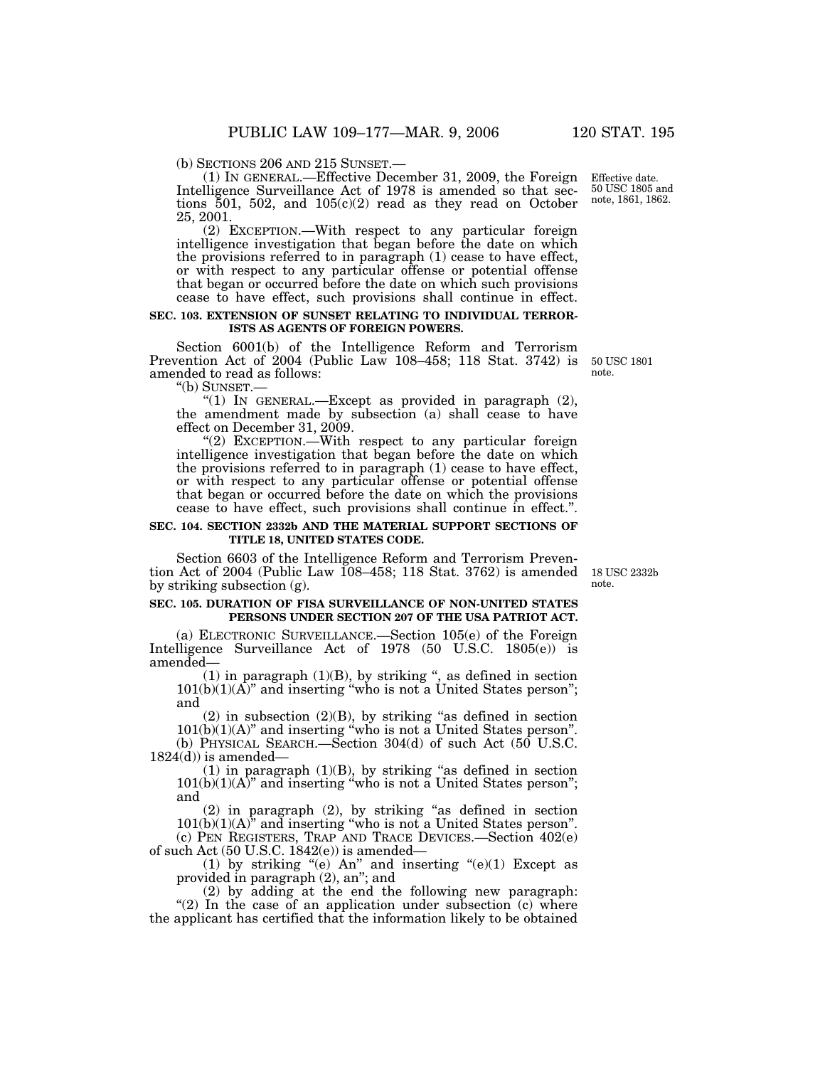(b) SECTIONS 206 AND 215 SUNSET.—

(1) IN GENERAL.—Effective December 31, 2009, the Foreign Intelligence Surveillance Act of 1978 is amended so that sections 501, 502, and 105(c)(2) read as they read on October 25, 2001.

Effective date. 50 USC 1805 and note, 1861, 1862.

(2) EXCEPTION.—With respect to any particular foreign intelligence investigation that began before the date on which the provisions referred to in paragraph (1) cease to have effect, or with respect to any particular offense or potential offense that began or occurred before the date on which such provisions cease to have effect, such provisions shall continue in effect.

**SEC. 103. EXTENSION OF SUNSET RELATING TO INDIVIDUAL TERRORISTS AS AGENTS OF FOREIGN POWERS.**

Section 6001(b) of the Intelligence Reform and Terrorism Prevention Act of 2004 (Public Law 108–458; 118 Stat. 3742) is amended to read as follows:

50 USC 1801 note.

"(b) SUNSET.—

"(1) IN GENERAL.—Except as provided in paragraph (2), the amendment made by subsection (a) shall cease to have effect on December 31, 2009.

"(2) EXCEPTION.—With respect to any particular foreign intelligence investigation that began before the date on which the provisions referred to in paragraph (1) cease to have effect, or with respect to any particular offense or potential offense that began or occurred before the date on which the provisions cease to have effect, such provisions shall continue in effect.".

**SEC. 104. SECTION 2332b AND THE MATERIAL SUPPORT SECTIONS OF TITLE 18, UNITED STATES CODE.**

Section 6603 of the Intelligence Reform and Terrorism Prevention Act of 2004 (Public Law 108–458; 118 Stat. 3762) is amended by striking subsection (g).

18 USC 2332b note.

**SEC. 105. DURATION OF FISA SURVEILLANCE OF NON-UNITED STATES PERSONS UNDER SECTION 207 OF THE USA PATRIOT ACT.**

(a) ELECTRONIC SURVEILLANCE.—Section 105(e) of the Foreign Intelligence Surveillance Act of 1978 (50 U.S.C. 1805(e)) is amended—

(1) in paragraph (1)(B), by striking ", as defined in section 101(b)(1)(A)" and inserting "who is not a United States person"; and

(2) in subsection (2)(B), by striking "as defined in section 101(b)(1)(A)" and inserting "who is not a United States person".

(b) PHYSICAL SEARCH.—Section 304(d) of such Act (50 U.S.C. 1824(d)) is amended—

(1) in paragraph (1)(B), by striking "as defined in section 101(b)(1)(A)" and inserting "who is not a United States person"; and

(2) in paragraph (2), by striking "as defined in section 101(b)(1)(A)" and inserting "who is not a United States person".

(c) PEN REGISTERS, TRAP AND TRACE DEVICES.—Section 402(e) of such Act (50 U.S.C. 1842(e)) is amended—

(1) by striking "(e) An" and inserting "(e)(1) Except as provided in paragraph (2), an"; and

(2) by adding at the end the following new paragraph: "(2) In the case of an application under subsection (c) where the applicant has certified that the information likely to be obtained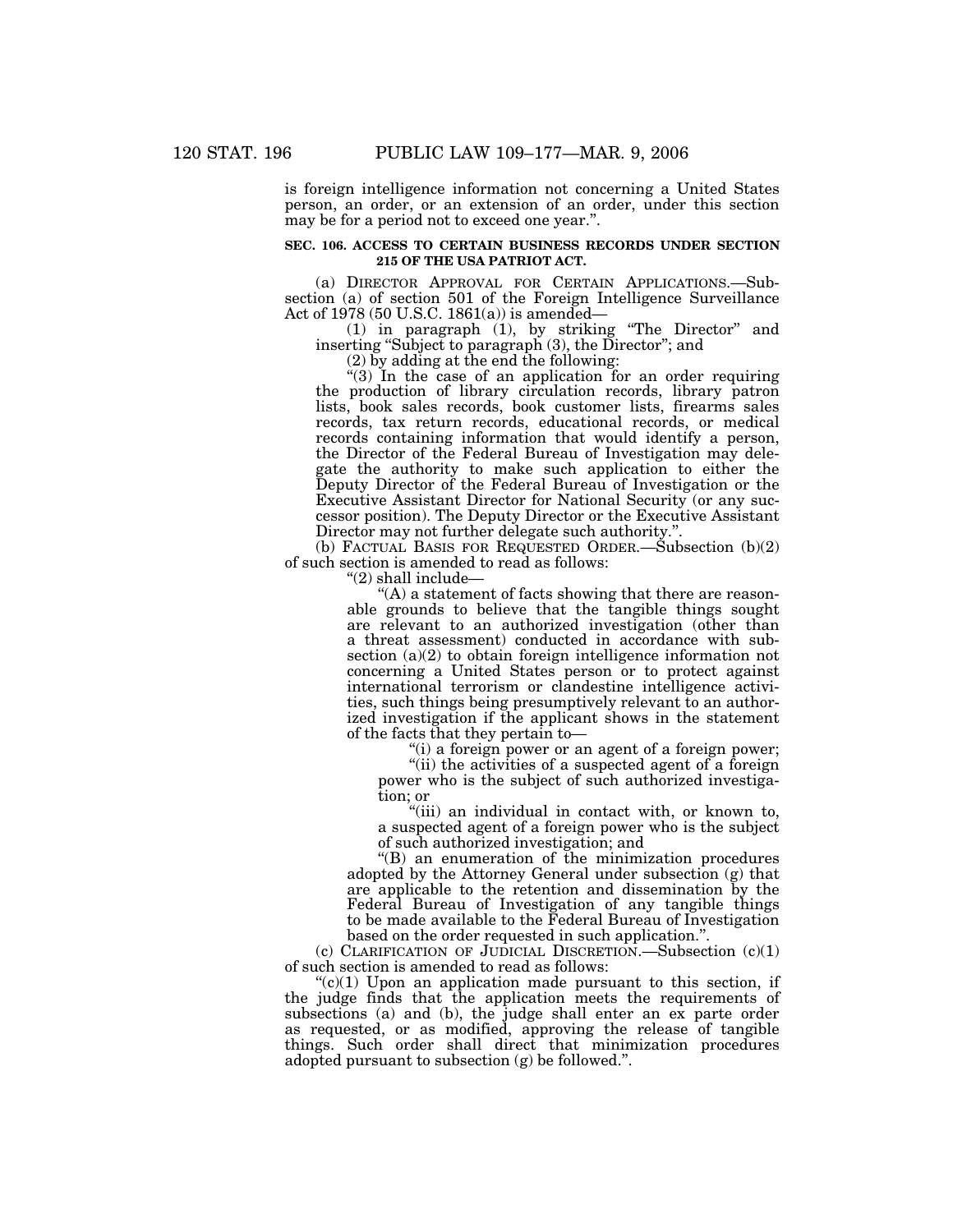is foreign intelligence information not concerning a United States person, an order, or an extension of an order, under this section may be for a period not to exceed one year.".

**SEC. 106. ACCESS TO CERTAIN BUSINESS RECORDS UNDER SECTION 215 OF THE USA PATRIOT ACT.**

(a) DIRECTOR APPROVAL FOR CERTAIN APPLICATIONS.—Subsection (a) of section 501 of the Foreign Intelligence Surveillance Act of 1978 (50 U.S.C. 1861(a)) is amended—

(1) in paragraph (1), by striking "The Director" and inserting "Subject to paragraph (3), the Director"; and

(2) by adding at the end the following:

"(3) In the case of an application for an order requiring the production of library circulation records, library patron lists, book sales records, book customer lists, firearms sales records, tax return records, educational records, or medical records containing information that would identify a person, the Director of the Federal Bureau of Investigation may delegate the authority to make such application to either the Deputy Director of the Federal Bureau of Investigation or the Executive Assistant Director for National Security (or any successor position). The Deputy Director or the Executive Assistant Director may not further delegate such authority.".

(b) FACTUAL BASIS FOR REQUESTED ORDER.—Subsection (b)(2) of such section is amended to read as follows:

"(2) shall include—

"(A) a statement of facts showing that there are reasonable grounds to believe that the tangible things sought are relevant to an authorized investigation (other than a threat assessment) conducted in accordance with subsection (a)(2) to obtain foreign intelligence information not concerning a United States person or to protect against international terrorism or clandestine intelligence activities, such things being presumptively relevant to an authorized investigation if the applicant shows in the statement of the facts that they pertain to—

"(i) a foreign power or an agent of a foreign power;

"(ii) the activities of a suspected agent of a foreign power who is the subject of such authorized investigation; or

"(iii) an individual in contact with, or known to, a suspected agent of a foreign power who is the subject of such authorized investigation; and

"(B) an enumeration of the minimization procedures adopted by the Attorney General under subsection (g) that are applicable to the retention and dissemination by the Federal Bureau of Investigation of any tangible things to be made available to the Federal Bureau of Investigation based on the order requested in such application.".

(c) CLARIFICATION OF JUDICIAL DISCRETION.—Subsection (c)(1) of such section is amended to read as follows:

"(c)(1) Upon an application made pursuant to this section, if the judge finds that the application meets the requirements of subsections (a) and (b), the judge shall enter an ex parte order as requested, or as modified, approving the release of tangible things. Such order shall direct that minimization procedures adopted pursuant to subsection (g) be followed.".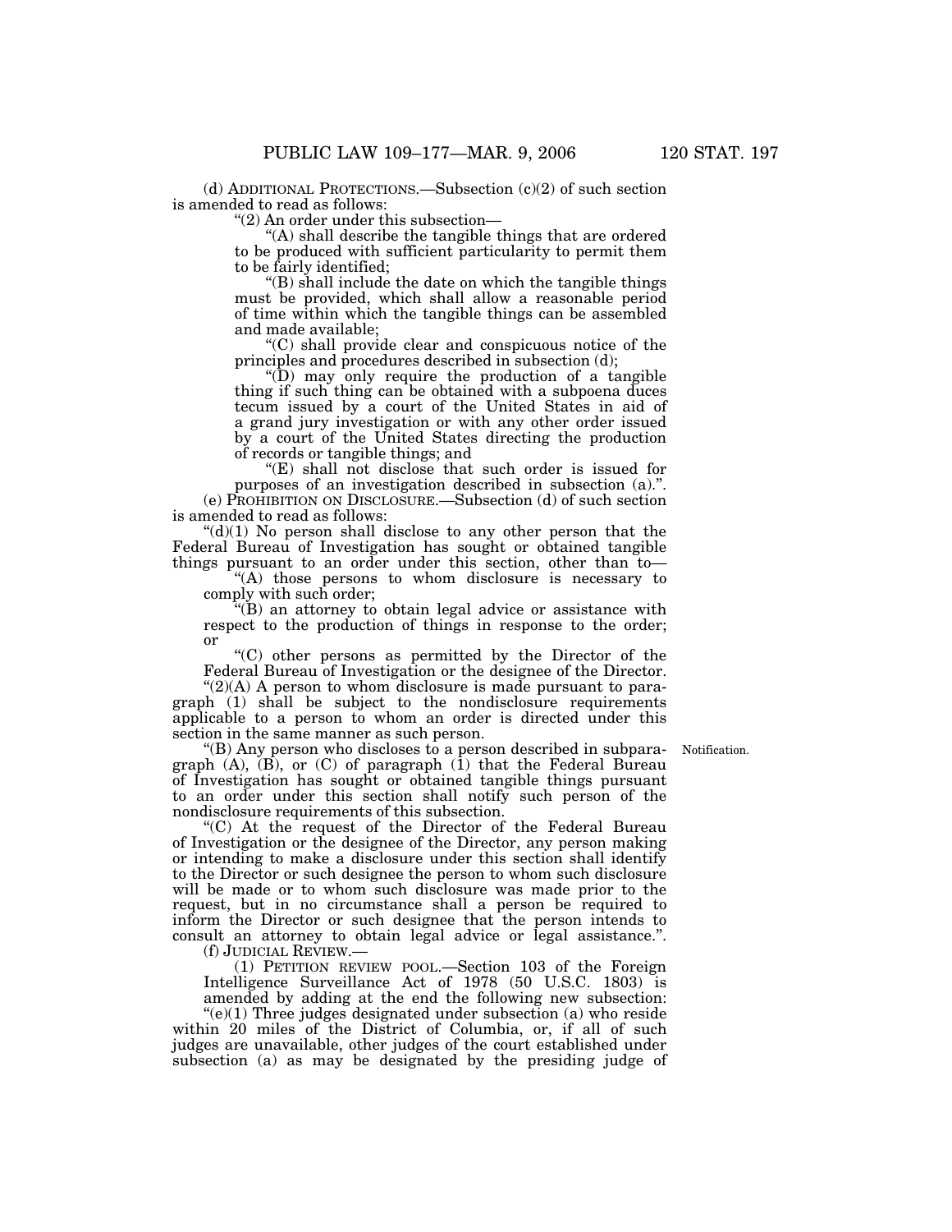(d) ADDITIONAL PROTECTIONS.—Subsection (c)(2) of such section is amended to read as follows:

"(2) An order under this subsection—

"(A) shall describe the tangible things that are ordered to be produced with sufficient particularity to permit them to be fairly identified;

"(B) shall include the date on which the tangible things must be provided, which shall allow a reasonable period of time within which the tangible things can be assembled and made available;

"(C) shall provide clear and conspicuous notice of the principles and procedures described in subsection (d);

"(D) may only require the production of a tangible thing if such thing can be obtained with a subpoena duces tecum issued by a court of the United States in aid of a grand jury investigation or with any other order issued by a court of the United States directing the production of records or tangible things; and

"(E) shall not disclose that such order is issued for purposes of an investigation described in subsection (a).".

(e) PROHIBITION ON DISCLOSURE.—Subsection (d) of such section is amended to read as follows:

"(d)(1) No person shall disclose to any other person that the Federal Bureau of Investigation has sought or obtained tangible things pursuant to an order under this section, other than to—

"(A) those persons to whom disclosure is necessary to comply with such order;

"(B) an attorney to obtain legal advice or assistance with respect to the production of things in response to the order; or

"(C) other persons as permitted by the Director of the Federal Bureau of Investigation or the designee of the Director.

"(2)(A) A person to whom disclosure is made pursuant to paragraph (1) shall be subject to the nondisclosure requirements applicable to a person to whom an order is directed under this section in the same manner as such person.

Notification.

"(B) Any person who discloses to a person described in subparagraph (A), (B), or (C) of paragraph (1) that the Federal Bureau of Investigation has sought or obtained tangible things pursuant to an order under this section shall notify such person of the nondisclosure requirements of this subsection.

"(C) At the request of the Director of the Federal Bureau of Investigation or the designee of the Director, any person making or intending to make a disclosure under this section shall identify to the Director or such designee the person to whom such disclosure will be made or to whom such disclosure was made prior to the request, but in no circumstance shall a person be required to inform the Director or such designee that the person intends to consult an attorney to obtain legal advice or legal assistance.".

(f) JUDICIAL REVIEW.—

(1) PETITION REVIEW POOL.—Section 103 of the Foreign Intelligence Surveillance Act of 1978 (50 U.S.C. 1803) is amended by adding at the end the following new subsection:

"(e)(1) Three judges designated under subsection (a) who reside within 20 miles of the District of Columbia, or, if all of such judges are unavailable, other judges of the court established under subsection (a) as may be designated by the presiding judge of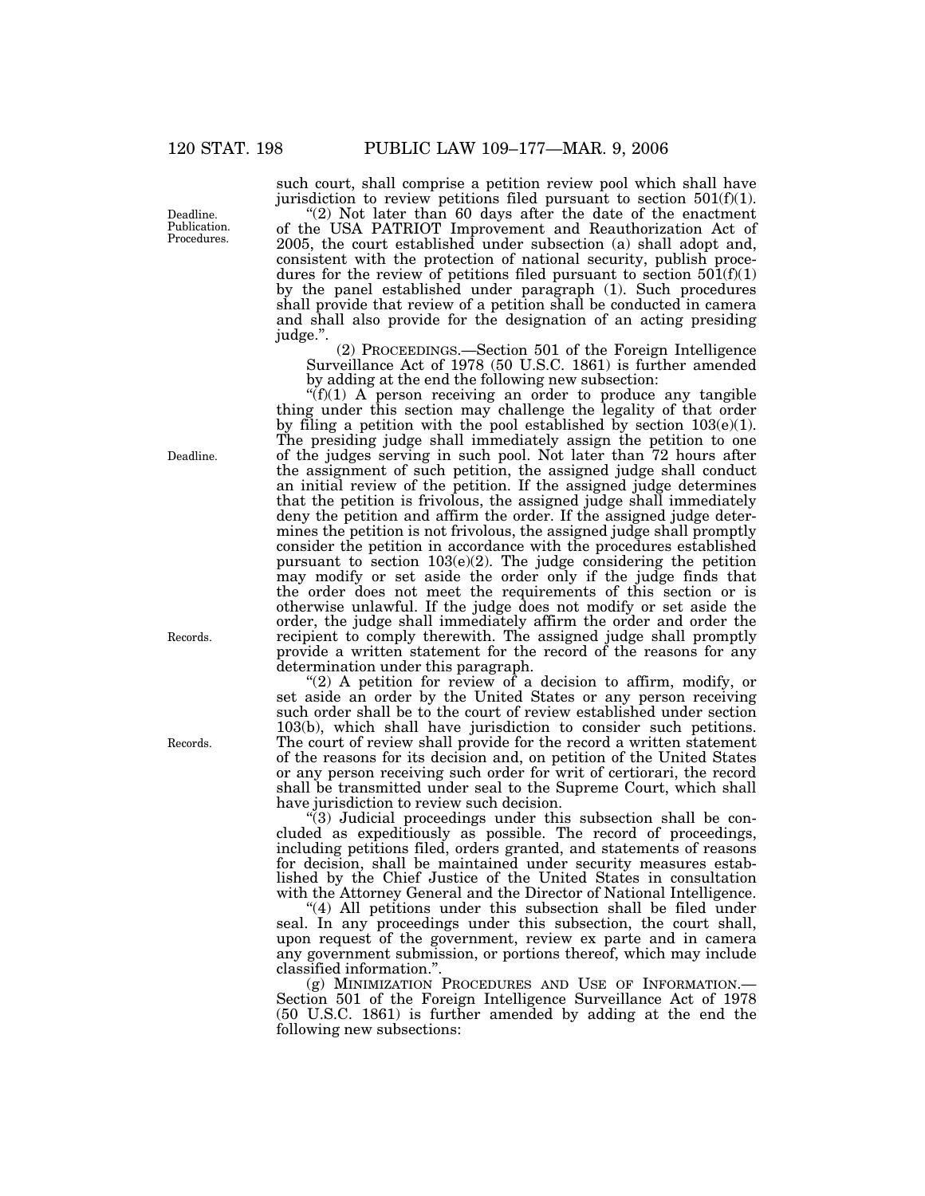such court, shall comprise a petition review pool which shall have jurisdiction to review petitions filed pursuant to section 501(f)(1).

"(2) Not later than 60 days after the date of the enactment of the USA PATRIOT Improvement and Reauthorization Act of 2005, the court established under subsection (a) shall adopt and, consistent with the protection of national security, publish procedures for the review of petitions filed pursuant to section 501(f)(1) by the panel established under paragraph (1). Such procedures shall provide that review of a petition shall be conducted in camera and shall also provide for the designation of an acting presiding judge.".

(2) PROCEEDINGS.—Section 501 of the Foreign Intelligence Surveillance Act of 1978 (50 U.S.C. 1861) is further amended by adding at the end the following new subsection:

"(f)(1) A person receiving an order to produce any tangible thing under this section may challenge the legality of that order by filing a petition with the pool established by section 103(e)(1). The presiding judge shall immediately assign the petition to one of the judges serving in such pool. Not later than 72 hours after the assignment of such petition, the assigned judge shall conduct an initial review of the petition. If the assigned judge determines that the petition is frivolous, the assigned judge shall immediately deny the petition and affirm the order. If the assigned judge determines the petition is not frivolous, the assigned judge shall promptly consider the petition in accordance with the procedures established pursuant to section 103(e)(2). The judge considering the petition may modify or set aside the order only if the judge finds that the order does not meet the requirements of this section or is otherwise unlawful. If the judge does not modify or set aside the order, the judge shall immediately affirm the order and order the recipient to comply therewith. The assigned judge shall promptly provide a written statement for the record of the reasons for any determination under this paragraph.

"(2) A petition for review of a decision to affirm, modify, or set aside an order by the United States or any person receiving such order shall be to the court of review established under section 103(b), which shall have jurisdiction to consider such petitions. The court of review shall provide for the record a written statement of the reasons for its decision and, on petition of the United States or any person receiving such order for writ of certiorari, the record shall be transmitted under seal to the Supreme Court, which shall have jurisdiction to review such decision.

"(3) Judicial proceedings under this subsection shall be concluded as expeditiously as possible. The record of proceedings, including petitions filed, orders granted, and statements of reasons for decision, shall be maintained under security measures established by the Chief Justice of the United States in consultation with the Attorney General and the Director of National Intelligence.

"(4) All petitions under this subsection shall be filed under seal. In any proceedings under this subsection, the court shall, upon request of the government, review ex parte and in camera any government submission, or portions thereof, which may include classified information.".

(g) MINIMIZATION PROCEDURES AND USE OF INFORMATION.—Section 501 of the Foreign Intelligence Surveillance Act of 1978 (50 U.S.C. 1861) is further amended by adding at the end the following new subsections: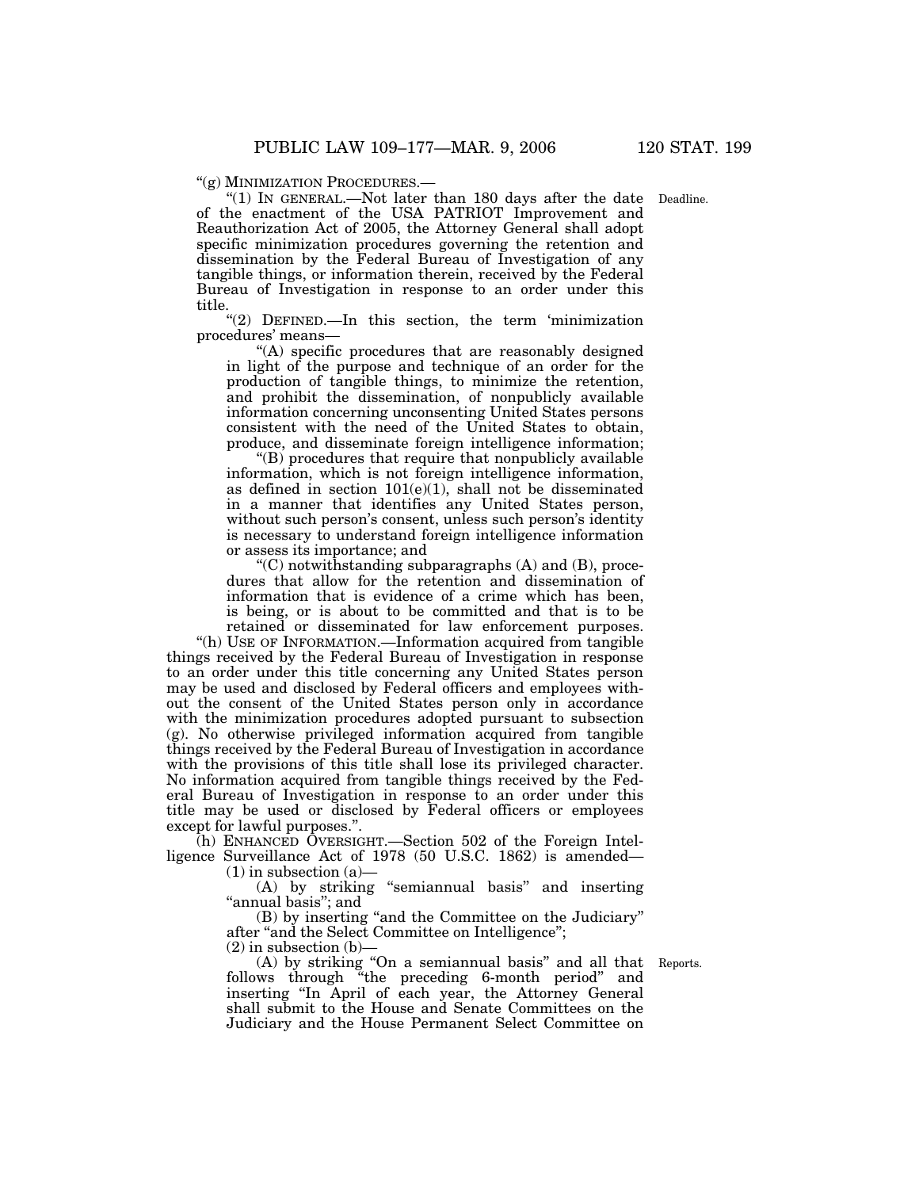"(g) MINIMIZATION PROCEDURES.—

"(1) IN GENERAL.—Not later than 180 days after the date of the enactment of the USA PATRIOT Improvement and Reauthorization Act of 2005, the Attorney General shall adopt specific minimization procedures governing the retention and dissemination by the Federal Bureau of Investigation of any tangible things, or information therein, received by the Federal Bureau of Investigation in response to an order under this title.

Deadline.

"(2) DEFINED.—In this section, the term 'minimization procedures' means—

"(A) specific procedures that are reasonably designed in light of the purpose and technique of an order for the production of tangible things, to minimize the retention, and prohibit the dissemination, of nonpublicly available information concerning unconsenting United States persons consistent with the need of the United States to obtain, produce, and disseminate foreign intelligence information;

"(B) procedures that require that nonpublicly available information, which is not foreign intelligence information, as defined in section 101(e)(1), shall not be disseminated in a manner that identifies any United States person, without such person's consent, unless such person's identity is necessary to understand foreign intelligence information or assess its importance; and

"(C) notwithstanding subparagraphs (A) and (B), procedures that allow for the retention and dissemination of information that is evidence of a crime which has been, is being, or is about to be committed and that is to be retained or disseminated for law enforcement purposes.

"(h) USE OF INFORMATION.—Information acquired from tangible things received by the Federal Bureau of Investigation in response to an order under this title concerning any United States person may be used and disclosed by Federal officers and employees without the consent of the United States person only in accordance with the minimization procedures adopted pursuant to subsection (g). No otherwise privileged information acquired from tangible things received by the Federal Bureau of Investigation in accordance with the provisions of this title shall lose its privileged character. No information acquired from tangible things received by the Federal Bureau of Investigation in response to an order under this title may be used or disclosed by Federal officers or employees except for lawful purposes.".

(h) ENHANCED OVERSIGHT.—Section 502 of the Foreign Intelligence Surveillance Act of 1978 (50 U.S.C. 1862) is amended—

(1) in subsection (a)—

(A) by striking "semiannual basis" and inserting "annual basis"; and

(B) by inserting "and the Committee on the Judiciary" after "and the Select Committee on Intelligence";

(2) in subsection (b)—

(A) by striking "On a semiannual basis" and all that follows through "the preceding 6-month period" and inserting "In April of each year, the Attorney General shall submit to the House and Senate Committees on the Judiciary and the House Permanent Select Committee on

Reports.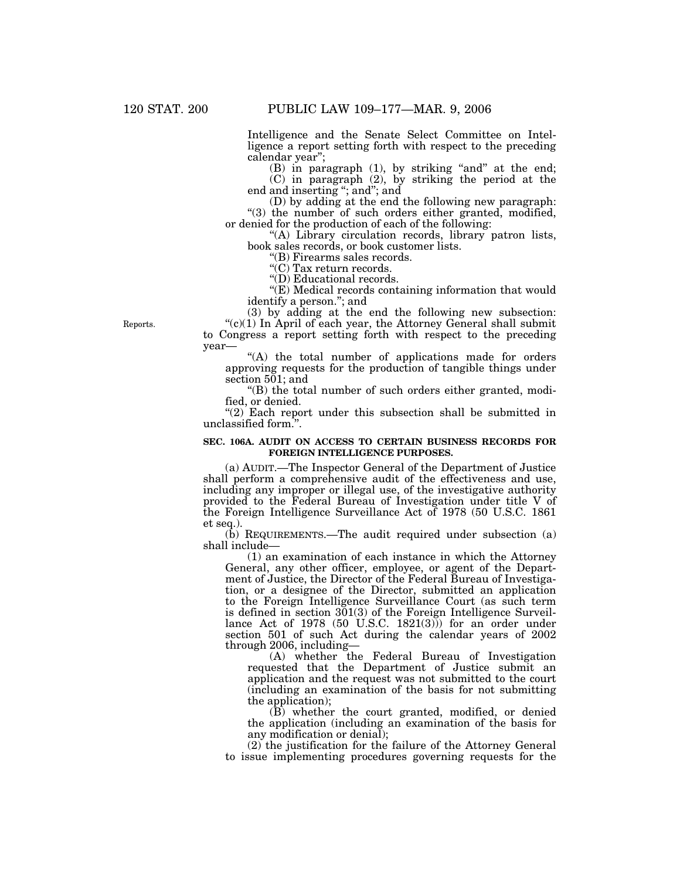Intelligence and the Senate Select Committee on Intelligence a report setting forth with respect to the preceding calendar year";

(B) in paragraph (1), by striking "and" at the end;

(C) in paragraph (2), by striking the period at the end and inserting "; and"; and

(D) by adding at the end the following new paragraph:

"(3) the number of such orders either granted, modified, or denied for the production of each of the following:

"(A) Library circulation records, library patron lists, book sales records, or book customer lists.

"(B) Firearms sales records.

"(C) Tax return records.

"(D) Educational records.

"(E) Medical records containing information that would identify a person."; and

(3) by adding at the end the following new subsection:

Reports.

"(c)(1) In April of each year, the Attorney General shall submit to Congress a report setting forth with respect to the preceding year—

"(A) the total number of applications made for orders approving requests for the production of tangible things under section 501; and

"(B) the total number of such orders either granted, modified, or denied.

"(2) Each report under this subsection shall be submitted in unclassified form.".

**SEC. 106A. AUDIT ON ACCESS TO CERTAIN BUSINESS RECORDS FOR FOREIGN INTELLIGENCE PURPOSES.**

(a) AUDIT.—The Inspector General of the Department of Justice shall perform a comprehensive audit of the effectiveness and use, including any improper or illegal use, of the investigative authority provided to the Federal Bureau of Investigation under title V of the Foreign Intelligence Surveillance Act of 1978 (50 U.S.C. 1861 et seq.).

(b) REQUIREMENTS.—The audit required under subsection (a) shall include—

(1) an examination of each instance in which the Attorney General, any other officer, employee, or agent of the Department of Justice, the Director of the Federal Bureau of Investigation, or a designee of the Director, submitted an application to the Foreign Intelligence Surveillance Court (as such term is defined in section 301(3) of the Foreign Intelligence Surveillance Act of 1978 (50 U.S.C. 1821(3))) for an order under section 501 of such Act during the calendar years of 2002 through 2006, including—

(A) whether the Federal Bureau of Investigation requested that the Department of Justice submit an application and the request was not submitted to the court (including an examination of the basis for not submitting the application);

(B) whether the court granted, modified, or denied the application (including an examination of the basis for any modification or denial);

(2) the justification for the failure of the Attorney General to issue implementing procedures governing requests for the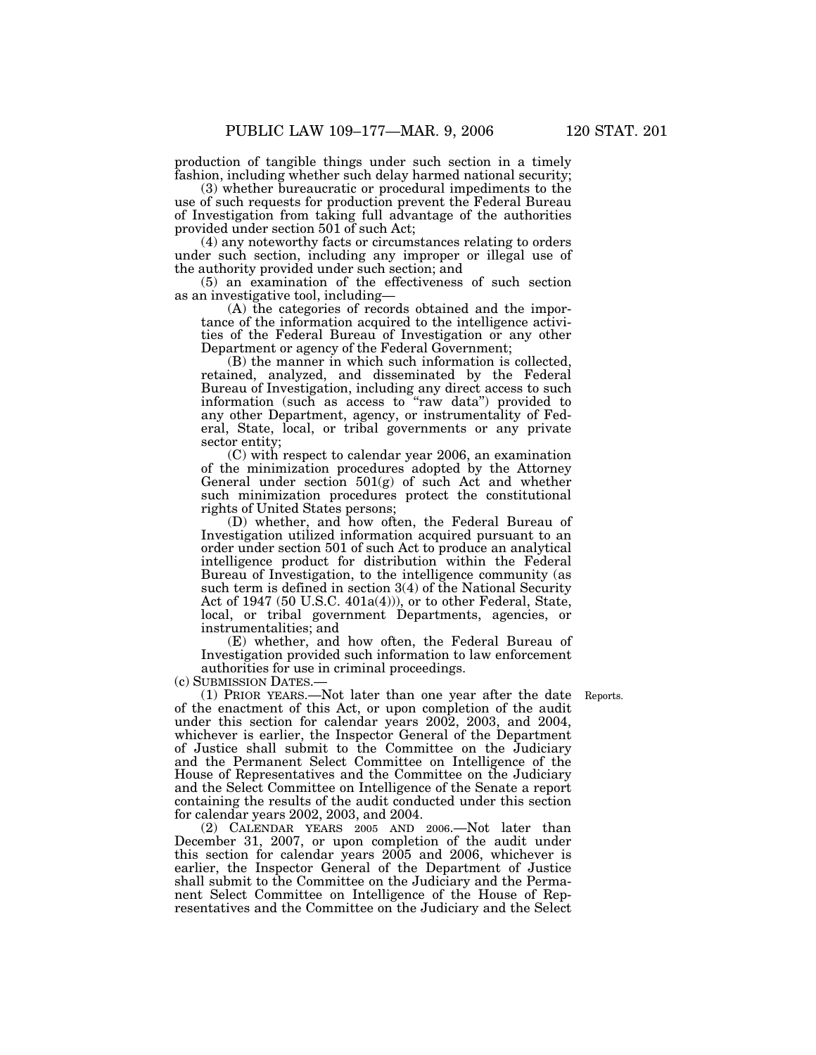production of tangible things under such section in a timely fashion, including whether such delay harmed national security;

(3) whether bureaucratic or procedural impediments to the use of such requests for production prevent the Federal Bureau of Investigation from taking full advantage of the authorities provided under section 501 of such Act;

(4) any noteworthy facts or circumstances relating to orders under such section, including any improper or illegal use of the authority provided under such section; and

(5) an examination of the effectiveness of such section as an investigative tool, including—

(A) the categories of records obtained and the importance of the information acquired to the intelligence activities of the Federal Bureau of Investigation or any other Department or agency of the Federal Government;

(B) the manner in which such information is collected, retained, analyzed, and disseminated by the Federal Bureau of Investigation, including any direct access to such information (such as access to "raw data") provided to any other Department, agency, or instrumentality of Federal, State, local, or tribal governments or any private sector entity;

(C) with respect to calendar year 2006, an examination of the minimization procedures adopted by the Attorney General under section 501(g) of such Act and whether such minimization procedures protect the constitutional rights of United States persons;

(D) whether, and how often, the Federal Bureau of Investigation utilized information acquired pursuant to an order under section 501 of such Act to produce an analytical intelligence product for distribution within the Federal Bureau of Investigation, to the intelligence community (as such term is defined in section 3(4) of the National Security Act of 1947 (50 U.S.C. 401a(4))), or to other Federal, State, local, or tribal government Departments, agencies, or instrumentalities; and

(E) whether, and how often, the Federal Bureau of Investigation provided such information to law enforcement authorities for use in criminal proceedings.

(c) SUBMISSION DATES.—

(1) PRIOR YEARS.—Not later than one year after the date of the enactment of this Act, or upon completion of the audit under this section for calendar years 2002, 2003, and 2004, whichever is earlier, the Inspector General of the Department of Justice shall submit to the Committee on the Judiciary and the Permanent Select Committee on Intelligence of the House of Representatives and the Committee on the Judiciary and the Select Committee on Intelligence of the Senate a report containing the results of the audit conducted under this section for calendar years 2002, 2003, and 2004.

Reports.

(2) CALENDAR YEARS 2005 AND 2006.—Not later than December 31, 2007, or upon completion of the audit under this section for calendar years 2005 and 2006, whichever is earlier, the Inspector General of the Department of Justice shall submit to the Committee on the Judiciary and the Permanent Select Committee on Intelligence of the House of Representatives and the Committee on the Judiciary and the Select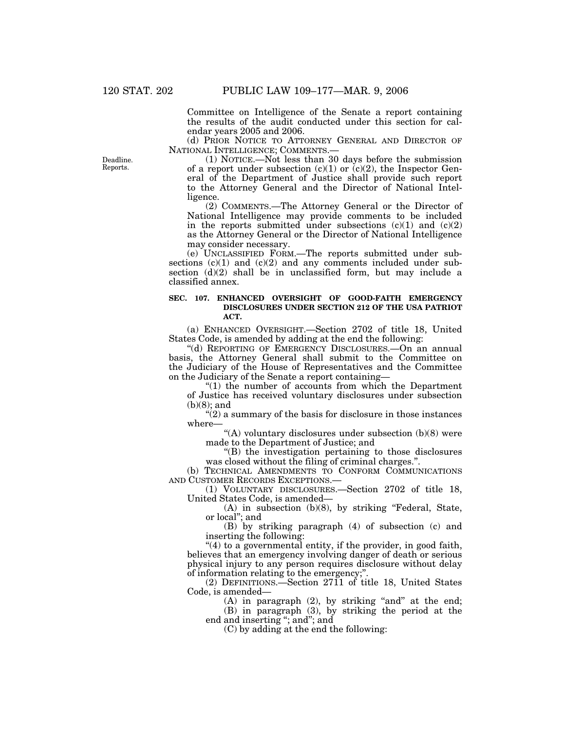Committee on Intelligence of the Senate a report containing the results of the audit conducted under this section for calendar years 2005 and 2006.

(d) PRIOR NOTICE TO ATTORNEY GENERAL AND DIRECTOR OF NATIONAL INTELLIGENCE; COMMENTS.—

Deadline. Reports.

(1) NOTICE.—Not less than 30 days before the submission of a report under subsection (c)(1) or (c)(2), the Inspector General of the Department of Justice shall provide such report to the Attorney General and the Director of National Intelligence.

(2) COMMENTS.—The Attorney General or the Director of National Intelligence may provide comments to be included in the reports submitted under subsections (c)(1) and (c)(2) as the Attorney General or the Director of National Intelligence may consider necessary.

(e) UNCLASSIFIED FORM.—The reports submitted under subsections (c)(1) and (c)(2) and any comments included under subsection (d)(2) shall be in unclassified form, but may include a classified annex.

**SEC. 107. ENHANCED OVERSIGHT OF GOOD-FAITH EMERGENCY DISCLOSURES UNDER SECTION 212 OF THE USA PATRIOT ACT.**

(a) ENHANCED OVERSIGHT.—Section 2702 of title 18, United States Code, is amended by adding at the end the following:

"(d) REPORTING OF EMERGENCY DISCLOSURES.—On an annual basis, the Attorney General shall submit to the Committee on the Judiciary of the House of Representatives and the Committee on the Judiciary of the Senate a report containing—

"(1) the number of accounts from which the Department of Justice has received voluntary disclosures under subsection (b)(8); and

"(2) a summary of the basis for disclosure in those instances where—

"(A) voluntary disclosures under subsection (b)(8) were made to the Department of Justice; and

"(B) the investigation pertaining to those disclosures was closed without the filing of criminal charges.".

(b) TECHNICAL AMENDMENTS TO CONFORM COMMUNICATIONS AND CUSTOMER RECORDS EXCEPTIONS.—

(1) VOLUNTARY DISCLOSURES.—Section 2702 of title 18, United States Code, is amended—

(A) in subsection (b)(8), by striking "Federal, State, or local"; and

(B) by striking paragraph (4) of subsection (c) and inserting the following:

"(4) to a governmental entity, if the provider, in good faith, believes that an emergency involving danger of death or serious physical injury to any person requires disclosure without delay of information relating to the emergency;".

(2) DEFINITIONS.—Section 2711 of title 18, United States Code, is amended—

(A) in paragraph (2), by striking "and" at the end;

(B) in paragraph (3), by striking the period at the end and inserting "; and"; and

(C) by adding at the end the following: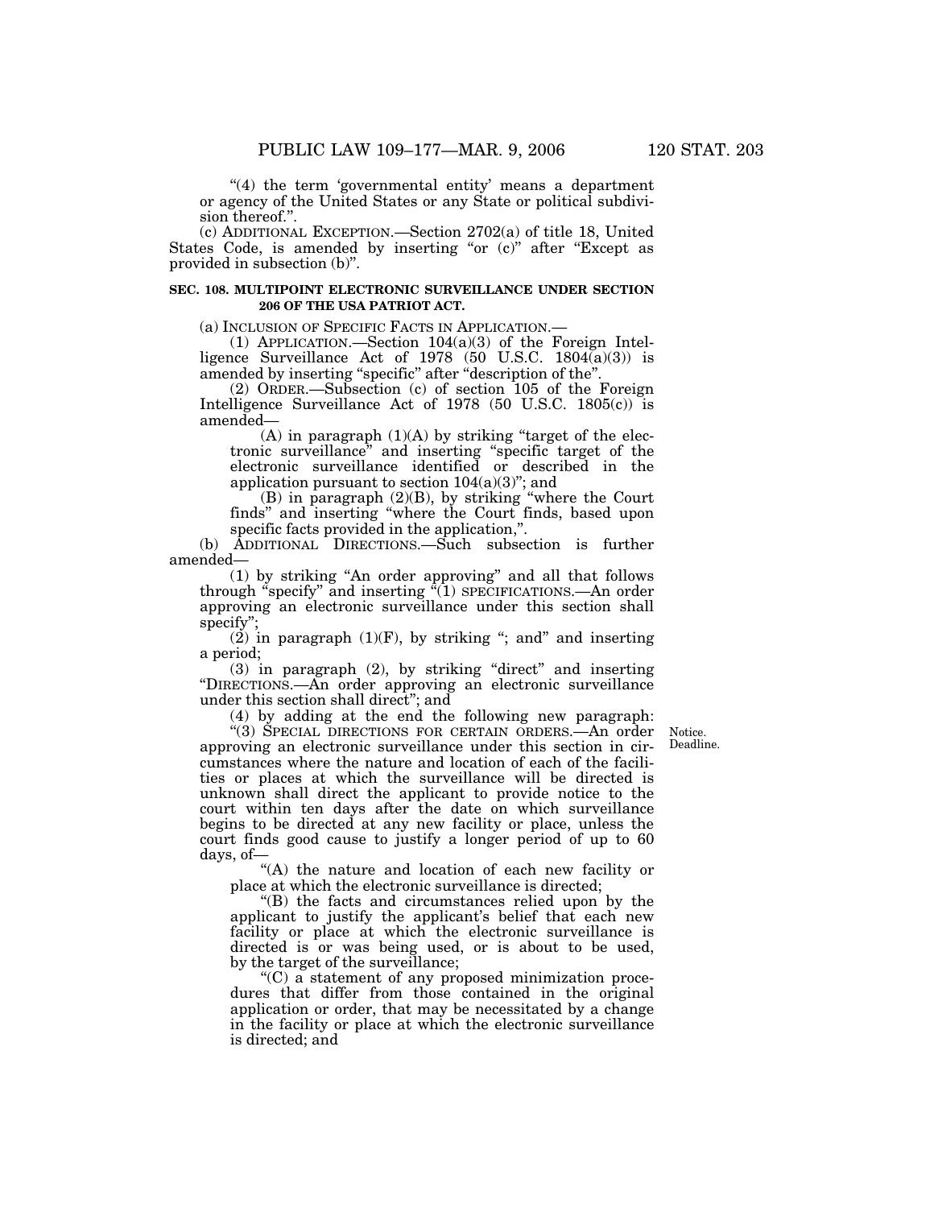"(4) the term 'governmental entity' means a department or agency of the United States or any State or political subdivision thereof.".

(c) ADDITIONAL EXCEPTION.—Section 2702(a) of title 18, United States Code, is amended by inserting "or (c)" after "Except as provided in subsection (b)".

**SEC. 108. MULTIPOINT ELECTRONIC SURVEILLANCE UNDER SECTION 206 OF THE USA PATRIOT ACT.**

(a) INCLUSION OF SPECIFIC FACTS IN APPLICATION.—

(1) APPLICATION.—Section 104(a)(3) of the Foreign Intelligence Surveillance Act of 1978 (50 U.S.C. 1804(a)(3)) is amended by inserting "specific" after "description of the".

(2) ORDER.—Subsection (c) of section 105 of the Foreign Intelligence Surveillance Act of 1978 (50 U.S.C. 1805(c)) is amended—

(A) in paragraph (1)(A) by striking "target of the electronic surveillance" and inserting "specific target of the electronic surveillance identified or described in the application pursuant to section 104(a)(3)"; and

(B) in paragraph (2)(B), by striking "where the Court finds" and inserting "where the Court finds, based upon specific facts provided in the application,".

(b) ADDITIONAL DIRECTIONS.—Such subsection is further amended—

(1) by striking "An order approving" and all that follows through "specify" and inserting "(1) SPECIFICATIONS.—An order approving an electronic surveillance under this section shall specify";

(2) in paragraph (1)(F), by striking "; and" and inserting a period;

(3) in paragraph (2), by striking "direct" and inserting "DIRECTIONS.—An order approving an electronic surveillance under this section shall direct"; and

(4) by adding at the end the following new paragraph:

Notice. Deadline.

"(3) SPECIAL DIRECTIONS FOR CERTAIN ORDERS.—An order approving an electronic surveillance under this section in circumstances where the nature and location of each of the facilities or places at which the surveillance will be directed is unknown shall direct the applicant to provide notice to the court within ten days after the date on which surveillance begins to be directed at any new facility or place, unless the court finds good cause to justify a longer period of up to 60 days, of—

"(A) the nature and location of each new facility or place at which the electronic surveillance is directed;

"(B) the facts and circumstances relied upon by the applicant to justify the applicant's belief that each new facility or place at which the electronic surveillance is directed is or was being used, or is about to be used, by the target of the surveillance;

"(C) a statement of any proposed minimization procedures that differ from those contained in the original application or order, that may be necessitated by a change in the facility or place at which the electronic surveillance is directed; and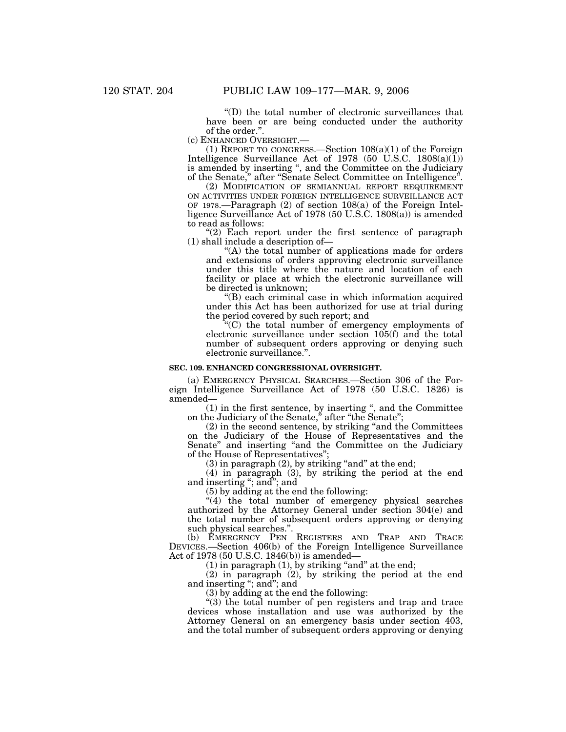"(D) the total number of electronic surveillances that have been or are being conducted under the authority of the order.".

(c) ENHANCED OVERSIGHT.—

(1) REPORT TO CONGRESS.—Section 108(a)(1) of the Foreign Intelligence Surveillance Act of 1978 (50 U.S.C. 1808(a)(1)) is amended by inserting ", and the Committee on the Judiciary of the Senate," after "Senate Select Committee on Intelligence".

(2) MODIFICATION OF SEMIANNUAL REPORT REQUIREMENT ON ACTIVITIES UNDER FOREIGN INTELLIGENCE SURVEILLANCE ACT OF 1978.—Paragraph (2) of section 108(a) of the Foreign Intelligence Surveillance Act of 1978 (50 U.S.C. 1808(a)) is amended to read as follows:

"(2) Each report under the first sentence of paragraph (1) shall include a description of—

"(A) the total number of applications made for orders and extensions of orders approving electronic surveillance under this title where the nature and location of each facility or place at which the electronic surveillance will be directed is unknown;

"(B) each criminal case in which information acquired under this Act has been authorized for use at trial during the period covered by such report; and

"(C) the total number of emergency employments of electronic surveillance under section 105(f) and the total number of subsequent orders approving or denying such electronic surveillance.".

**SEC. 109. ENHANCED CONGRESSIONAL OVERSIGHT.**

(a) EMERGENCY PHYSICAL SEARCHES.—Section 306 of the Foreign Intelligence Surveillance Act of 1978 (50 U.S.C. 1826) is amended—

(1) in the first sentence, by inserting ", and the Committee on the Judiciary of the Senate," after "the Senate";

(2) in the second sentence, by striking "and the Committees on the Judiciary of the House of Representatives and the Senate" and inserting "and the Committee on the Judiciary of the House of Representatives";

(3) in paragraph (2), by striking "and" at the end;

(4) in paragraph (3), by striking the period at the end and inserting "; and"; and

(5) by adding at the end the following:

"(4) the total number of emergency physical searches authorized by the Attorney General under section 304(e) and the total number of subsequent orders approving or denying such physical searches.".

(b) EMERGENCY PEN REGISTERS AND TRAP AND TRACE DEVICES.—Section 406(b) of the Foreign Intelligence Surveillance Act of 1978 (50 U.S.C. 1846(b)) is amended—

(1) in paragraph (1), by striking "and" at the end;

(2) in paragraph (2), by striking the period at the end and inserting "; and"; and

(3) by adding at the end the following:

"(3) the total number of pen registers and trap and trace devices whose installation and use was authorized by the Attorney General on an emergency basis under section 403, and the total number of subsequent orders approving or denying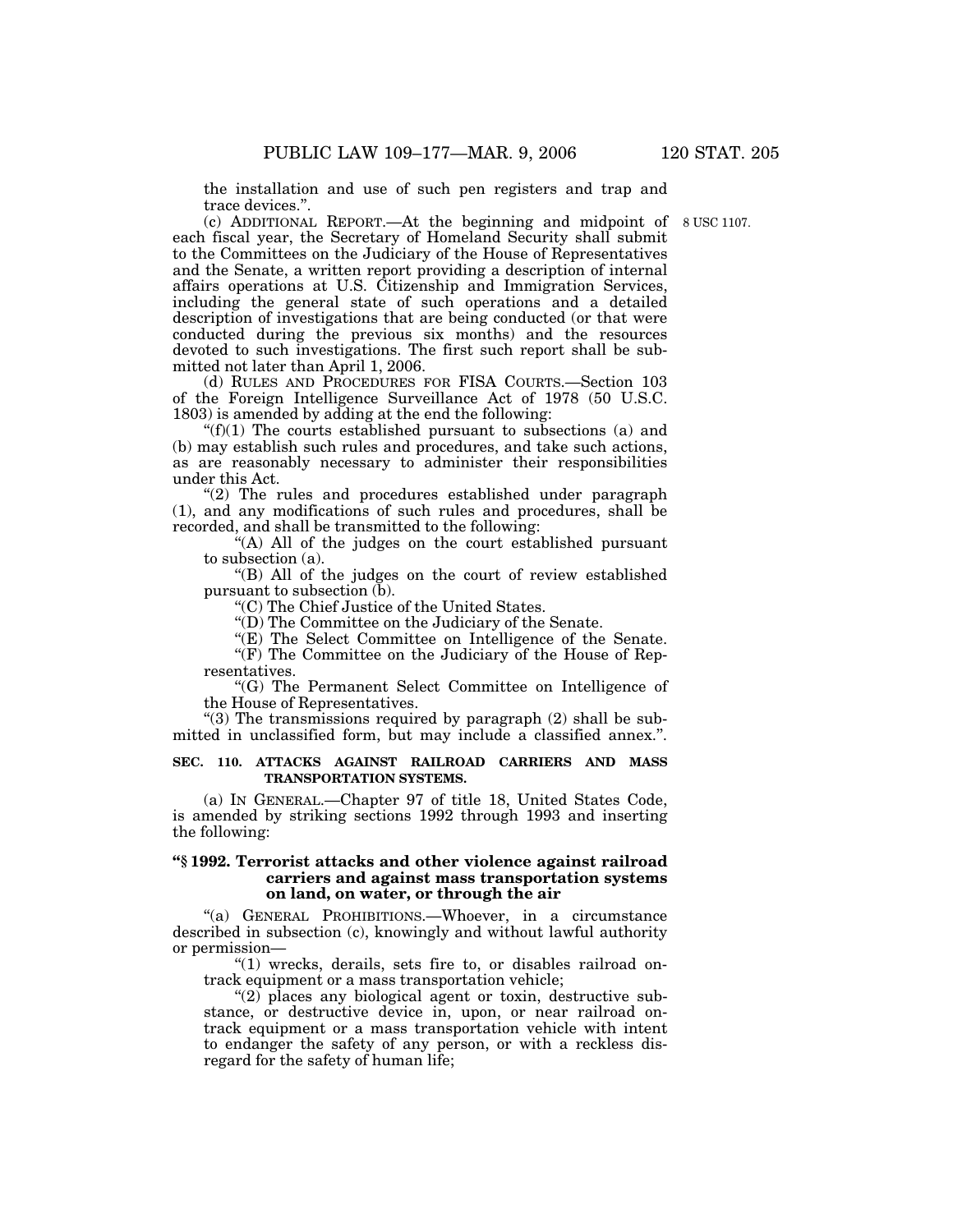the installation and use of such pen registers and trap and trace devices.".

(c) ADDITIONAL REPORT.—At the beginning and midpoint of each fiscal year, the Secretary of Homeland Security shall submit to the Committees on the Judiciary of the House of Representatives and the Senate, a written report providing a description of internal affairs operations at U.S. Citizenship and Immigration Services, including the general state of such operations and a detailed description of investigations that are being conducted (or that were conducted during the previous six months) and the resources devoted to such investigations. The first such report shall be submitted not later than April 1, 2006.

8 USC 1107.

(d) RULES AND PROCEDURES FOR FISA COURTS.—Section 103 of the Foreign Intelligence Surveillance Act of 1978 (50 U.S.C. 1803) is amended by adding at the end the following:

"(f)(1) The courts established pursuant to subsections (a) and (b) may establish such rules and procedures, and take such actions, as are reasonably necessary to administer their responsibilities under this Act.

"(2) The rules and procedures established under paragraph (1), and any modifications of such rules and procedures, shall be recorded, and shall be transmitted to the following:

"(A) All of the judges on the court established pursuant to subsection (a).

"(B) All of the judges on the court of review established pursuant to subsection (b).

"(C) The Chief Justice of the United States.

"(D) The Committee on the Judiciary of the Senate.

"(E) The Select Committee on Intelligence of the Senate.

"(F) The Committee on the Judiciary of the House of Representatives.

"(G) The Permanent Select Committee on Intelligence of the House of Representatives.

"(3) The transmissions required by paragraph (2) shall be submitted in unclassified form, but may include a classified annex.".

**SEC. 110. ATTACKS AGAINST RAILROAD CARRIERS AND MASS TRANSPORTATION SYSTEMS.**

(a) IN GENERAL.—Chapter 97 of title 18, United States Code, is amended by striking sections 1992 through 1993 and inserting the following:

**"§ 1992. Terrorist attacks and other violence against railroad carriers and against mass transportation systems on land, on water, or through the air**

"(a) GENERAL PROHIBITIONS.—Whoever, in a circumstance described in subsection (c), knowingly and without lawful authority or permission—

"(1) wrecks, derails, sets fire to, or disables railroad on-track equipment or a mass transportation vehicle;

"(2) places any biological agent or toxin, destructive substance, or destructive device in, upon, or near railroad on-track equipment or a mass transportation vehicle with intent to endanger the safety of any person, or with a reckless disregard for the safety of human life;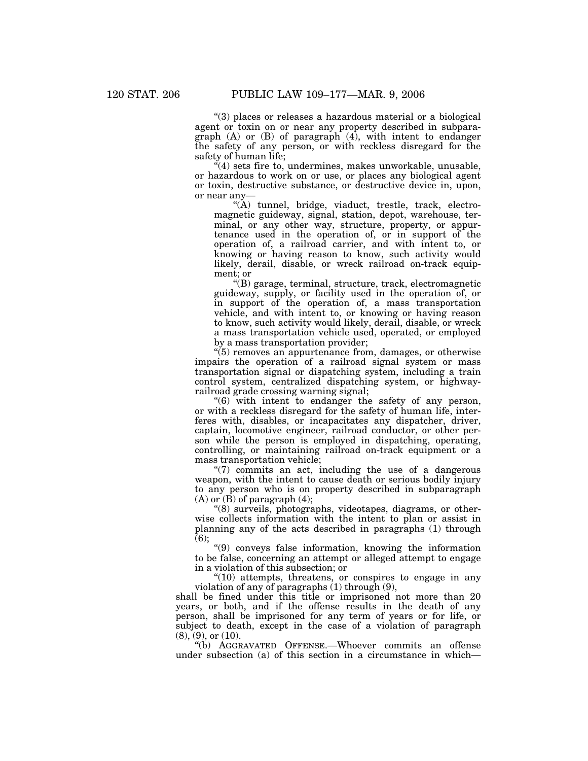"(3) places or releases a hazardous material or a biological agent or toxin on or near any property described in subparagraph (A) or (B) of paragraph (4), with intent to endanger the safety of any person, or with reckless disregard for the safety of human life;

"(4) sets fire to, undermines, makes unworkable, unusable, or hazardous to work on or use, or places any biological agent or toxin, destructive substance, or destructive device in, upon, or near any—

"(A) tunnel, bridge, viaduct, trestle, track, electromagnetic guideway, signal, station, depot, warehouse, terminal, or any other way, structure, property, or appurtenance used in the operation of, or in support of the operation of, a railroad carrier, and with intent to, or knowing or having reason to know, such activity would likely, derail, disable, or wreck railroad on-track equipment; or

"(B) garage, terminal, structure, track, electromagnetic guideway, supply, or facility used in the operation of, or in support of the operation of, a mass transportation vehicle, and with intent to, or knowing or having reason to know, such activity would likely, derail, disable, or wreck a mass transportation vehicle used, operated, or employed by a mass transportation provider;

"(5) removes an appurtenance from, damages, or otherwise impairs the operation of a railroad signal system or mass transportation signal or dispatching system, including a train control system, centralized dispatching system, or highway-railroad grade crossing warning signal;

"(6) with intent to endanger the safety of any person, or with a reckless disregard for the safety of human life, interferes with, disables, or incapacitates any dispatcher, driver, captain, locomotive engineer, railroad conductor, or other person while the person is employed in dispatching, operating, controlling, or maintaining railroad on-track equipment or a mass transportation vehicle;

"(7) commits an act, including the use of a dangerous weapon, with the intent to cause death or serious bodily injury to any person who is on property described in subparagraph (A) or (B) of paragraph (4);

"(8) surveils, photographs, videotapes, diagrams, or otherwise collects information with the intent to plan or assist in planning any of the acts described in paragraphs (1) through (6);

"(9) conveys false information, knowing the information to be false, concerning an attempt or alleged attempt to engage in a violation of this subsection; or

"(10) attempts, threatens, or conspires to engage in any violation of any of paragraphs (1) through (9),

shall be fined under this title or imprisoned not more than 20 years, or both, and if the offense results in the death of any person, shall be imprisoned for any term of years or for life, or subject to death, except in the case of a violation of paragraph (8), (9), or (10).

"(b) AGGRAVATED OFFENSE.—Whoever commits an offense under subsection (a) of this section in a circumstance in which—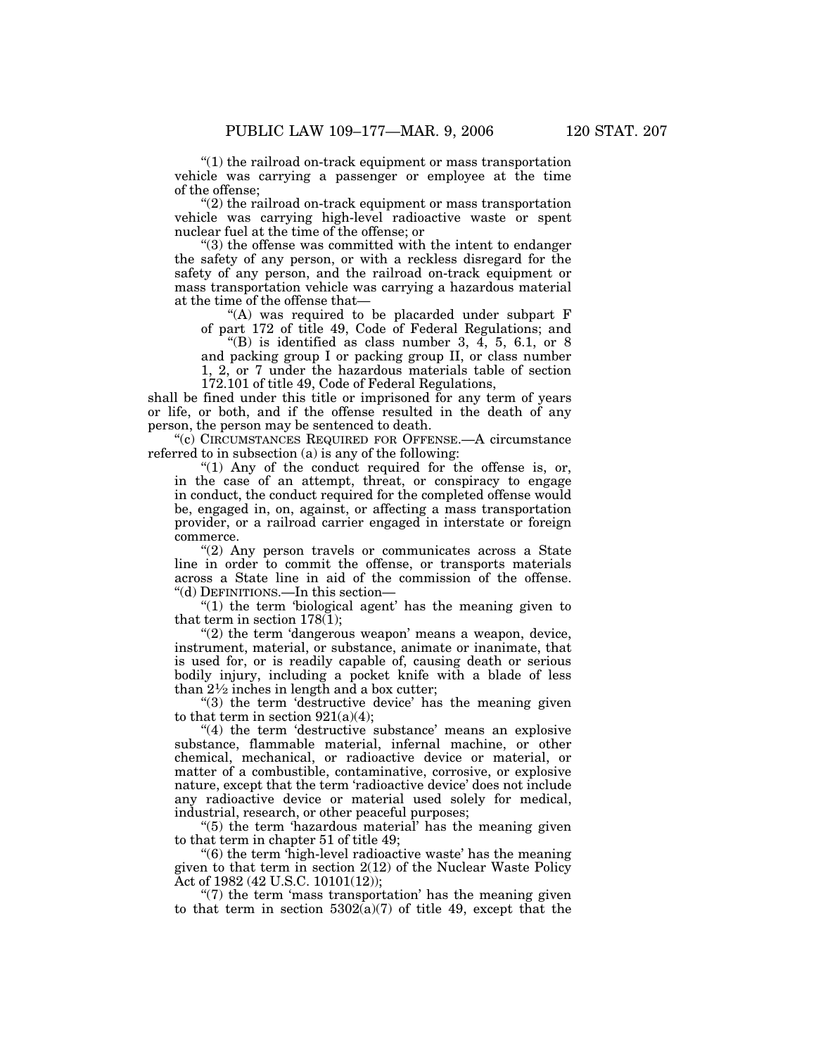"(1) the railroad on-track equipment or mass transportation vehicle was carrying a passenger or employee at the time of the offense;

"(2) the railroad on-track equipment or mass transportation vehicle was carrying high-level radioactive waste or spent nuclear fuel at the time of the offense; or

"(3) the offense was committed with the intent to endanger the safety of any person, or with a reckless disregard for the safety of any person, and the railroad on-track equipment or mass transportation vehicle was carrying a hazardous material at the time of the offense that—

"(A) was required to be placarded under subpart F of part 172 of title 49, Code of Federal Regulations; and

"(B) is identified as class number 3, 4, 5, 6.1, or 8 and packing group I or packing group II, or class number 1, 2, or 7 under the hazardous materials table of section 172.101 of title 49, Code of Federal Regulations,

shall be fined under this title or imprisoned for any term of years or life, or both, and if the offense resulted in the death of any person, the person may be sentenced to death.

"(c) CIRCUMSTANCES REQUIRED FOR OFFENSE.—A circumstance referred to in subsection (a) is any of the following:

"(1) Any of the conduct required for the offense is, or, in the case of an attempt, threat, or conspiracy to engage in conduct, the conduct required for the completed offense would be, engaged in, on, against, or affecting a mass transportation provider, or a railroad carrier engaged in interstate or foreign commerce.

"(2) Any person travels or communicates across a State line in order to commit the offense, or transports materials across a State line in aid of the commission of the offense.

"(d) DEFINITIONS.—In this section—

"(1) the term 'biological agent' has the meaning given to that term in section 178(1);

"(2) the term 'dangerous weapon' means a weapon, device, instrument, material, or substance, animate or inanimate, that is used for, or is readily capable of, causing death or serious bodily injury, including a pocket knife with a blade of less than 2½ inches in length and a box cutter;

"(3) the term 'destructive device' has the meaning given to that term in section 921(a)(4);

"(4) the term 'destructive substance' means an explosive substance, flammable material, infernal machine, or other chemical, mechanical, or radioactive device or material, or matter of a combustible, contaminative, corrosive, or explosive nature, except that the term 'radioactive device' does not include any radioactive device or material used solely for medical, industrial, research, or other peaceful purposes;

"(5) the term 'hazardous material' has the meaning given to that term in chapter 51 of title 49;

"(6) the term 'high-level radioactive waste' has the meaning given to that term in section 2(12) of the Nuclear Waste Policy Act of 1982 (42 U.S.C. 10101(12));

"(7) the term 'mass transportation' has the meaning given to that term in section 5302(a)(7) of title 49, except that the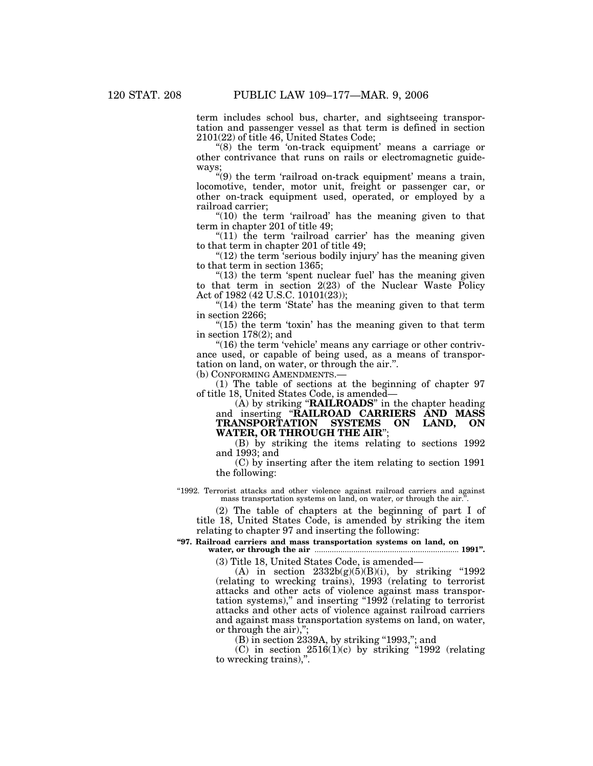term includes school bus, charter, and sightseeing transportation and passenger vessel as that term is defined in section 2101(22) of title 46, United States Code;

"(8) the term 'on-track equipment' means a carriage or other contrivance that runs on rails or electromagnetic guideways;

"(9) the term 'railroad on-track equipment' means a train, locomotive, tender, motor unit, freight or passenger car, or other on-track equipment used, operated, or employed by a railroad carrier;

"(10) the term 'railroad' has the meaning given to that term in chapter 201 of title 49;

"(11) the term 'railroad carrier' has the meaning given to that term in chapter 201 of title 49;

"(12) the term 'serious bodily injury' has the meaning given to that term in section 1365;

"(13) the term 'spent nuclear fuel' has the meaning given to that term in section 2(23) of the Nuclear Waste Policy Act of 1982 (42 U.S.C. 10101(23));

"(14) the term 'State' has the meaning given to that term in section 2266;

"(15) the term 'toxin' has the meaning given to that term in section 178(2); and

"(16) the term 'vehicle' means any carriage or other contrivance used, or capable of being used, as a means of transportation on land, on water, or through the air.".

(b) CONFORMING AMENDMENTS.—

(1) The table of sections at the beginning of chapter 97 of title 18, United States Code, is amended—

(A) by striking "**RAILROADS**" in the chapter heading and inserting "**RAILROAD CARRIERS AND MASS TRANSPORTATION SYSTEMS ON LAND, ON WATER, OR THROUGH THE AIR**";

(B) by striking the items relating to sections 1992 and 1993; and

(C) by inserting after the item relating to section 1991 the following:

"1992. Terrorist attacks and other violence against railroad carriers and against mass transportation systems on land, on water, or through the air.".

(2) The table of chapters at the beginning of part I of title 18, United States Code, is amended by striking the item relating to chapter 97 and inserting the following:

**"97. Railroad carriers and mass transportation systems on land, on water, or through the air .................................................................. 1991".**

(3) Title 18, United States Code, is amended—

(A) in section 2332b(g)(5)(B)(i), by striking "1992 (relating to wrecking trains), 1993 (relating to terrorist attacks and other acts of violence against mass transportation systems)," and inserting "1992 (relating to terrorist attacks and other acts of violence against railroad carriers and against mass transportation systems on land, on water, or through the air),";

(B) in section 2339A, by striking "1993,"; and

(C) in section 2516(1)(c) by striking "1992 (relating to wrecking trains),".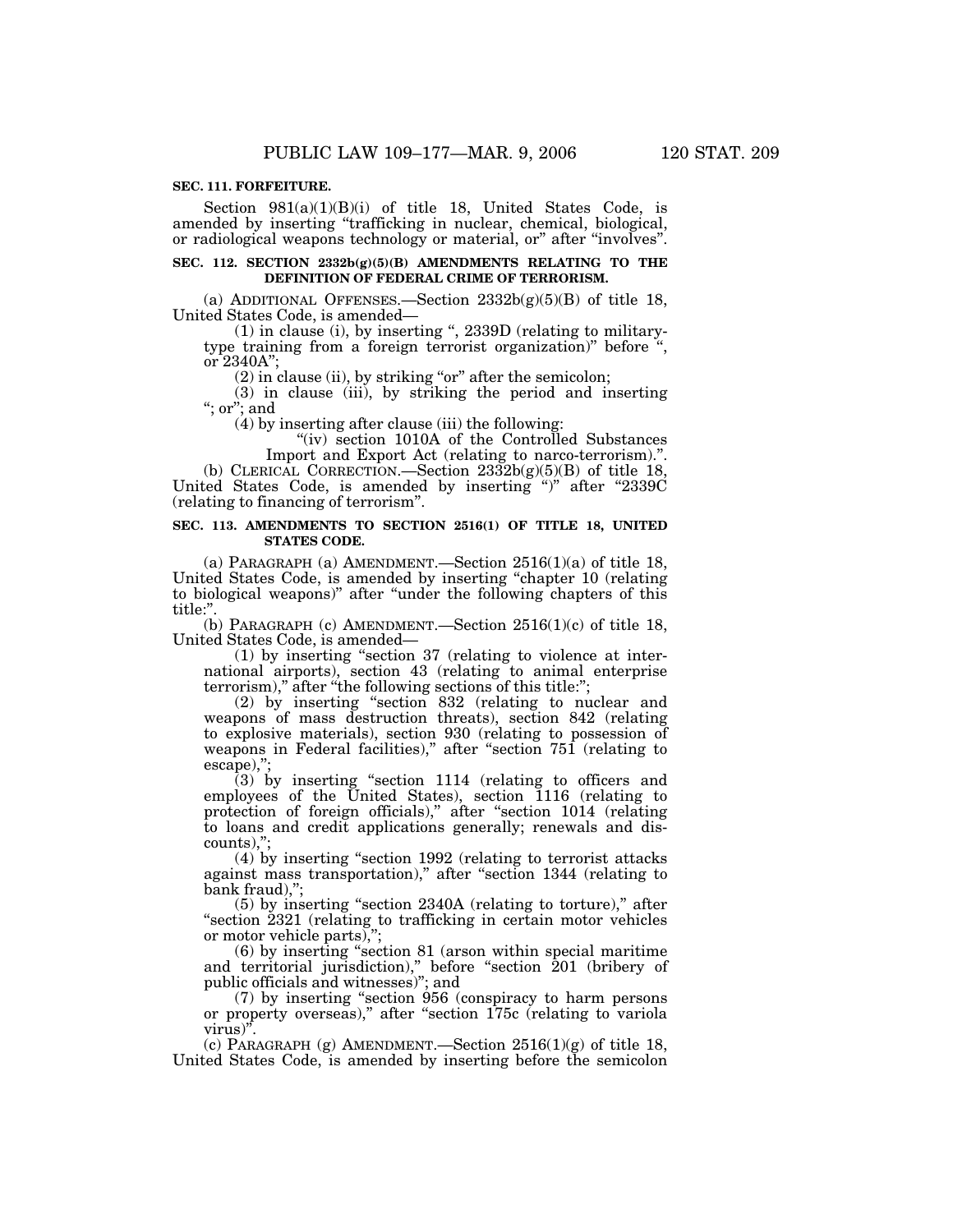**SEC. 111. FORFEITURE.**

Section 981(a)(1)(B)(i) of title 18, United States Code, is amended by inserting "trafficking in nuclear, chemical, biological, or radiological weapons technology or material, or" after "involves".

**SEC. 112. SECTION 2332b(g)(5)(B) AMENDMENTS RELATING TO THE DEFINITION OF FEDERAL CRIME OF TERRORISM.**

(a) ADDITIONAL OFFENSES.—Section 2332b(g)(5)(B) of title 18, United States Code, is amended—

(1) in clause (i), by inserting ", 2339D (relating to military-type training from a foreign terrorist organization)" before ", or 2340A";

(2) in clause (ii), by striking "or" after the semicolon;

(3) in clause (iii), by striking the period and inserting "; or"; and

(4) by inserting after clause (iii) the following:

"(iv) section 1010A of the Controlled Substances Import and Export Act (relating to narco-terrorism).".

(b) CLERICAL CORRECTION.—Section 2332b(g)(5)(B) of title 18, United States Code, is amended by inserting ")" after "2339C (relating to financing of terrorism".

**SEC. 113. AMENDMENTS TO SECTION 2516(1) OF TITLE 18, UNITED STATES CODE.**

(a) PARAGRAPH (a) AMENDMENT.—Section 2516(1)(a) of title 18, United States Code, is amended by inserting "chapter 10 (relating to biological weapons)" after "under the following chapters of this title:".

(b) PARAGRAPH (c) AMENDMENT.—Section 2516(1)(c) of title 18, United States Code, is amended—

(1) by inserting "section 37 (relating to violence at international airports), section 43 (relating to animal enterprise terrorism)," after "the following sections of this title:";

(2) by inserting "section 832 (relating to nuclear and weapons of mass destruction threats), section 842 (relating to explosive materials), section 930 (relating to possession of weapons in Federal facilities)," after "section 751 (relating to escape),";

(3) by inserting "section 1114 (relating to officers and employees of the United States), section 1116 (relating to protection of foreign officials)," after "section 1014 (relating to loans and credit applications generally; renewals and discounts),";

(4) by inserting "section 1992 (relating to terrorist attacks against mass transportation)," after "section 1344 (relating to bank fraud),";

(5) by inserting "section 2340A (relating to torture)," after "section 2321 (relating to trafficking in certain motor vehicles or motor vehicle parts),";

(6) by inserting "section 81 (arson within special maritime and territorial jurisdiction)," before "section 201 (bribery of public officials and witnesses)"; and

(7) by inserting "section 956 (conspiracy to harm persons or property overseas)," after "section 175c (relating to variola virus)".

(c) PARAGRAPH (g) AMENDMENT.—Section 2516(1)(g) of title 18, United States Code, is amended by inserting before the semicolon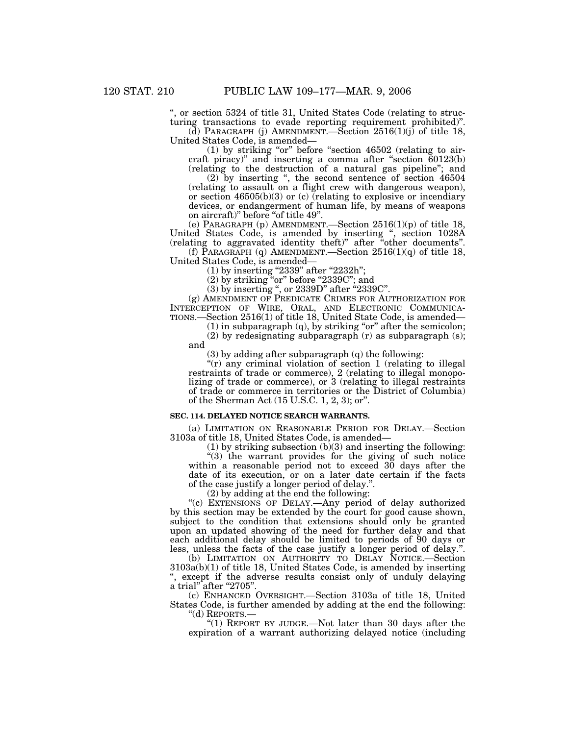", or section 5324 of title 31, United States Code (relating to structuring transactions to evade reporting requirement prohibited)".

(d) PARAGRAPH (j) AMENDMENT.—Section 2516(1)(j) of title 18, United States Code, is amended—

(1) by striking "or" before "section 46502 (relating to aircraft piracy)" and inserting a comma after "section 60123(b) (relating to the destruction of a natural gas pipeline"; and

(2) by inserting ", the second sentence of section 46504 (relating to assault on a flight crew with dangerous weapon), or section 46505(b)(3) or (c) (relating to explosive or incendiary devices, or endangerment of human life, by means of weapons on aircraft)" before "of title 49".

(e) PARAGRAPH (p) AMENDMENT.—Section 2516(1)(p) of title 18, United States Code, is amended by inserting ", section 1028A (relating to aggravated identity theft)" after "other documents".

(f) PARAGRAPH (q) AMENDMENT.—Section 2516(1)(q) of title 18, United States Code, is amended—

(1) by inserting "2339" after "2232h";

(2) by striking "or" before "2339C"; and

(3) by inserting ", or 2339D" after "2339C".

(g) AMENDMENT OF PREDICATE CRIMES FOR AUTHORIZATION FOR INTERCEPTION OF WIRE, ORAL, AND ELECTRONIC COMMUNICATIONS.—Section 2516(1) of title 18, United State Code, is amended—

(1) in subparagraph (q), by striking "or" after the semicolon;

(2) by redesignating subparagraph (r) as subparagraph (s); and

(3) by adding after subparagraph (q) the following:

"(r) any criminal violation of section 1 (relating to illegal restraints of trade or commerce), 2 (relating to illegal monopolizing of trade or commerce), or 3 (relating to illegal restraints of trade or commerce in territories or the District of Columbia) of the Sherman Act (15 U.S.C. 1, 2, 3); or".

**SEC. 114. DELAYED NOTICE SEARCH WARRANTS.**

(a) LIMITATION ON REASONABLE PERIOD FOR DELAY.—Section 3103a of title 18, United States Code, is amended—

(1) by striking subsection (b)(3) and inserting the following:

"(3) the warrant provides for the giving of such notice within a reasonable period not to exceed 30 days after the date of its execution, or on a later date certain if the facts of the case justify a longer period of delay.".

(2) by adding at the end the following:

"(c) EXTENSIONS OF DELAY.—Any period of delay authorized by this section may be extended by the court for good cause shown, subject to the condition that extensions should only be granted upon an updated showing of the need for further delay and that each additional delay should be limited to periods of 90 days or less, unless the facts of the case justify a longer period of delay.".

(b) LIMITATION ON AUTHORITY TO DELAY NOTICE.—Section 3103a(b)(1) of title 18, United States Code, is amended by inserting ", except if the adverse results consist only of unduly delaying a trial" after "2705".

(c) ENHANCED OVERSIGHT.—Section 3103a of title 18, United States Code, is further amended by adding at the end the following:

"(d) REPORTS.—

"(1) REPORT BY JUDGE.—Not later than 30 days after the expiration of a warrant authorizing delayed notice (including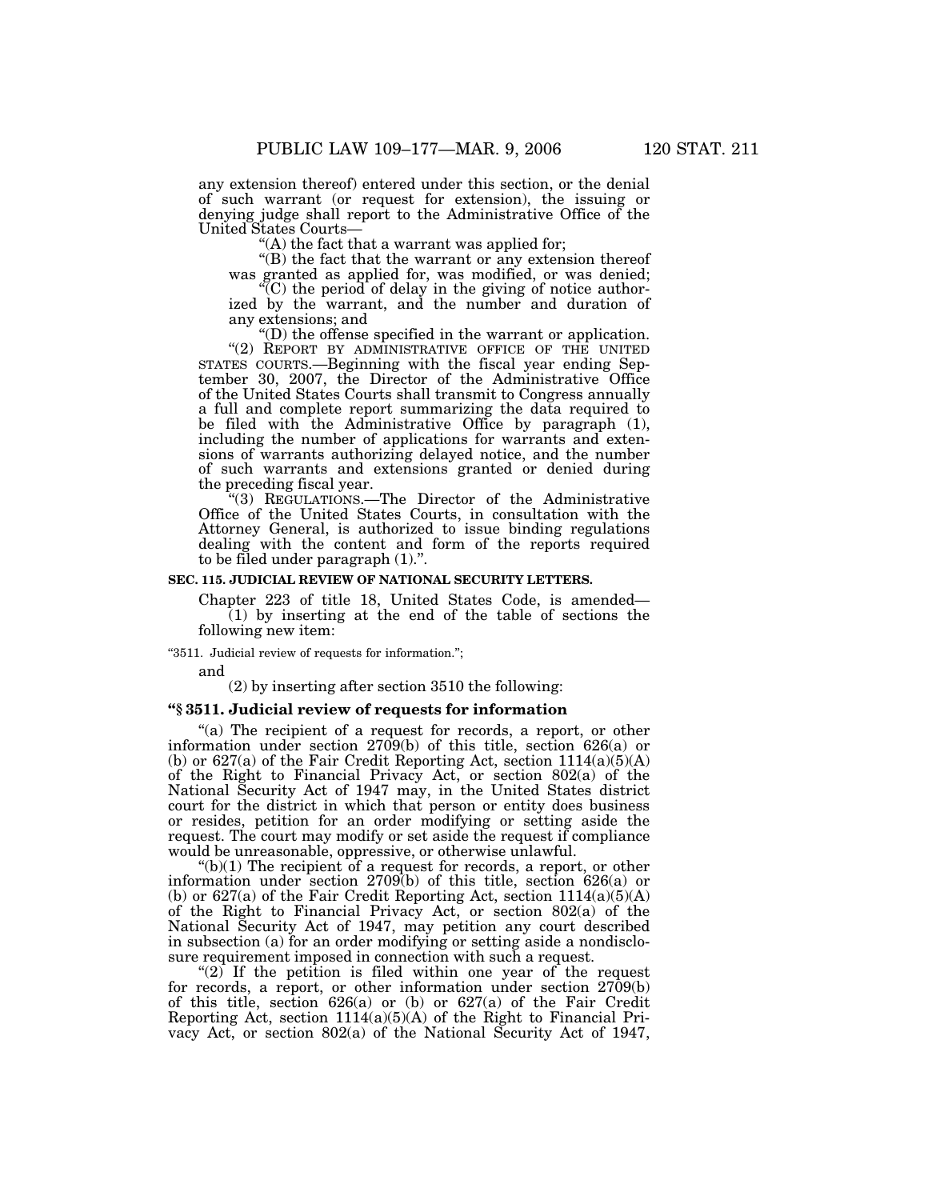any extension thereof) entered under this section, or the denial of such warrant (or request for extension), the issuing or denying judge shall report to the Administrative Office of the United States Courts—

"(A) the fact that a warrant was applied for;

"(B) the fact that the warrant or any extension thereof was granted as applied for, was modified, or was denied;

"(C) the period of delay in the giving of notice authorized by the warrant, and the number and duration of any extensions; and

"(D) the offense specified in the warrant or application.

"(2) REPORT BY ADMINISTRATIVE OFFICE OF THE UNITED STATES COURTS.—Beginning with the fiscal year ending September 30, 2007, the Director of the Administrative Office of the United States Courts shall transmit to Congress annually a full and complete report summarizing the data required to be filed with the Administrative Office by paragraph (1), including the number of applications for warrants and extensions of warrants authorizing delayed notice, and the number of such warrants and extensions granted or denied during the preceding fiscal year.

"(3) REGULATIONS.—The Director of the Administrative Office of the United States Courts, in consultation with the Attorney General, is authorized to issue binding regulations dealing with the content and form of the reports required to be filed under paragraph (1).".

**SEC. 115. JUDICIAL REVIEW OF NATIONAL SECURITY LETTERS.**

Chapter 223 of title 18, United States Code, is amended—

(1) by inserting at the end of the table of sections the following new item:

"3511. Judicial review of requests for information.";

and

(2) by inserting after section 3510 the following:

**"§ 3511. Judicial review of requests for information**

"(a) The recipient of a request for records, a report, or other information under section 2709(b) of this title, section 626(a) or (b) or 627(a) of the Fair Credit Reporting Act, section 1114(a)(5)(A) of the Right to Financial Privacy Act, or section 802(a) of the National Security Act of 1947 may, in the United States district court for the district in which that person or entity does business or resides, petition for an order modifying or setting aside the request. The court may modify or set aside the request if compliance would be unreasonable, oppressive, or otherwise unlawful.

"(b)(1) The recipient of a request for records, a report, or other information under section 2709(b) of this title, section 626(a) or (b) or 627(a) of the Fair Credit Reporting Act, section 1114(a)(5)(A) of the Right to Financial Privacy Act, or section 802(a) of the National Security Act of 1947, may petition any court described in subsection (a) for an order modifying or setting aside a nondisclosure requirement imposed in connection with such a request.

"(2) If the petition is filed within one year of the request for records, a report, or other information under section 2709(b) of this title, section 626(a) or (b) or 627(a) of the Fair Credit Reporting Act, section 1114(a)(5)(A) of the Right to Financial Privacy Act, or section 802(a) of the National Security Act of 1947,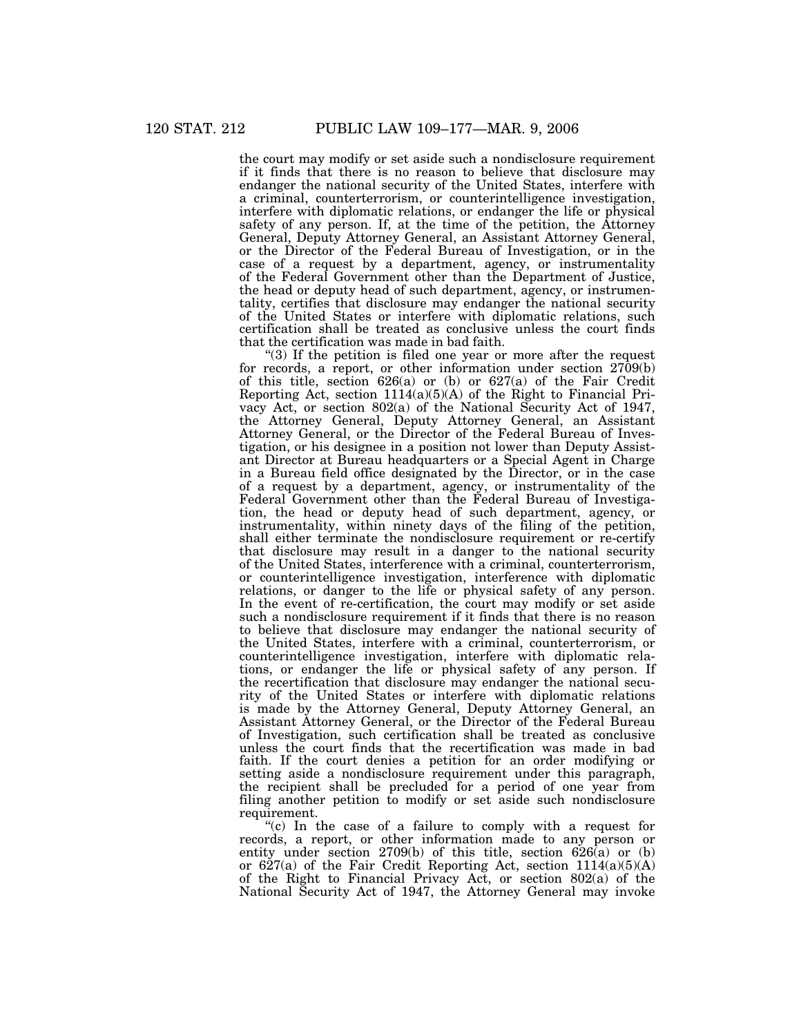the court may modify or set aside such a nondisclosure requirement if it finds that there is no reason to believe that disclosure may endanger the national security of the United States, interfere with a criminal, counterterrorism, or counterintelligence investigation, interfere with diplomatic relations, or endanger the life or physical safety of any person. If, at the time of the petition, the Attorney General, Deputy Attorney General, an Assistant Attorney General, or the Director of the Federal Bureau of Investigation, or in the case of a request by a department, agency, or instrumentality of the Federal Government other than the Department of Justice, the head or deputy head of such department, agency, or instrumentality, certifies that disclosure may endanger the national security of the United States or interfere with diplomatic relations, such certification shall be treated as conclusive unless the court finds that the certification was made in bad faith.

"(3) If the petition is filed one year or more after the request for records, a report, or other information under section 2709(b) of this title, section 626(a) or (b) or 627(a) of the Fair Credit Reporting Act, section 1114(a)(5)(A) of the Right to Financial Privacy Act, or section 802(a) of the National Security Act of 1947, the Attorney General, Deputy Attorney General, an Assistant Attorney General, or the Director of the Federal Bureau of Investigation, or his designee in a position not lower than Deputy Assistant Director at Bureau headquarters or a Special Agent in Charge in a Bureau field office designated by the Director, or in the case of a request by a department, agency, or instrumentality of the Federal Government other than the Federal Bureau of Investigation, the head or deputy head of such department, agency, or instrumentality, within ninety days of the filing of the petition, shall either terminate the nondisclosure requirement or re-certify that disclosure may result in a danger to the national security of the United States, interference with a criminal, counterterrorism, or counterintelligence investigation, interference with diplomatic relations, or danger to the life or physical safety of any person. In the event of re-certification, the court may modify or set aside such a nondisclosure requirement if it finds that there is no reason to believe that disclosure may endanger the national security of the United States, interfere with a criminal, counterterrorism, or counterintelligence investigation, interfere with diplomatic relations, or endanger the life or physical safety of any person. If the recertification that disclosure may endanger the national security of the United States or interfere with diplomatic relations is made by the Attorney General, Deputy Attorney General, an Assistant Attorney General, or the Director of the Federal Bureau of Investigation, such certification shall be treated as conclusive unless the court finds that the recertification was made in bad faith. If the court denies a petition for an order modifying or setting aside a nondisclosure requirement under this paragraph, the recipient shall be precluded for a period of one year from filing another petition to modify or set aside such nondisclosure requirement.

"(c) In the case of a failure to comply with a request for records, a report, or other information made to any person or entity under section 2709(b) of this title, section 626(a) or (b) or 627(a) of the Fair Credit Reporting Act, section 1114(a)(5)(A) of the Right to Financial Privacy Act, or section 802(a) of the National Security Act of 1947, the Attorney General may invoke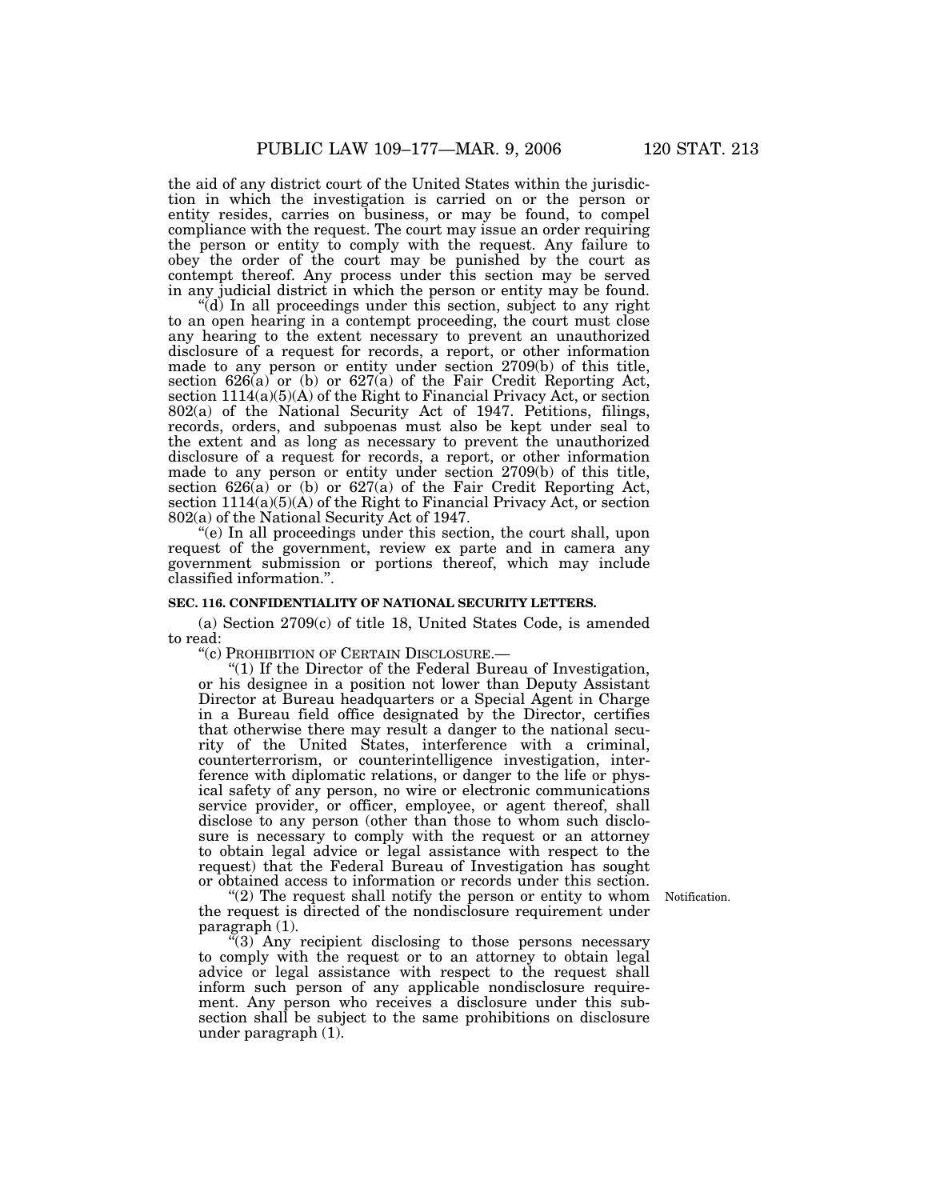the aid of any district court of the United States within the jurisdiction in which the investigation is carried on or the person or entity resides, carries on business, or may be found, to compel compliance with the request. The court may issue an order requiring the person or entity to comply with the request. Any failure to obey the order of the court may be punished by the court as contempt thereof. Any process under this section may be served in any judicial district in which the person or entity may be found.

"(d) In all proceedings under this section, subject to any right to an open hearing in a contempt proceeding, the court must close any hearing to the extent necessary to prevent an unauthorized disclosure of a request for records, a report, or other information made to any person or entity under section 2709(b) of this title, section 626(a) or (b) or 627(a) of the Fair Credit Reporting Act, section 1114(a)(5)(A) of the Right to Financial Privacy Act, or section 802(a) of the National Security Act of 1947. Petitions, filings, records, orders, and subpoenas must also be kept under seal to the extent and as long as necessary to prevent the unauthorized disclosure of a request for records, a report, or other information made to any person or entity under section 2709(b) of this title, section 626(a) or (b) or 627(a) of the Fair Credit Reporting Act, section 1114(a)(5)(A) of the Right to Financial Privacy Act, or section 802(a) of the National Security Act of 1947.

"(e) In all proceedings under this section, the court shall, upon request of the government, review ex parte and in camera any government submission or portions thereof, which may include classified information.".

**SEC. 116. CONFIDENTIALITY OF NATIONAL SECURITY LETTERS.**

(a) Section 2709(c) of title 18, United States Code, is amended to read:

"(c) PROHIBITION OF CERTAIN DISCLOSURE.—

"(1) If the Director of the Federal Bureau of Investigation, or his designee in a position not lower than Deputy Assistant Director at Bureau headquarters or a Special Agent in Charge in a Bureau field office designated by the Director, certifies that otherwise there may result a danger to the national security of the United States, interference with a criminal, counterterrorism, or counterintelligence investigation, interference with diplomatic relations, or danger to the life or physical safety of any person, no wire or electronic communications service provider, or officer, employee, or agent thereof, shall disclose to any person (other than those to whom such disclosure is necessary to comply with the request or an attorney to obtain legal advice or legal assistance with respect to the request) that the Federal Bureau of Investigation has sought or obtained access to information or records under this section.

Notification.

"(2) The request shall notify the person or entity to whom the request is directed of the nondisclosure requirement under paragraph (1).

"(3) Any recipient disclosing to those persons necessary to comply with the request or to an attorney to obtain legal advice or legal assistance with respect to the request shall inform such person of any applicable nondisclosure requirement. Any person who receives a disclosure under this subsection shall be subject to the same prohibitions on disclosure under paragraph (1).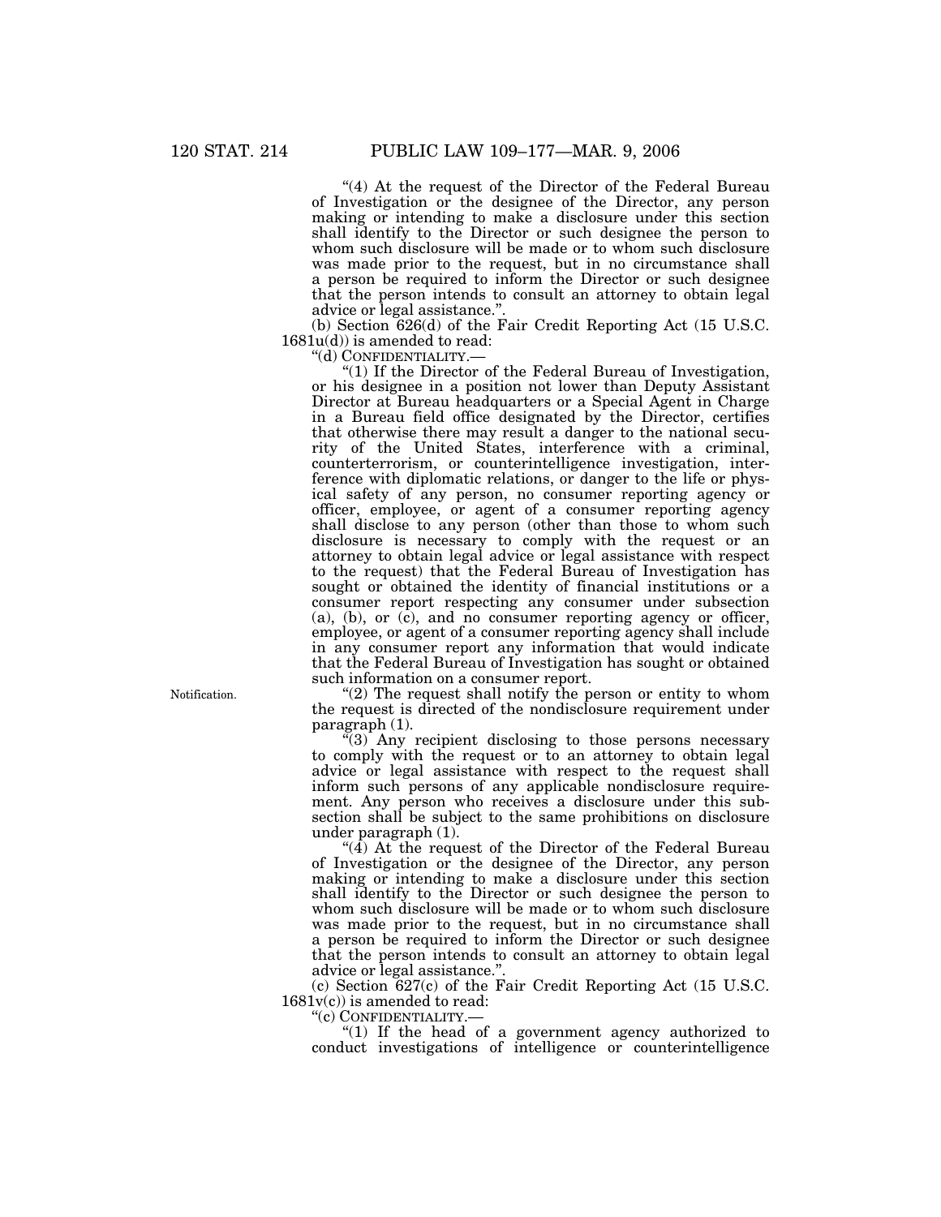"(4) At the request of the Director of the Federal Bureau of Investigation or the designee of the Director, any person making or intending to make a disclosure under this section shall identify to the Director or such designee the person to whom such disclosure will be made or to whom such disclosure was made prior to the request, but in no circumstance shall a person be required to inform the Director or such designee that the person intends to consult an attorney to obtain legal advice or legal assistance.".

(b) Section 626(d) of the Fair Credit Reporting Act (15 U.S.C. 1681u(d)) is amended to read:

"(d) CONFIDENTIALITY.—

"(1) If the Director of the Federal Bureau of Investigation, or his designee in a position not lower than Deputy Assistant Director at Bureau headquarters or a Special Agent in Charge in a Bureau field office designated by the Director, certifies that otherwise there may result a danger to the national security of the United States, interference with a criminal, counterterrorism, or counterintelligence investigation, interference with diplomatic relations, or danger to the life or physical safety of any person, no consumer reporting agency or officer, employee, or agent of a consumer reporting agency shall disclose to any person (other than those to whom such disclosure is necessary to comply with the request or an attorney to obtain legal advice or legal assistance with respect to the request) that the Federal Bureau of Investigation has sought or obtained the identity of financial institutions or a consumer report respecting any consumer under subsection (a), (b), or (c), and no consumer reporting agency or officer, employee, or agent of a consumer reporting agency shall include in any consumer report any information that would indicate that the Federal Bureau of Investigation has sought or obtained such information on a consumer report.

Notification.

"(2) The request shall notify the person or entity to whom the request is directed of the nondisclosure requirement under paragraph (1).

"(3) Any recipient disclosing to those persons necessary to comply with the request or to an attorney to obtain legal advice or legal assistance with respect to the request shall inform such persons of any applicable nondisclosure requirement. Any person who receives a disclosure under this subsection shall be subject to the same prohibitions on disclosure under paragraph (1).

"(4) At the request of the Director of the Federal Bureau of Investigation or the designee of the Director, any person making or intending to make a disclosure under this section shall identify to the Director or such designee the person to whom such disclosure will be made or to whom such disclosure was made prior to the request, but in no circumstance shall a person be required to inform the Director or such designee that the person intends to consult an attorney to obtain legal advice or legal assistance.".

(c) Section 627(c) of the Fair Credit Reporting Act (15 U.S.C. 1681v(c)) is amended to read:

"(c) CONFIDENTIALITY.—

"(1) If the head of a government agency authorized to conduct investigations of intelligence or counterintelligence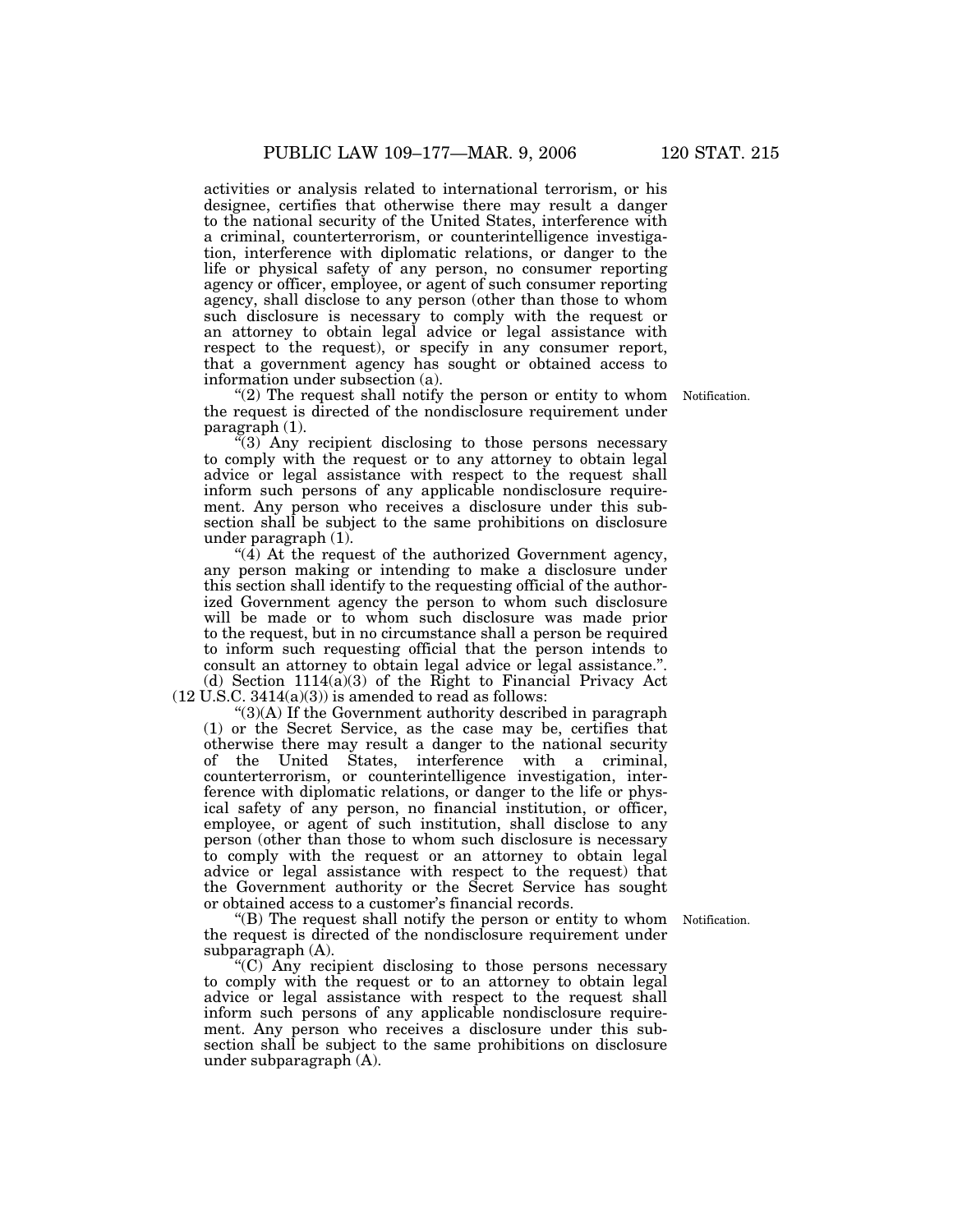activities or analysis related to international terrorism, or his designee, certifies that otherwise there may result a danger to the national security of the United States, interference with a criminal, counterterrorism, or counterintelligence investigation, interference with diplomatic relations, or danger to the life or physical safety of any person, no consumer reporting agency or officer, employee, or agent of such consumer reporting agency, shall disclose to any person (other than those to whom such disclosure is necessary to comply with the request or an attorney to obtain legal advice or legal assistance with respect to the request), or specify in any consumer report, that a government agency has sought or obtained access to information under subsection (a).

"(2) The request shall notify the person or entity to whom the request is directed of the nondisclosure requirement under paragraph (1).

Notification.

"(3) Any recipient disclosing to those persons necessary to comply with the request or to any attorney to obtain legal advice or legal assistance with respect to the request shall inform such persons of any applicable nondisclosure requirement. Any person who receives a disclosure under this subsection shall be subject to the same prohibitions on disclosure under paragraph (1).

"(4) At the request of the authorized Government agency, any person making or intending to make a disclosure under this section shall identify to the requesting official of the authorized Government agency the person to whom such disclosure will be made or to whom such disclosure was made prior to the request, but in no circumstance shall a person be required to inform such requesting official that the person intends to consult an attorney to obtain legal advice or legal assistance.".

(d) Section 1114(a)(3) of the Right to Financial Privacy Act (12 U.S.C. 3414(a)(3)) is amended to read as follows:

"(3)(A) If the Government authority described in paragraph (1) or the Secret Service, as the case may be, certifies that otherwise there may result a danger to the national security of the United States, interference with a criminal, counterterrorism, or counterintelligence investigation, interference with diplomatic relations, or danger to the life or physical safety of any person, no financial institution, or officer, employee, or agent of such institution, shall disclose to any person (other than those to whom such disclosure is necessary to comply with the request or an attorney to obtain legal advice or legal assistance with respect to the request) that the Government authority or the Secret Service has sought or obtained access to a customer's financial records.

"(B) The request shall notify the person or entity to whom the request is directed of the nondisclosure requirement under subparagraph (A).

Notification.

"(C) Any recipient disclosing to those persons necessary to comply with the request or to an attorney to obtain legal advice or legal assistance with respect to the request shall inform such persons of any applicable nondisclosure requirement. Any person who receives a disclosure under this subsection shall be subject to the same prohibitions on disclosure under subparagraph (A).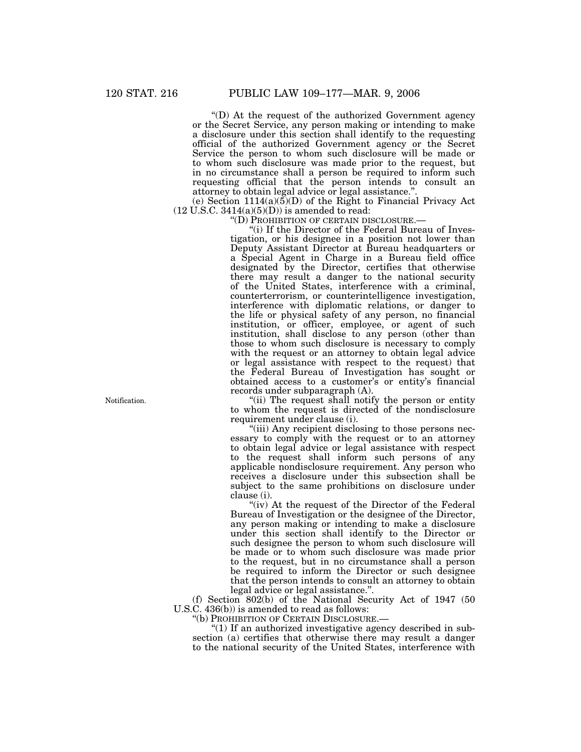"(D) At the request of the authorized Government agency or the Secret Service, any person making or intending to make a disclosure under this section shall identify to the requesting official of the authorized Government agency or the Secret Service the person to whom such disclosure will be made or to whom such disclosure was made prior to the request, but in no circumstance shall a person be required to inform such requesting official that the person intends to consult an attorney to obtain legal advice or legal assistance.".

(e) Section 1114(a)(5)(D) of the Right to Financial Privacy Act (12 U.S.C. 3414(a)(5)(D)) is amended to read:

"(D) PROHIBITION OF CERTAIN DISCLOSURE.—

"(i) If the Director of the Federal Bureau of Investigation, or his designee in a position not lower than Deputy Assistant Director at Bureau headquarters or a Special Agent in Charge in a Bureau field office designated by the Director, certifies that otherwise there may result a danger to the national security of the United States, interference with a criminal, counterterrorism, or counterintelligence investigation, interference with diplomatic relations, or danger to the life or physical safety of any person, no financial institution, or officer, employee, or agent of such institution, shall disclose to any person (other than those to whom such disclosure is necessary to comply with the request or an attorney to obtain legal advice or legal assistance with respect to the request) that the Federal Bureau of Investigation has sought or obtained access to a customer's or entity's financial records under subparagraph (A).

Notification.

"(ii) The request shall notify the person or entity to whom the request is directed of the nondisclosure requirement under clause (i).

"(iii) Any recipient disclosing to those persons necessary to comply with the request or to an attorney to obtain legal advice or legal assistance with respect to the request shall inform such persons of any applicable nondisclosure requirement. Any person who receives a disclosure under this subsection shall be subject to the same prohibitions on disclosure under clause (i).

"(iv) At the request of the Director of the Federal Bureau of Investigation or the designee of the Director, any person making or intending to make a disclosure under this section shall identify to the Director or such designee the person to whom such disclosure will be made or to whom such disclosure was made prior to the request, but in no circumstance shall a person be required to inform the Director or such designee that the person intends to consult an attorney to obtain legal advice or legal assistance.".

(f) Section 802(b) of the National Security Act of 1947 (50 U.S.C. 436(b)) is amended to read as follows:

"(b) PROHIBITION OF CERTAIN DISCLOSURE.—

"(1) If an authorized investigative agency described in subsection (a) certifies that otherwise there may result a danger to the national security of the United States, interference with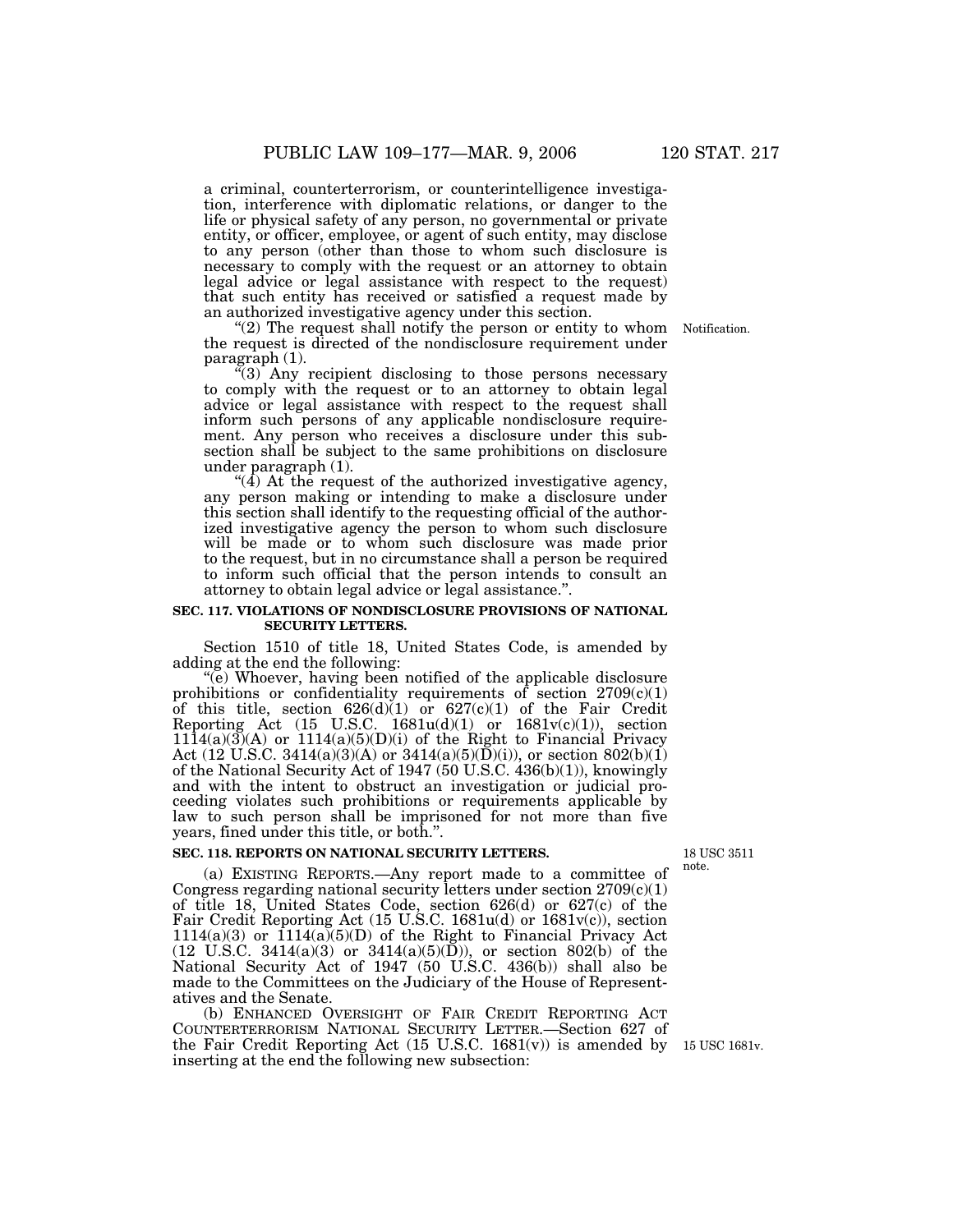a criminal, counterterrorism, or counterintelligence investigation, interference with diplomatic relations, or danger to the life or physical safety of any person, no governmental or private entity, or officer, employee, or agent of such entity, may disclose to any person (other than those to whom such disclosure is necessary to comply with the request or an attorney to obtain legal advice or legal assistance with respect to the request) that such entity has received or satisfied a request made by an authorized investigative agency under this section.

"(2) The request shall notify the person or entity to whom the request is directed of the nondisclosure requirement under paragraph (1).

Notification.

"(3) Any recipient disclosing to those persons necessary to comply with the request or to an attorney to obtain legal advice or legal assistance with respect to the request shall inform such persons of any applicable nondisclosure requirement. Any person who receives a disclosure under this subsection shall be subject to the same prohibitions on disclosure under paragraph (1).

"(4) At the request of the authorized investigative agency, any person making or intending to make a disclosure under this section shall identify to the requesting official of the authorized investigative agency the person to whom such disclosure will be made or to whom such disclosure was made prior to the request, but in no circumstance shall a person be required to inform such official that the person intends to consult an attorney to obtain legal advice or legal assistance.".

**SEC. 117. VIOLATIONS OF NONDISCLOSURE PROVISIONS OF NATIONAL SECURITY LETTERS.**

Section 1510 of title 18, United States Code, is amended by adding at the end the following:

"(e) Whoever, having been notified of the applicable disclosure prohibitions or confidentiality requirements of section 2709(c)(1) of this title, section 626(d)(1) or 627(c)(1) of the Fair Credit Reporting Act (15 U.S.C. 1681u(d)(1) or 1681v(c)(1)), section 1114(a)(3)(A) or 1114(a)(5)(D)(i) of the Right to Financial Privacy Act (12 U.S.C. 3414(a)(3)(A) or 3414(a)(5)(D)(i)), or section 802(b)(1) of the National Security Act of 1947 (50 U.S.C. 436(b)(1)), knowingly and with the intent to obstruct an investigation or judicial proceeding violates such prohibitions or requirements applicable by law to such person shall be imprisoned for not more than five years, fined under this title, or both.".

**SEC. 118. REPORTS ON NATIONAL SECURITY LETTERS.**

18 USC 3511 note.

(a) EXISTING REPORTS.—Any report made to a committee of Congress regarding national security letters under section 2709(c)(1) of title 18, United States Code, section 626(d) or 627(c) of the Fair Credit Reporting Act (15 U.S.C. 1681u(d) or 1681v(c)), section 1114(a)(3) or 1114(a)(5)(D) of the Right to Financial Privacy Act (12 U.S.C. 3414(a)(3) or 3414(a)(5)(D)), or section 802(b) of the National Security Act of 1947 (50 U.S.C. 436(b)) shall also be made to the Committees on the Judiciary of the House of Representatives and the Senate.

(b) ENHANCED OVERSIGHT OF FAIR CREDIT REPORTING ACT COUNTERTERRORISM NATIONAL SECURITY LETTER.—Section 627 of the Fair Credit Reporting Act (15 U.S.C. 1681(v)) is amended by inserting at the end the following new subsection:

15 USC 1681v.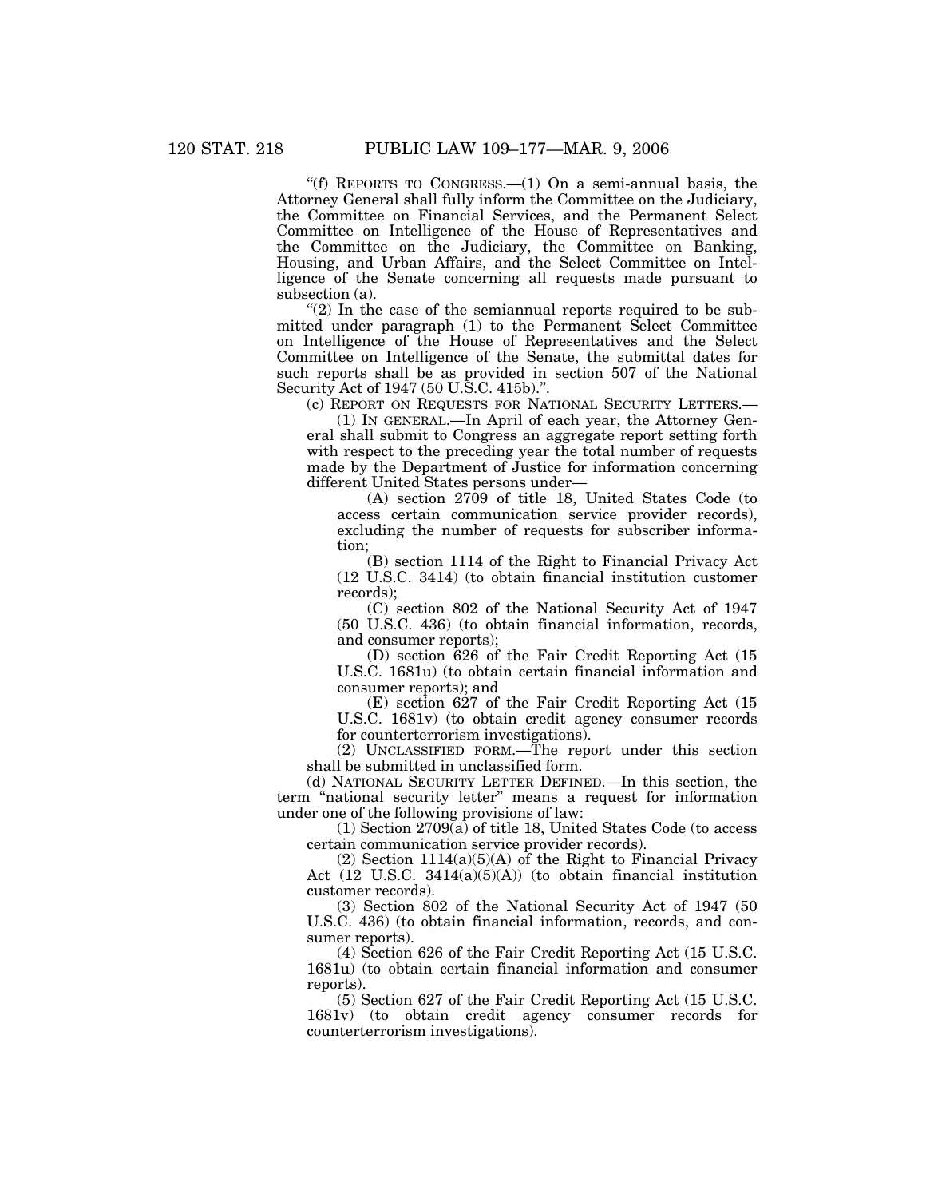"(f) REPORTS TO CONGRESS.—(1) On a semi-annual basis, the Attorney General shall fully inform the Committee on the Judiciary, the Committee on Financial Services, and the Permanent Select Committee on Intelligence of the House of Representatives and the Committee on the Judiciary, the Committee on Banking, Housing, and Urban Affairs, and the Select Committee on Intelligence of the Senate concerning all requests made pursuant to subsection (a).

"(2) In the case of the semiannual reports required to be submitted under paragraph (1) to the Permanent Select Committee on Intelligence of the House of Representatives and the Select Committee on Intelligence of the Senate, the submittal dates for such reports shall be as provided in section 507 of the National Security Act of 1947 (50 U.S.C. 415b).".

(c) REPORT ON REQUESTS FOR NATIONAL SECURITY LETTERS.—

(1) IN GENERAL.—In April of each year, the Attorney General shall submit to Congress an aggregate report setting forth with respect to the preceding year the total number of requests made by the Department of Justice for information concerning different United States persons under—

(A) section 2709 of title 18, United States Code (to access certain communication service provider records), excluding the number of requests for subscriber information;

(B) section 1114 of the Right to Financial Privacy Act (12 U.S.C. 3414) (to obtain financial institution customer records);

(C) section 802 of the National Security Act of 1947 (50 U.S.C. 436) (to obtain financial information, records, and consumer reports);

(D) section 626 of the Fair Credit Reporting Act (15 U.S.C. 1681u) (to obtain certain financial information and consumer reports); and

(E) section 627 of the Fair Credit Reporting Act (15 U.S.C. 1681v) (to obtain credit agency consumer records for counterterrorism investigations).

(2) UNCLASSIFIED FORM.—The report under this section shall be submitted in unclassified form.

(d) NATIONAL SECURITY LETTER DEFINED.—In this section, the term "national security letter" means a request for information under one of the following provisions of law:

(1) Section 2709(a) of title 18, United States Code (to access certain communication service provider records).

(2) Section 1114(a)(5)(A) of the Right to Financial Privacy Act (12 U.S.C. 3414(a)(5)(A)) (to obtain financial institution customer records).

(3) Section 802 of the National Security Act of 1947 (50 U.S.C. 436) (to obtain financial information, records, and consumer reports).

(4) Section 626 of the Fair Credit Reporting Act (15 U.S.C. 1681u) (to obtain certain financial information and consumer reports).

(5) Section 627 of the Fair Credit Reporting Act (15 U.S.C. 1681v) (to obtain credit agency consumer records for counterterrorism investigations).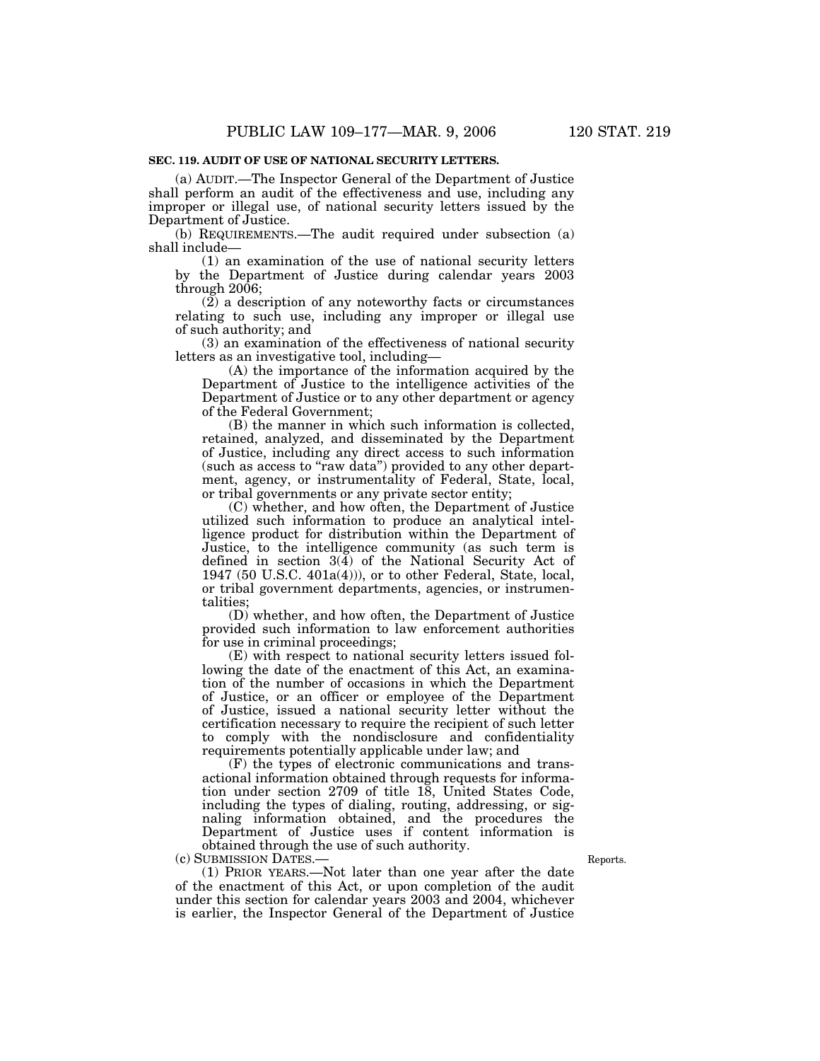**SEC. 119. AUDIT OF USE OF NATIONAL SECURITY LETTERS.**

(a) AUDIT.—The Inspector General of the Department of Justice shall perform an audit of the effectiveness and use, including any improper or illegal use, of national security letters issued by the Department of Justice.

(b) REQUIREMENTS.—The audit required under subsection (a) shall include—

(1) an examination of the use of national security letters by the Department of Justice during calendar years 2003 through 2006;

(2) a description of any noteworthy facts or circumstances relating to such use, including any improper or illegal use of such authority; and

(3) an examination of the effectiveness of national security letters as an investigative tool, including—

(A) the importance of the information acquired by the Department of Justice to the intelligence activities of the Department of Justice or to any other department or agency of the Federal Government;

(B) the manner in which such information is collected, retained, analyzed, and disseminated by the Department of Justice, including any direct access to such information (such as access to "raw data") provided to any other department, agency, or instrumentality of Federal, State, local, or tribal governments or any private sector entity;

(C) whether, and how often, the Department of Justice utilized such information to produce an analytical intelligence product for distribution within the Department of Justice, to the intelligence community (as such term is defined in section 3(4) of the National Security Act of 1947 (50 U.S.C. 401a(4))), or to other Federal, State, local, or tribal government departments, agencies, or instrumentalities;

(D) whether, and how often, the Department of Justice provided such information to law enforcement authorities for use in criminal proceedings;

(E) with respect to national security letters issued following the date of the enactment of this Act, an examination of the number of occasions in which the Department of Justice, or an officer or employee of the Department of Justice, issued a national security letter without the certification necessary to require the recipient of such letter to comply with the nondisclosure and confidentiality requirements potentially applicable under law; and

(F) the types of electronic communications and transactional information obtained through requests for information under section 2709 of title 18, United States Code, including the types of dialing, routing, addressing, or signaling information obtained, and the procedures the Department of Justice uses if content information is obtained through the use of such authority.

(c) SUBMISSION DATES.—

Reports.

(1) PRIOR YEARS.—Not later than one year after the date of the enactment of this Act, or upon completion of the audit under this section for calendar years 2003 and 2004, whichever is earlier, the Inspector General of the Department of Justice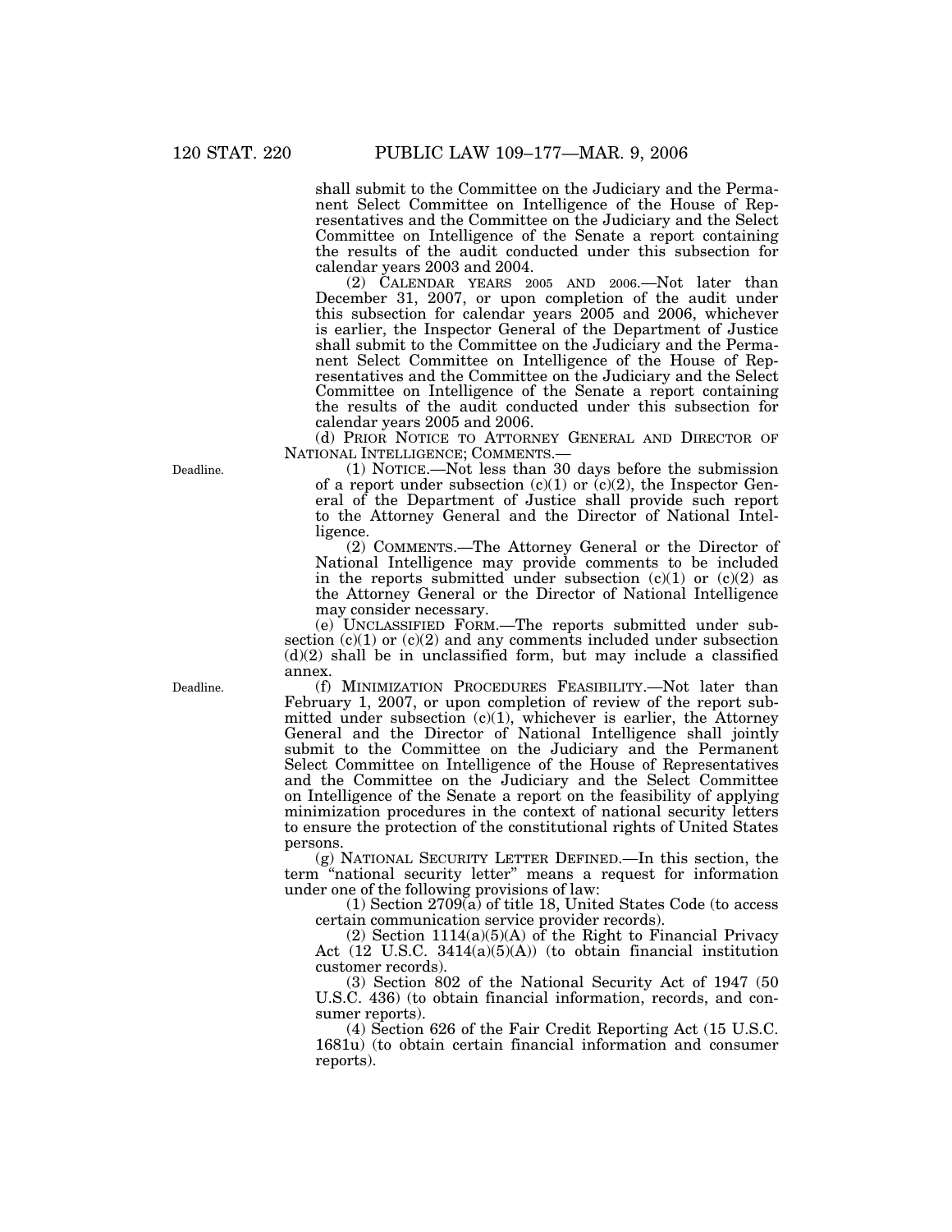shall submit to the Committee on the Judiciary and the Permanent Select Committee on Intelligence of the House of Representatives and the Committee on the Judiciary and the Select Committee on Intelligence of the Senate a report containing the results of the audit conducted under this subsection for calendar years 2003 and 2004.

(2) CALENDAR YEARS 2005 AND 2006.—Not later than December 31, 2007, or upon completion of the audit under this subsection for calendar years 2005 and 2006, whichever is earlier, the Inspector General of the Department of Justice shall submit to the Committee on the Judiciary and the Permanent Select Committee on Intelligence of the House of Representatives and the Committee on the Judiciary and the Select Committee on Intelligence of the Senate a report containing the results of the audit conducted under this subsection for calendar years 2005 and 2006.

(d) PRIOR NOTICE TO ATTORNEY GENERAL AND DIRECTOR OF NATIONAL INTELLIGENCE; COMMENTS.—

Deadline.

(1) NOTICE.—Not less than 30 days before the submission of a report under subsection (c)(1) or (c)(2), the Inspector General of the Department of Justice shall provide such report to the Attorney General and the Director of National Intelligence.

(2) COMMENTS.—The Attorney General or the Director of National Intelligence may provide comments to be included in the reports submitted under subsection (c)(1) or (c)(2) as the Attorney General or the Director of National Intelligence may consider necessary.

(e) UNCLASSIFIED FORM.—The reports submitted under subsection (c)(1) or (c)(2) and any comments included under subsection (d)(2) shall be in unclassified form, but may include a classified annex.

Deadline.

(f) MINIMIZATION PROCEDURES FEASIBILITY.—Not later than February 1, 2007, or upon completion of review of the report submitted under subsection (c)(1), whichever is earlier, the Attorney General and the Director of National Intelligence shall jointly submit to the Committee on the Judiciary and the Permanent Select Committee on Intelligence of the House of Representatives and the Committee on the Judiciary and the Select Committee on Intelligence of the Senate a report on the feasibility of applying minimization procedures in the context of national security letters to ensure the protection of the constitutional rights of United States persons.

(g) NATIONAL SECURITY LETTER DEFINED.—In this section, the term "national security letter" means a request for information under one of the following provisions of law:

(1) Section 2709(a) of title 18, United States Code (to access certain communication service provider records).

(2) Section 1114(a)(5)(A) of the Right to Financial Privacy Act (12 U.S.C. 3414(a)(5)(A)) (to obtain financial institution customer records).

(3) Section 802 of the National Security Act of 1947 (50 U.S.C. 436) (to obtain financial information, records, and consumer reports).

(4) Section 626 of the Fair Credit Reporting Act (15 U.S.C. 1681u) (to obtain certain financial information and consumer reports).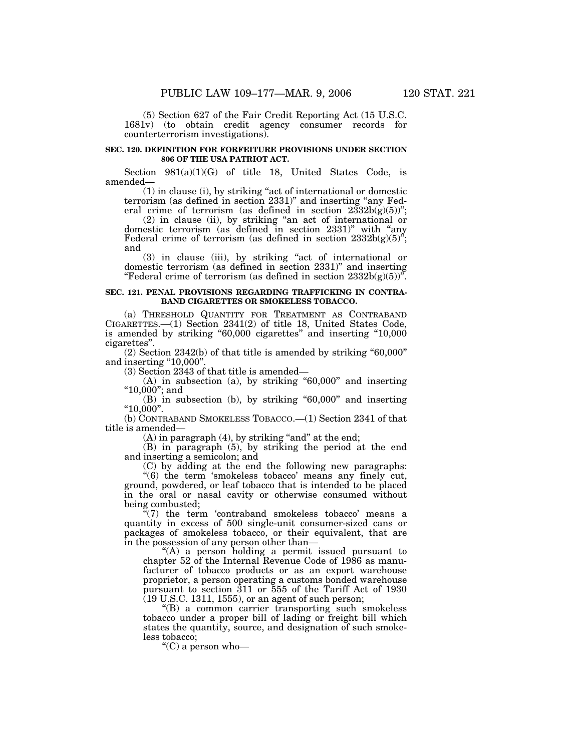(5) Section 627 of the Fair Credit Reporting Act (15 U.S.C. 1681v) (to obtain credit agency consumer records for counterterrorism investigations).

**SEC. 120. DEFINITION FOR FORFEITURE PROVISIONS UNDER SECTION 806 OF THE USA PATRIOT ACT.**

Section 981(a)(1)(G) of title 18, United States Code, is amended—

(1) in clause (i), by striking "act of international or domestic terrorism (as defined in section 2331)" and inserting "any Federal crime of terrorism (as defined in section 2332b(g)(5))";

(2) in clause (ii), by striking "an act of international or domestic terrorism (as defined in section 2331)" with "any Federal crime of terrorism (as defined in section 2332b(g)(5)"; and

(3) in clause (iii), by striking "act of international or domestic terrorism (as defined in section 2331)" and inserting "Federal crime of terrorism (as defined in section 2332b(g)(5))".

**SEC. 121. PENAL PROVISIONS REGARDING TRAFFICKING IN CONTRABAND CIGARETTES OR SMOKELESS TOBACCO.**

(a) THRESHOLD QUANTITY FOR TREATMENT AS CONTRABAND CIGARETTES.—(1) Section 2341(2) of title 18, United States Code, is amended by striking "60,000 cigarettes" and inserting "10,000 cigarettes".

(2) Section 2342(b) of that title is amended by striking "60,000" and inserting "10,000".

(3) Section 2343 of that title is amended—

(A) in subsection (a), by striking "60,000" and inserting "10,000"; and

(B) in subsection (b), by striking "60,000" and inserting "10,000".

(b) CONTRABAND SMOKELESS TOBACCO.—(1) Section 2341 of that title is amended—

(A) in paragraph (4), by striking "and" at the end;

(B) in paragraph (5), by striking the period at the end and inserting a semicolon; and

(C) by adding at the end the following new paragraphs:

"(6) the term 'smokeless tobacco' means any finely cut, ground, powdered, or leaf tobacco that is intended to be placed in the oral or nasal cavity or otherwise consumed without being combusted;

"(7) the term 'contraband smokeless tobacco' means a quantity in excess of 500 single-unit consumer-sized cans or packages of smokeless tobacco, or their equivalent, that are in the possession of any person other than—

"(A) a person holding a permit issued pursuant to chapter 52 of the Internal Revenue Code of 1986 as manufacturer of tobacco products or as an export warehouse proprietor, a person operating a customs bonded warehouse pursuant to section 311 or 555 of the Tariff Act of 1930 (19 U.S.C. 1311, 1555), or an agent of such person;

"(B) a common carrier transporting such smokeless tobacco under a proper bill of lading or freight bill which states the quantity, source, and designation of such smokeless tobacco;

"(C) a person who—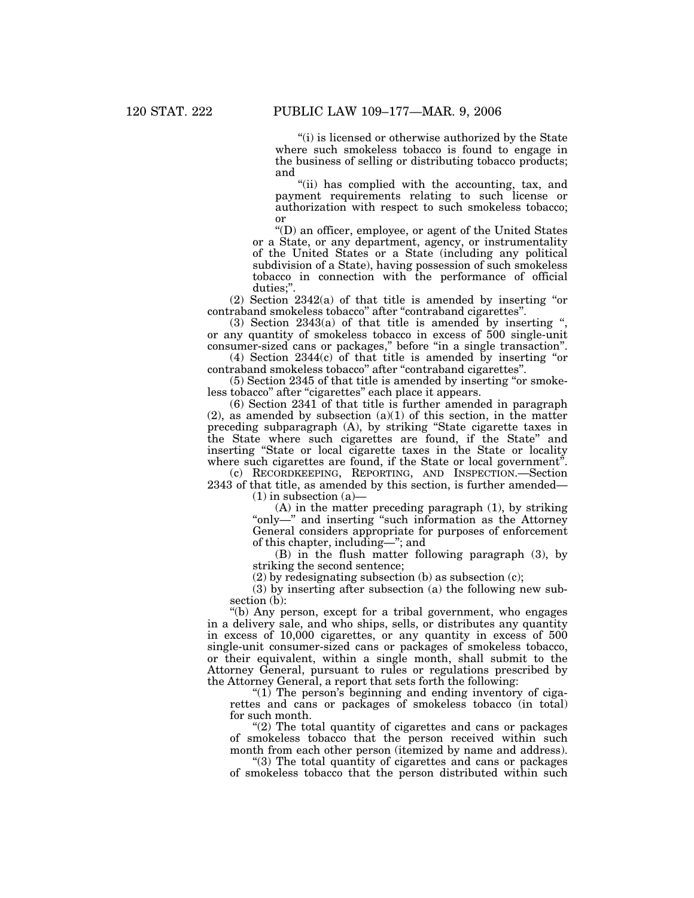"(i) is licensed or otherwise authorized by the State where such smokeless tobacco is found to engage in the business of selling or distributing tobacco products; and

"(ii) has complied with the accounting, tax, and payment requirements relating to such license or authorization with respect to such smokeless tobacco; or

"(D) an officer, employee, or agent of the United States or a State, or any department, agency, or instrumentality of the United States or a State (including any political subdivision of a State), having possession of such smokeless tobacco in connection with the performance of official duties;".

(2) Section 2342(a) of that title is amended by inserting "or contraband smokeless tobacco" after "contraband cigarettes".

(3) Section 2343(a) of that title is amended by inserting ", or any quantity of smokeless tobacco in excess of 500 single-unit consumer-sized cans or packages," before "in a single transaction".

(4) Section 2344(c) of that title is amended by inserting "or contraband smokeless tobacco" after "contraband cigarettes".

(5) Section 2345 of that title is amended by inserting "or smokeless tobacco" after "cigarettes" each place it appears.

(6) Section 2341 of that title is further amended in paragraph (2), as amended by subsection (a)(1) of this section, in the matter preceding subparagraph (A), by striking "State cigarette taxes in the State where such cigarettes are found, if the State" and inserting "State or local cigarette taxes in the State or locality where such cigarettes are found, if the State or local government".

(c) RECORDKEEPING, REPORTING, AND INSPECTION.—Section 2343 of that title, as amended by this section, is further amended—

(1) in subsection (a)—

(A) in the matter preceding paragraph (1), by striking "only—" and inserting "such information as the Attorney General considers appropriate for purposes of enforcement of this chapter, including—"; and

(B) in the flush matter following paragraph (3), by striking the second sentence;

(2) by redesignating subsection (b) as subsection (c);

(3) by inserting after subsection (a) the following new subsection (b):

"(b) Any person, except for a tribal government, who engages in a delivery sale, and who ships, sells, or distributes any quantity in excess of 10,000 cigarettes, or any quantity in excess of 500 single-unit consumer-sized cans or packages of smokeless tobacco, or their equivalent, within a single month, shall submit to the Attorney General, pursuant to rules or regulations prescribed by the Attorney General, a report that sets forth the following:

"(1) The person's beginning and ending inventory of cigarettes and cans or packages of smokeless tobacco (in total) for such month.

"(2) The total quantity of cigarettes and cans or packages of smokeless tobacco that the person received within such month from each other person (itemized by name and address).

"(3) The total quantity of cigarettes and cans or packages of smokeless tobacco that the person distributed within such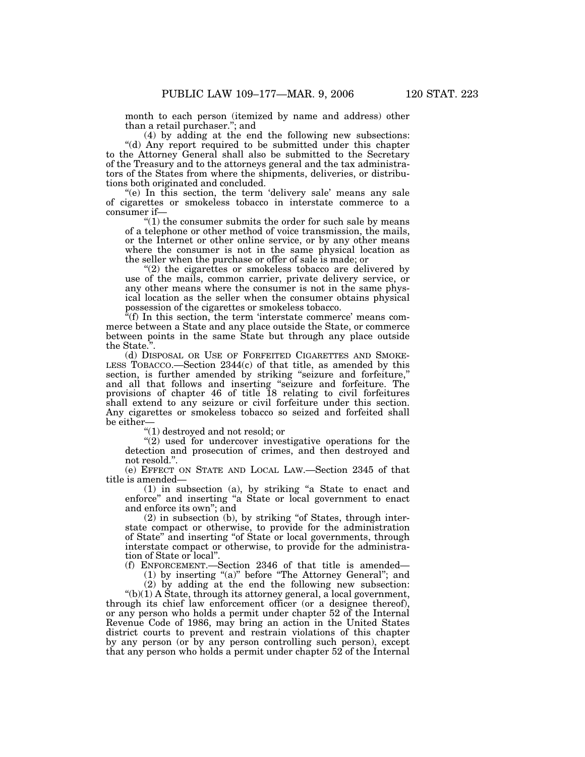month to each person (itemized by name and address) other than a retail purchaser.''; and

(4) by adding at the end the following new subsections:

''(d) Any report required to be submitted under this chapter to the Attorney General shall also be submitted to the Secretary of the Treasury and to the attorneys general and the tax administrators of the States from where the shipments, deliveries, or distributions both originated and concluded.

''(e) In this section, the term 'delivery sale' means any sale of cigarettes or smokeless tobacco in interstate commerce to a consumer if—

''(1) the consumer submits the order for such sale by means of a telephone or other method of voice transmission, the mails, or the Internet or other online service, or by any other means where the consumer is not in the same physical location as the seller when the purchase or offer of sale is made; or

''(2) the cigarettes or smokeless tobacco are delivered by use of the mails, common carrier, private delivery service, or any other means where the consumer is not in the same physical location as the seller when the consumer obtains physical possession of the cigarettes or smokeless tobacco.

''(f) In this section, the term 'interstate commerce' means commerce between a State and any place outside the State, or commerce between points in the same State but through any place outside the State.''.

(d) DISPOSAL OR USE OF FORFEITED CIGARETTES AND SMOKELESS TOBACCO.—Section 2344(c) of that title, as amended by this section, is further amended by striking ''seizure and forfeiture,'' and all that follows and inserting ''seizure and forfeiture. The provisions of chapter 46 of title 18 relating to civil forfeitures shall extend to any seizure or civil forfeiture under this section. Any cigarettes or smokeless tobacco so seized and forfeited shall be either—

''(1) destroyed and not resold; or

''(2) used for undercover investigative operations for the detection and prosecution of crimes, and then destroyed and not resold.''.

(e) EFFECT ON STATE AND LOCAL LAW.—Section 2345 of that title is amended—

(1) in subsection (a), by striking ''a State to enact and enforce'' and inserting ''a State or local government to enact and enforce its own''; and

(2) in subsection (b), by striking ''of States, through interstate compact or otherwise, to provide for the administration of State'' and inserting ''of State or local governments, through interstate compact or otherwise, to provide for the administration of State or local''.

(f) ENFORCEMENT.—Section 2346 of that title is amended—

(1) by inserting ''(a)'' before ''The Attorney General''; and

(2) by adding at the end the following new subsection:

''(b)(1) A State, through its attorney general, a local government, through its chief law enforcement officer (or a designee thereof), or any person who holds a permit under chapter 52 of the Internal Revenue Code of 1986, may bring an action in the United States district courts to prevent and restrain violations of this chapter by any person (or by any person controlling such person), except that any person who holds a permit under chapter 52 of the Internal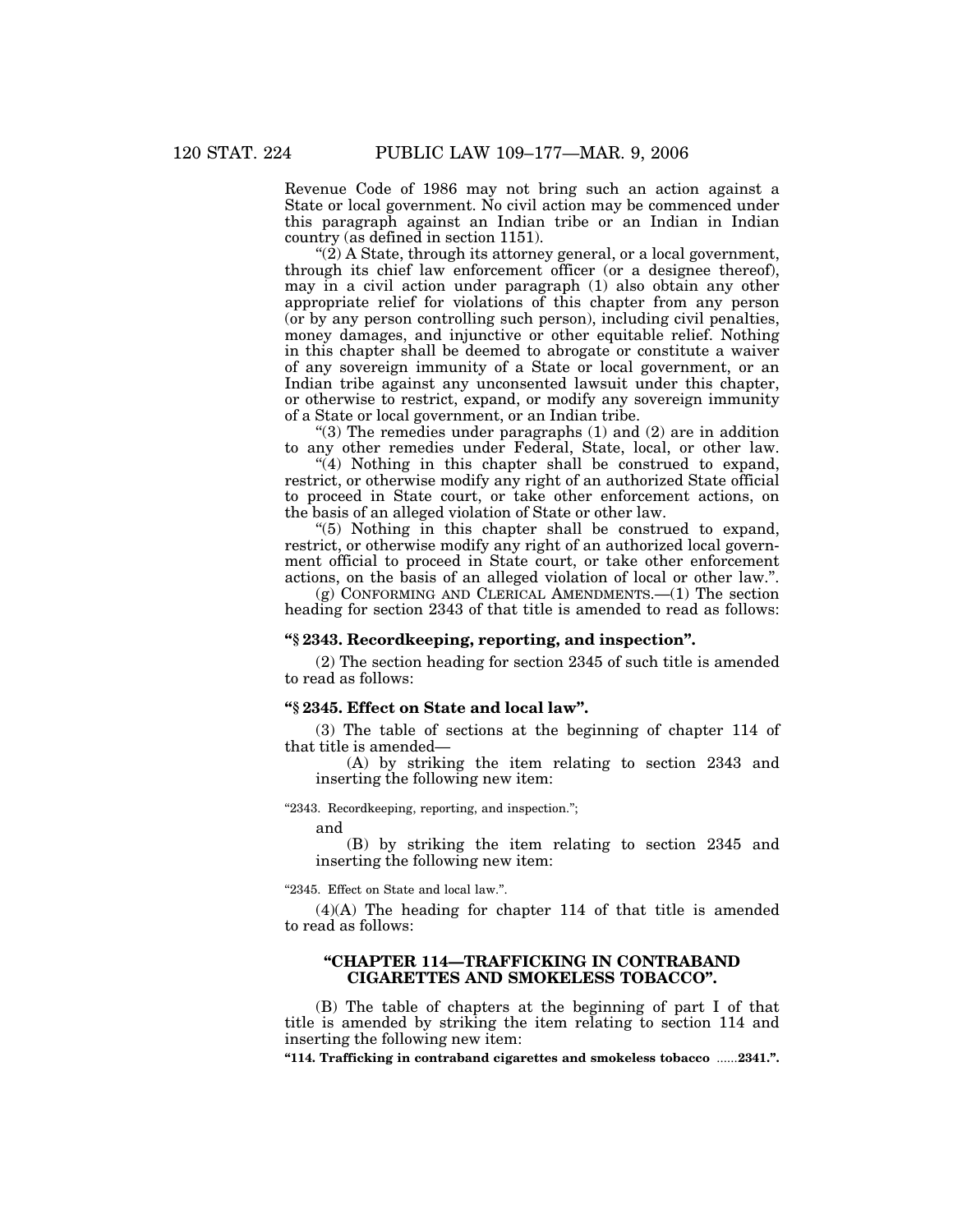Revenue Code of 1986 may not bring such an action against a State or local government. No civil action may be commenced under this paragraph against an Indian tribe or an Indian in Indian country (as defined in section 1151).

"(2) A State, through its attorney general, or a local government, through its chief law enforcement officer (or a designee thereof), may in a civil action under paragraph (1) also obtain any other appropriate relief for violations of this chapter from any person (or by any person controlling such person), including civil penalties, money damages, and injunctive or other equitable relief. Nothing in this chapter shall be deemed to abrogate or constitute a waiver of any sovereign immunity of a State or local government, or an Indian tribe against any unconsented lawsuit under this chapter, or otherwise to restrict, expand, or modify any sovereign immunity of a State or local government, or an Indian tribe.

"(3) The remedies under paragraphs (1) and (2) are in addition to any other remedies under Federal, State, local, or other law.

"(4) Nothing in this chapter shall be construed to expand, restrict, or otherwise modify any right of an authorized State official to proceed in State court, or take other enforcement actions, on the basis of an alleged violation of State or other law.

"(5) Nothing in this chapter shall be construed to expand, restrict, or otherwise modify any right of an authorized local government official to proceed in State court, or take other enforcement actions, on the basis of an alleged violation of local or other law.".

(g) CONFORMING AND CLERICAL AMENDMENTS.—(1) The section heading for section 2343 of that title is amended to read as follows:

**"§ 2343. Recordkeeping, reporting, and inspection".**

(2) The section heading for section 2345 of such title is amended to read as follows:

**"§ 2345. Effect on State and local law".**

(3) The table of sections at the beginning of chapter 114 of that title is amended—

(A) by striking the item relating to section 2343 and inserting the following new item:

"2343. Recordkeeping, reporting, and inspection.";

and

(B) by striking the item relating to section 2345 and inserting the following new item:

"2345. Effect on State and local law.".

(4)(A) The heading for chapter 114 of that title is amended to read as follows:

**"CHAPTER 114—TRAFFICKING IN CONTRABAND CIGARETTES AND SMOKELESS TOBACCO".**

(B) The table of chapters at the beginning of part I of that title is amended by striking the item relating to section 114 and inserting the following new item:

**"114. Trafficking in contraband cigarettes and smokeless tobacco ......2341.".**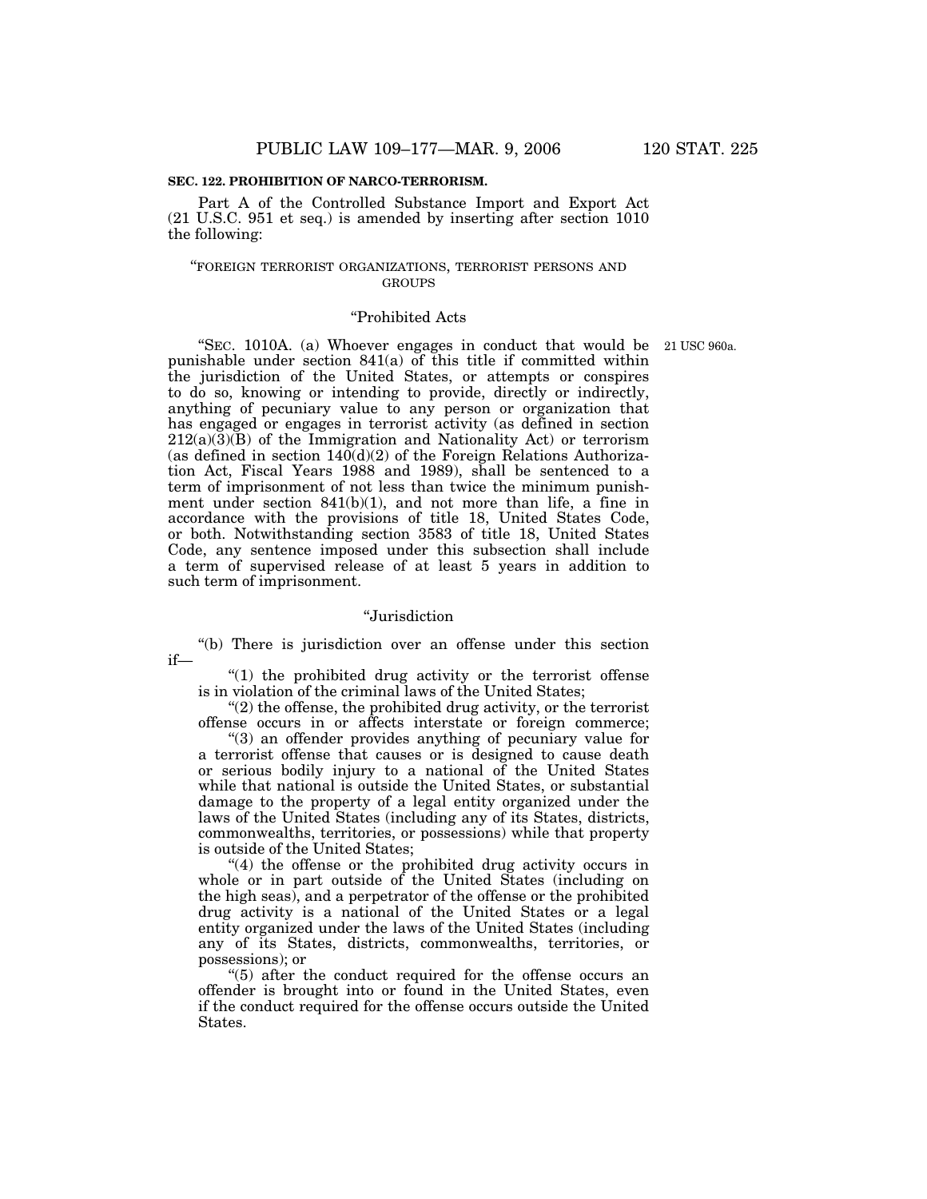**SEC. 122. PROHIBITION OF NARCO-TERRORISM.**

Part A of the Controlled Substance Import and Export Act (21 U.S.C. 951 et seq.) is amended by inserting after section 1010 the following:

"FOREIGN TERRORIST ORGANIZATIONS, TERRORIST PERSONS AND GROUPS

"Prohibited Acts

"SEC. 1010A. (a) Whoever engages in conduct that would be punishable under section 841(a) of this title if committed within the jurisdiction of the United States, or attempts or conspires to do so, knowing or intending to provide, directly or indirectly, anything of pecuniary value to any person or organization that has engaged or engages in terrorist activity (as defined in section 212(a)(3)(B) of the Immigration and Nationality Act) or terrorism (as defined in section 140(d)(2) of the Foreign Relations Authorization Act, Fiscal Years 1988 and 1989), shall be sentenced to a term of imprisonment of not less than twice the minimum punishment under section 841(b)(1), and not more than life, a fine in accordance with the provisions of title 18, United States Code, or both. Notwithstanding section 3583 of title 18, United States Code, any sentence imposed under this subsection shall include a term of supervised release of at least 5 years in addition to such term of imprisonment.

21 USC 960a.

"Jurisdiction

"(b) There is jurisdiction over an offense under this section if—

"(1) the prohibited drug activity or the terrorist offense is in violation of the criminal laws of the United States;

"(2) the offense, the prohibited drug activity, or the terrorist offense occurs in or affects interstate or foreign commerce;

"(3) an offender provides anything of pecuniary value for a terrorist offense that causes or is designed to cause death or serious bodily injury to a national of the United States while that national is outside the United States, or substantial damage to the property of a legal entity organized under the laws of the United States (including any of its States, districts, commonwealths, territories, or possessions) while that property is outside of the United States;

"(4) the offense or the prohibited drug activity occurs in whole or in part outside of the United States (including on the high seas), and a perpetrator of the offense or the prohibited drug activity is a national of the United States or a legal entity organized under the laws of the United States (including any of its States, districts, commonwealths, territories, or possessions); or

"(5) after the conduct required for the offense occurs an offender is brought into or found in the United States, even if the conduct required for the offense occurs outside the United States.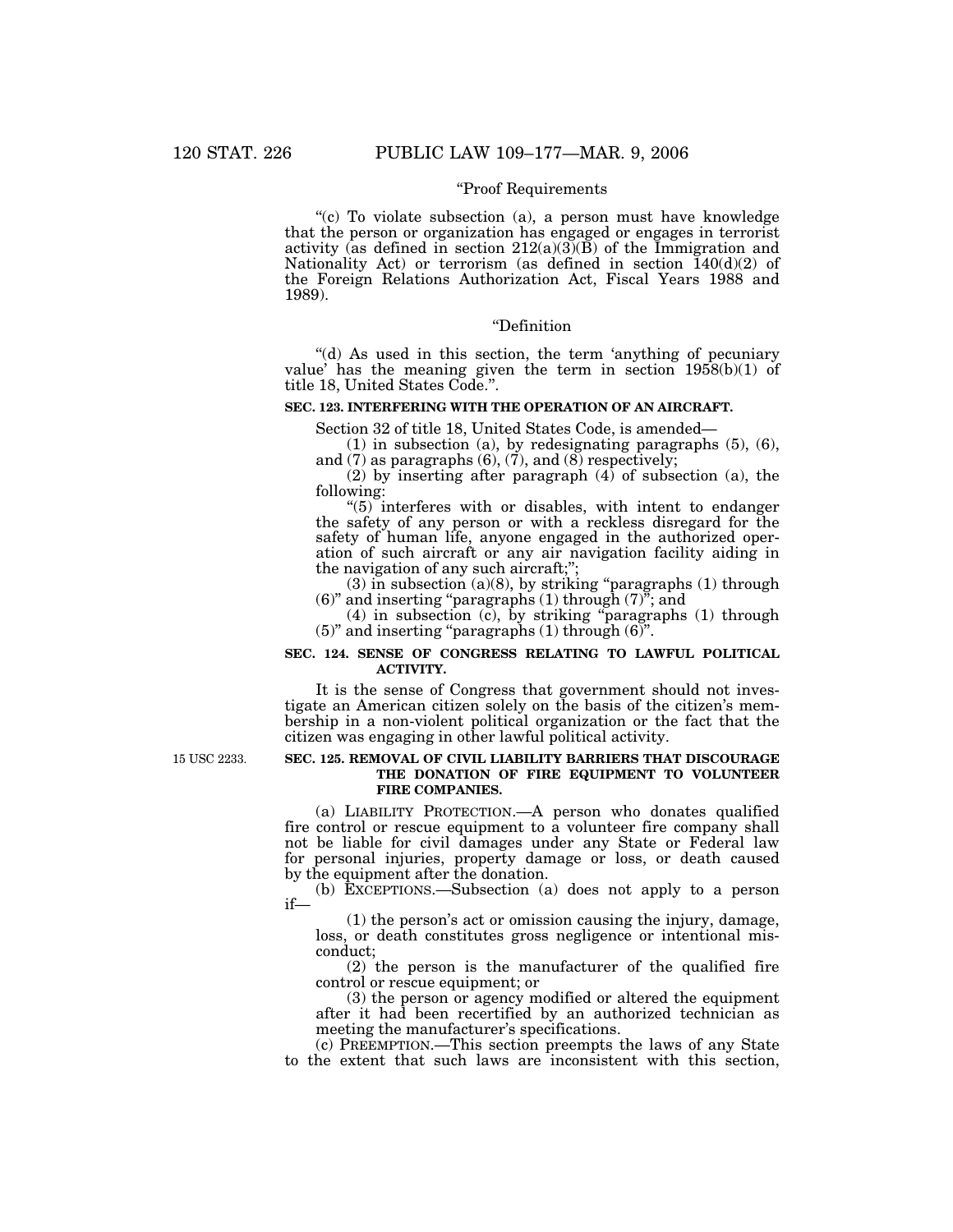"Proof Requirements

"(c) To violate subsection (a), a person must have knowledge that the person or organization has engaged or engages in terrorist activity (as defined in section 212(a)(3)(B) of the Immigration and Nationality Act) or terrorism (as defined in section 140(d)(2) of the Foreign Relations Authorization Act, Fiscal Years 1988 and 1989).

"Definition

"(d) As used in this section, the term 'anything of pecuniary value' has the meaning given the term in section 1958(b)(1) of title 18, United States Code.".

**SEC. 123. INTERFERING WITH THE OPERATION OF AN AIRCRAFT.**

Section 32 of title 18, United States Code, is amended—

(1) in subsection (a), by redesignating paragraphs (5), (6), and (7) as paragraphs (6), (7), and (8) respectively;

(2) by inserting after paragraph (4) of subsection (a), the following:

"(5) interferes with or disables, with intent to endanger the safety of any person or with a reckless disregard for the safety of human life, anyone engaged in the authorized operation of such aircraft or any air navigation facility aiding in the navigation of any such aircraft;";

(3) in subsection (a)(8), by striking "paragraphs (1) through (6)" and inserting "paragraphs (1) through (7)"; and

(4) in subsection (c), by striking "paragraphs (1) through (5)" and inserting "paragraphs (1) through (6)".

**SEC. 124. SENSE OF CONGRESS RELATING TO LAWFUL POLITICAL ACTIVITY.**

It is the sense of Congress that government should not investigate an American citizen solely on the basis of the citizen's membership in a non-violent political organization or the fact that the citizen was engaging in other lawful political activity.

15 USC 2233.

**SEC. 125. REMOVAL OF CIVIL LIABILITY BARRIERS THAT DISCOURAGE THE DONATION OF FIRE EQUIPMENT TO VOLUNTEER FIRE COMPANIES.**

(a) LIABILITY PROTECTION.—A person who donates qualified fire control or rescue equipment to a volunteer fire company shall not be liable for civil damages under any State or Federal law for personal injuries, property damage or loss, or death caused by the equipment after the donation.

(b) EXCEPTIONS.—Subsection (a) does not apply to a person if—

(1) the person's act or omission causing the injury, damage, loss, or death constitutes gross negligence or intentional misconduct;

(2) the person is the manufacturer of the qualified fire control or rescue equipment; or

(3) the person or agency modified or altered the equipment after it had been recertified by an authorized technician as meeting the manufacturer's specifications.

(c) PREEMPTION.—This section preempts the laws of any State to the extent that such laws are inconsistent with this section,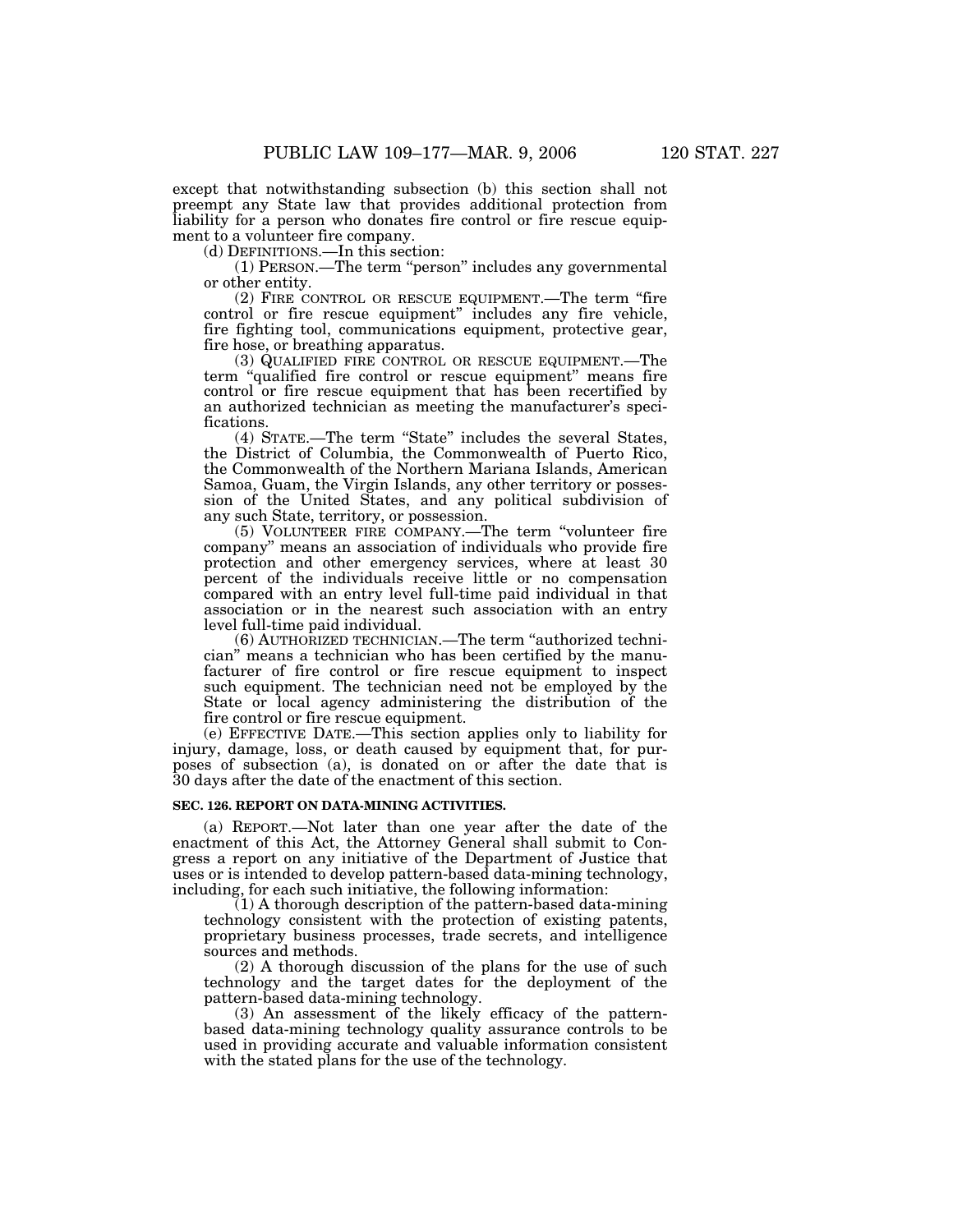except that notwithstanding subsection (b) this section shall not preempt any State law that provides additional protection from liability for a person who donates fire control or fire rescue equipment to a volunteer fire company.

(d) DEFINITIONS.—In this section:

(1) PERSON.—The term "person" includes any governmental or other entity.

(2) FIRE CONTROL OR RESCUE EQUIPMENT.—The term "fire control or fire rescue equipment" includes any fire vehicle, fire fighting tool, communications equipment, protective gear, fire hose, or breathing apparatus.

(3) QUALIFIED FIRE CONTROL OR RESCUE EQUIPMENT.—The term "qualified fire control or rescue equipment" means fire control or fire rescue equipment that has been recertified by an authorized technician as meeting the manufacturer's specifications.

(4) STATE.—The term "State" includes the several States, the District of Columbia, the Commonwealth of Puerto Rico, the Commonwealth of the Northern Mariana Islands, American Samoa, Guam, the Virgin Islands, any other territory or possession of the United States, and any political subdivision of any such State, territory, or possession.

(5) VOLUNTEER FIRE COMPANY.—The term "volunteer fire company" means an association of individuals who provide fire protection and other emergency services, where at least 30 percent of the individuals receive little or no compensation compared with an entry level full-time paid individual in that association or in the nearest such association with an entry level full-time paid individual.

(6) AUTHORIZED TECHNICIAN.—The term "authorized technician" means a technician who has been certified by the manufacturer of fire control or fire rescue equipment to inspect such equipment. The technician need not be employed by the State or local agency administering the distribution of the fire control or fire rescue equipment.

(e) EFFECTIVE DATE.—This section applies only to liability for injury, damage, loss, or death caused by equipment that, for purposes of subsection (a), is donated on or after the date that is 30 days after the date of the enactment of this section.

**SEC. 126. REPORT ON DATA-MINING ACTIVITIES.**

(a) REPORT.—Not later than one year after the date of the enactment of this Act, the Attorney General shall submit to Congress a report on any initiative of the Department of Justice that uses or is intended to develop pattern-based data-mining technology, including, for each such initiative, the following information:

(1) A thorough description of the pattern-based data-mining technology consistent with the protection of existing patents, proprietary business processes, trade secrets, and intelligence sources and methods.

(2) A thorough discussion of the plans for the use of such technology and the target dates for the deployment of the pattern-based data-mining technology.

(3) An assessment of the likely efficacy of the pattern-based data-mining technology quality assurance controls to be used in providing accurate and valuable information consistent with the stated plans for the use of the technology.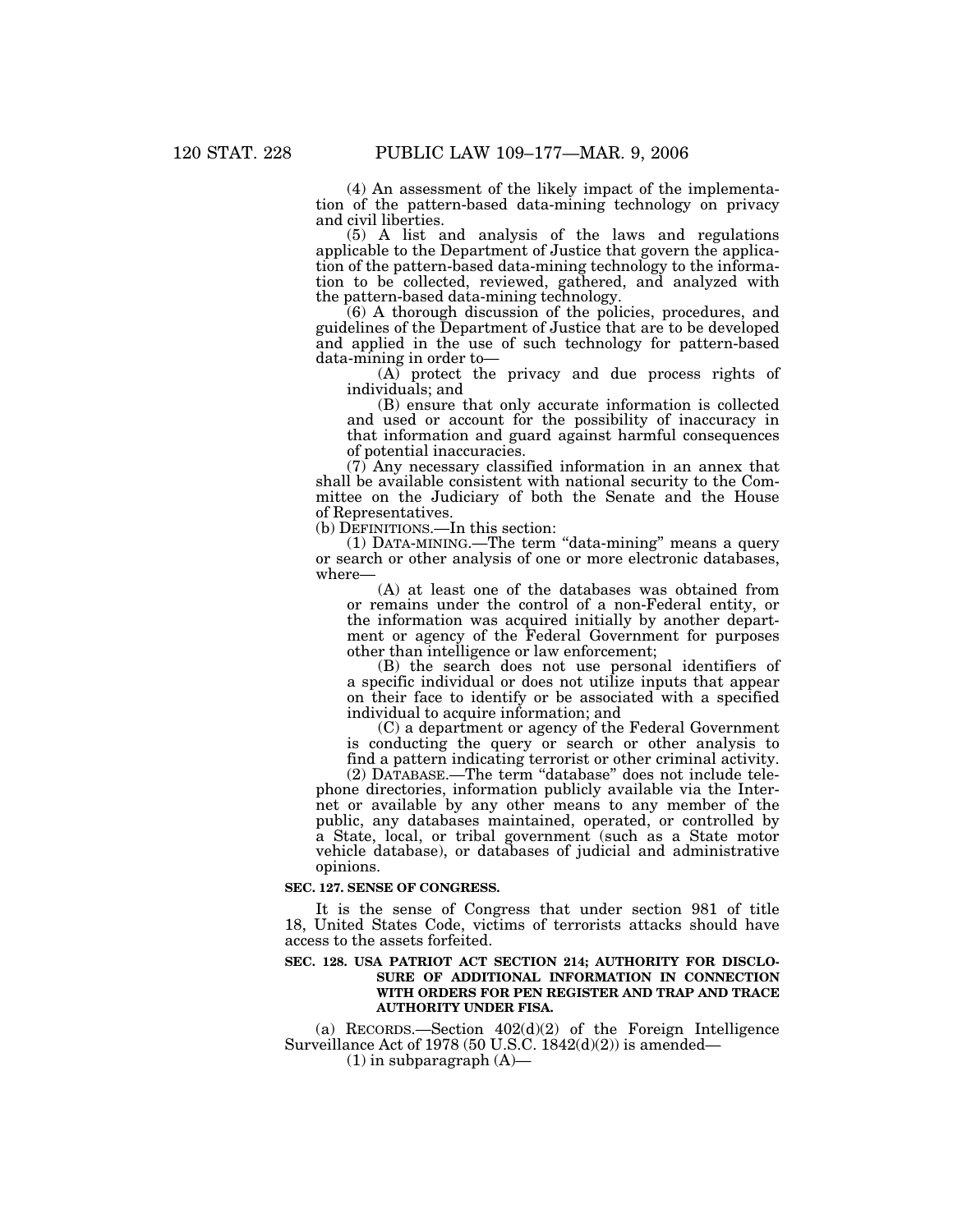(4) An assessment of the likely impact of the implementation of the pattern-based data-mining technology on privacy and civil liberties.

(5) A list and analysis of the laws and regulations applicable to the Department of Justice that govern the application of the pattern-based data-mining technology to the information to be collected, reviewed, gathered, and analyzed with the pattern-based data-mining technology.

(6) A thorough discussion of the policies, procedures, and guidelines of the Department of Justice that are to be developed and applied in the use of such technology for pattern-based data-mining in order to—

(A) protect the privacy and due process rights of individuals; and

(B) ensure that only accurate information is collected and used or account for the possibility of inaccuracy in that information and guard against harmful consequences of potential inaccuracies.

(7) Any necessary classified information in an annex that shall be available consistent with national security to the Committee on the Judiciary of both the Senate and the House of Representatives.

(b) DEFINITIONS.—In this section:

(1) DATA-MINING.—The term "data-mining" means a query or search or other analysis of one or more electronic databases, where—

(A) at least one of the databases was obtained from or remains under the control of a non-Federal entity, or the information was acquired initially by another department or agency of the Federal Government for purposes other than intelligence or law enforcement;

(B) the search does not use personal identifiers of a specific individual or does not utilize inputs that appear on their face to identify or be associated with a specified individual to acquire information; and

(C) a department or agency of the Federal Government is conducting the query or search or other analysis to find a pattern indicating terrorist or other criminal activity.

(2) DATABASE.—The term "database" does not include telephone directories, information publicly available via the Internet or available by any other means to any member of the public, any databases maintained, operated, or controlled by a State, local, or tribal government (such as a State motor vehicle database), or databases of judicial and administrative opinions.

**SEC. 127. SENSE OF CONGRESS.**

It is the sense of Congress that under section 981 of title 18, United States Code, victims of terrorists attacks should have access to the assets forfeited.

**SEC. 128. USA PATRIOT ACT SECTION 214; AUTHORITY FOR DISCLOSURE OF ADDITIONAL INFORMATION IN CONNECTION WITH ORDERS FOR PEN REGISTER AND TRAP AND TRACE AUTHORITY UNDER FISA.**

(a) RECORDS.—Section 402(d)(2) of the Foreign Intelligence Surveillance Act of 1978 (50 U.S.C. 1842(d)(2)) is amended—

(1) in subparagraph (A)—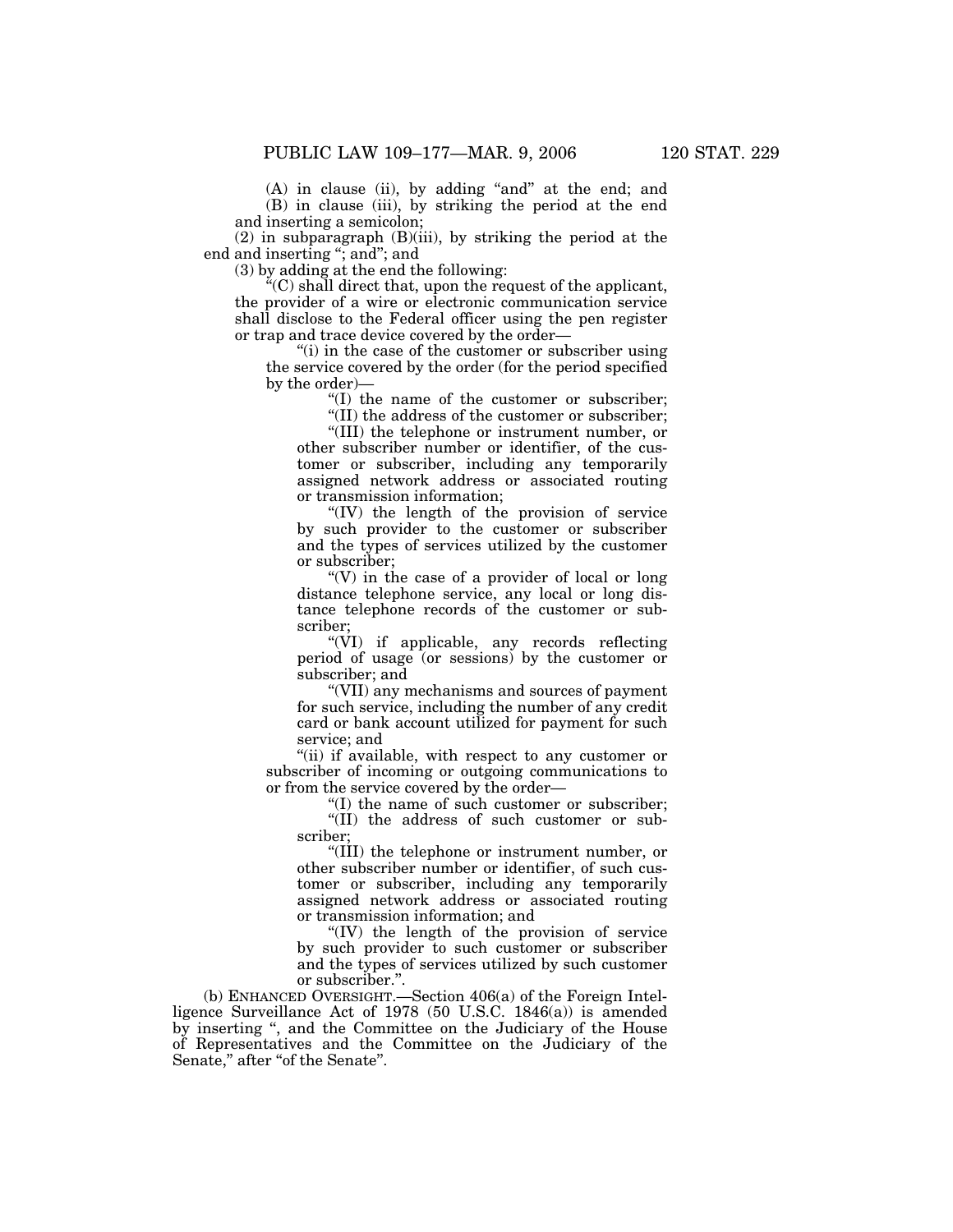(A) in clause (ii), by adding "and" at the end; and

(B) in clause (iii), by striking the period at the end and inserting a semicolon;

(2) in subparagraph (B)(iii), by striking the period at the end and inserting "; and"; and

(3) by adding at the end the following:

"(C) shall direct that, upon the request of the applicant, the provider of a wire or electronic communication service shall disclose to the Federal officer using the pen register or trap and trace device covered by the order—

"(i) in the case of the customer or subscriber using the service covered by the order (for the period specified by the order)—

"(I) the name of the customer or subscriber;

"(II) the address of the customer or subscriber;

"(III) the telephone or instrument number, or other subscriber number or identifier, of the customer or subscriber, including any temporarily assigned network address or associated routing or transmission information;

"(IV) the length of the provision of service by such provider to the customer or subscriber and the types of services utilized by the customer or subscriber;

"(V) in the case of a provider of local or long distance telephone service, any local or long distance telephone records of the customer or subscriber;

"(VI) if applicable, any records reflecting period of usage (or sessions) by the customer or subscriber; and

"(VII) any mechanisms and sources of payment for such service, including the number of any credit card or bank account utilized for payment for such service; and

"(ii) if available, with respect to any customer or subscriber of incoming or outgoing communications to or from the service covered by the order—

"(I) the name of such customer or subscriber;

"(II) the address of such customer or subscriber;

"(III) the telephone or instrument number, or other subscriber number or identifier, of such customer or subscriber, including any temporarily assigned network address or associated routing or transmission information; and

"(IV) the length of the provision of service by such provider to such customer or subscriber and the types of services utilized by such customer or subscriber.".

(b) ENHANCED OVERSIGHT.—Section 406(a) of the Foreign Intelligence Surveillance Act of 1978 (50 U.S.C. 1846(a)) is amended by inserting ", and the Committee on the Judiciary of the House of Representatives and the Committee on the Judiciary of the Senate," after "of the Senate".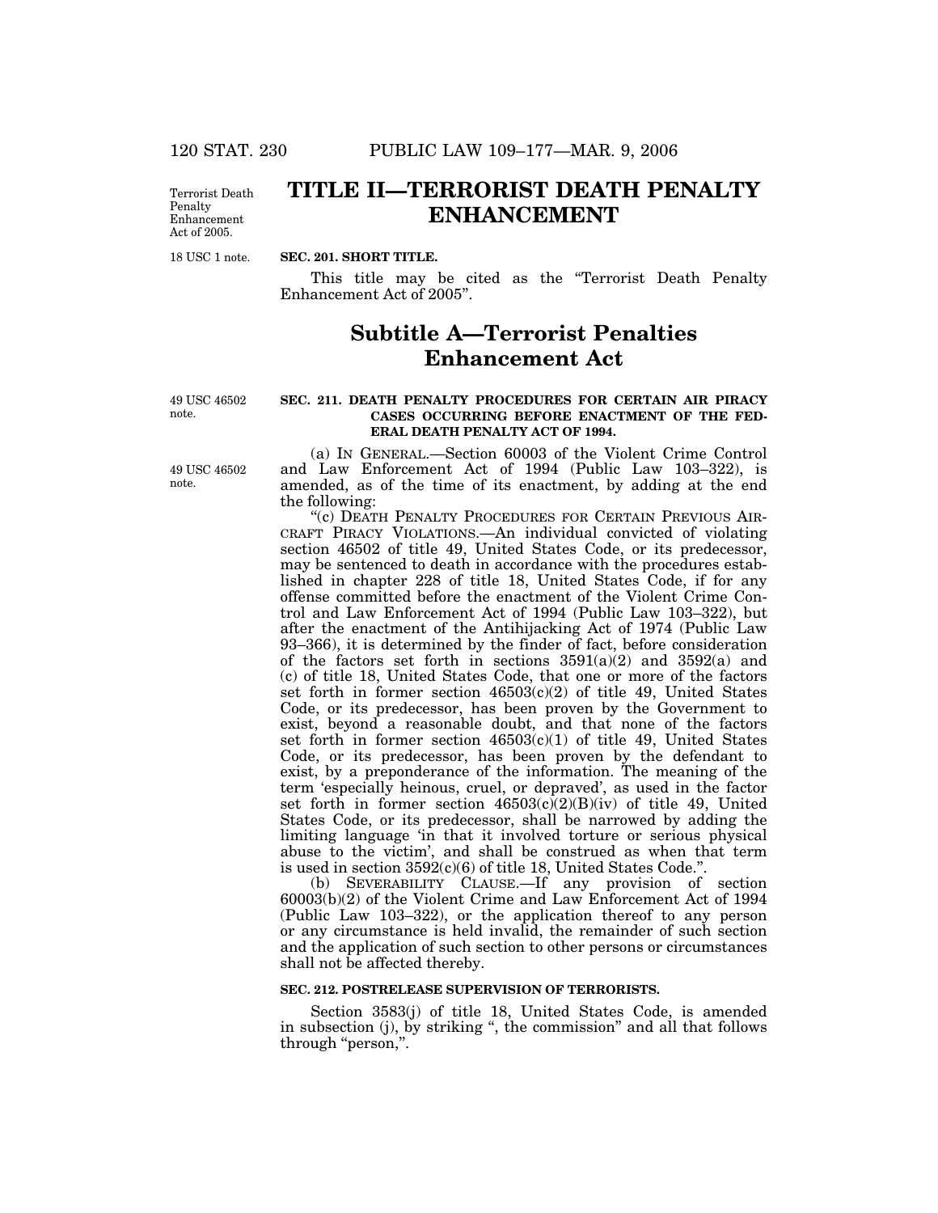# TITLE II—TERRORIST DEATH PENALTY ENHANCEMENT

Terrorist Death Penalty Enhancement Act of 2005.

18 USC 1 note.

**SEC. 201. SHORT TITLE.**

This title may be cited as the “Terrorist Death Penalty Enhancement Act of 2005”.

## Subtitle A—Terrorist Penalties Enhancement Act

49 USC 46502 note.

**SEC. 211. DEATH PENALTY PROCEDURES FOR CERTAIN AIR PIRACY CASES OCCURRING BEFORE ENACTMENT OF THE FEDERAL DEATH PENALTY ACT OF 1994.**

49 USC 46502 note.

(a) IN GENERAL.—Section 60003 of the Violent Crime Control and Law Enforcement Act of 1994 (Public Law 103–322), is amended, as of the time of its enactment, by adding at the end the following:

“(c) DEATH PENALTY PROCEDURES FOR CERTAIN PREVIOUS AIRCRAFT PIRACY VIOLATIONS.—An individual convicted of violating section 46502 of title 49, United States Code, or its predecessor, may be sentenced to death in accordance with the procedures established in chapter 228 of title 18, United States Code, if for any offense committed before the enactment of the Violent Crime Control and Law Enforcement Act of 1994 (Public Law 103–322), but after the enactment of the Antihijacking Act of 1974 (Public Law 93–366), it is determined by the finder of fact, before consideration of the factors set forth in sections 3591(a)(2) and 3592(a) and (c) of title 18, United States Code, that one or more of the factors set forth in former section 46503(c)(2) of title 49, United States Code, or its predecessor, has been proven by the Government to exist, beyond a reasonable doubt, and that none of the factors set forth in former section 46503(c)(1) of title 49, United States Code, or its predecessor, has been proven by the defendant to exist, by a preponderance of the information. The meaning of the term ‘especially heinous, cruel, or depraved’, as used in the factor set forth in former section 46503(c)(2)(B)(iv) of title 49, United States Code, or its predecessor, shall be narrowed by adding the limiting language ‘in that it involved torture or serious physical abuse to the victim’, and shall be construed as when that term is used in section 3592(c)(6) of title 18, United States Code.”.

(b) SEVERABILITY CLAUSE.—If any provision of section 60003(b)(2) of the Violent Crime and Law Enforcement Act of 1994 (Public Law 103–322), or the application thereof to any person or any circumstance is held invalid, the remainder of such section and the application of such section to other persons or circumstances shall not be affected thereby.

**SEC. 212. POSTRELEASE SUPERVISION OF TERRORISTS.**

Section 3583(j) of title 18, United States Code, is amended in subsection (j), by striking “, the commission” and all that follows through “person,”.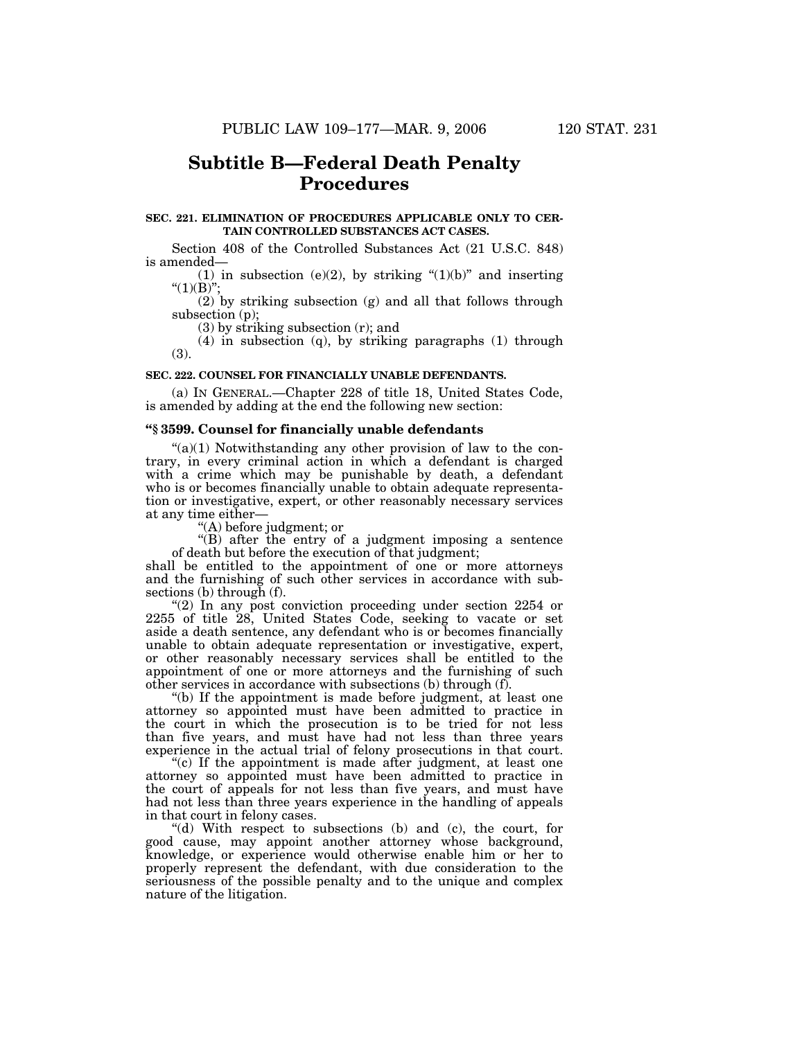## Subtitle B—Federal Death Penalty Procedures

**SEC. 221. ELIMINATION OF PROCEDURES APPLICABLE ONLY TO CERTAIN CONTROLLED SUBSTANCES ACT CASES.**

Section 408 of the Controlled Substances Act (21 U.S.C. 848) is amended—

(1) in subsection (e)(2), by striking "(1)(b)" and inserting "(1)(B)";

(2) by striking subsection (g) and all that follows through subsection (p);

(3) by striking subsection (r); and

(4) in subsection (q), by striking paragraphs (1) through (3).

**SEC. 222. COUNSEL FOR FINANCIALLY UNABLE DEFENDANTS.**

(a) IN GENERAL.—Chapter 228 of title 18, United States Code, is amended by adding at the end the following new section:

**"§ 3599. Counsel for financially unable defendants**

"(a)(1) Notwithstanding any other provision of law to the contrary, in every criminal action in which a defendant is charged with a crime which may be punishable by death, a defendant who is or becomes financially unable to obtain adequate representation or investigative, expert, or other reasonably necessary services at any time either—

"(A) before judgment; or

"(B) after the entry of a judgment imposing a sentence of death but before the execution of that judgment;

shall be entitled to the appointment of one or more attorneys and the furnishing of such other services in accordance with subsections (b) through (f).

"(2) In any post conviction proceeding under section 2254 or 2255 of title 28, United States Code, seeking to vacate or set aside a death sentence, any defendant who is or becomes financially unable to obtain adequate representation or investigative, expert, or other reasonably necessary services shall be entitled to the appointment of one or more attorneys and the furnishing of such other services in accordance with subsections (b) through (f).

"(b) If the appointment is made before judgment, at least one attorney so appointed must have been admitted to practice in the court in which the prosecution is to be tried for not less than five years, and must have had not less than three years experience in the actual trial of felony prosecutions in that court.

"(c) If the appointment is made after judgment, at least one attorney so appointed must have been admitted to practice in the court of appeals for not less than five years, and must have had not less than three years experience in the handling of appeals in that court in felony cases.

"(d) With respect to subsections (b) and (c), the court, for good cause, may appoint another attorney whose background, knowledge, or experience would otherwise enable him or her to properly represent the defendant, with due consideration to the seriousness of the possible penalty and to the unique and complex nature of the litigation.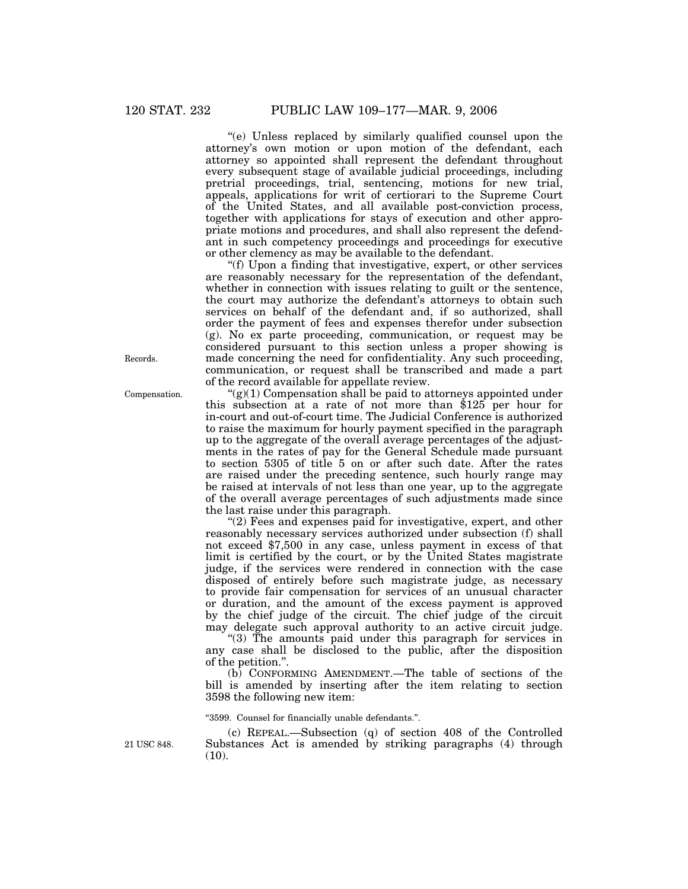"(e) Unless replaced by similarly qualified counsel upon the attorney's own motion or upon motion of the defendant, each attorney so appointed shall represent the defendant throughout every subsequent stage of available judicial proceedings, including pretrial proceedings, trial, sentencing, motions for new trial, appeals, applications for writ of certiorari to the Supreme Court of the United States, and all available post-conviction process, together with applications for stays of execution and other appropriate motions and procedures, and shall also represent the defendant in such competency proceedings and proceedings for executive or other clemency as may be available to the defendant.

"(f) Upon a finding that investigative, expert, or other services are reasonably necessary for the representation of the defendant, whether in connection with issues relating to guilt or the sentence, the court may authorize the defendant's attorneys to obtain such services on behalf of the defendant and, if so authorized, shall order the payment of fees and expenses therefor under subsection (g). No ex parte proceeding, communication, or request may be considered pursuant to this section unless a proper showing is made concerning the need for confidentiality. Any such proceeding, communication, or request shall be transcribed and made a part of the record available for appellate review.

Records.

Compensation.

"(g)(1) Compensation shall be paid to attorneys appointed under this subsection at a rate of not more than $125 per hour for in-court and out-of-court time. The Judicial Conference is authorized to raise the maximum for hourly payment specified in the paragraph up to the aggregate of the overall average percentages of the adjustments in the rates of pay for the General Schedule made pursuant to section 5305 of title 5 on or after such date. After the rates are raised under the preceding sentence, such hourly range may be raised at intervals of not less than one year, up to the aggregate of the overall average percentages of such adjustments made since the last raise under this paragraph.

"(2) Fees and expenses paid for investigative, expert, and other reasonably necessary services authorized under subsection (f) shall not exceed $7,500 in any case, unless payment in excess of that limit is certified by the court, or by the United States magistrate judge, if the services were rendered in connection with the case disposed of entirely before such magistrate judge, as necessary to provide fair compensation for services of an unusual character or duration, and the amount of the excess payment is approved by the chief judge of the circuit. The chief judge of the circuit may delegate such approval authority to an active circuit judge.

"(3) The amounts paid under this paragraph for services in any case shall be disclosed to the public, after the disposition of the petition.".

(b) CONFORMING AMENDMENT.—The table of sections of the bill is amended by inserting after the item relating to section 3598 the following new item:

"3599. Counsel for financially unable defendants.".

21 USC 848.

(c) REPEAL.—Subsection (q) of section 408 of the Controlled Substances Act is amended by striking paragraphs (4) through (10).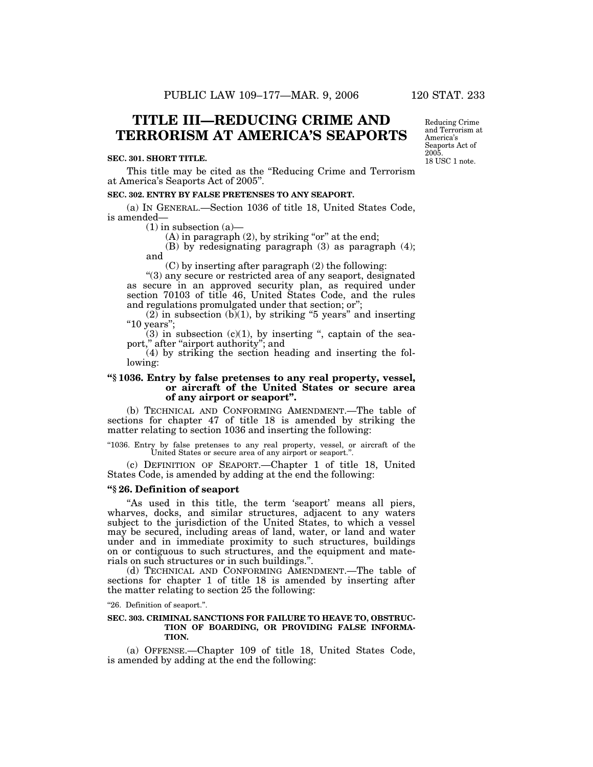# TITLE III—REDUCING CRIME AND TERRORISM AT AMERICA'S SEAPORTS

Reducing Crime and Terrorism at America's Seaports Act of 2005. 18 USC 1 note.

**SEC. 301. SHORT TITLE.**

This title may be cited as the "Reducing Crime and Terrorism at America's Seaports Act of 2005".

**SEC. 302. ENTRY BY FALSE PRETENSES TO ANY SEAPORT.**

(a) IN GENERAL.—Section 1036 of title 18, United States Code, is amended—

(1) in subsection (a)—

(A) in paragraph (2), by striking "or" at the end;

(B) by redesignating paragraph (3) as paragraph (4); and

(C) by inserting after paragraph (2) the following:

"(3) any secure or restricted area of any seaport, designated as secure in an approved security plan, as required under section 70103 of title 46, United States Code, and the rules and regulations promulgated under that section; or";

(2) in subsection (b)(1), by striking "5 years" and inserting "10 years";

(3) in subsection (c)(1), by inserting ", captain of the seaport," after "airport authority"; and

(4) by striking the section heading and inserting the following:

**"§ 1036. Entry by false pretenses to any real property, vessel, or aircraft of the United States or secure area of any airport or seaport".**

(b) TECHNICAL AND CONFORMING AMENDMENT.—The table of sections for chapter 47 of title 18 is amended by striking the matter relating to section 1036 and inserting the following:

"1036. Entry by false pretenses to any real property, vessel, or aircraft of the United States or secure area of any airport or seaport.".

(c) DEFINITION OF SEAPORT.—Chapter 1 of title 18, United States Code, is amended by adding at the end the following:

**"§ 26. Definition of seaport**

"As used in this title, the term 'seaport' means all piers, wharves, docks, and similar structures, adjacent to any waters subject to the jurisdiction of the United States, to which a vessel may be secured, including areas of land, water, or land and water under and in immediate proximity to such structures, buildings on or contiguous to such structures, and the equipment and materials on such structures or in such buildings.".

(d) TECHNICAL AND CONFORMING AMENDMENT.—The table of sections for chapter 1 of title 18 is amended by inserting after the matter relating to section 25 the following:

"26. Definition of seaport.".

**SEC. 303. CRIMINAL SANCTIONS FOR FAILURE TO HEAVE TO, OBSTRUCTION OF BOARDING, OR PROVIDING FALSE INFORMATION.**

(a) OFFENSE.—Chapter 109 of title 18, United States Code, is amended by adding at the end the following: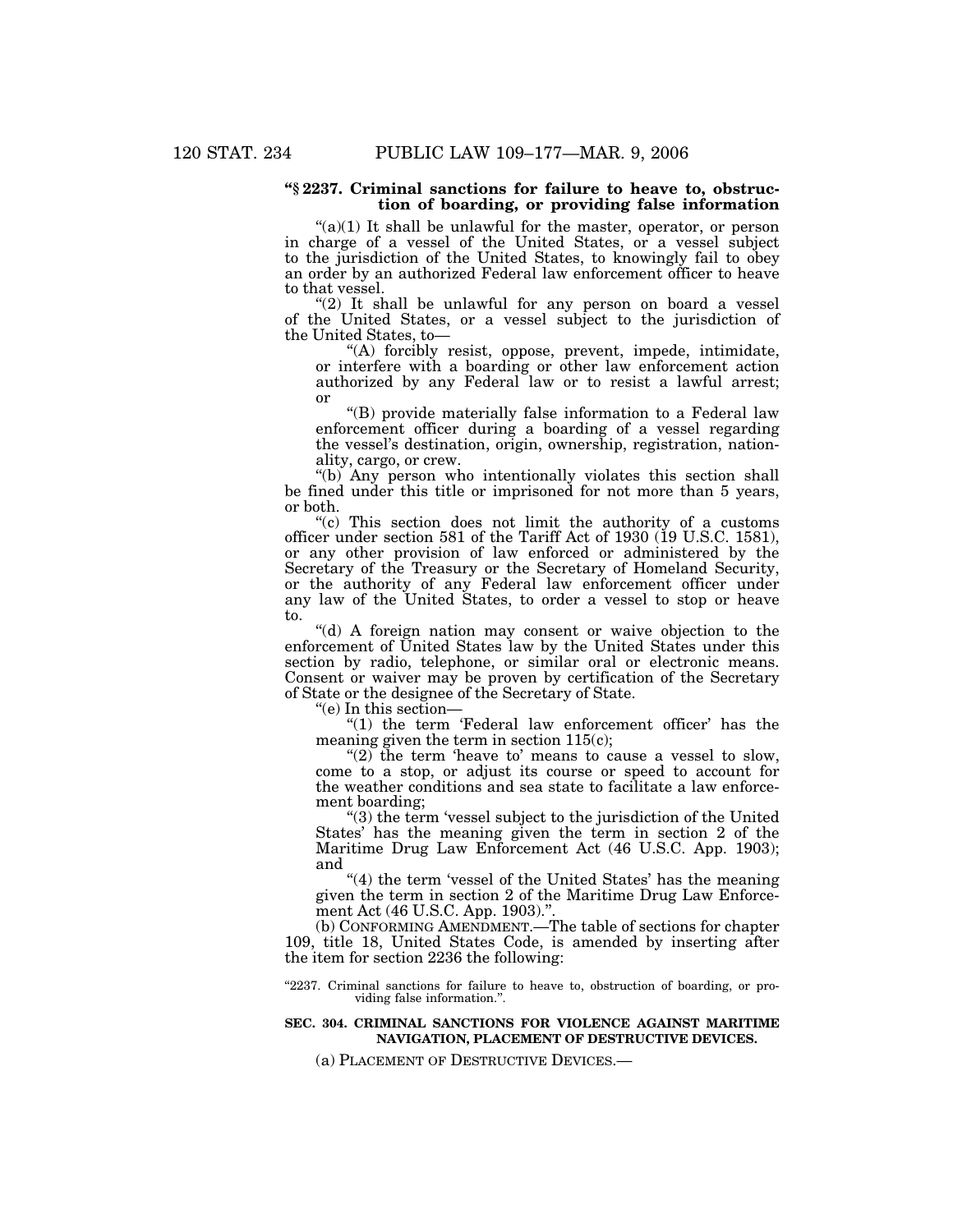**"§ 2237. Criminal sanctions for failure to heave to, obstruction of boarding, or providing false information**

"(a)(1) It shall be unlawful for the master, operator, or person in charge of a vessel of the United States, or a vessel subject to the jurisdiction of the United States, to knowingly fail to obey an order by an authorized Federal law enforcement officer to heave to that vessel.

"(2) It shall be unlawful for any person on board a vessel of the United States, or a vessel subject to the jurisdiction of the United States, to—

"(A) forcibly resist, oppose, prevent, impede, intimidate, or interfere with a boarding or other law enforcement action authorized by any Federal law or to resist a lawful arrest; or

"(B) provide materially false information to a Federal law enforcement officer during a boarding of a vessel regarding the vessel's destination, origin, ownership, registration, nationality, cargo, or crew.

"(b) Any person who intentionally violates this section shall be fined under this title or imprisoned for not more than 5 years, or both.

"(c) This section does not limit the authority of a customs officer under section 581 of the Tariff Act of 1930 (19 U.S.C. 1581), or any other provision of law enforced or administered by the Secretary of the Treasury or the Secretary of Homeland Security, or the authority of any Federal law enforcement officer under any law of the United States, to order a vessel to stop or heave to.

"(d) A foreign nation may consent or waive objection to the enforcement of United States law by the United States under this section by radio, telephone, or similar oral or electronic means. Consent or waiver may be proven by certification of the Secretary of State or the designee of the Secretary of State.

"(e) In this section—

"(1) the term 'Federal law enforcement officer' has the meaning given the term in section 115(c);

"(2) the term 'heave to' means to cause a vessel to slow, come to a stop, or adjust its course or speed to account for the weather conditions and sea state to facilitate a law enforcement boarding;

"(3) the term 'vessel subject to the jurisdiction of the United States' has the meaning given the term in section 2 of the Maritime Drug Law Enforcement Act (46 U.S.C. App. 1903); and

"(4) the term 'vessel of the United States' has the meaning given the term in section 2 of the Maritime Drug Law Enforcement Act (46 U.S.C. App. 1903).".

(b) CONFORMING AMENDMENT.—The table of sections for chapter 109, title 18, United States Code, is amended by inserting after the item for section 2236 the following:

"2237. Criminal sanctions for failure to heave to, obstruction of boarding, or providing false information.".

**SEC. 304. CRIMINAL SANCTIONS FOR VIOLENCE AGAINST MARITIME NAVIGATION, PLACEMENT OF DESTRUCTIVE DEVICES.**

(a) PLACEMENT OF DESTRUCTIVE DEVICES.—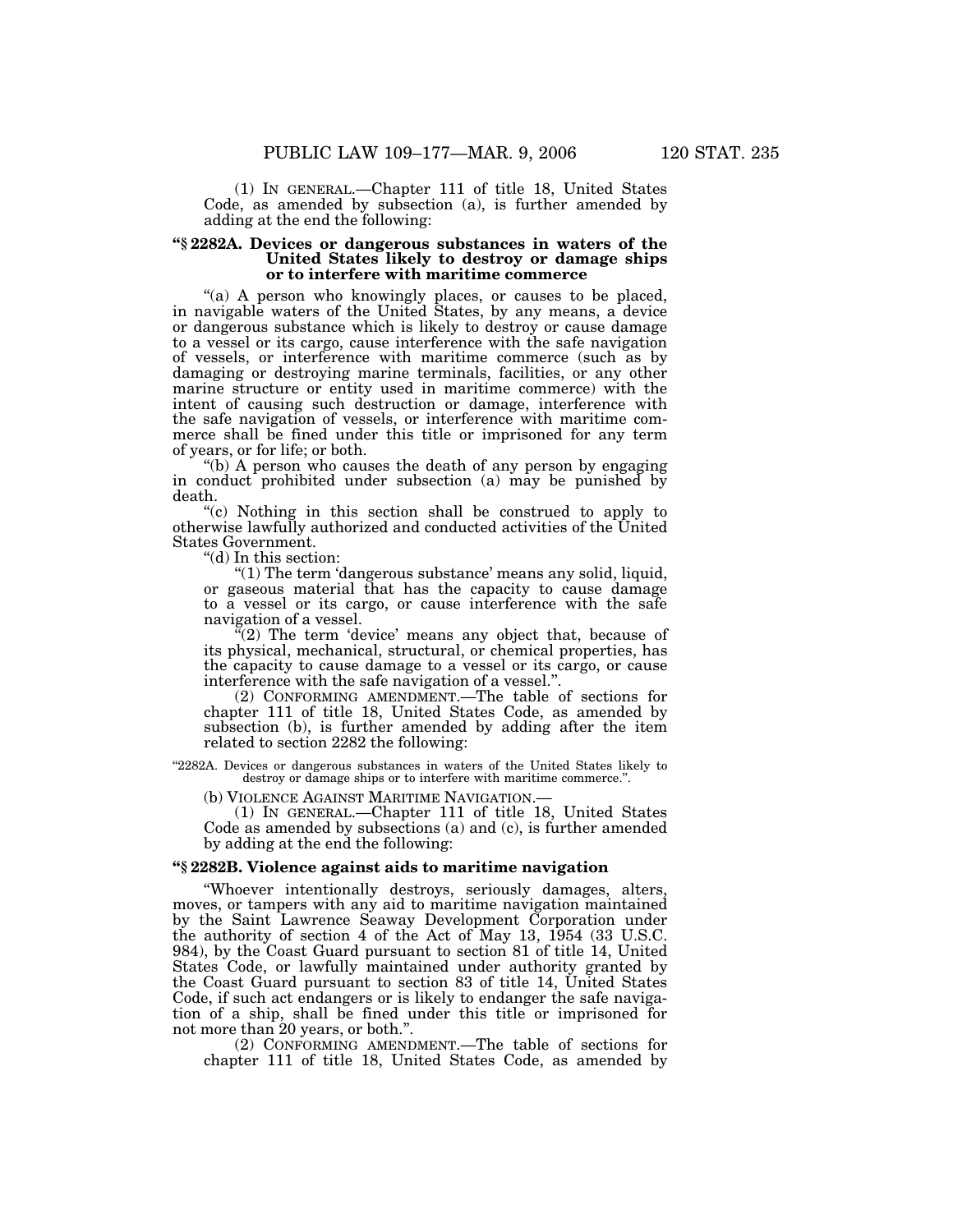(1) IN GENERAL.—Chapter 111 of title 18, United States Code, as amended by subsection (a), is further amended by adding at the end the following:

**"§ 2282A. Devices or dangerous substances in waters of the United States likely to destroy or damage ships or to interfere with maritime commerce**

"(a) A person who knowingly places, or causes to be placed, in navigable waters of the United States, by any means, a device or dangerous substance which is likely to destroy or cause damage to a vessel or its cargo, cause interference with the safe navigation of vessels, or interference with maritime commerce (such as by damaging or destroying marine terminals, facilities, or any other marine structure or entity used in maritime commerce) with the intent of causing such destruction or damage, interference with the safe navigation of vessels, or interference with maritime commerce shall be fined under this title or imprisoned for any term of years, or for life; or both.

"(b) A person who causes the death of any person by engaging in conduct prohibited under subsection (a) may be punished by death.

"(c) Nothing in this section shall be construed to apply to otherwise lawfully authorized and conducted activities of the United States Government.

"(d) In this section:

"(1) The term 'dangerous substance' means any solid, liquid, or gaseous material that has the capacity to cause damage to a vessel or its cargo, or cause interference with the safe navigation of a vessel.

"(2) The term 'device' means any object that, because of its physical, mechanical, structural, or chemical properties, has the capacity to cause damage to a vessel or its cargo, or cause interference with the safe navigation of a vessel.".

(2) CONFORMING AMENDMENT.—The table of sections for chapter 111 of title 18, United States Code, as amended by subsection (b), is further amended by adding after the item related to section 2282 the following:

"2282A. Devices or dangerous substances in waters of the United States likely to destroy or damage ships or to interfere with maritime commerce.".

(b) VIOLENCE AGAINST MARITIME NAVIGATION.—

(1) IN GENERAL.—Chapter 111 of title 18, United States Code as amended by subsections (a) and (c), is further amended by adding at the end the following:

**"§ 2282B. Violence against aids to maritime navigation**

"Whoever intentionally destroys, seriously damages, alters, moves, or tampers with any aid to maritime navigation maintained by the Saint Lawrence Seaway Development Corporation under the authority of section 4 of the Act of May 13, 1954 (33 U.S.C. 984), by the Coast Guard pursuant to section 81 of title 14, United States Code, or lawfully maintained under authority granted by the Coast Guard pursuant to section 83 of title 14, United States Code, if such act endangers or is likely to endanger the safe navigation of a ship, shall be fined under this title or imprisoned for not more than 20 years, or both.".

(2) CONFORMING AMENDMENT.—The table of sections for chapter 111 of title 18, United States Code, as amended by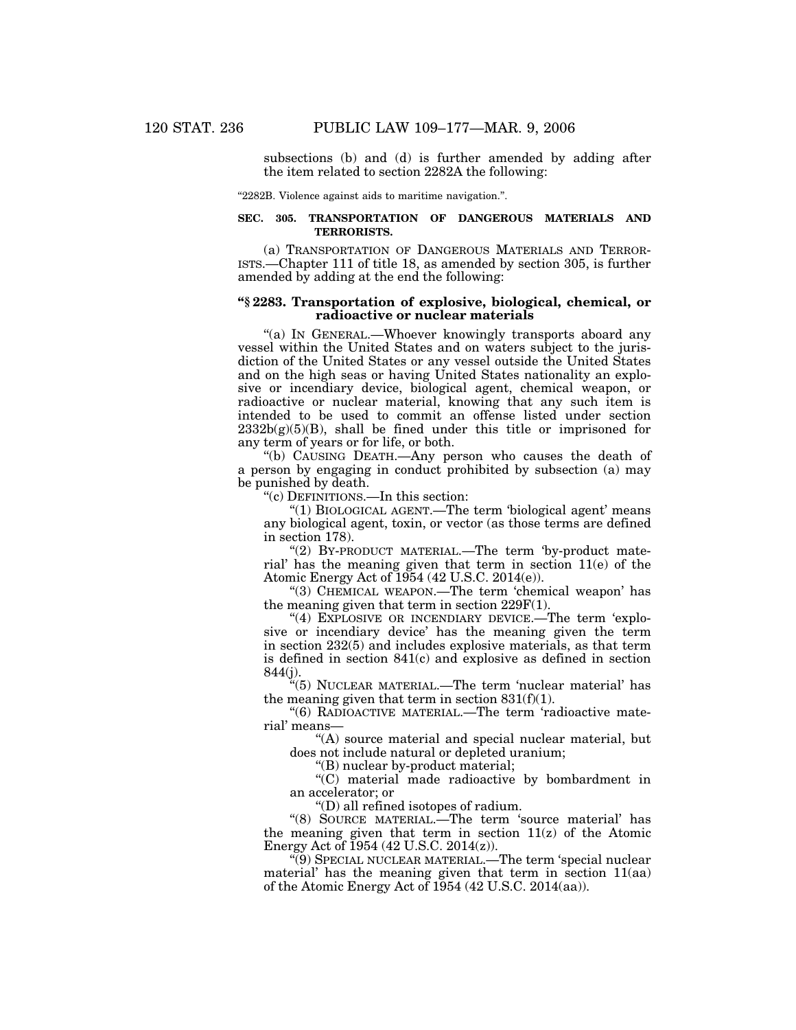subsections (b) and (d) is further amended by adding after the item related to section 2282A the following:

"2282B. Violence against aids to maritime navigation.".

**SEC. 305. TRANSPORTATION OF DANGEROUS MATERIALS AND TERRORISTS.**

(a) TRANSPORTATION OF DANGEROUS MATERIALS AND TERRORISTS.—Chapter 111 of title 18, as amended by section 305, is further amended by adding at the end the following:

### "§ 2283. Transportation of explosive, biological, chemical, or radioactive or nuclear materials

"(a) IN GENERAL.—Whoever knowingly transports aboard any vessel within the United States and on waters subject to the jurisdiction of the United States or any vessel outside the United States and on the high seas or having United States nationality an explosive or incendiary device, biological agent, chemical weapon, or radioactive or nuclear material, knowing that any such item is intended to be used to commit an offense listed under section 2332b(g)(5)(B), shall be fined under this title or imprisoned for any term of years or for life, or both.

"(b) CAUSING DEATH.—Any person who causes the death of a person by engaging in conduct prohibited by subsection (a) may be punished by death.

"(c) DEFINITIONS.—In this section:

"(1) BIOLOGICAL AGENT.—The term 'biological agent' means any biological agent, toxin, or vector (as those terms are defined in section 178).

"(2) BY-PRODUCT MATERIAL.—The term 'by-product material' has the meaning given that term in section 11(e) of the Atomic Energy Act of 1954 (42 U.S.C. 2014(e)).

"(3) CHEMICAL WEAPON.—The term 'chemical weapon' has the meaning given that term in section 229F(1).

"(4) EXPLOSIVE OR INCENDIARY DEVICE.—The term 'explosive or incendiary device' has the meaning given the term in section 232(5) and includes explosive materials, as that term is defined in section 841(c) and explosive as defined in section 844(j).

"(5) NUCLEAR MATERIAL.—The term 'nuclear material' has the meaning given that term in section 831(f)(1).

"(6) RADIOACTIVE MATERIAL.—The term 'radioactive material' means—

"(A) source material and special nuclear material, but does not include natural or depleted uranium;

"(B) nuclear by-product material;

"(C) material made radioactive by bombardment in an accelerator; or

"(D) all refined isotopes of radium.

"(8) SOURCE MATERIAL.—The term 'source material' has the meaning given that term in section 11(z) of the Atomic Energy Act of 1954 (42 U.S.C. 2014(z)).

"(9) SPECIAL NUCLEAR MATERIAL.—The term 'special nuclear material' has the meaning given that term in section 11(aa) of the Atomic Energy Act of 1954 (42 U.S.C. 2014(aa)).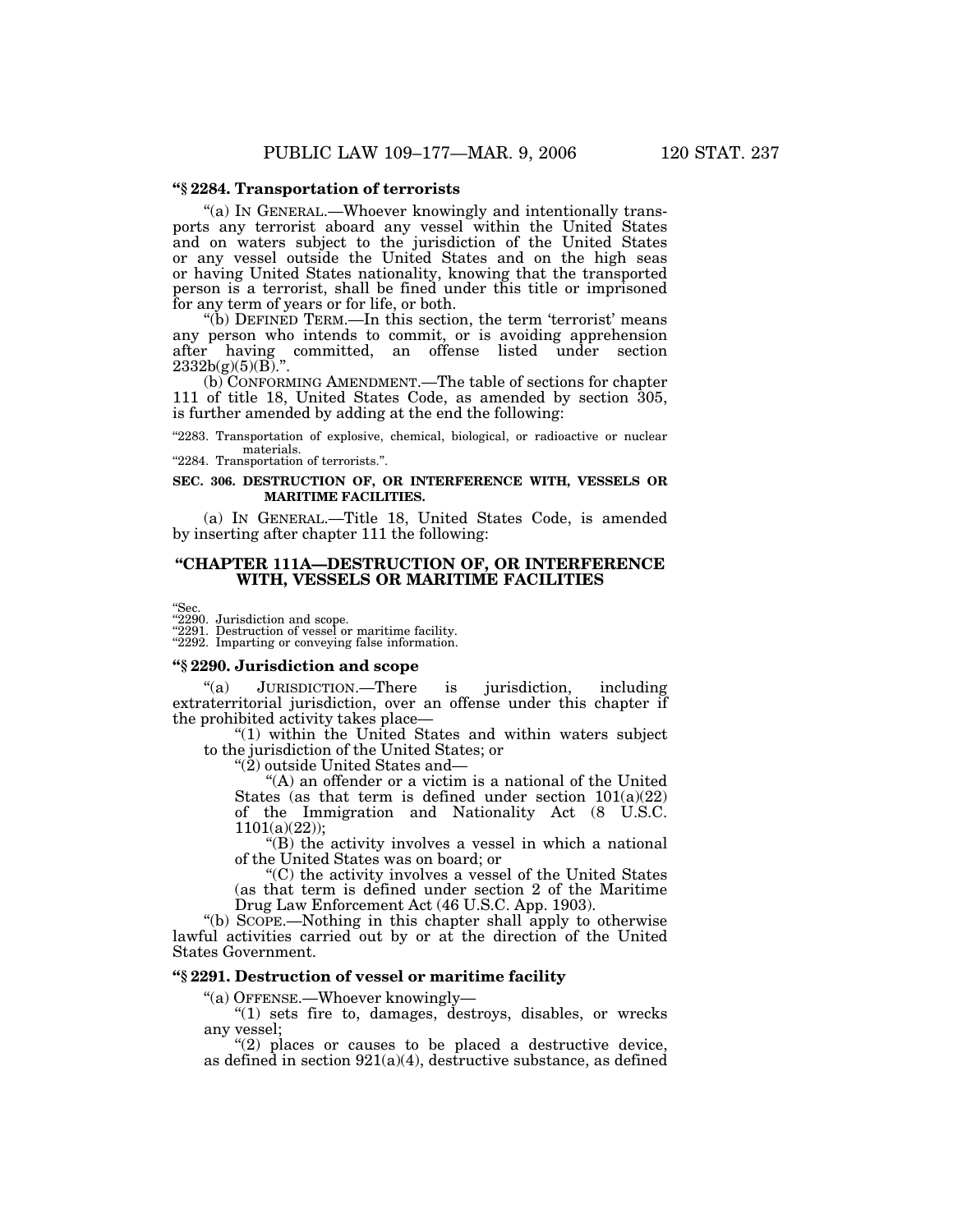### “§ 2284. Transportation of terrorists

“(a) IN GENERAL.—Whoever knowingly and intentionally transports any terrorist aboard any vessel within the United States and on waters subject to the jurisdiction of the United States or any vessel outside the United States and on the high seas or having United States nationality, knowing that the transported person is a terrorist, shall be fined under this title or imprisoned for any term of years or for life, or both.

“(b) DEFINED TERM.—In this section, the term ‘terrorist’ means any person who intends to commit, or is avoiding apprehension after having committed, an offense listed under section 2332b(g)(5)(B).”.

(b) CONFORMING AMENDMENT.—The table of sections for chapter 111 of title 18, United States Code, as amended by section 305, is further amended by adding at the end the following:

“2283. Transportation of explosive, chemical, biological, or radioactive or nuclear materials.
“2284. Transportation of terrorists.”.

**SEC. 306. DESTRUCTION OF, OR INTERFERENCE WITH, VESSELS OR MARITIME FACILITIES.**

(a) IN GENERAL.—Title 18, United States Code, is amended by inserting after chapter 111 the following:

## “CHAPTER 111A—DESTRUCTION OF, OR INTERFERENCE WITH, VESSELS OR MARITIME FACILITIES

“Sec.
“2290. Jurisdiction and scope.
“2291. Destruction of vessel or maritime facility.
“2292. Imparting or conveying false information.

### “§ 2290. Jurisdiction and scope

“(a) JURISDICTION.—There is jurisdiction, including extraterritorial jurisdiction, over an offense under this chapter if the prohibited activity takes place—

“(1) within the United States and within waters subject to the jurisdiction of the United States; or

“(2) outside United States and—

“(A) an offender or a victim is a national of the United States (as that term is defined under section 101(a)(22) of the Immigration and Nationality Act (8 U.S.C. 1101(a)(22));

“(B) the activity involves a vessel in which a national of the United States was on board; or

“(C) the activity involves a vessel of the United States (as that term is defined under section 2 of the Maritime Drug Law Enforcement Act (46 U.S.C. App. 1903).

“(b) SCOPE.—Nothing in this chapter shall apply to otherwise lawful activities carried out by or at the direction of the United States Government.

### “§ 2291. Destruction of vessel or maritime facility

“(a) OFFENSE.—Whoever knowingly—

“(1) sets fire to, damages, destroys, disables, or wrecks any vessel;

“(2) places or causes to be placed a destructive device, as defined in section 921(a)(4), destructive substance, as defined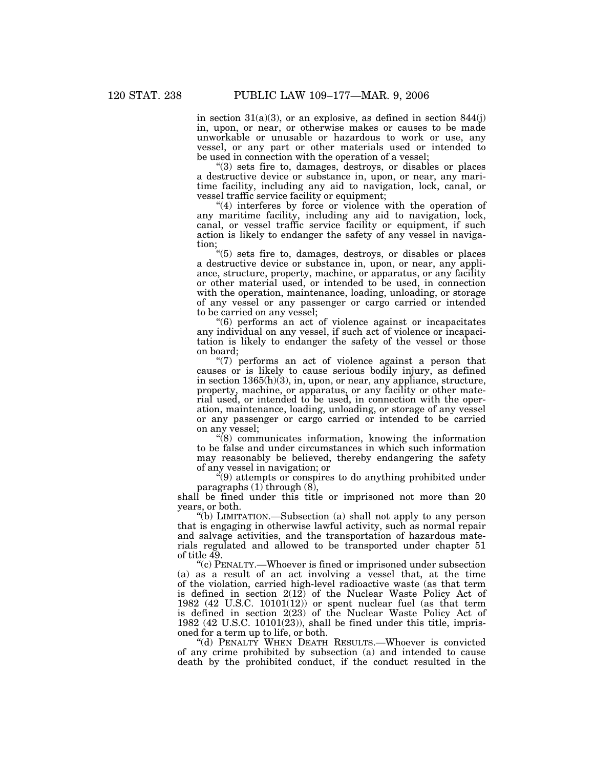in section 31(a)(3), or an explosive, as defined in section 844(j) in, upon, or near, or otherwise makes or causes to be made unworkable or unusable or hazardous to work or use, any vessel, or any part or other materials used or intended to be used in connection with the operation of a vessel;

"(3) sets fire to, damages, destroys, or disables or places a destructive device or substance in, upon, or near, any maritime facility, including any aid to navigation, lock, canal, or vessel traffic service facility or equipment;

"(4) interferes by force or violence with the operation of any maritime facility, including any aid to navigation, lock, canal, or vessel traffic service facility or equipment, if such action is likely to endanger the safety of any vessel in navigation;

"(5) sets fire to, damages, destroys, or disables or places a destructive device or substance in, upon, or near, any appliance, structure, property, machine, or apparatus, or any facility or other material used, or intended to be used, in connection with the operation, maintenance, loading, unloading, or storage of any vessel or any passenger or cargo carried or intended to be carried on any vessel;

"(6) performs an act of violence against or incapacitates any individual on any vessel, if such act of violence or incapacitation is likely to endanger the safety of the vessel or those on board;

"(7) performs an act of violence against a person that causes or is likely to cause serious bodily injury, as defined in section 1365(h)(3), in, upon, or near, any appliance, structure, property, machine, or apparatus, or any facility or other material used, or intended to be used, in connection with the operation, maintenance, loading, unloading, or storage of any vessel or any passenger or cargo carried or intended to be carried on any vessel;

"(8) communicates information, knowing the information to be false and under circumstances in which such information may reasonably be believed, thereby endangering the safety of any vessel in navigation; or

"(9) attempts or conspires to do anything prohibited under paragraphs (1) through (8),

shall be fined under this title or imprisoned not more than 20 years, or both.

"(b) LIMITATION.—Subsection (a) shall not apply to any person that is engaging in otherwise lawful activity, such as normal repair and salvage activities, and the transportation of hazardous materials regulated and allowed to be transported under chapter 51 of title 49.

"(c) PENALTY.—Whoever is fined or imprisoned under subsection (a) as a result of an act involving a vessel that, at the time of the violation, carried high-level radioactive waste (as that term is defined in section 2(12) of the Nuclear Waste Policy Act of 1982 (42 U.S.C. 10101(12)) or spent nuclear fuel (as that term is defined in section 2(23) of the Nuclear Waste Policy Act of 1982 (42 U.S.C. 10101(23)), shall be fined under this title, imprisoned for a term up to life, or both.

"(d) PENALTY WHEN DEATH RESULTS.—Whoever is convicted of any crime prohibited by subsection (a) and intended to cause death by the prohibited conduct, if the conduct resulted in the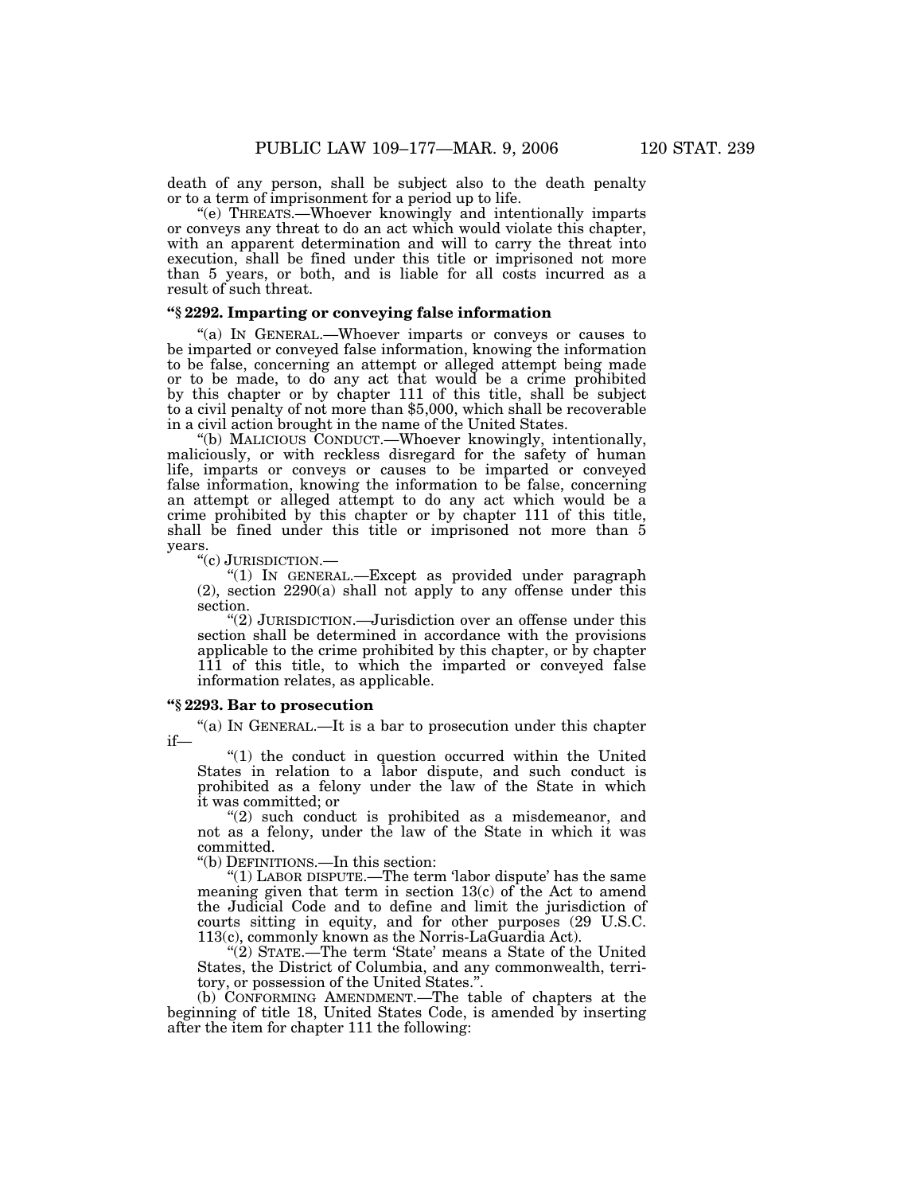death of any person, shall be subject also to the death penalty or to a term of imprisonment for a period up to life.

"(e) THREATS.—Whoever knowingly and intentionally imparts or conveys any threat to do an act which would violate this chapter, with an apparent determination and will to carry the threat into execution, shall be fined under this title or imprisoned not more than 5 years, or both, and is liable for all costs incurred as a result of such threat.

### "§ 2292. Imparting or conveying false information

"(a) IN GENERAL.—Whoever imparts or conveys or causes to be imparted or conveyed false information, knowing the information to be false, concerning an attempt or alleged attempt being made or to be made, to do any act that would be a crime prohibited by this chapter or by chapter 111 of this title, shall be subject to a civil penalty of not more than $5,000, which shall be recoverable in a civil action brought in the name of the United States.

"(b) MALICIOUS CONDUCT.—Whoever knowingly, intentionally, maliciously, or with reckless disregard for the safety of human life, imparts or conveys or causes to be imparted or conveyed false information, knowing the information to be false, concerning an attempt or alleged attempt to do any act which would be a crime prohibited by this chapter or by chapter 111 of this title, shall be fined under this title or imprisoned not more than 5 years.

"(c) JURISDICTION.—

"(1) IN GENERAL.—Except as provided under paragraph (2), section 2290(a) shall not apply to any offense under this section.

"(2) JURISDICTION.—Jurisdiction over an offense under this section shall be determined in accordance with the provisions applicable to the crime prohibited by this chapter, or by chapter 111 of this title, to which the imparted or conveyed false information relates, as applicable.

### "§ 2293. Bar to prosecution

"(a) IN GENERAL.—It is a bar to prosecution under this chapter if—

"(1) the conduct in question occurred within the United States in relation to a labor dispute, and such conduct is prohibited as a felony under the law of the State in which it was committed; or

"(2) such conduct is prohibited as a misdemeanor, and not as a felony, under the law of the State in which it was committed.

"(b) DEFINITIONS.—In this section:

"(1) LABOR DISPUTE.—The term 'labor dispute' has the same meaning given that term in section 13(c) of the Act to amend the Judicial Code and to define and limit the jurisdiction of courts sitting in equity, and for other purposes (29 U.S.C. 113(c), commonly known as the Norris-LaGuardia Act).

"(2) STATE.—The term 'State' means a State of the United States, the District of Columbia, and any commonwealth, territory, or possession of the United States.".

(b) CONFORMING AMENDMENT.—The table of chapters at the beginning of title 18, United States Code, is amended by inserting after the item for chapter 111 the following: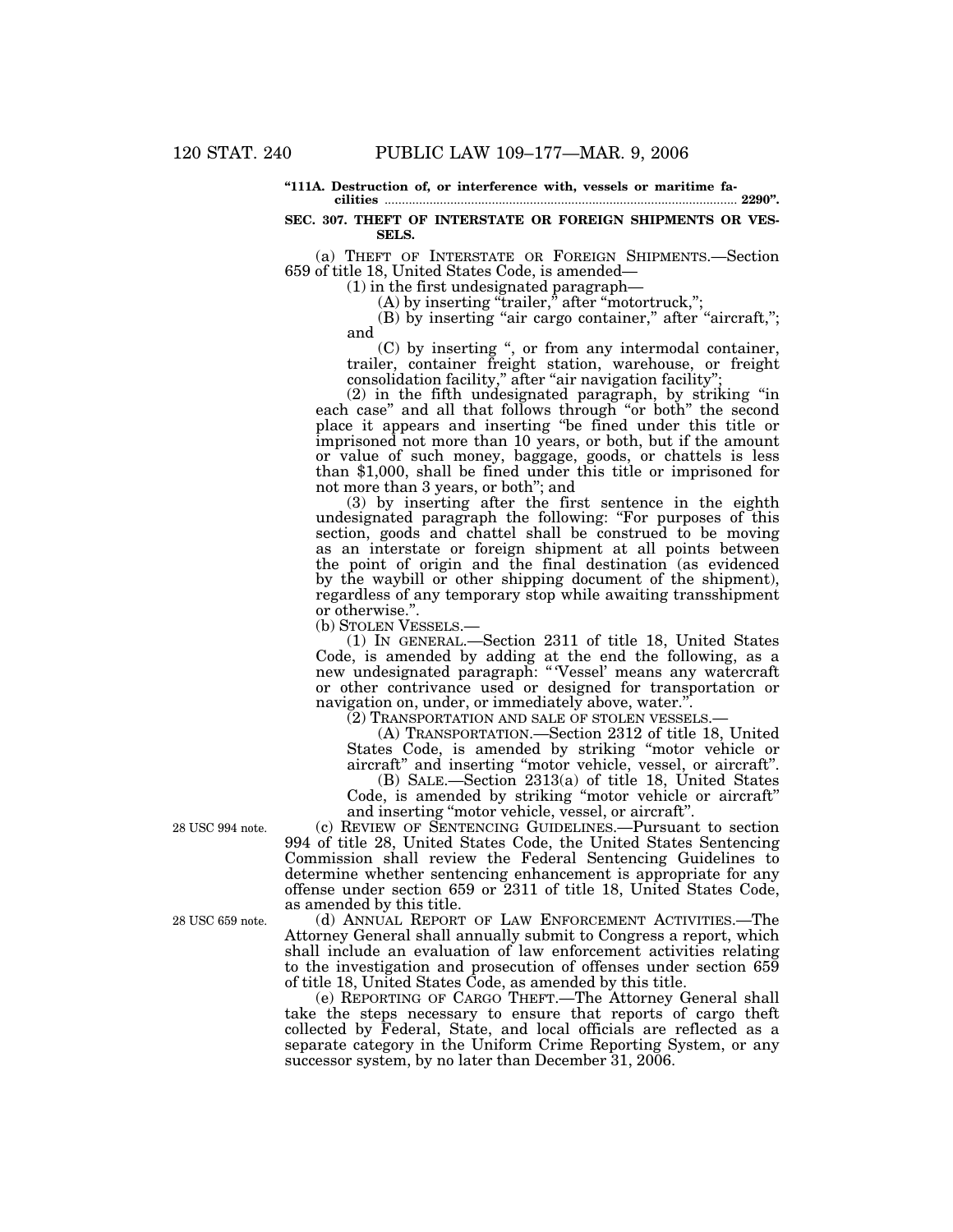**"111A. Destruction of, or interference with, vessels or maritime facilities ........ 2290".**

**SEC. 307. THEFT OF INTERSTATE OR FOREIGN SHIPMENTS OR VESSELS.**

(a) THEFT OF INTERSTATE OR FOREIGN SHIPMENTS.—Section 659 of title 18, United States Code, is amended—

(1) in the first undesignated paragraph—

(A) by inserting "trailer," after "motortruck,";

(B) by inserting "air cargo container," after "aircraft,"; and

(C) by inserting ", or from any intermodal container, trailer, container freight station, warehouse, or freight consolidation facility," after "air navigation facility";

(2) in the fifth undesignated paragraph, by striking "in each case" and all that follows through "or both" the second place it appears and inserting "be fined under this title or imprisoned not more than 10 years, or both, but if the amount or value of such money, baggage, goods, or chattels is less than $1,000, shall be fined under this title or imprisoned for not more than 3 years, or both"; and

(3) by inserting after the first sentence in the eighth undesignated paragraph the following: "For purposes of this section, goods and chattel shall be construed to be moving as an interstate or foreign shipment at all points between the point of origin and the final destination (as evidenced by the waybill or other shipping document of the shipment), regardless of any temporary stop while awaiting transshipment or otherwise.".

(b) STOLEN VESSELS.—

(1) IN GENERAL.—Section 2311 of title 18, United States Code, is amended by adding at the end the following, as a new undesignated paragraph: "'Vessel' means any watercraft or other contrivance used or designed for transportation or navigation on, under, or immediately above, water.".

(2) TRANSPORTATION AND SALE OF STOLEN VESSELS.—

(A) TRANSPORTATION.—Section 2312 of title 18, United States Code, is amended by striking "motor vehicle or aircraft" and inserting "motor vehicle, vessel, or aircraft".

(B) SALE.—Section 2313(a) of title 18, United States Code, is amended by striking "motor vehicle or aircraft" and inserting "motor vehicle, vessel, or aircraft".

28 USC 994 note.

(c) REVIEW OF SENTENCING GUIDELINES.—Pursuant to section 994 of title 28, United States Code, the United States Sentencing Commission shall review the Federal Sentencing Guidelines to determine whether sentencing enhancement is appropriate for any offense under section 659 or 2311 of title 18, United States Code, as amended by this title.

28 USC 659 note.

(d) ANNUAL REPORT OF LAW ENFORCEMENT ACTIVITIES.—The Attorney General shall annually submit to Congress a report, which shall include an evaluation of law enforcement activities relating to the investigation and prosecution of offenses under section 659 of title 18, United States Code, as amended by this title.

(e) REPORTING OF CARGO THEFT.—The Attorney General shall take the steps necessary to ensure that reports of cargo theft collected by Federal, State, and local officials are reflected as a separate category in the Uniform Crime Reporting System, or any successor system, by no later than December 31, 2006.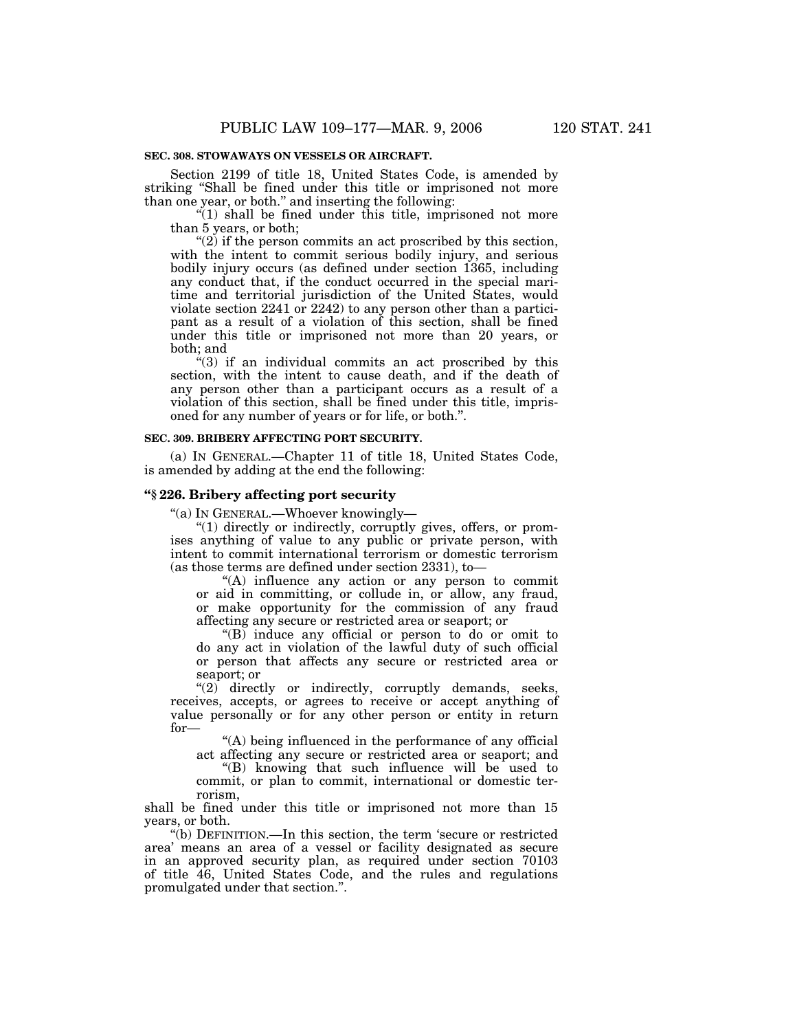**SEC. 308. STOWAWAYS ON VESSELS OR AIRCRAFT.**

Section 2199 of title 18, United States Code, is amended by striking "Shall be fined under this title or imprisoned not more than one year, or both." and inserting the following:

"(1) shall be fined under this title, imprisoned not more than 5 years, or both;

"(2) if the person commits an act proscribed by this section, with the intent to commit serious bodily injury, and serious bodily injury occurs (as defined under section 1365, including any conduct that, if the conduct occurred in the special maritime and territorial jurisdiction of the United States, would violate section 2241 or 2242) to any person other than a participant as a result of a violation of this section, shall be fined under this title or imprisoned not more than 20 years, or both; and

"(3) if an individual commits an act proscribed by this section, with the intent to cause death, and if the death of any person other than a participant occurs as a result of a violation of this section, shall be fined under this title, imprisoned for any number of years or for life, or both.".

**SEC. 309. BRIBERY AFFECTING PORT SECURITY.**

(a) IN GENERAL.—Chapter 11 of title 18, United States Code, is amended by adding at the end the following:

**"§ 226. Bribery affecting port security**

"(a) IN GENERAL.—Whoever knowingly—

"(1) directly or indirectly, corruptly gives, offers, or promises anything of value to any public or private person, with intent to commit international terrorism or domestic terrorism (as those terms are defined under section 2331), to—

"(A) influence any action or any person to commit or aid in committing, or collude in, or allow, any fraud, or make opportunity for the commission of any fraud affecting any secure or restricted area or seaport; or

"(B) induce any official or person to do or omit to do any act in violation of the lawful duty of such official or person that affects any secure or restricted area or seaport; or

"(2) directly or indirectly, corruptly demands, seeks, receives, accepts, or agrees to receive or accept anything of value personally or for any other person or entity in return for—

"(A) being influenced in the performance of any official act affecting any secure or restricted area or seaport; and

"(B) knowing that such influence will be used to commit, or plan to commit, international or domestic terrorism,

shall be fined under this title or imprisoned not more than 15 years, or both.

"(b) DEFINITION.—In this section, the term 'secure or restricted area' means an area of a vessel or facility designated as secure in an approved security plan, as required under section 70103 of title 46, United States Code, and the rules and regulations promulgated under that section.".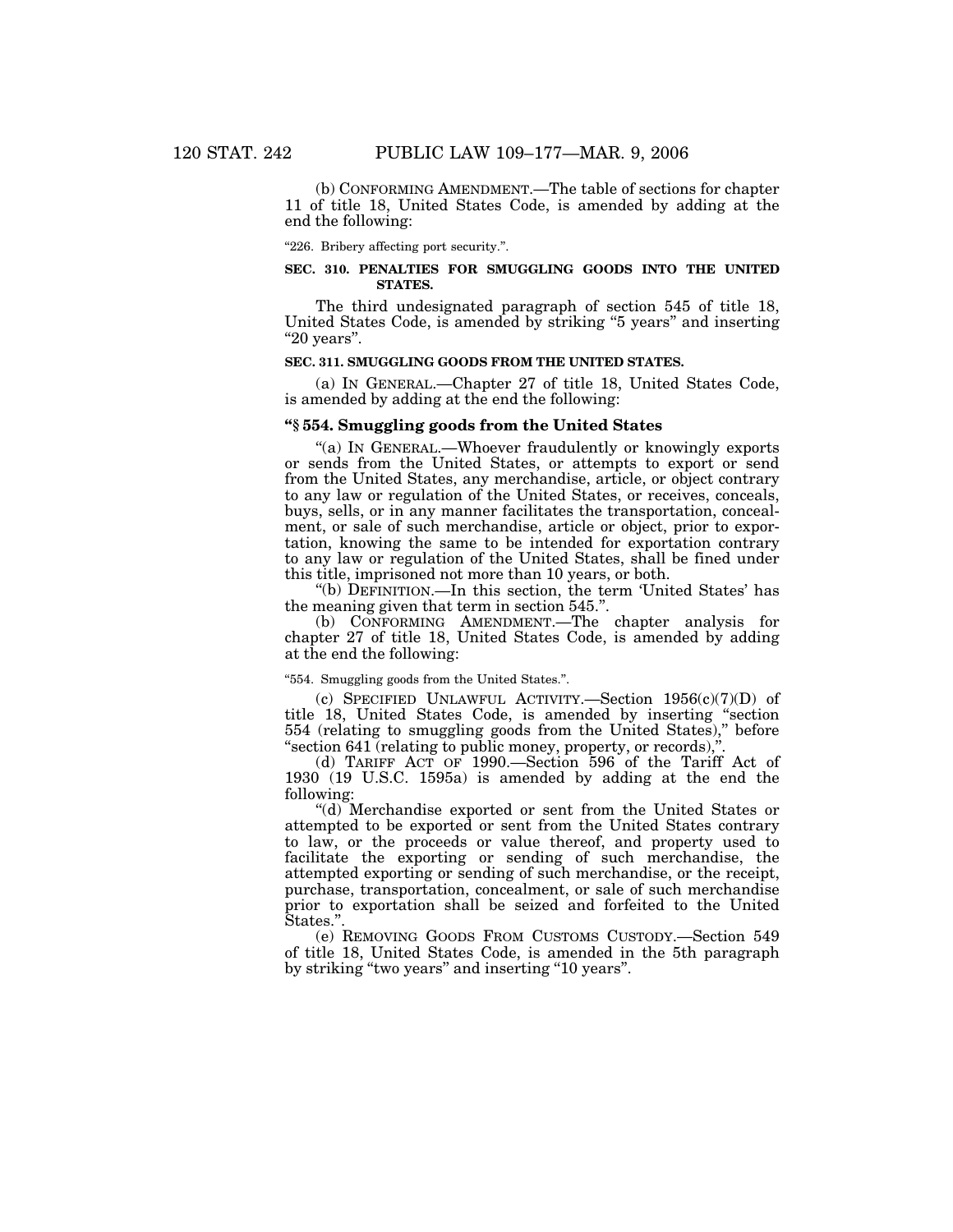(b) CONFORMING AMENDMENT.—The table of sections for chapter 11 of title 18, United States Code, is amended by adding at the end the following:

"226. Bribery affecting port security.".

**SEC. 310. PENALTIES FOR SMUGGLING GOODS INTO THE UNITED STATES.**

The third undesignated paragraph of section 545 of title 18, United States Code, is amended by striking "5 years" and inserting "20 years".

**SEC. 311. SMUGGLING GOODS FROM THE UNITED STATES.**

(a) IN GENERAL.—Chapter 27 of title 18, United States Code, is amended by adding at the end the following:

**"§ 554. Smuggling goods from the United States**

"(a) IN GENERAL.—Whoever fraudulently or knowingly exports or sends from the United States, or attempts to export or send from the United States, any merchandise, article, or object contrary to any law or regulation of the United States, or receives, conceals, buys, sells, or in any manner facilitates the transportation, concealment, or sale of such merchandise, article or object, prior to exportation, knowing the same to be intended for exportation contrary to any law or regulation of the United States, shall be fined under this title, imprisoned not more than 10 years, or both.

"(b) DEFINITION.—In this section, the term 'United States' has the meaning given that term in section 545.".

(b) CONFORMING AMENDMENT.—The chapter analysis for chapter 27 of title 18, United States Code, is amended by adding at the end the following:

"554. Smuggling goods from the United States.".

(c) SPECIFIED UNLAWFUL ACTIVITY.—Section 1956(c)(7)(D) of title 18, United States Code, is amended by inserting "section 554 (relating to smuggling goods from the United States)," before "section 641 (relating to public money, property, or records),".

(d) TARIFF ACT OF 1990.—Section 596 of the Tariff Act of 1930 (19 U.S.C. 1595a) is amended by adding at the end the following:

"(d) Merchandise exported or sent from the United States or attempted to be exported or sent from the United States contrary to law, or the proceeds or value thereof, and property used to facilitate the exporting or sending of such merchandise, the attempted exporting or sending of such merchandise, or the receipt, purchase, transportation, concealment, or sale of such merchandise prior to exportation shall be seized and forfeited to the United States.".

(e) REMOVING GOODS FROM CUSTOMS CUSTODY.—Section 549 of title 18, United States Code, is amended in the 5th paragraph by striking "two years" and inserting "10 years".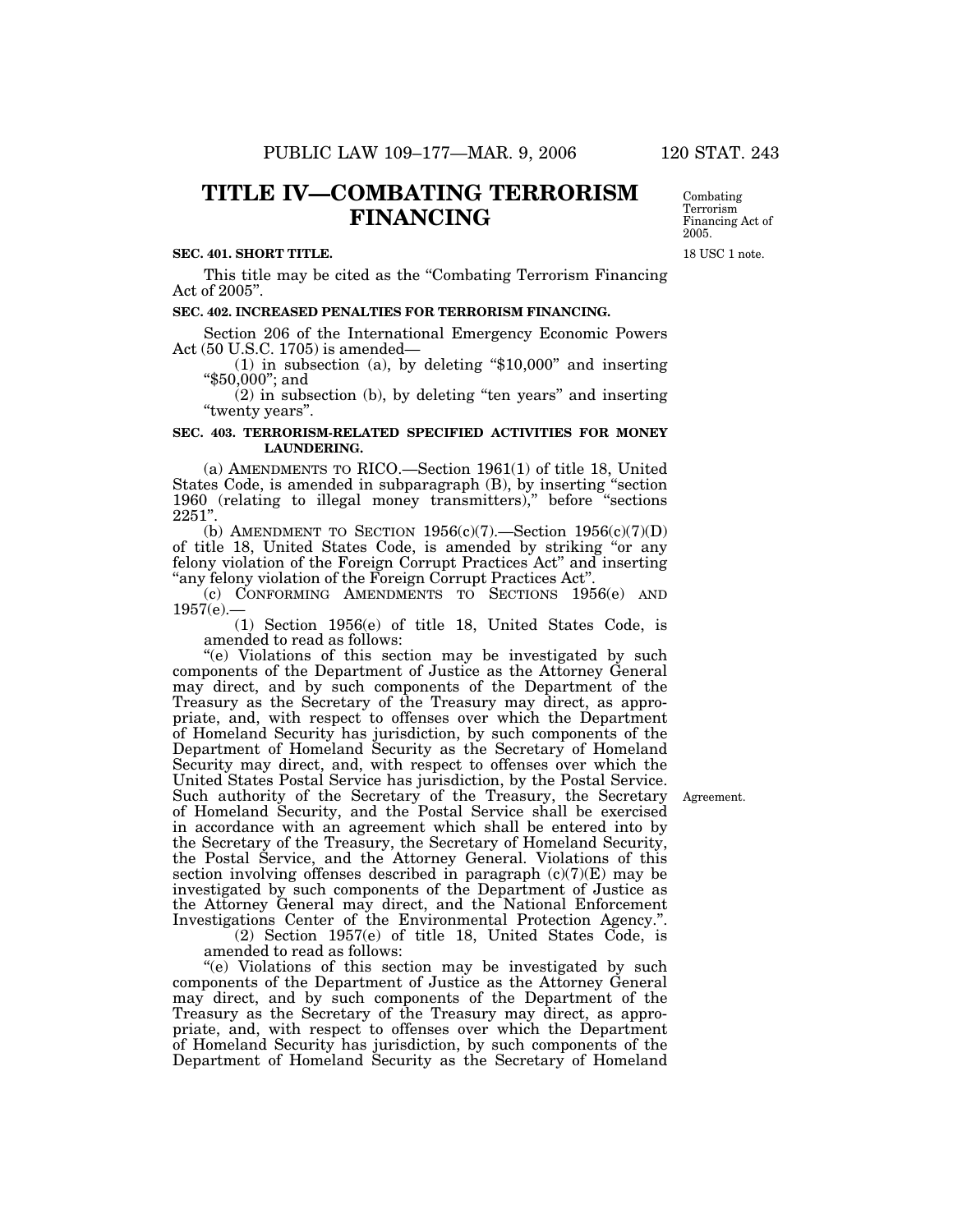# TITLE IV—COMBATING TERRORISM FINANCING

Combating Terrorism Financing Act of 2005.

18 USC 1 note.

**SEC. 401. SHORT TITLE.**

This title may be cited as the "Combating Terrorism Financing Act of 2005".

**SEC. 402. INCREASED PENALTIES FOR TERRORISM FINANCING.**

Section 206 of the International Emergency Economic Powers Act (50 U.S.C. 1705) is amended—

(1) in subsection (a), by deleting "$10,000" and inserting "$50,000"; and

(2) in subsection (b), by deleting "ten years" and inserting "twenty years".

**SEC. 403. TERRORISM-RELATED SPECIFIED ACTIVITIES FOR MONEY LAUNDERING.**

(a) AMENDMENTS TO RICO.—Section 1961(1) of title 18, United States Code, is amended in subparagraph (B), by inserting "section 1960 (relating to illegal money transmitters)," before "sections 2251".

(b) AMENDMENT TO SECTION 1956(c)(7).—Section 1956(c)(7)(D) of title 18, United States Code, is amended by striking "or any felony violation of the Foreign Corrupt Practices Act" and inserting "any felony violation of the Foreign Corrupt Practices Act".

(c) CONFORMING AMENDMENTS TO SECTIONS 1956(e) AND 1957(e).—

(1) Section 1956(e) of title 18, United States Code, is amended to read as follows:

"(e) Violations of this section may be investigated by such components of the Department of Justice as the Attorney General may direct, and by such components of the Department of the Treasury as the Secretary of the Treasury may direct, as appropriate, and, with respect to offenses over which the Department of Homeland Security has jurisdiction, by such components of the Department of Homeland Security as the Secretary of Homeland Security may direct, and, with respect to offenses over which the United States Postal Service has jurisdiction, by the Postal Service. Such authority of the Secretary of the Treasury, the Secretary of Homeland Security, and the Postal Service shall be exercised in accordance with an agreement which shall be entered into by the Secretary of the Treasury, the Secretary of Homeland Security, the Postal Service, and the Attorney General. Violations of this section involving offenses described in paragraph (c)(7)(E) may be investigated by such components of the Department of Justice as the Attorney General may direct, and the National Enforcement Investigations Center of the Environmental Protection Agency.".

Agreement.

(2) Section 1957(e) of title 18, United States Code, is amended to read as follows:

"(e) Violations of this section may be investigated by such components of the Department of Justice as the Attorney General may direct, and by such components of the Department of the Treasury as the Secretary of the Treasury may direct, as appropriate, and, with respect to offenses over which the Department of Homeland Security has jurisdiction, by such components of the Department of Homeland Security as the Secretary of Homeland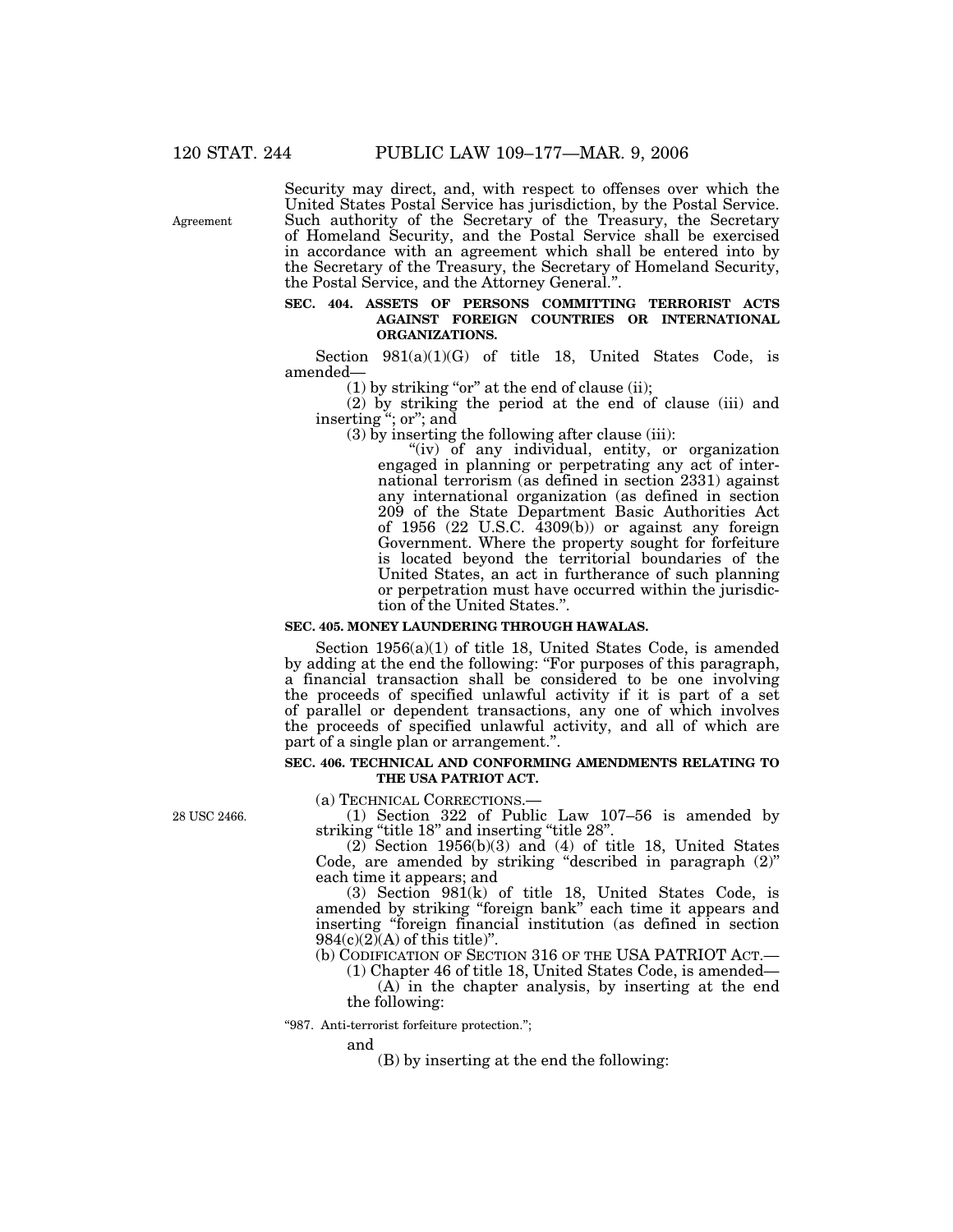Security may direct, and, with respect to offenses over which the United States Postal Service has jurisdiction, by the Postal Service. Such authority of the Secretary of the Treasury, the Secretary of Homeland Security, and the Postal Service shall be exercised in accordance with an agreement which shall be entered into by the Secretary of the Treasury, the Secretary of Homeland Security, the Postal Service, and the Attorney General.".

Agreement

**SEC. 404. ASSETS OF PERSONS COMMITTING TERRORIST ACTS AGAINST FOREIGN COUNTRIES OR INTERNATIONAL ORGANIZATIONS.**

Section 981(a)(1)(G) of title 18, United States Code, is amended—

(1) by striking "or" at the end of clause (ii);

(2) by striking the period at the end of clause (iii) and inserting "; or"; and

(3) by inserting the following after clause (iii):

"(iv) of any individual, entity, or organization engaged in planning or perpetrating any act of international terrorism (as defined in section 2331) against any international organization (as defined in section 209 of the State Department Basic Authorities Act of 1956 (22 U.S.C. 4309(b)) or against any foreign Government. Where the property sought for forfeiture is located beyond the territorial boundaries of the United States, an act in furtherance of such planning or perpetration must have occurred within the jurisdiction of the United States.".

**SEC. 405. MONEY LAUNDERING THROUGH HAWALAS.**

Section 1956(a)(1) of title 18, United States Code, is amended by adding at the end the following: "For purposes of this paragraph, a financial transaction shall be considered to be one involving the proceeds of specified unlawful activity if it is part of a set of parallel or dependent transactions, any one of which involves the proceeds of specified unlawful activity, and all of which are part of a single plan or arrangement.".

**SEC. 406. TECHNICAL AND CONFORMING AMENDMENTS RELATING TO THE USA PATRIOT ACT.**

(a) TECHNICAL CORRECTIONS.—

28 USC 2466.

(1) Section 322 of Public Law 107–56 is amended by striking "title 18" and inserting "title 28".

(2) Section 1956(b)(3) and (4) of title 18, United States Code, are amended by striking "described in paragraph (2)" each time it appears; and

(3) Section 981(k) of title 18, United States Code, is amended by striking "foreign bank" each time it appears and inserting "foreign financial institution (as defined in section 984(c)(2)(A) of this title)".

(b) CODIFICATION OF SECTION 316 OF THE USA PATRIOT ACT.—

(1) Chapter 46 of title 18, United States Code, is amended—

(A) in the chapter analysis, by inserting at the end the following:

"987. Anti-terrorist forfeiture protection.";

and

(B) by inserting at the end the following: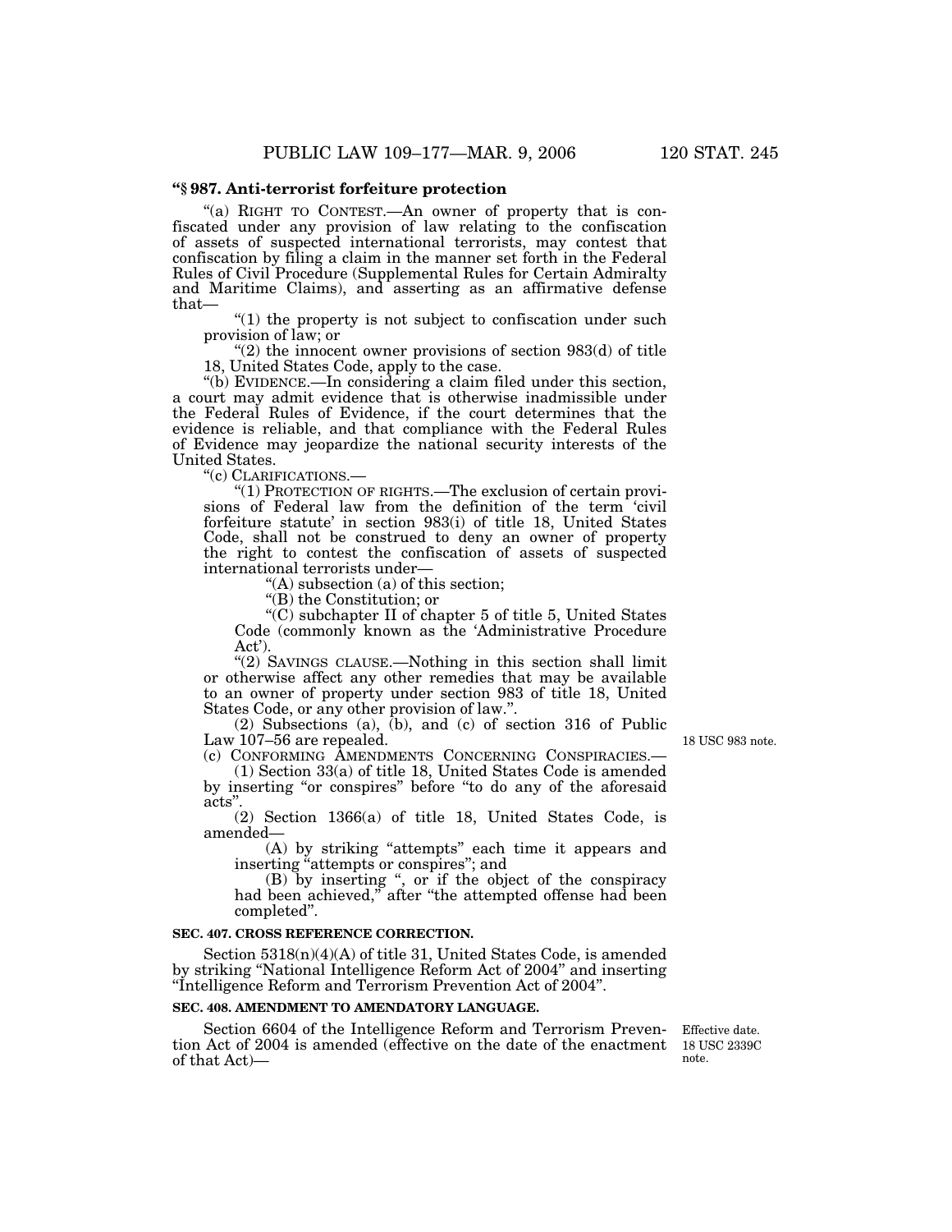**"§ 987. Anti-terrorist forfeiture protection**

"(a) RIGHT TO CONTEST.—An owner of property that is confiscated under any provision of law relating to the confiscation of assets of suspected international terrorists, may contest that confiscation by filing a claim in the manner set forth in the Federal Rules of Civil Procedure (Supplemental Rules for Certain Admiralty and Maritime Claims), and asserting as an affirmative defense that—

"(1) the property is not subject to confiscation under such provision of law; or

"(2) the innocent owner provisions of section 983(d) of title 18, United States Code, apply to the case.

"(b) EVIDENCE.—In considering a claim filed under this section, a court may admit evidence that is otherwise inadmissible under the Federal Rules of Evidence, if the court determines that the evidence is reliable, and that compliance with the Federal Rules of Evidence may jeopardize the national security interests of the United States.

"(c) CLARIFICATIONS.—

"(1) PROTECTION OF RIGHTS.—The exclusion of certain provisions of Federal law from the definition of the term 'civil forfeiture statute' in section 983(i) of title 18, United States Code, shall not be construed to deny an owner of property the right to contest the confiscation of assets of suspected international terrorists under—

"(A) subsection (a) of this section;

"(B) the Constitution; or

"(C) subchapter II of chapter 5 of title 5, United States Code (commonly known as the 'Administrative Procedure Act').

"(2) SAVINGS CLAUSE.—Nothing in this section shall limit or otherwise affect any other remedies that may be available to an owner of property under section 983 of title 18, United States Code, or any other provision of law.".

(2) Subsections (a), (b), and (c) of section 316 of Public Law 107–56 are repealed.

18 USC 983 note.

(c) CONFORMING AMENDMENTS CONCERNING CONSPIRACIES.—

(1) Section 33(a) of title 18, United States Code is amended by inserting "or conspires" before "to do any of the aforesaid acts".

(2) Section 1366(a) of title 18, United States Code, is amended—

(A) by striking "attempts" each time it appears and inserting "attempts or conspires"; and

(B) by inserting ", or if the object of the conspiracy had been achieved," after "the attempted offense had been completed".

**SEC. 407. CROSS REFERENCE CORRECTION.**

Section 5318(n)(4)(A) of title 31, United States Code, is amended by striking "National Intelligence Reform Act of 2004" and inserting "Intelligence Reform and Terrorism Prevention Act of 2004".

**SEC. 408. AMENDMENT TO AMENDATORY LANGUAGE.**

Effective date.
18 USC 2339C note.

Section 6604 of the Intelligence Reform and Terrorism Prevention Act of 2004 is amended (effective on the date of the enactment of that Act)—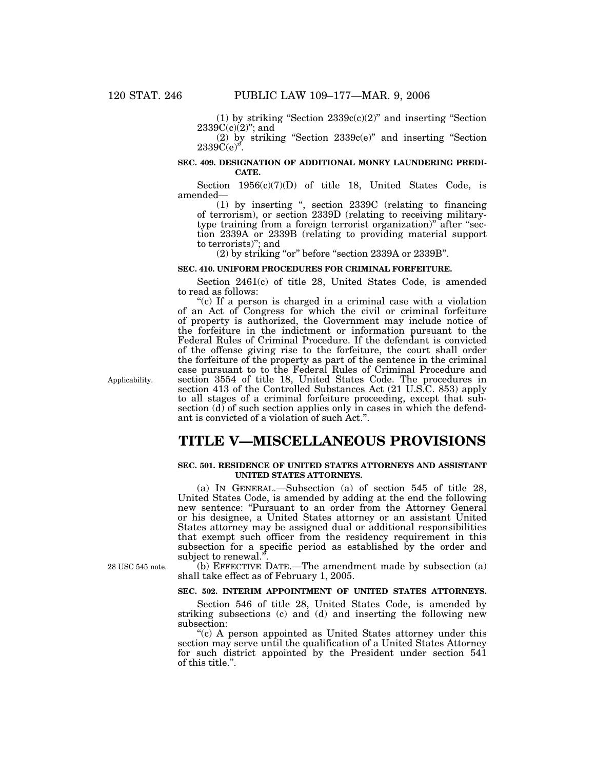(1) by striking "Section 2339c(c)(2)" and inserting "Section 2339C(c)(2)"; and

(2) by striking "Section 2339c(e)" and inserting "Section 2339C(e)".

**SEC. 409. DESIGNATION OF ADDITIONAL MONEY LAUNDERING PREDICATE.**

Section 1956(c)(7)(D) of title 18, United States Code, is amended—

(1) by inserting ", section 2339C (relating to financing of terrorism), or section 2339D (relating to receiving military-type training from a foreign terrorist organization)" after "section 2339A or 2339B (relating to providing material support to terrorists)"; and

(2) by striking "or" before "section 2339A or 2339B".

**SEC. 410. UNIFORM PROCEDURES FOR CRIMINAL FORFEITURE.**

Section 2461(c) of title 28, United States Code, is amended to read as follows:

"(c) If a person is charged in a criminal case with a violation of an Act of Congress for which the civil or criminal forfeiture of property is authorized, the Government may include notice of the forfeiture in the indictment or information pursuant to the Federal Rules of Criminal Procedure. If the defendant is convicted of the offense giving rise to the forfeiture, the court shall order the forfeiture of the property as part of the sentence in the criminal case pursuant to to the Federal Rules of Criminal Procedure and section 3554 of title 18, United States Code. The procedures in section 413 of the Controlled Substances Act (21 U.S.C. 853) apply to all stages of a criminal forfeiture proceeding, except that subsection (d) of such section applies only in cases in which the defendant is convicted of a violation of such Act.".

Applicability.

# TITLE V—MISCELLANEOUS PROVISIONS

**SEC. 501. RESIDENCE OF UNITED STATES ATTORNEYS AND ASSISTANT UNITED STATES ATTORNEYS.**

(a) IN GENERAL.—Subsection (a) of section 545 of title 28, United States Code, is amended by adding at the end the following new sentence: "Pursuant to an order from the Attorney General or his designee, a United States attorney or an assistant United States attorney may be assigned dual or additional responsibilities that exempt such officer from the residency requirement in this subsection for a specific period as established by the order and subject to renewal.".

28 USC 545 note.

(b) EFFECTIVE DATE.—The amendment made by subsection (a) shall take effect as of February 1, 2005.

**SEC. 502. INTERIM APPOINTMENT OF UNITED STATES ATTORNEYS.**

Section 546 of title 28, United States Code, is amended by striking subsections (c) and (d) and inserting the following new subsection:

"(c) A person appointed as United States attorney under this section may serve until the qualification of a United States Attorney for such district appointed by the President under section 541 of this title.".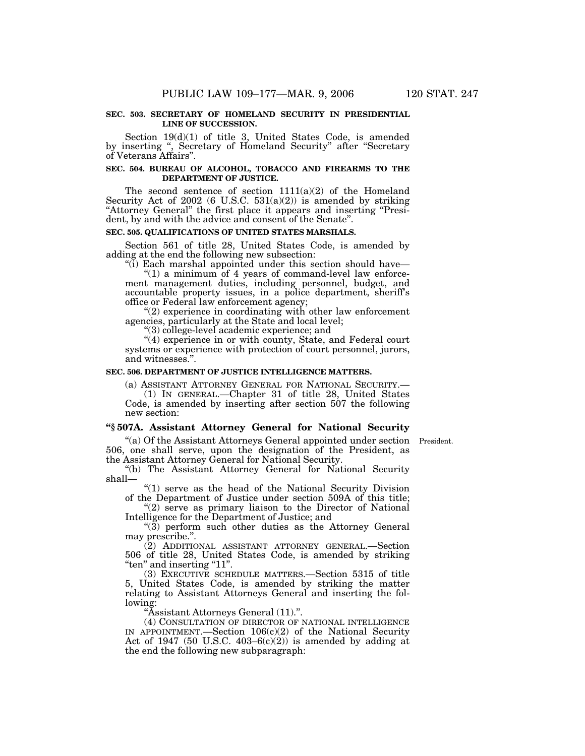**SEC. 503. SECRETARY OF HOMELAND SECURITY IN PRESIDENTIAL LINE OF SUCCESSION.**

Section 19(d)(1) of title 3, United States Code, is amended by inserting ", Secretary of Homeland Security" after "Secretary of Veterans Affairs".

**SEC. 504. BUREAU OF ALCOHOL, TOBACCO AND FIREARMS TO THE DEPARTMENT OF JUSTICE.**

The second sentence of section 1111(a)(2) of the Homeland Security Act of 2002 (6 U.S.C. 531(a)(2)) is amended by striking "Attorney General" the first place it appears and inserting "President, by and with the advice and consent of the Senate".

**SEC. 505. QUALIFICATIONS OF UNITED STATES MARSHALS.**

Section 561 of title 28, United States Code, is amended by adding at the end the following new subsection:

"(i) Each marshal appointed under this section should have—

"(1) a minimum of 4 years of command-level law enforcement management duties, including personnel, budget, and accountable property issues, in a police department, sheriff's office or Federal law enforcement agency;

"(2) experience in coordinating with other law enforcement agencies, particularly at the State and local level;

"(3) college-level academic experience; and

"(4) experience in or with county, State, and Federal court systems or experience with protection of court personnel, jurors, and witnesses.".

**SEC. 506. DEPARTMENT OF JUSTICE INTELLIGENCE MATTERS.**

(a) ASSISTANT ATTORNEY GENERAL FOR NATIONAL SECURITY.—

(1) IN GENERAL.—Chapter 31 of title 28, United States Code, is amended by inserting after section 507 the following new section:

**"§ 507A. Assistant Attorney General for National Security**

President.

"(a) Of the Assistant Attorneys General appointed under section 506, one shall serve, upon the designation of the President, as the Assistant Attorney General for National Security.

"(b) The Assistant Attorney General for National Security shall—

"(1) serve as the head of the National Security Division of the Department of Justice under section 509A of this title;

"(2) serve as primary liaison to the Director of National Intelligence for the Department of Justice; and

"(3) perform such other duties as the Attorney General may prescribe.".

(2) ADDITIONAL ASSISTANT ATTORNEY GENERAL.—Section 506 of title 28, United States Code, is amended by striking "ten" and inserting "11".

(3) EXECUTIVE SCHEDULE MATTERS.—Section 5315 of title 5, United States Code, is amended by striking the matter relating to Assistant Attorneys General and inserting the following:

"Assistant Attorneys General (11).".

(4) CONSULTATION OF DIRECTOR OF NATIONAL INTELLIGENCE IN APPOINTMENT.—Section 106(c)(2) of the National Security Act of 1947 (50 U.S.C. 403–6(c)(2)) is amended by adding at the end the following new subparagraph: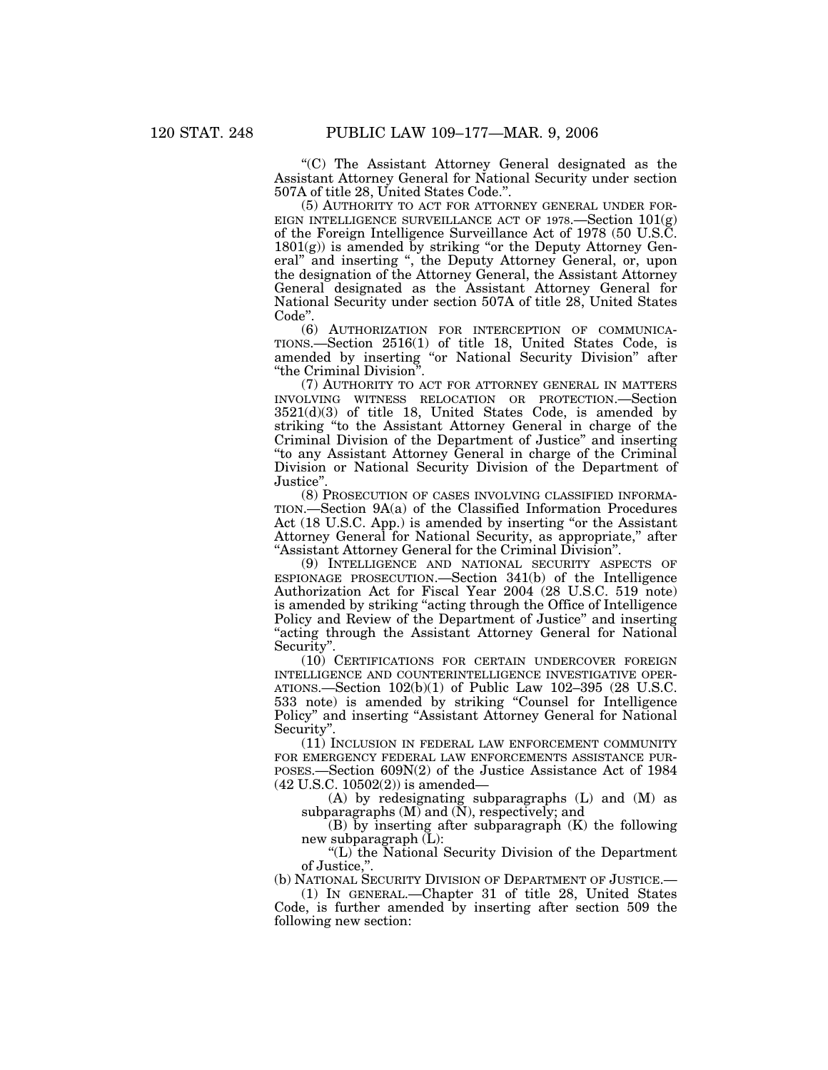"(C) The Assistant Attorney General designated as the Assistant Attorney General for National Security under section 507A of title 28, United States Code.".

(5) AUTHORITY TO ACT FOR ATTORNEY GENERAL UNDER FOREIGN INTELLIGENCE SURVEILLANCE ACT OF 1978.—Section 101(g) of the Foreign Intelligence Surveillance Act of 1978 (50 U.S.C. 1801(g)) is amended by striking "or the Deputy Attorney General" and inserting ", the Deputy Attorney General, or, upon the designation of the Attorney General, the Assistant Attorney General designated as the Assistant Attorney General for National Security under section 507A of title 28, United States Code".

(6) AUTHORIZATION FOR INTERCEPTION OF COMMUNICATIONS.—Section 2516(1) of title 18, United States Code, is amended by inserting "or National Security Division" after "the Criminal Division".

(7) AUTHORITY TO ACT FOR ATTORNEY GENERAL IN MATTERS INVOLVING WITNESS RELOCATION OR PROTECTION.—Section 3521(d)(3) of title 18, United States Code, is amended by striking "to the Assistant Attorney General in charge of the Criminal Division of the Department of Justice" and inserting "to any Assistant Attorney General in charge of the Criminal Division or National Security Division of the Department of Justice".

(8) PROSECUTION OF CASES INVOLVING CLASSIFIED INFORMATION.—Section 9A(a) of the Classified Information Procedures Act (18 U.S.C. App.) is amended by inserting "or the Assistant Attorney General for National Security, as appropriate," after "Assistant Attorney General for the Criminal Division".

(9) INTELLIGENCE AND NATIONAL SECURITY ASPECTS OF ESPIONAGE PROSECUTION.—Section 341(b) of the Intelligence Authorization Act for Fiscal Year 2004 (28 U.S.C. 519 note) is amended by striking "acting through the Office of Intelligence Policy and Review of the Department of Justice" and inserting "acting through the Assistant Attorney General for National Security".

(10) CERTIFICATIONS FOR CERTAIN UNDERCOVER FOREIGN INTELLIGENCE AND COUNTERINTELLIGENCE INVESTIGATIVE OPERATIONS.—Section 102(b)(1) of Public Law 102–395 (28 U.S.C. 533 note) is amended by striking "Counsel for Intelligence Policy" and inserting "Assistant Attorney General for National Security".

(11) INCLUSION IN FEDERAL LAW ENFORCEMENT COMMUNITY FOR EMERGENCY FEDERAL LAW ENFORCEMENTS ASSISTANCE PURPOSES.—Section 609N(2) of the Justice Assistance Act of 1984 (42 U.S.C. 10502(2)) is amended—

(A) by redesignating subparagraphs (L) and (M) as subparagraphs (M) and (N), respectively; and

(B) by inserting after subparagraph (K) the following new subparagraph (L):

"(L) the National Security Division of the Department of Justice,".

(b) NATIONAL SECURITY DIVISION OF DEPARTMENT OF JUSTICE.—

(1) IN GENERAL.—Chapter 31 of title 28, United States Code, is further amended by inserting after section 509 the following new section: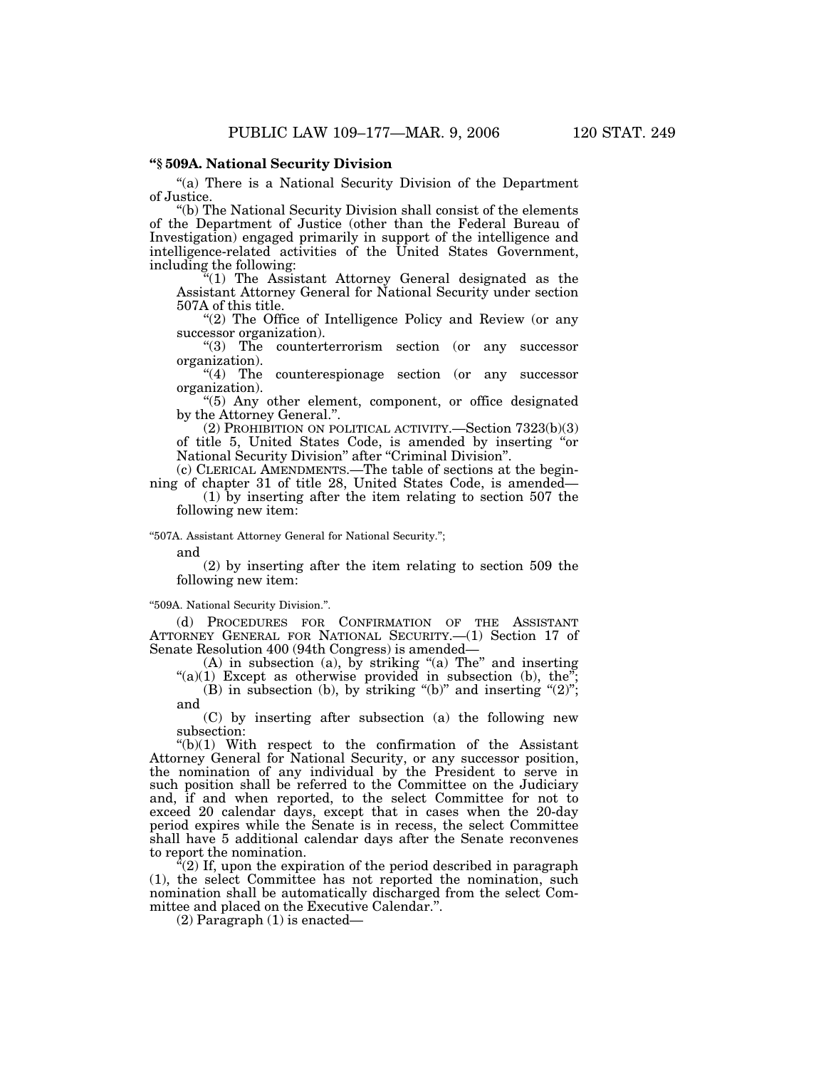**"§ 509A. National Security Division**

"(a) There is a National Security Division of the Department of Justice.

"(b) The National Security Division shall consist of the elements of the Department of Justice (other than the Federal Bureau of Investigation) engaged primarily in support of the intelligence and intelligence-related activities of the United States Government, including the following:

"(1) The Assistant Attorney General designated as the Assistant Attorney General for National Security under section 507A of this title.

"(2) The Office of Intelligence Policy and Review (or any successor organization).

"(3) The counterterrorism section (or any successor organization).

"(4) The counterespionage section (or any successor organization).

"(5) Any other element, component, or office designated by the Attorney General.".

(2) PROHIBITION ON POLITICAL ACTIVITY.—Section 7323(b)(3) of title 5, United States Code, is amended by inserting "or National Security Division" after "Criminal Division".

(c) CLERICAL AMENDMENTS.—The table of sections at the beginning of chapter 31 of title 28, United States Code, is amended—

(1) by inserting after the item relating to section 507 the following new item:

"507A. Assistant Attorney General for National Security.";

and

(2) by inserting after the item relating to section 509 the following new item:

"509A. National Security Division.".

(d) PROCEDURES FOR CONFIRMATION OF THE ASSISTANT ATTORNEY GENERAL FOR NATIONAL SECURITY.—(1) Section 17 of Senate Resolution 400 (94th Congress) is amended—

(A) in subsection (a), by striking "(a) The" and inserting "(a)(1) Except as otherwise provided in subsection (b), the";

(B) in subsection (b), by striking "(b)" and inserting "(2)"; and

(C) by inserting after subsection (a) the following new subsection:

"(b)(1) With respect to the confirmation of the Assistant Attorney General for National Security, or any successor position, the nomination of any individual by the President to serve in such position shall be referred to the Committee on the Judiciary and, if and when reported, to the select Committee for not to exceed 20 calendar days, except that in cases when the 20-day period expires while the Senate is in recess, the select Committee shall have 5 additional calendar days after the Senate reconvenes to report the nomination.

"(2) If, upon the expiration of the period described in paragraph (1), the select Committee has not reported the nomination, such nomination shall be automatically discharged from the select Committee and placed on the Executive Calendar.".

(2) Paragraph (1) is enacted—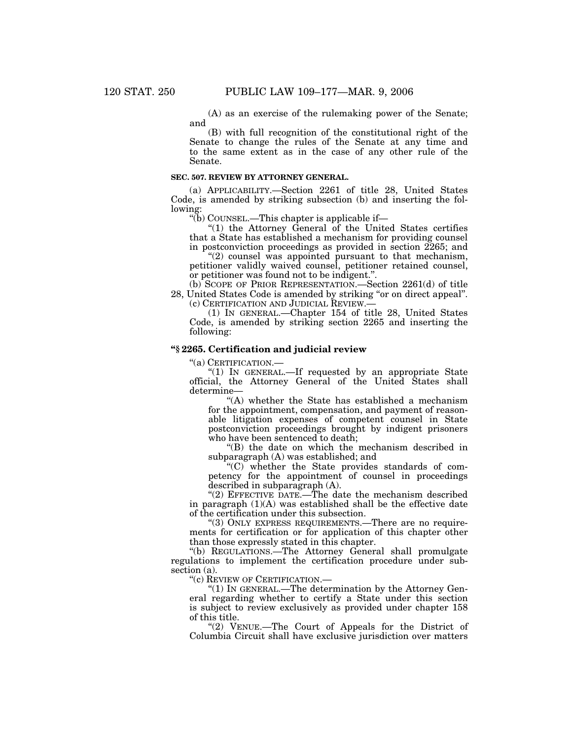(A) as an exercise of the rulemaking power of the Senate; and

(B) with full recognition of the constitutional right of the Senate to change the rules of the Senate at any time and to the same extent as in the case of any other rule of the Senate.

**SEC. 507. REVIEW BY ATTORNEY GENERAL.**

(a) APPLICABILITY.—Section 2261 of title 28, United States Code, is amended by striking subsection (b) and inserting the following:

"(b) COUNSEL.—This chapter is applicable if—

"(1) the Attorney General of the United States certifies that a State has established a mechanism for providing counsel in postconviction proceedings as provided in section 2265; and

"(2) counsel was appointed pursuant to that mechanism, petitioner validly waived counsel, petitioner retained counsel, or petitioner was found not to be indigent.".

(b) SCOPE OF PRIOR REPRESENTATION.—Section 2261(d) of title 28, United States Code is amended by striking "or on direct appeal".

(c) CERTIFICATION AND JUDICIAL REVIEW.—

(1) IN GENERAL.—Chapter 154 of title 28, United States Code, is amended by striking section 2265 and inserting the following:

**"§ 2265. Certification and judicial review**

"(a) CERTIFICATION.—

"(1) IN GENERAL.—If requested by an appropriate State official, the Attorney General of the United States shall determine—

"(A) whether the State has established a mechanism for the appointment, compensation, and payment of reasonable litigation expenses of competent counsel in State postconviction proceedings brought by indigent prisoners who have been sentenced to death;

"(B) the date on which the mechanism described in subparagraph (A) was established; and

"(C) whether the State provides standards of competency for the appointment of counsel in proceedings described in subparagraph (A).

"(2) EFFECTIVE DATE.—The date the mechanism described in paragraph (1)(A) was established shall be the effective date of the certification under this subsection.

"(3) ONLY EXPRESS REQUIREMENTS.—There are no requirements for certification or for application of this chapter other than those expressly stated in this chapter.

"(b) REGULATIONS.—The Attorney General shall promulgate regulations to implement the certification procedure under subsection (a).

"(c) REVIEW OF CERTIFICATION.—

"(1) IN GENERAL.—The determination by the Attorney General regarding whether to certify a State under this section is subject to review exclusively as provided under chapter 158 of this title.

"(2) VENUE.—The Court of Appeals for the District of Columbia Circuit shall have exclusive jurisdiction over matters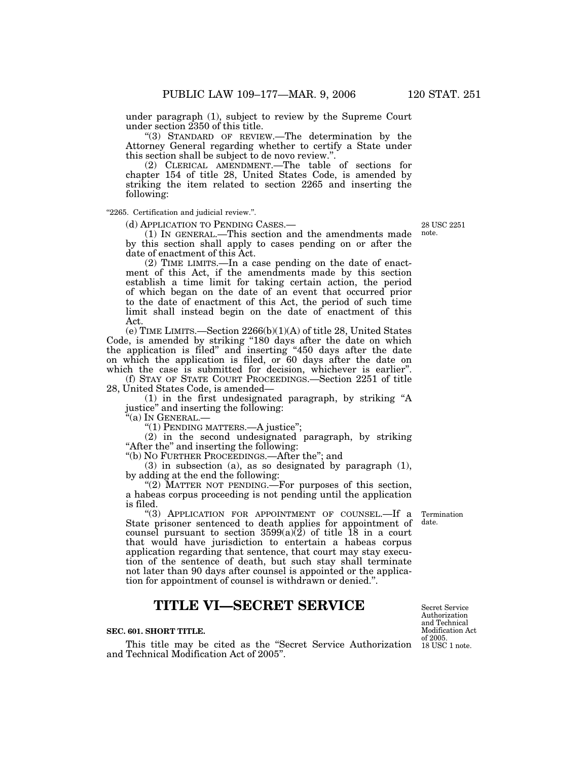under paragraph (1), subject to review by the Supreme Court under section 2350 of this title.

"(3) STANDARD OF REVIEW.—The determination by the Attorney General regarding whether to certify a State under this section shall be subject to de novo review.".

(2) CLERICAL AMENDMENT.—The table of sections for chapter 154 of title 28, United States Code, is amended by striking the item related to section 2265 and inserting the following:

"2265. Certification and judicial review.".

(d) APPLICATION TO PENDING CASES.—

28 USC 2251 note.

(1) IN GENERAL.—This section and the amendments made by this section shall apply to cases pending on or after the date of enactment of this Act.

(2) TIME LIMITS.—In a case pending on the date of enactment of this Act, if the amendments made by this section establish a time limit for taking certain action, the period of which began on the date of an event that occurred prior to the date of enactment of this Act, the period of such time limit shall instead begin on the date of enactment of this Act.

(e) TIME LIMITS.—Section 2266(b)(1)(A) of title 28, United States Code, is amended by striking "180 days after the date on which the application is filed" and inserting "450 days after the date on which the application is filed, or 60 days after the date on which the case is submitted for decision, whichever is earlier".

(f) STAY OF STATE COURT PROCEEDINGS.—Section 2251 of title 28, United States Code, is amended—

(1) in the first undesignated paragraph, by striking "A justice" and inserting the following:

"(a) IN GENERAL.—

"(1) PENDING MATTERS.—A justice";

(2) in the second undesignated paragraph, by striking "After the" and inserting the following:

"(b) NO FURTHER PROCEEDINGS.—After the"; and

(3) in subsection (a), as so designated by paragraph (1), by adding at the end the following:

"(2) MATTER NOT PENDING.—For purposes of this section, a habeas corpus proceeding is not pending until the application is filed.

Termination date.

"(3) APPLICATION FOR APPOINTMENT OF COUNSEL.—If a State prisoner sentenced to death applies for appointment of counsel pursuant to section 3599(a)(2) of title 18 in a court that would have jurisdiction to entertain a habeas corpus application regarding that sentence, that court may stay execution of the sentence of death, but such stay shall terminate not later than 90 days after counsel is appointed or the application for appointment of counsel is withdrawn or denied.".

# TITLE VI—SECRET SERVICE

Secret Service Authorization and Technical Modification Act of 2005. 18 USC 1 note.

### SEC. 601. SHORT TITLE.

This title may be cited as the "Secret Service Authorization and Technical Modification Act of 2005".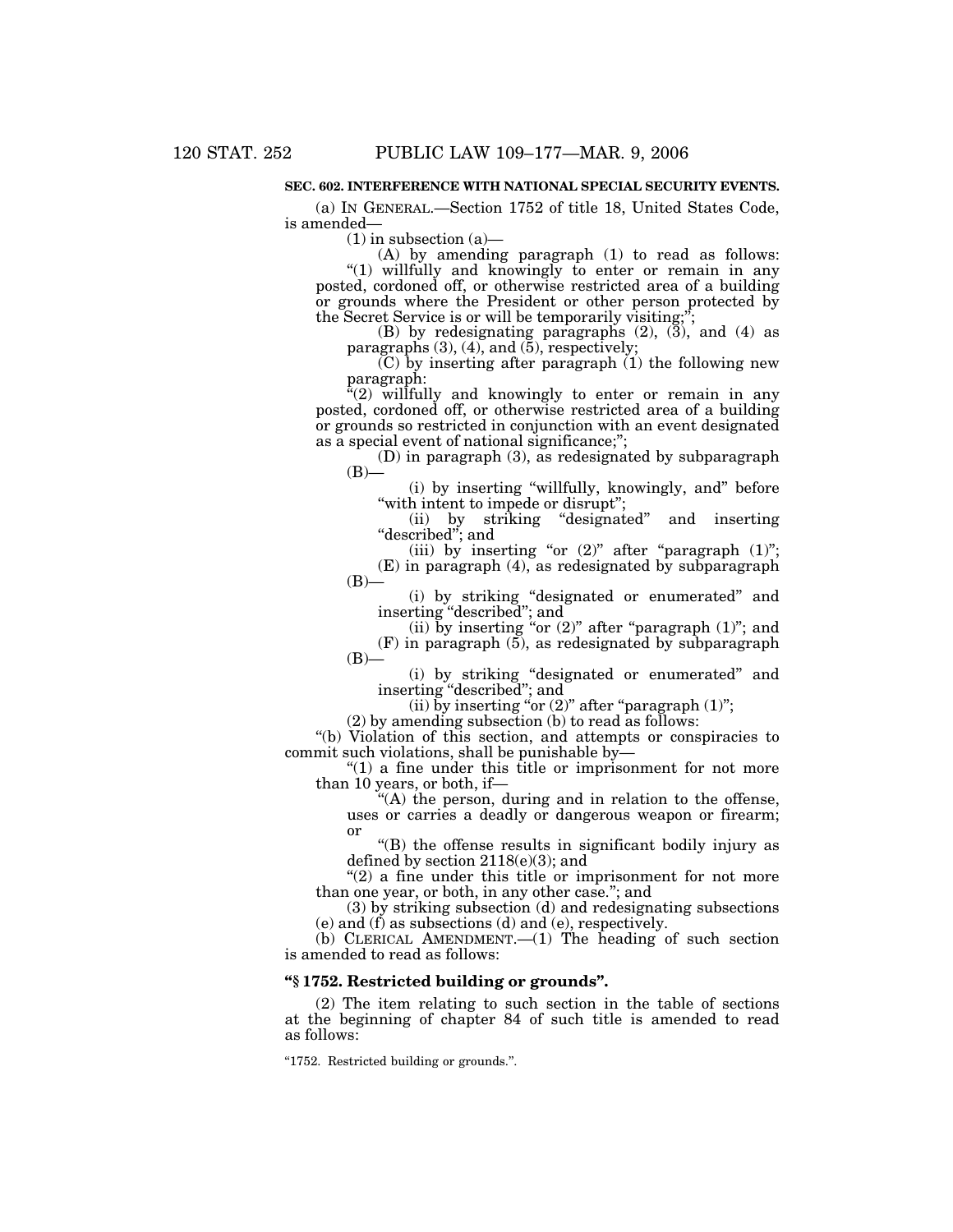**SEC. 602. INTERFERENCE WITH NATIONAL SPECIAL SECURITY EVENTS.**

(a) IN GENERAL.—Section 1752 of title 18, United States Code, is amended—

(1) in subsection (a)—

(A) by amending paragraph (1) to read as follows:

"(1) willfully and knowingly to enter or remain in any posted, cordoned off, or otherwise restricted area of a building or grounds where the President or other person protected by the Secret Service is or will be temporarily visiting;";

(B) by redesignating paragraphs (2), (3), and (4) as paragraphs (3), (4), and (5), respectively;

(C) by inserting after paragraph (1) the following new paragraph:

"(2) willfully and knowingly to enter or remain in any posted, cordoned off, or otherwise restricted area of a building or grounds so restricted in conjunction with an event designated as a special event of national significance;";

(D) in paragraph (3), as redesignated by subparagraph (B)—

(i) by inserting "willfully, knowingly, and" before "with intent to impede or disrupt";

(ii) by striking "designated" and inserting "described"; and

(iii) by inserting "or (2)" after "paragraph (1)";

(E) in paragraph (4), as redesignated by subparagraph (B)—

(i) by striking "designated or enumerated" and inserting "described"; and

(ii) by inserting "or (2)" after "paragraph (1)"; and

(F) in paragraph (5), as redesignated by subparagraph (B)—

(i) by striking "designated or enumerated" and inserting "described"; and

(ii) by inserting "or (2)" after "paragraph (1)";

(2) by amending subsection (b) to read as follows:

"(b) Violation of this section, and attempts or conspiracies to commit such violations, shall be punishable by—

"(1) a fine under this title or imprisonment for not more than 10 years, or both, if—

"(A) the person, during and in relation to the offense, uses or carries a deadly or dangerous weapon or firearm; or

"(B) the offense results in significant bodily injury as defined by section 2118(e)(3); and

"(2) a fine under this title or imprisonment for not more than one year, or both, in any other case."; and

(3) by striking subsection (d) and redesignating subsections (e) and (f) as subsections (d) and (e), respectively.

(b) CLERICAL AMENDMENT.—(1) The heading of such section is amended to read as follows:

**"§ 1752. Restricted building or grounds".**

(2) The item relating to such section in the table of sections at the beginning of chapter 84 of such title is amended to read as follows:

"1752. Restricted building or grounds.".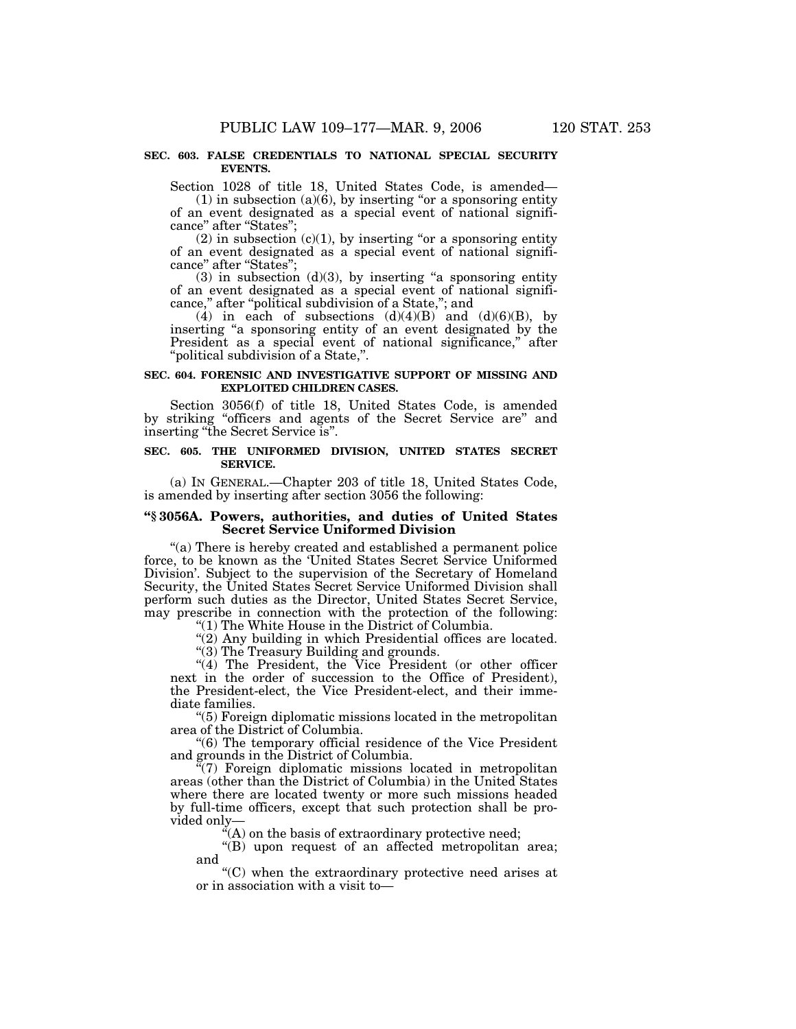**SEC. 603. FALSE CREDENTIALS TO NATIONAL SPECIAL SECURITY EVENTS.**

Section 1028 of title 18, United States Code, is amended—

(1) in subsection (a)(6), by inserting "or a sponsoring entity of an event designated as a special event of national significance" after "States";

(2) in subsection (c)(1), by inserting "or a sponsoring entity of an event designated as a special event of national significance" after "States";

(3) in subsection (d)(3), by inserting "a sponsoring entity of an event designated as a special event of national significance," after "political subdivision of a State,"; and

(4) in each of subsections (d)(4)(B) and (d)(6)(B), by inserting "a sponsoring entity of an event designated by the President as a special event of national significance," after "political subdivision of a State,".

**SEC. 604. FORENSIC AND INVESTIGATIVE SUPPORT OF MISSING AND EXPLOITED CHILDREN CASES.**

Section 3056(f) of title 18, United States Code, is amended by striking "officers and agents of the Secret Service are" and inserting "the Secret Service is".

**SEC. 605. THE UNIFORMED DIVISION, UNITED STATES SECRET SERVICE.**

(a) IN GENERAL.—Chapter 203 of title 18, United States Code, is amended by inserting after section 3056 the following:

**"§ 3056A. Powers, authorities, and duties of United States Secret Service Uniformed Division**

"(a) There is hereby created and established a permanent police force, to be known as the 'United States Secret Service Uniformed Division'. Subject to the supervision of the Secretary of Homeland Security, the United States Secret Service Uniformed Division shall perform such duties as the Director, United States Secret Service, may prescribe in connection with the protection of the following:

"(1) The White House in the District of Columbia.

"(2) Any building in which Presidential offices are located.

"(3) The Treasury Building and grounds.

"(4) The President, the Vice President (or other officer next in the order of succession to the Office of President), the President-elect, the Vice President-elect, and their immediate families.

"(5) Foreign diplomatic missions located in the metropolitan area of the District of Columbia.

"(6) The temporary official residence of the Vice President and grounds in the District of Columbia.

"(7) Foreign diplomatic missions located in metropolitan areas (other than the District of Columbia) in the United States where there are located twenty or more such missions headed by full-time officers, except that such protection shall be provided only—

"(A) on the basis of extraordinary protective need;

"(B) upon request of an affected metropolitan area; and

"(C) when the extraordinary protective need arises at or in association with a visit to—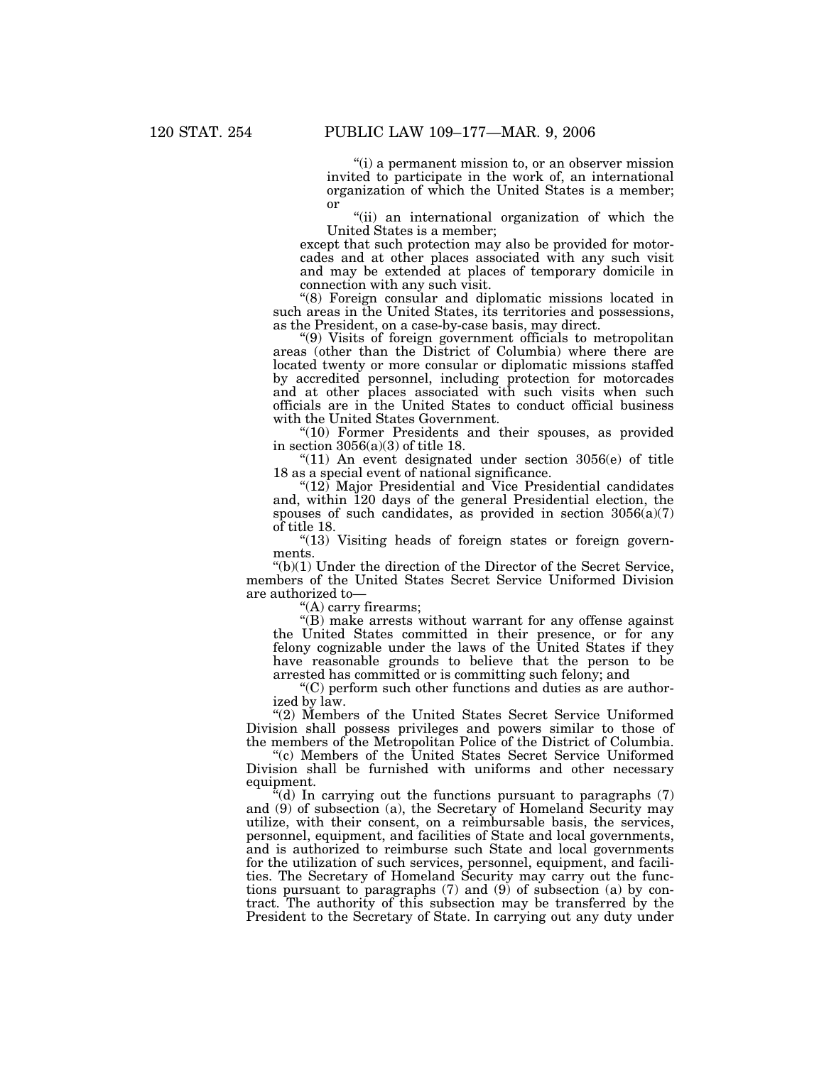"(i) a permanent mission to, or an observer mission invited to participate in the work of, an international organization of which the United States is a member; or

"(ii) an international organization of which the United States is a member;

except that such protection may also be provided for motorcades and at other places associated with any such visit and may be extended at places of temporary domicile in connection with any such visit.

"(8) Foreign consular and diplomatic missions located in such areas in the United States, its territories and possessions, as the President, on a case-by-case basis, may direct.

"(9) Visits of foreign government officials to metropolitan areas (other than the District of Columbia) where there are located twenty or more consular or diplomatic missions staffed by accredited personnel, including protection for motorcades and at other places associated with such visits when such officials are in the United States to conduct official business with the United States Government.

"(10) Former Presidents and their spouses, as provided in section 3056(a)(3) of title 18.

"(11) An event designated under section 3056(e) of title 18 as a special event of national significance.

"(12) Major Presidential and Vice Presidential candidates and, within 120 days of the general Presidential election, the spouses of such candidates, as provided in section 3056(a)(7) of title 18.

"(13) Visiting heads of foreign states or foreign governments.

"(b)(1) Under the direction of the Director of the Secret Service, members of the United States Secret Service Uniformed Division are authorized to—

"(A) carry firearms;

"(B) make arrests without warrant for any offense against the United States committed in their presence, or for any felony cognizable under the laws of the United States if they have reasonable grounds to believe that the person to be arrested has committed or is committing such felony; and

"(C) perform such other functions and duties as are authorized by law.

"(2) Members of the United States Secret Service Uniformed Division shall possess privileges and powers similar to those of the members of the Metropolitan Police of the District of Columbia.

"(c) Members of the United States Secret Service Uniformed Division shall be furnished with uniforms and other necessary equipment.

"(d) In carrying out the functions pursuant to paragraphs (7) and (9) of subsection (a), the Secretary of Homeland Security may utilize, with their consent, on a reimbursable basis, the services, personnel, equipment, and facilities of State and local governments, and is authorized to reimburse such State and local governments for the utilization of such services, personnel, equipment, and facilities. The Secretary of Homeland Security may carry out the functions pursuant to paragraphs (7) and (9) of subsection (a) by contract. The authority of this subsection may be transferred by the President to the Secretary of State. In carrying out any duty under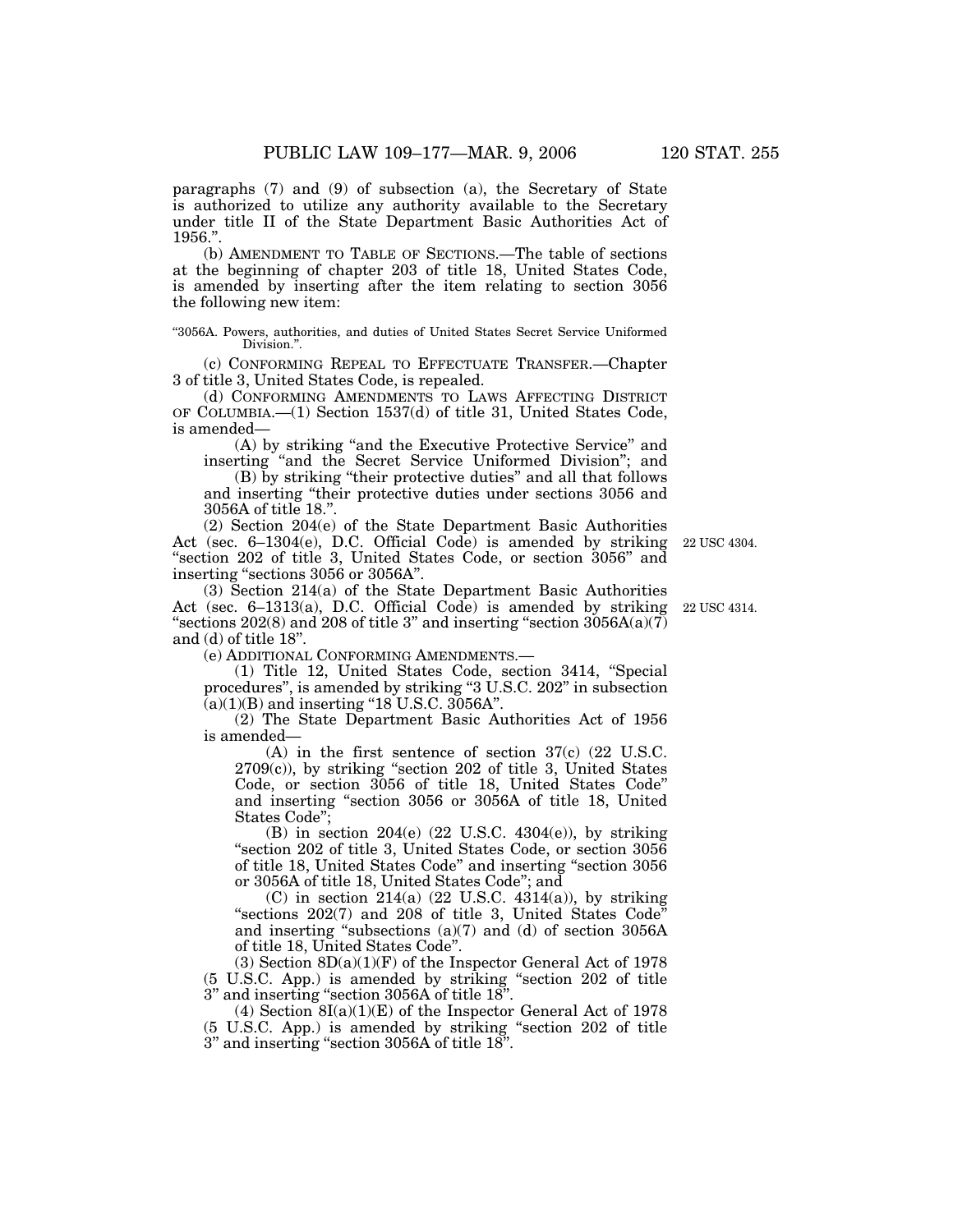paragraphs (7) and (9) of subsection (a), the Secretary of State is authorized to utilize any authority available to the Secretary under title II of the State Department Basic Authorities Act of 1956.".

(b) AMENDMENT TO TABLE OF SECTIONS.—The table of sections at the beginning of chapter 203 of title 18, United States Code, is amended by inserting after the item relating to section 3056 the following new item:

"3056A. Powers, authorities, and duties of United States Secret Service Uniformed Division.".

(c) CONFORMING REPEAL TO EFFECTUATE TRANSFER.—Chapter 3 of title 3, United States Code, is repealed.

(d) CONFORMING AMENDMENTS TO LAWS AFFECTING DISTRICT OF COLUMBIA.—(1) Section 1537(d) of title 31, United States Code, is amended—

(A) by striking "and the Executive Protective Service" and inserting "and the Secret Service Uniformed Division"; and

(B) by striking "their protective duties" and all that follows and inserting "their protective duties under sections 3056 and 3056A of title 18.".

(2) Section 204(e) of the State Department Basic Authorities Act (sec. 6–1304(e), D.C. Official Code) is amended by striking "section 202 of title 3, United States Code, or section 3056" and inserting "sections 3056 or 3056A".

22 USC 4304.

(3) Section 214(a) of the State Department Basic Authorities Act (sec. 6–1313(a), D.C. Official Code) is amended by striking "sections 202(8) and 208 of title 3" and inserting "section 3056A(a)(7) and (d) of title 18".

22 USC 4314.

(e) ADDITIONAL CONFORMING AMENDMENTS.—

(1) Title 12, United States Code, section 3414, "Special procedures", is amended by striking "3 U.S.C. 202" in subsection (a)(1)(B) and inserting "18 U.S.C. 3056A".

(2) The State Department Basic Authorities Act of 1956 is amended—

(A) in the first sentence of section 37(c) (22 U.S.C. 2709(c)), by striking "section 202 of title 3, United States Code, or section 3056 of title 18, United States Code" and inserting "section 3056 or 3056A of title 18, United States Code";

(B) in section 204(e) (22 U.S.C. 4304(e)), by striking "section 202 of title 3, United States Code, or section 3056 of title 18, United States Code" and inserting "section 3056 or 3056A of title 18, United States Code"; and

(C) in section 214(a) (22 U.S.C. 4314(a)), by striking "sections 202(7) and 208 of title 3, United States Code" and inserting "subsections (a)(7) and (d) of section 3056A of title 18, United States Code".

(3) Section 8D(a)(1)(F) of the Inspector General Act of 1978 (5 U.S.C. App.) is amended by striking "section 202 of title 3" and inserting "section 3056A of title 18".

(4) Section 8I(a)(1)(E) of the Inspector General Act of 1978 (5 U.S.C. App.) is amended by striking "section 202 of title 3" and inserting "section 3056A of title 18".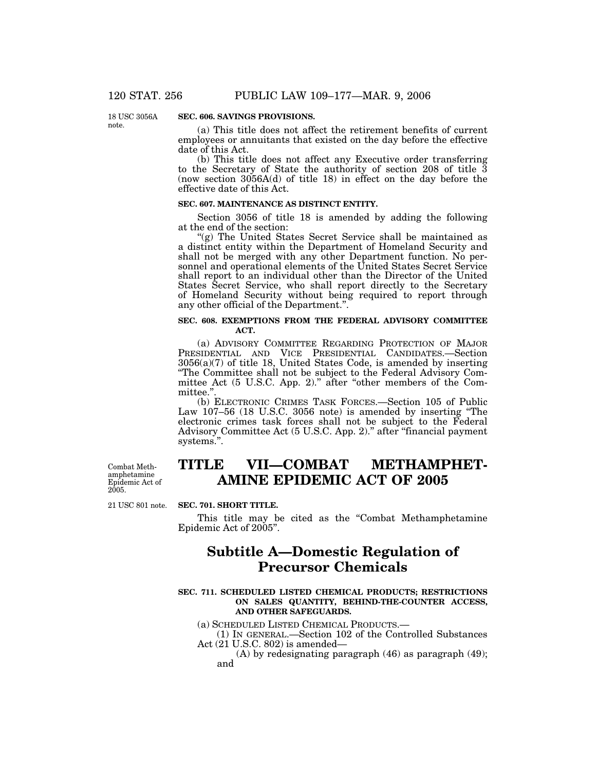18 USC 3056A note.

**SEC. 606. SAVINGS PROVISIONS.**

(a) This title does not affect the retirement benefits of current employees or annuitants that existed on the day before the effective date of this Act.

(b) This title does not affect any Executive order transferring to the Secretary of State the authority of section 208 of title 3 (now section 3056A(d) of title 18) in effect on the day before the effective date of this Act.

**SEC. 607. MAINTENANCE AS DISTINCT ENTITY.**

Section 3056 of title 18 is amended by adding the following at the end of the section:

"(g) The United States Secret Service shall be maintained as a distinct entity within the Department of Homeland Security and shall not be merged with any other Department function. No personnel and operational elements of the United States Secret Service shall report to an individual other than the Director of the United States Secret Service, who shall report directly to the Secretary of Homeland Security without being required to report through any other official of the Department.".

**SEC. 608. EXEMPTIONS FROM THE FEDERAL ADVISORY COMMITTEE ACT.**

(a) ADVISORY COMMITTEE REGARDING PROTECTION OF MAJOR PRESIDENTIAL AND VICE PRESIDENTIAL CANDIDATES.—Section 3056(a)(7) of title 18, United States Code, is amended by inserting "The Committee shall not be subject to the Federal Advisory Committee Act (5 U.S.C. App. 2)." after "other members of the Committee.".

(b) ELECTRONIC CRIMES TASK FORCES.—Section 105 of Public Law 107–56 (18 U.S.C. 3056 note) is amended by inserting "The electronic crimes task forces shall not be subject to the Federal Advisory Committee Act (5 U.S.C. App. 2)." after "financial payment systems.".

Combat Methamphetamine Epidemic Act of 2005.

# TITLE VII—COMBAT METHAMPHETAMINE EPIDEMIC ACT OF 2005

21 USC 801 note.

**SEC. 701. SHORT TITLE.**

This title may be cited as the "Combat Methamphetamine Epidemic Act of 2005".

## Subtitle A—Domestic Regulation of Precursor Chemicals

**SEC. 711. SCHEDULED LISTED CHEMICAL PRODUCTS; RESTRICTIONS ON SALES QUANTITY, BEHIND-THE-COUNTER ACCESS, AND OTHER SAFEGUARDS.**

(a) SCHEDULED LISTED CHEMICAL PRODUCTS.—

(1) IN GENERAL.—Section 102 of the Controlled Substances Act (21 U.S.C. 802) is amended—

(A) by redesignating paragraph (46) as paragraph (49); and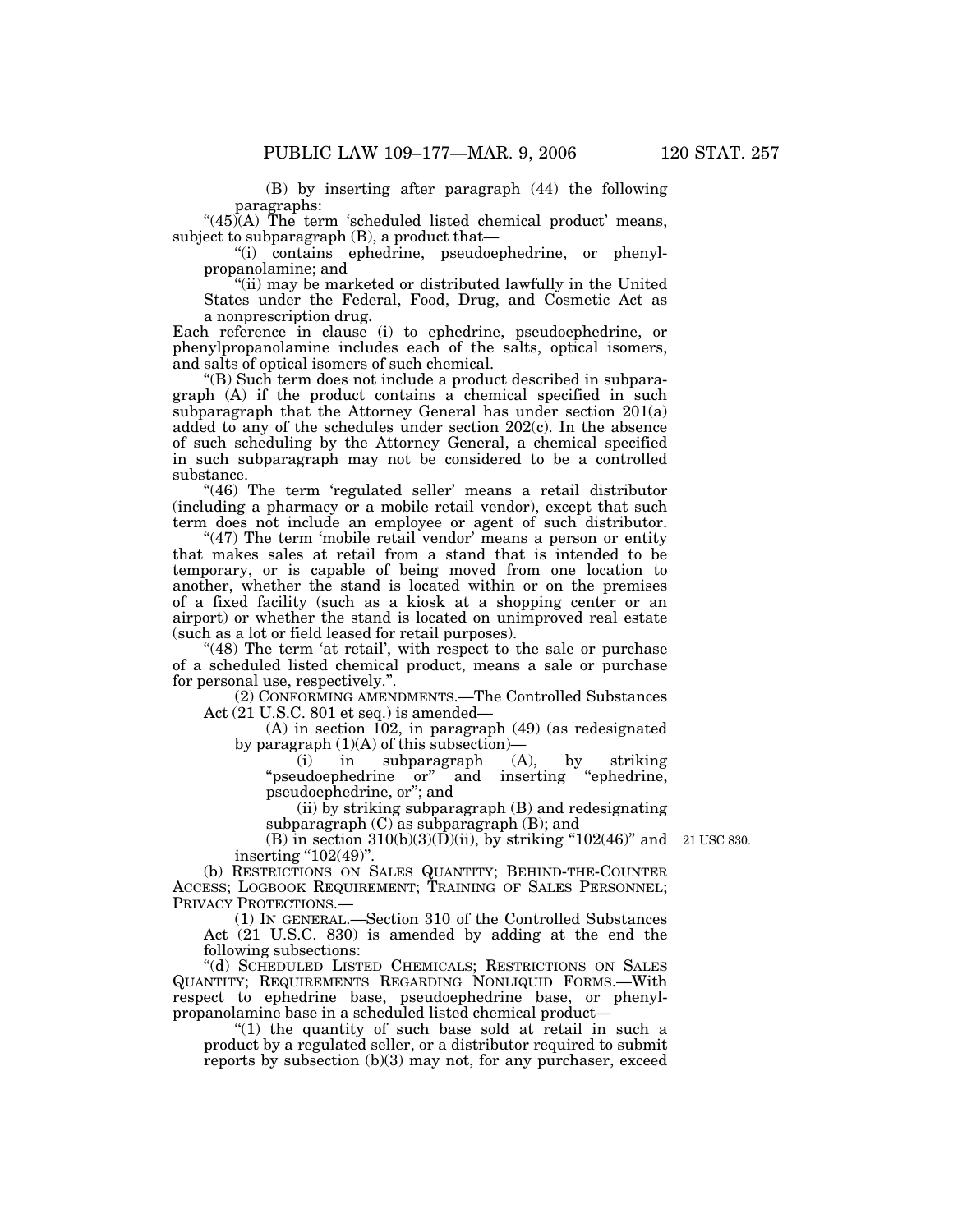(B) by inserting after paragraph (44) the following paragraphs:

"(45)(A) The term 'scheduled listed chemical product' means, subject to subparagraph (B), a product that—

"(i) contains ephedrine, pseudoephedrine, or phenylpropanolamine; and

"(ii) may be marketed or distributed lawfully in the United States under the Federal, Food, Drug, and Cosmetic Act as a nonprescription drug.

Each reference in clause (i) to ephedrine, pseudoephedrine, or phenylpropanolamine includes each of the salts, optical isomers, and salts of optical isomers of such chemical.

"(B) Such term does not include a product described in subparagraph (A) if the product contains a chemical specified in such subparagraph that the Attorney General has under section 201(a) added to any of the schedules under section 202(c). In the absence of such scheduling by the Attorney General, a chemical specified in such subparagraph may not be considered to be a controlled substance.

"(46) The term 'regulated seller' means a retail distributor (including a pharmacy or a mobile retail vendor), except that such term does not include an employee or agent of such distributor.

"(47) The term 'mobile retail vendor' means a person or entity that makes sales at retail from a stand that is intended to be temporary, or is capable of being moved from one location to another, whether the stand is located within or on the premises of a fixed facility (such as a kiosk at a shopping center or an airport) or whether the stand is located on unimproved real estate (such as a lot or field leased for retail purposes).

"(48) The term 'at retail', with respect to the sale or purchase of a scheduled listed chemical product, means a sale or purchase for personal use, respectively.".

(2) CONFORMING AMENDMENTS.—The Controlled Substances Act (21 U.S.C. 801 et seq.) is amended—

(A) in section 102, in paragraph (49) (as redesignated by paragraph (1)(A) of this subsection)—

(i) in subparagraph (A), by striking "pseudoephedrine or" and inserting "ephedrine, pseudoephedrine, or"; and

(ii) by striking subparagraph (B) and redesignating subparagraph (C) as subparagraph (B); and

(B) in section 310(b)(3)(D)(ii), by striking "102(46)" and inserting "102(49)".

21 USC 830.

(b) RESTRICTIONS ON SALES QUANTITY; BEHIND-THE-COUNTER ACCESS; LOGBOOK REQUIREMENT; TRAINING OF SALES PERSONNEL; PRIVACY PROTECTIONS.—

(1) IN GENERAL.—Section 310 of the Controlled Substances Act (21 U.S.C. 830) is amended by adding at the end the following subsections:

"(d) SCHEDULED LISTED CHEMICALS; RESTRICTIONS ON SALES QUANTITY; REQUIREMENTS REGARDING NONLIQUID FORMS.—With respect to ephedrine base, pseudoephedrine base, or phenylpropanolamine base in a scheduled listed chemical product—

"(1) the quantity of such base sold at retail in such a product by a regulated seller, or a distributor required to submit reports by subsection (b)(3) may not, for any purchaser, exceed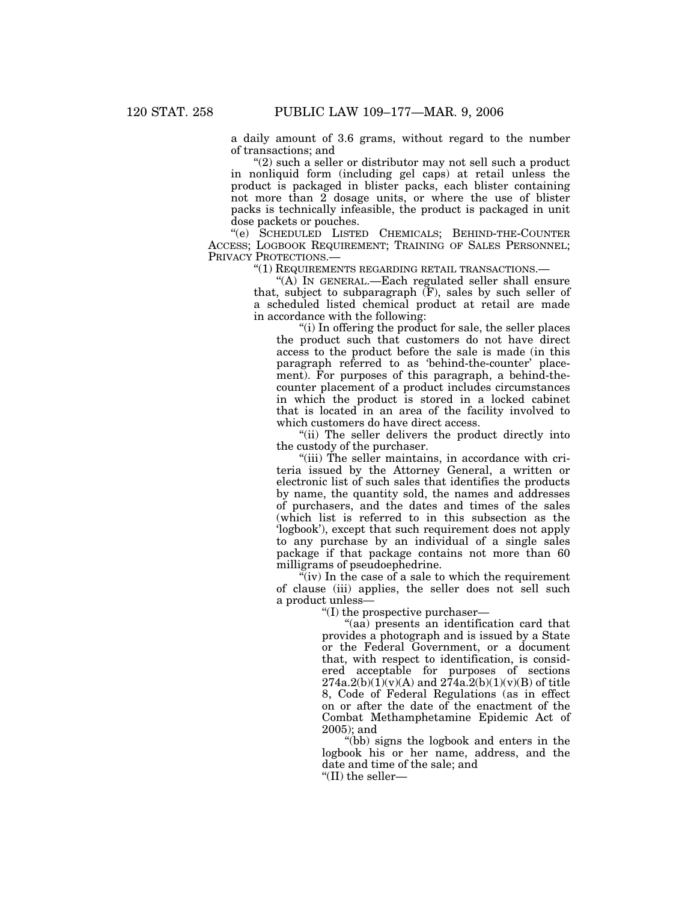a daily amount of 3.6 grams, without regard to the number of transactions; and

"(2) such a seller or distributor may not sell such a product in nonliquid form (including gel caps) at retail unless the product is packaged in blister packs, each blister containing not more than 2 dosage units, or where the use of blister packs is technically infeasible, the product is packaged in unit dose packets or pouches.

"(e) SCHEDULED LISTED CHEMICALS; BEHIND-THE-COUNTER ACCESS; LOGBOOK REQUIREMENT; TRAINING OF SALES PERSONNEL; PRIVACY PROTECTIONS.—

"(1) REQUIREMENTS REGARDING RETAIL TRANSACTIONS.—

"(A) IN GENERAL.—Each regulated seller shall ensure that, subject to subparagraph (F), sales by such seller of a scheduled listed chemical product at retail are made in accordance with the following:

"(i) In offering the product for sale, the seller places the product such that customers do not have direct access to the product before the sale is made (in this paragraph referred to as 'behind-the-counter' placement). For purposes of this paragraph, a behind-the-counter placement of a product includes circumstances in which the product is stored in a locked cabinet that is located in an area of the facility involved to which customers do have direct access.

"(ii) The seller delivers the product directly into the custody of the purchaser.

"(iii) The seller maintains, in accordance with criteria issued by the Attorney General, a written or electronic list of such sales that identifies the products by name, the quantity sold, the names and addresses of purchasers, and the dates and times of the sales (which list is referred to in this subsection as the 'logbook'), except that such requirement does not apply to any purchase by an individual of a single sales package if that package contains not more than 60 milligrams of pseudoephedrine.

"(iv) In the case of a sale to which the requirement of clause (iii) applies, the seller does not sell such a product unless—

"(I) the prospective purchaser—

"(aa) presents an identification card that provides a photograph and is issued by a State or the Federal Government, or a document that, with respect to identification, is considered acceptable for purposes of sections 274a.2(b)(1)(v)(A) and 274a.2(b)(1)(v)(B) of title 8, Code of Federal Regulations (as in effect on or after the date of the enactment of the Combat Methamphetamine Epidemic Act of 2005); and

"(bb) signs the logbook and enters in the logbook his or her name, address, and the date and time of the sale; and

"(II) the seller—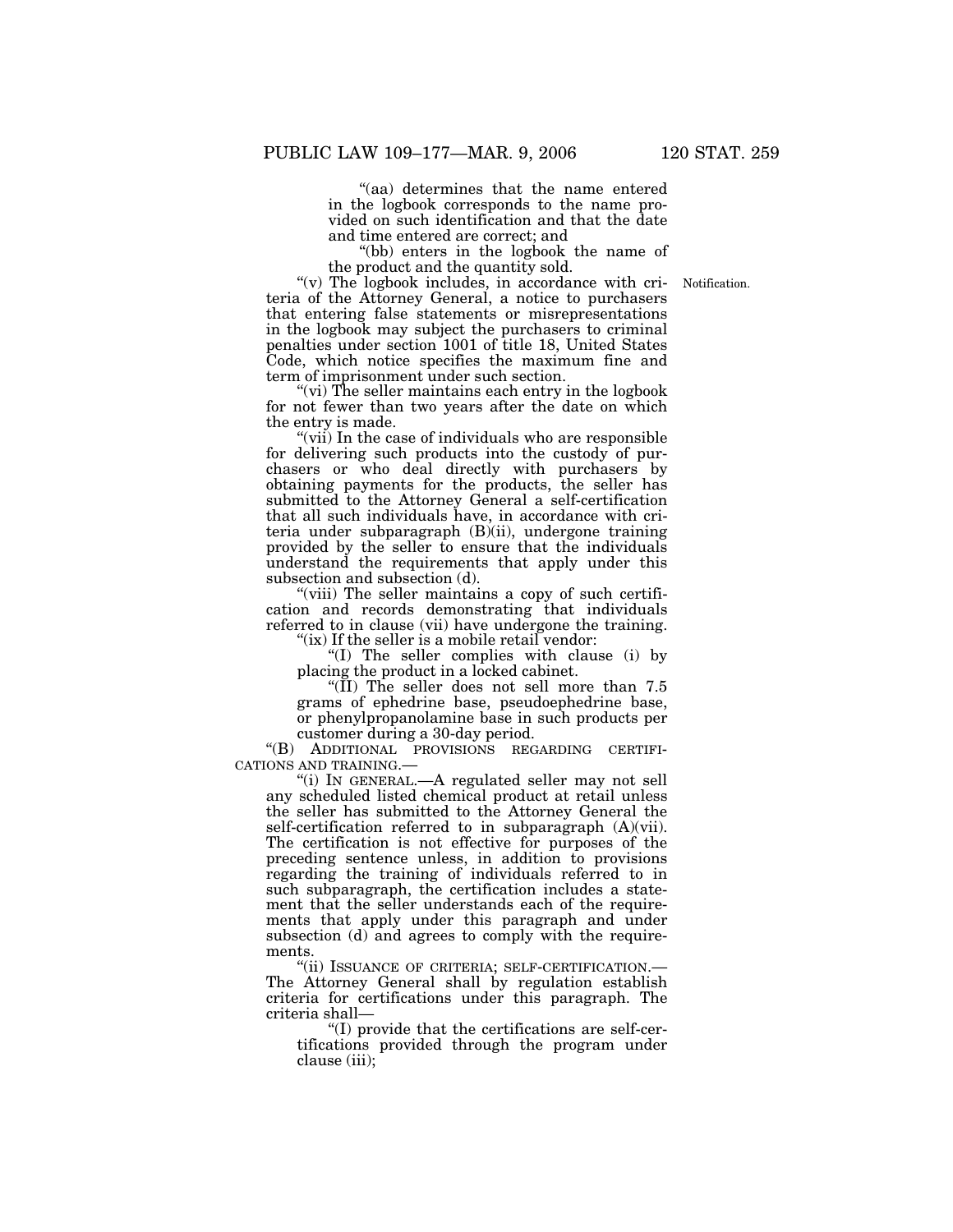"(aa) determines that the name entered in the logbook corresponds to the name provided on such identification and that the date and time entered are correct; and

"(bb) enters in the logbook the name of the product and the quantity sold.

"(v) The logbook includes, in accordance with criteria of the Attorney General, a notice to purchasers that entering false statements or misrepresentations in the logbook may subject the purchasers to criminal penalties under section 1001 of title 18, United States Code, which notice specifies the maximum fine and term of imprisonment under such section.

Notification.

"(vi) The seller maintains each entry in the logbook for not fewer than two years after the date on which the entry is made.

"(vii) In the case of individuals who are responsible for delivering such products into the custody of purchasers or who deal directly with purchasers by obtaining payments for the products, the seller has submitted to the Attorney General a self-certification that all such individuals have, in accordance with criteria under subparagraph (B)(ii), undergone training provided by the seller to ensure that the individuals understand the requirements that apply under this subsection and subsection (d).

"(viii) The seller maintains a copy of such certification and records demonstrating that individuals referred to in clause (vii) have undergone the training.

"(ix) If the seller is a mobile retail vendor:

"(I) The seller complies with clause (i) by placing the product in a locked cabinet.

"(II) The seller does not sell more than 7.5 grams of ephedrine base, pseudoephedrine base, or phenylpropanolamine base in such products per customer during a 30-day period.

"(B) ADDITIONAL PROVISIONS REGARDING CERTIFICATIONS AND TRAINING.—

"(i) IN GENERAL.—A regulated seller may not sell any scheduled listed chemical product at retail unless the seller has submitted to the Attorney General the self-certification referred to in subparagraph (A)(vii). The certification is not effective for purposes of the preceding sentence unless, in addition to provisions regarding the training of individuals referred to in such subparagraph, the certification includes a statement that the seller understands each of the requirements that apply under this paragraph and under subsection (d) and agrees to comply with the requirements.

"(ii) ISSUANCE OF CRITERIA; SELF-CERTIFICATION.— The Attorney General shall by regulation establish criteria for certifications under this paragraph. The criteria shall—

"(I) provide that the certifications are self-certifications provided through the program under clause (iii);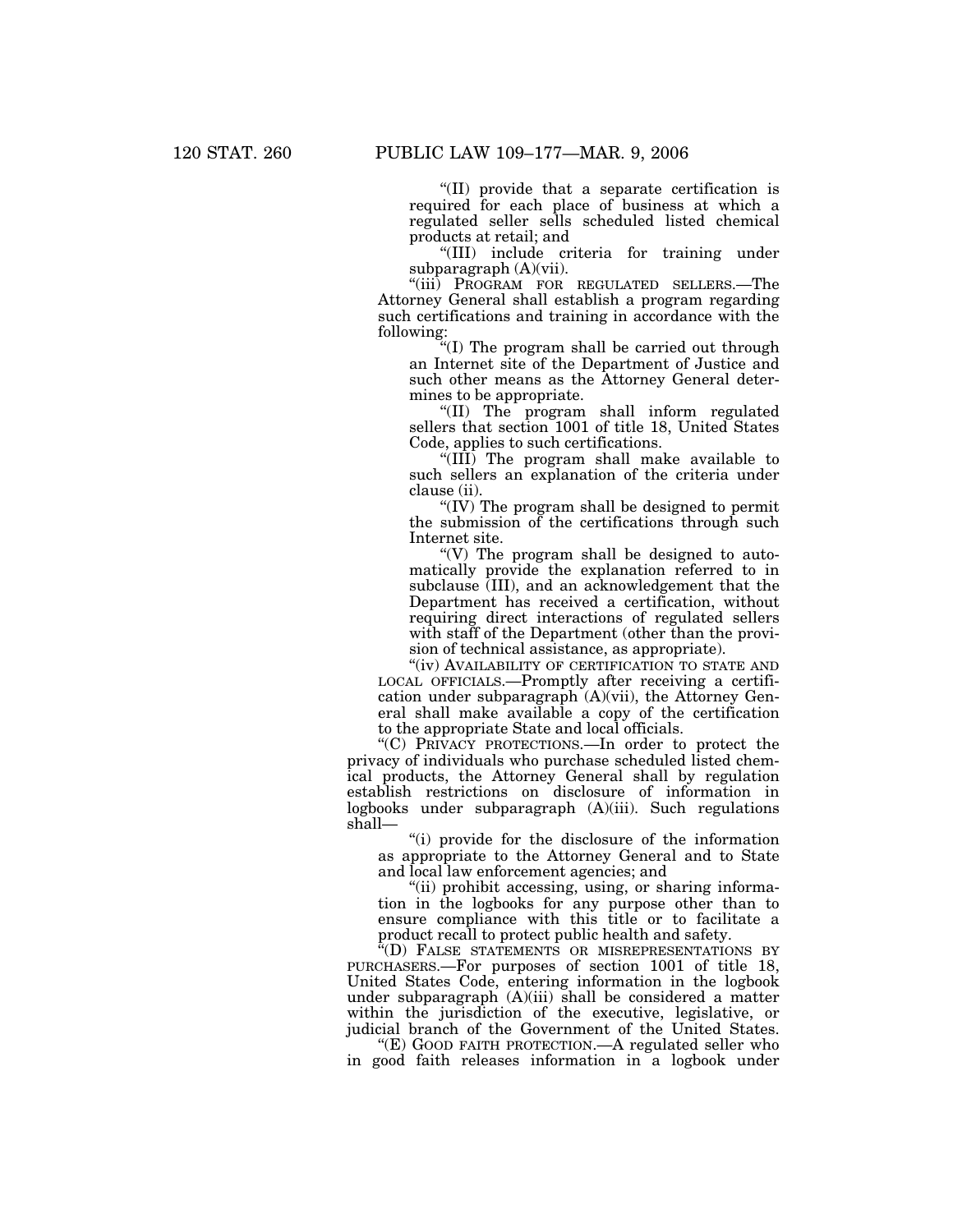"(II) provide that a separate certification is required for each place of business at which a regulated seller sells scheduled listed chemical products at retail; and

"(III) include criteria for training under subparagraph (A)(vii).

"(iii) PROGRAM FOR REGULATED SELLERS.—The Attorney General shall establish a program regarding such certifications and training in accordance with the following:

"(I) The program shall be carried out through an Internet site of the Department of Justice and such other means as the Attorney General determines to be appropriate.

"(II) The program shall inform regulated sellers that section 1001 of title 18, United States Code, applies to such certifications.

"(III) The program shall make available to such sellers an explanation of the criteria under clause (ii).

"(IV) The program shall be designed to permit the submission of the certifications through such Internet site.

"(V) The program shall be designed to automatically provide the explanation referred to in subclause (III), and an acknowledgement that the Department has received a certification, without requiring direct interactions of regulated sellers with staff of the Department (other than the provision of technical assistance, as appropriate).

"(iv) AVAILABILITY OF CERTIFICATION TO STATE AND LOCAL OFFICIALS.—Promptly after receiving a certification under subparagraph (A)(vii), the Attorney General shall make available a copy of the certification to the appropriate State and local officials.

"(C) PRIVACY PROTECTIONS.—In order to protect the privacy of individuals who purchase scheduled listed chemical products, the Attorney General shall by regulation establish restrictions on disclosure of information in logbooks under subparagraph (A)(iii). Such regulations shall—

"(i) provide for the disclosure of the information as appropriate to the Attorney General and to State and local law enforcement agencies; and

"(ii) prohibit accessing, using, or sharing information in the logbooks for any purpose other than to ensure compliance with this title or to facilitate a product recall to protect public health and safety.

"(D) FALSE STATEMENTS OR MISREPRESENTATIONS BY PURCHASERS.—For purposes of section 1001 of title 18, United States Code, entering information in the logbook under subparagraph (A)(iii) shall be considered a matter within the jurisdiction of the executive, legislative, or judicial branch of the Government of the United States.

"(E) GOOD FAITH PROTECTION.—A regulated seller who in good faith releases information in a logbook under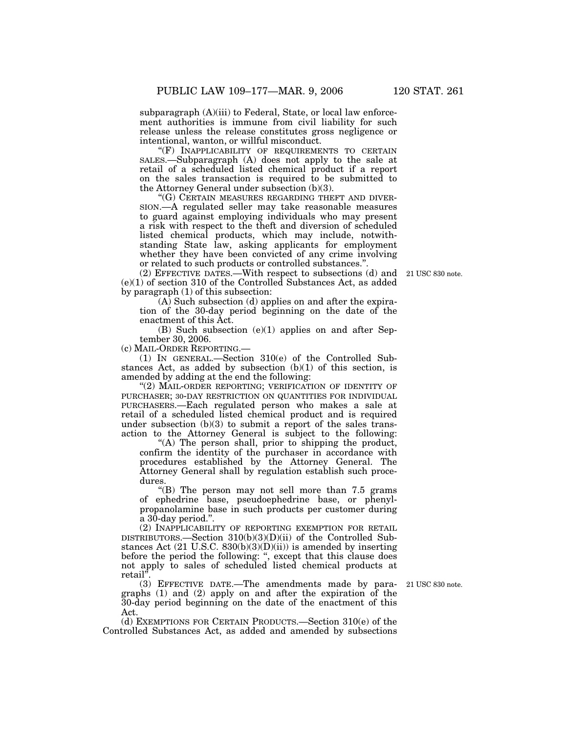subparagraph (A)(iii) to Federal, State, or local law enforcement authorities is immune from civil liability for such release unless the release constitutes gross negligence or intentional, wanton, or willful misconduct.

"(F) INAPPLICABILITY OF REQUIREMENTS TO CERTAIN SALES.—Subparagraph (A) does not apply to the sale at retail of a scheduled listed chemical product if a report on the sales transaction is required to be submitted to the Attorney General under subsection (b)(3).

"(G) CERTAIN MEASURES REGARDING THEFT AND DIVERSION.—A regulated seller may take reasonable measures to guard against employing individuals who may present a risk with respect to the theft and diversion of scheduled listed chemical products, which may include, notwithstanding State law, asking applicants for employment whether they have been convicted of any crime involving or related to such products or controlled substances.".

(2) EFFECTIVE DATES.—With respect to subsections (d) and (e)(1) of section 310 of the Controlled Substances Act, as added by paragraph (1) of this subsection:

21 USC 830 note.

(A) Such subsection (d) applies on and after the expiration of the 30-day period beginning on the date of the enactment of this Act.

(B) Such subsection (e)(1) applies on and after September 30, 2006.

(c) MAIL-ORDER REPORTING.—

(1) IN GENERAL.—Section 310(e) of the Controlled Substances Act, as added by subsection (b)(1) of this section, is amended by adding at the end the following:

"(2) MAIL-ORDER REPORTING; VERIFICATION OF IDENTITY OF PURCHASER; 30-DAY RESTRICTION ON QUANTITIES FOR INDIVIDUAL PURCHASERS.—Each regulated person who makes a sale at retail of a scheduled listed chemical product and is required under subsection (b)(3) to submit a report of the sales transaction to the Attorney General is subject to the following:

"(A) The person shall, prior to shipping the product, confirm the identity of the purchaser in accordance with procedures established by the Attorney General. The Attorney General shall by regulation establish such procedures.

"(B) The person may not sell more than 7.5 grams of ephedrine base, pseudoephedrine base, or phenylpropanolamine base in such products per customer during a 30-day period.".

(2) INAPPLICABILITY OF REPORTING EXEMPTION FOR RETAIL DISTRIBUTORS.—Section 310(b)(3)(D)(ii) of the Controlled Substances Act (21 U.S.C. 830(b)(3)(D)(ii)) is amended by inserting before the period the following: ", except that this clause does not apply to sales of scheduled listed chemical products at retail".

(3) EFFECTIVE DATE.—The amendments made by paragraphs (1) and (2) apply on and after the expiration of the 30-day period beginning on the date of the enactment of this Act.

21 USC 830 note.

(d) EXEMPTIONS FOR CERTAIN PRODUCTS.—Section 310(e) of the Controlled Substances Act, as added and amended by subsections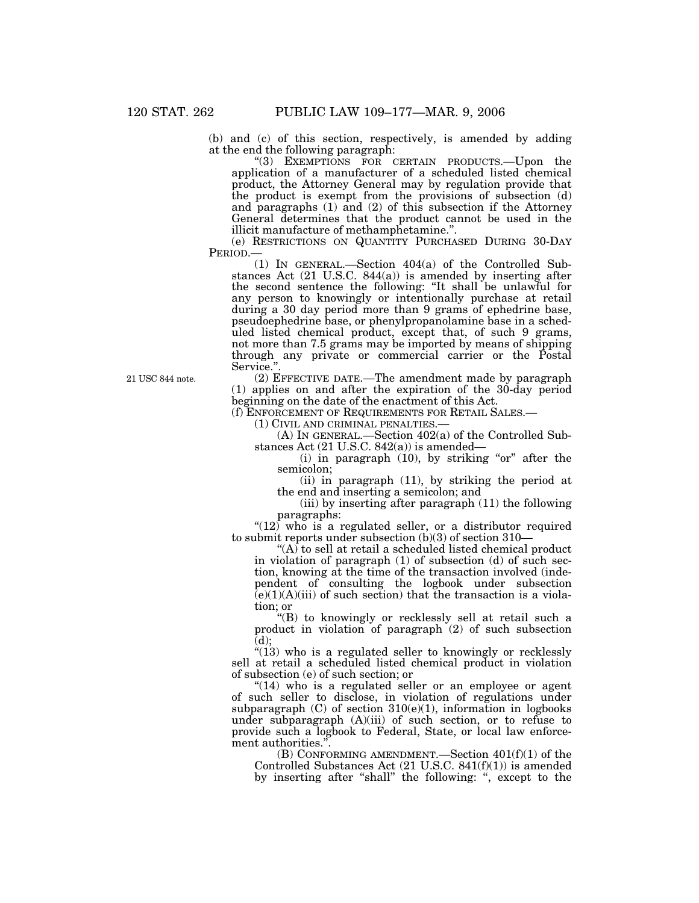(b) and (c) of this section, respectively, is amended by adding at the end the following paragraph:

"(3) EXEMPTIONS FOR CERTAIN PRODUCTS.—Upon the application of a manufacturer of a scheduled listed chemical product, the Attorney General may by regulation provide that the product is exempt from the provisions of subsection (d) and paragraphs (1) and (2) of this subsection if the Attorney General determines that the product cannot be used in the illicit manufacture of methamphetamine.".

(e) RESTRICTIONS ON QUANTITY PURCHASED DURING 30-DAY PERIOD.—

(1) IN GENERAL.—Section 404(a) of the Controlled Substances Act (21 U.S.C. 844(a)) is amended by inserting after the second sentence the following: "It shall be unlawful for any person to knowingly or intentionally purchase at retail during a 30 day period more than 9 grams of ephedrine base, pseudoephedrine base, or phenylpropanolamine base in a scheduled listed chemical product, except that, of such 9 grams, not more than 7.5 grams may be imported by means of shipping through any private or commercial carrier or the Postal Service.".

21 USC 844 note.

(2) EFFECTIVE DATE.—The amendment made by paragraph (1) applies on and after the expiration of the 30-day period beginning on the date of the enactment of this Act.

(f) ENFORCEMENT OF REQUIREMENTS FOR RETAIL SALES.—

(1) CIVIL AND CRIMINAL PENALTIES.—

(A) IN GENERAL.—Section 402(a) of the Controlled Substances Act (21 U.S.C. 842(a)) is amended—

(i) in paragraph (10), by striking "or" after the semicolon;

(ii) in paragraph (11), by striking the period at the end and inserting a semicolon; and

(iii) by inserting after paragraph (11) the following paragraphs:

"(12) who is a regulated seller, or a distributor required to submit reports under subsection (b)(3) of section 310—

"(A) to sell at retail a scheduled listed chemical product in violation of paragraph (1) of subsection (d) of such section, knowing at the time of the transaction involved (independent of consulting the logbook under subsection (e)(1)(A)(iii) of such section) that the transaction is a violation; or

"(B) to knowingly or recklessly sell at retail such a product in violation of paragraph (2) of such subsection (d);

"(13) who is a regulated seller to knowingly or recklessly sell at retail a scheduled listed chemical product in violation of subsection (e) of such section; or

"(14) who is a regulated seller or an employee or agent of such seller to disclose, in violation of regulations under subparagraph (C) of section 310(e)(1), information in logbooks under subparagraph (A)(iii) of such section, or to refuse to provide such a logbook to Federal, State, or local law enforcement authorities.".

(B) CONFORMING AMENDMENT.—Section 401(f)(1) of the Controlled Substances Act (21 U.S.C. 841(f)(1)) is amended by inserting after "shall" the following: ", except to the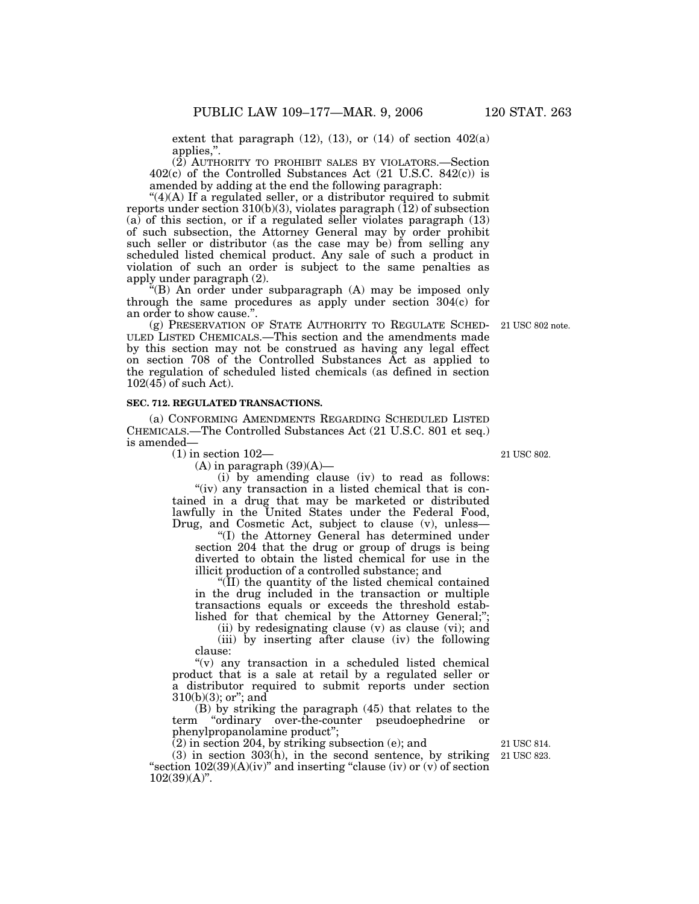extent that paragraph (12), (13), or (14) of section 402(a) applies,".

(2) AUTHORITY TO PROHIBIT SALES BY VIOLATORS.—Section 402(c) of the Controlled Substances Act (21 U.S.C. 842(c)) is amended by adding at the end the following paragraph:

"(4)(A) If a regulated seller, or a distributor required to submit reports under section 310(b)(3), violates paragraph (12) of subsection (a) of this section, or if a regulated seller violates paragraph (13) of such subsection, the Attorney General may by order prohibit such seller or distributor (as the case may be) from selling any scheduled listed chemical product. Any sale of such a product in violation of such an order is subject to the same penalties as apply under paragraph (2).

"(B) An order under subparagraph (A) may be imposed only through the same procedures as apply under section 304(c) for an order to show cause.".

(g) PRESERVATION OF STATE AUTHORITY TO REGULATE SCHEDULED LISTED CHEMICALS.—This section and the amendments made by this section may not be construed as having any legal effect on section 708 of the Controlled Substances Act as applied to the regulation of scheduled listed chemicals (as defined in section 102(45) of such Act).

21 USC 802 note.

**SEC. 712. REGULATED TRANSACTIONS.**

(a) CONFORMING AMENDMENTS REGARDING SCHEDULED LISTED CHEMICALS.—The Controlled Substances Act (21 U.S.C. 801 et seq.) is amended—

(1) in section 102—

21 USC 802.

(A) in paragraph (39)(A)—

(i) by amending clause (iv) to read as follows:

"(iv) any transaction in a listed chemical that is contained in a drug that may be marketed or distributed lawfully in the United States under the Federal Food, Drug, and Cosmetic Act, subject to clause (v), unless—

"(I) the Attorney General has determined under section 204 that the drug or group of drugs is being diverted to obtain the listed chemical for use in the illicit production of a controlled substance; and

"(II) the quantity of the listed chemical contained in the drug included in the transaction or multiple transactions equals or exceeds the threshold established for that chemical by the Attorney General;";

(ii) by redesignating clause (v) as clause (vi); and

(iii) by inserting after clause (iv) the following clause:

"(v) any transaction in a scheduled listed chemical product that is a sale at retail by a regulated seller or a distributor required to submit reports under section 310(b)(3); or"; and

(B) by striking the paragraph (45) that relates to the term "ordinary over-the-counter pseudoephedrine or phenylpropanolamine product";

(2) in section 204, by striking subsection (e); and

21 USC 814.

(3) in section 303(h), in the second sentence, by striking "section 102(39)(A)(iv)" and inserting "clause (iv) or (v) of section 102(39)(A)".

21 USC 823.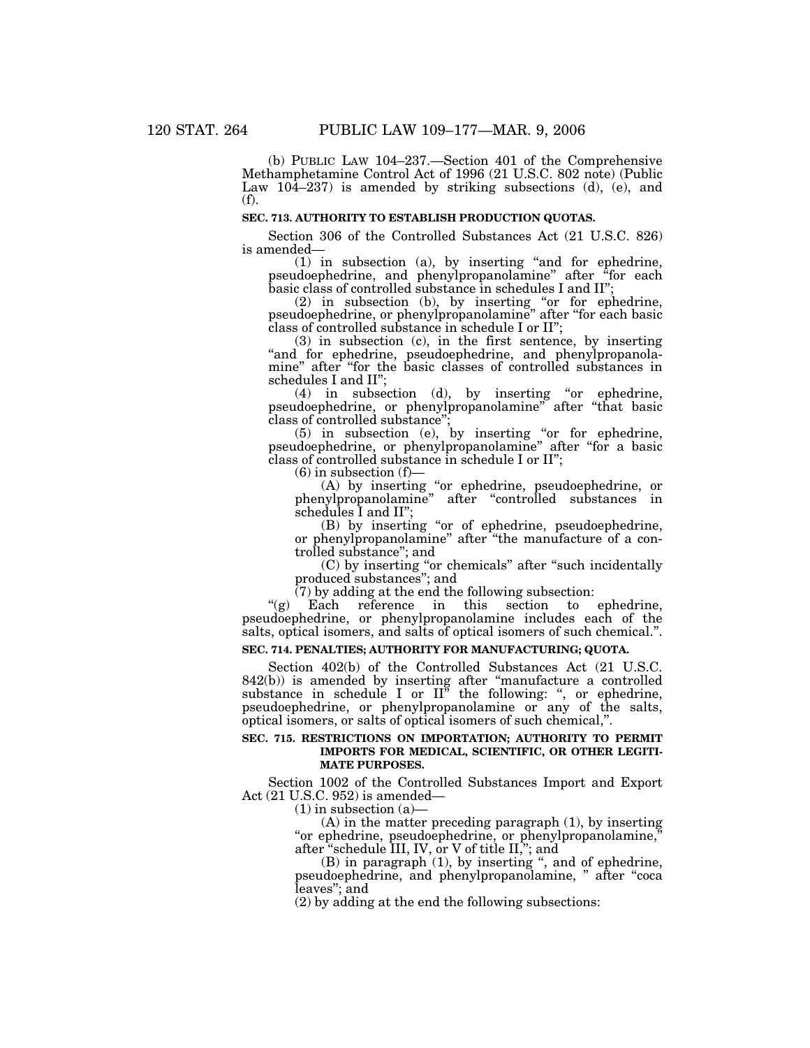(b) PUBLIC LAW 104–237.—Section 401 of the Comprehensive Methamphetamine Control Act of 1996 (21 U.S.C. 802 note) (Public Law 104–237) is amended by striking subsections (d), (e), and (f).

**SEC. 713. AUTHORITY TO ESTABLISH PRODUCTION QUOTAS.**

Section 306 of the Controlled Substances Act (21 U.S.C. 826) is amended—

(1) in subsection (a), by inserting "and for ephedrine, pseudoephedrine, and phenylpropanolamine" after "for each basic class of controlled substance in schedules I and II";

(2) in subsection (b), by inserting "or for ephedrine, pseudoephedrine, or phenylpropanolamine" after "for each basic class of controlled substance in schedule I or II";

(3) in subsection (c), in the first sentence, by inserting "and for ephedrine, pseudoephedrine, and phenylpropanolamine" after "for the basic classes of controlled substances in schedules I and II";

(4) in subsection (d), by inserting "or ephedrine, pseudoephedrine, or phenylpropanolamine" after "that basic class of controlled substance";

(5) in subsection (e), by inserting "or for ephedrine, pseudoephedrine, or phenylpropanolamine" after "for a basic class of controlled substance in schedule I or II";

(6) in subsection (f)—

(A) by inserting "or ephedrine, pseudoephedrine, or phenylpropanolamine" after "controlled substances in schedules I and II";

(B) by inserting "or of ephedrine, pseudoephedrine, or phenylpropanolamine" after "the manufacture of a controlled substance"; and

(C) by inserting "or chemicals" after "such incidentally produced substances"; and

(7) by adding at the end the following subsection:

"(g) Each reference in this section to ephedrine, pseudoephedrine, or phenylpropanolamine includes each of the salts, optical isomers, and salts of optical isomers of such chemical.".

**SEC. 714. PENALTIES; AUTHORITY FOR MANUFACTURING; QUOTA.**

Section 402(b) of the Controlled Substances Act (21 U.S.C. 842(b)) is amended by inserting after "manufacture a controlled substance in schedule I or II" the following: ", or ephedrine, pseudoephedrine, or phenylpropanolamine or any of the salts, optical isomers, or salts of optical isomers of such chemical,".

**SEC. 715. RESTRICTIONS ON IMPORTATION; AUTHORITY TO PERMIT IMPORTS FOR MEDICAL, SCIENTIFIC, OR OTHER LEGITIMATE PURPOSES.**

Section 1002 of the Controlled Substances Import and Export Act (21 U.S.C. 952) is amended—

(1) in subsection (a)—

(A) in the matter preceding paragraph (1), by inserting "or ephedrine, pseudoephedrine, or phenylpropanolamine," after "schedule III, IV, or V of title II,"; and

(B) in paragraph (1), by inserting ", and of ephedrine, pseudoephedrine, and phenylpropanolamine, " after "coca leaves"; and

(2) by adding at the end the following subsections: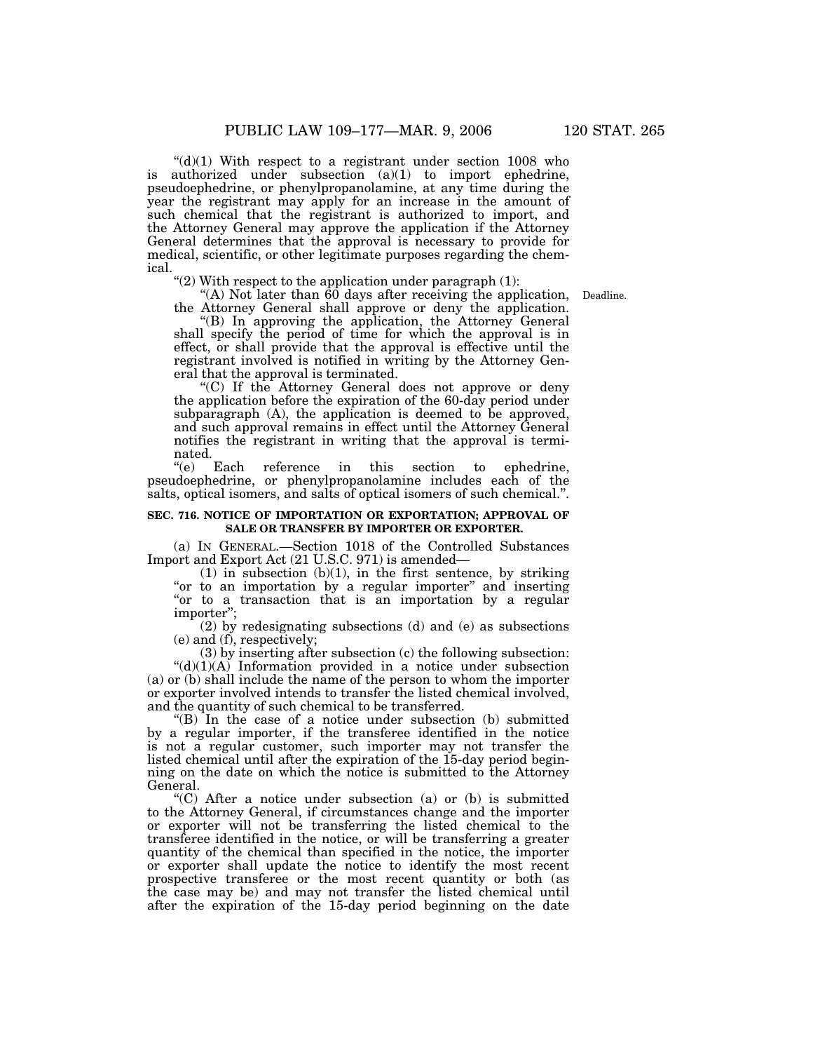"(d)(1) With respect to a registrant under section 1008 who is authorized under subsection (a)(1) to import ephedrine, pseudoephedrine, or phenylpropanolamine, at any time during the year the registrant may apply for an increase in the amount of such chemical that the registrant is authorized to import, and the Attorney General may approve the application if the Attorney General determines that the approval is necessary to provide for medical, scientific, or other legitimate purposes regarding the chemical.

"(2) With respect to the application under paragraph (1):

"(A) Not later than 60 days after receiving the application, the Attorney General shall approve or deny the application.

Deadline.

"(B) In approving the application, the Attorney General shall specify the period of time for which the approval is in effect, or shall provide that the approval is effective until the registrant involved is notified in writing by the Attorney General that the approval is terminated.

"(C) If the Attorney General does not approve or deny the application before the expiration of the 60-day period under subparagraph (A), the application is deemed to be approved, and such approval remains in effect until the Attorney General notifies the registrant in writing that the approval is terminated.

"(e) Each reference in this section to ephedrine, pseudoephedrine, or phenylpropanolamine includes each of the salts, optical isomers, and salts of optical isomers of such chemical.".

**SEC. 716. NOTICE OF IMPORTATION OR EXPORTATION; APPROVAL OF SALE OR TRANSFER BY IMPORTER OR EXPORTER.**

(a) IN GENERAL.—Section 1018 of the Controlled Substances Import and Export Act (21 U.S.C. 971) is amended—

(1) in subsection (b)(1), in the first sentence, by striking "or to an importation by a regular importer" and inserting "or to a transaction that is an importation by a regular importer";

(2) by redesignating subsections (d) and (e) as subsections (e) and (f), respectively;

(3) by inserting after subsection (c) the following subsection:

"(d)(1)(A) Information provided in a notice under subsection (a) or (b) shall include the name of the person to whom the importer or exporter involved intends to transfer the listed chemical involved, and the quantity of such chemical to be transferred.

"(B) In the case of a notice under subsection (b) submitted by a regular importer, if the transferee identified in the notice is not a regular customer, such importer may not transfer the listed chemical until after the expiration of the 15-day period beginning on the date on which the notice is submitted to the Attorney General.

"(C) After a notice under subsection (a) or (b) is submitted to the Attorney General, if circumstances change and the importer or exporter will not be transferring the listed chemical to the transferee identified in the notice, or will be transferring a greater quantity of the chemical than specified in the notice, the importer or exporter shall update the notice to identify the most recent prospective transferee or the most recent quantity or both (as the case may be) and may not transfer the listed chemical until after the expiration of the 15-day period beginning on the date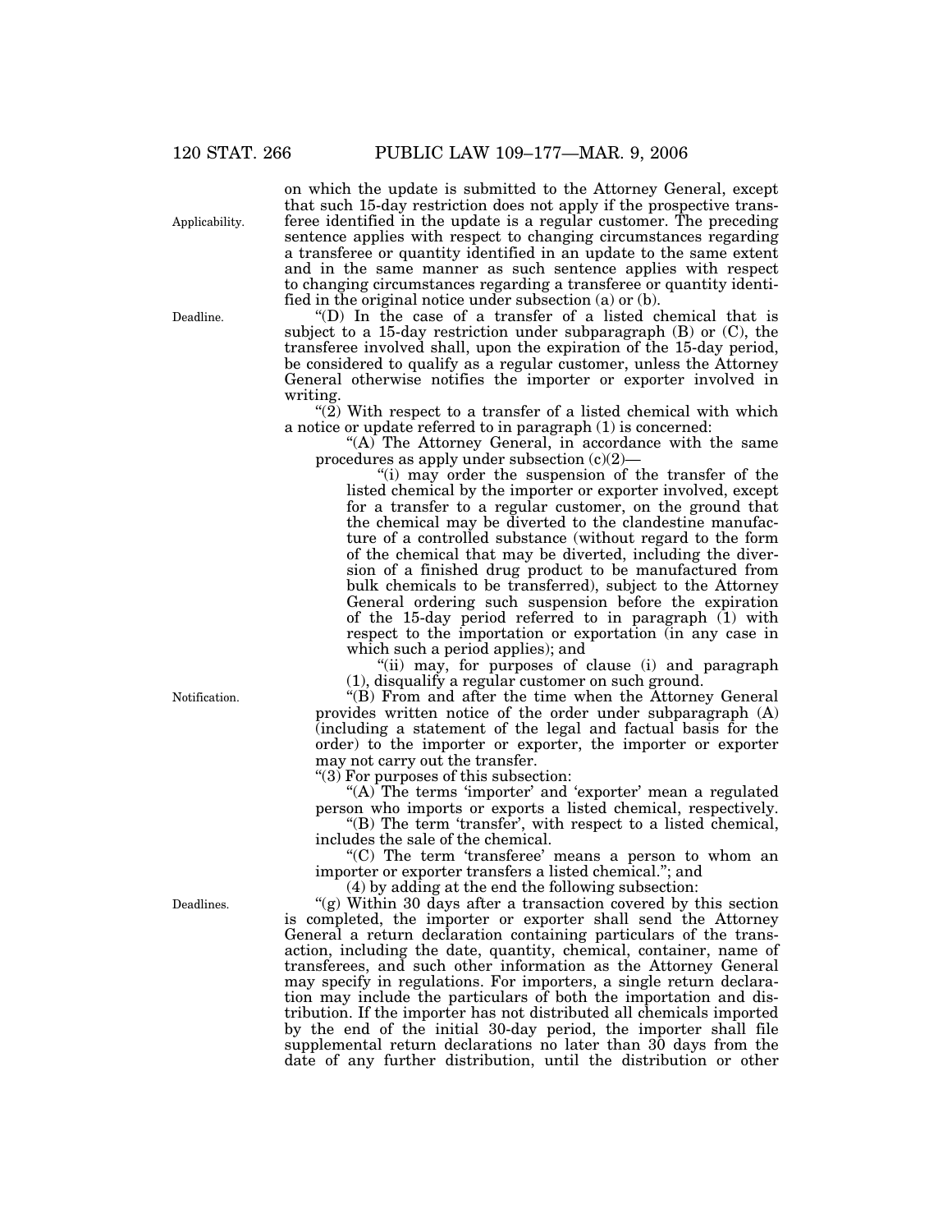on which the update is submitted to the Attorney General, except that such 15-day restriction does not apply if the prospective transferee identified in the update is a regular customer. The preceding sentence applies with respect to changing circumstances regarding a transferee or quantity identified in an update to the same extent and in the same manner as such sentence applies with respect to changing circumstances regarding a transferee or quantity identified in the original notice under subsection (a) or (b).

"(D) In the case of a transfer of a listed chemical that is subject to a 15-day restriction under subparagraph (B) or (C), the transferee involved shall, upon the expiration of the 15-day period, be considered to qualify as a regular customer, unless the Attorney General otherwise notifies the importer or exporter involved in writing.

"(2) With respect to a transfer of a listed chemical with which a notice or update referred to in paragraph (1) is concerned:

"(A) The Attorney General, in accordance with the same procedures as apply under subsection (c)(2)—

"(i) may order the suspension of the transfer of the listed chemical by the importer or exporter involved, except for a transfer to a regular customer, on the ground that the chemical may be diverted to the clandestine manufacture of a controlled substance (without regard to the form of the chemical that may be diverted, including the diversion of a finished drug product to be manufactured from bulk chemicals to be transferred), subject to the Attorney General ordering such suspension before the expiration of the 15-day period referred to in paragraph (1) with respect to the importation or exportation (in any case in which such a period applies); and

"(ii) may, for purposes of clause (i) and paragraph (1), disqualify a regular customer on such ground.

"(B) From and after the time when the Attorney General provides written notice of the order under subparagraph (A) (including a statement of the legal and factual basis for the order) to the importer or exporter, the importer or exporter may not carry out the transfer.

"(3) For purposes of this subsection:

"(A) The terms 'importer' and 'exporter' mean a regulated person who imports or exports a listed chemical, respectively.

"(B) The term 'transfer', with respect to a listed chemical, includes the sale of the chemical.

"(C) The term 'transferee' means a person to whom an importer or exporter transfers a listed chemical."; and

(4) by adding at the end the following subsection:

"(g) Within 30 days after a transaction covered by this section is completed, the importer or exporter shall send the Attorney General a return declaration containing particulars of the transaction, including the date, quantity, chemical, container, name of transferees, and such other information as the Attorney General may specify in regulations. For importers, a single return declaration may include the particulars of both the importation and distribution. If the importer has not distributed all chemicals imported by the end of the initial 30-day period, the importer shall file supplemental return declarations no later than 30 days from the date of any further distribution, until the distribution or other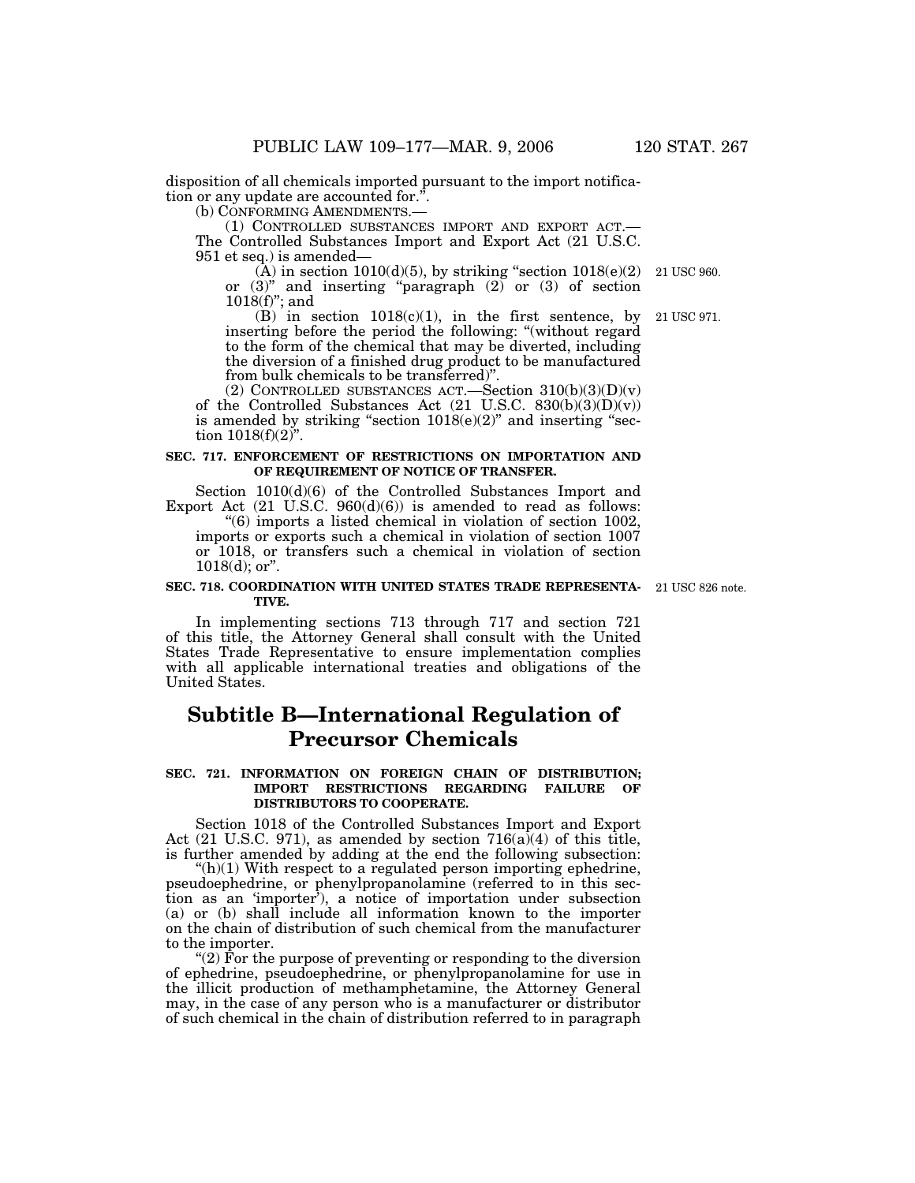disposition of all chemicals imported pursuant to the import notification or any update are accounted for.".

(b) CONFORMING AMENDMENTS.—

(1) CONTROLLED SUBSTANCES IMPORT AND EXPORT ACT.— The Controlled Substances Import and Export Act (21 U.S.C. 951 et seq.) is amended—

(A) in section 1010(d)(5), by striking "section 1018(e)(2) or (3)" and inserting "paragraph (2) or (3) of section 1018(f)"; and

21 USC 960.

(B) in section 1018(c)(1), in the first sentence, by inserting before the period the following: "(without regard to the form of the chemical that may be diverted, including the diversion of a finished drug product to be manufactured from bulk chemicals to be transferred)".

21 USC 971.

(2) CONTROLLED SUBSTANCES ACT.—Section 310(b)(3)(D)(v) of the Controlled Substances Act (21 U.S.C. 830(b)(3)(D)(v)) is amended by striking "section 1018(e)(2)" and inserting "section 1018(f)(2)".

**SEC. 717. ENFORCEMENT OF RESTRICTIONS ON IMPORTATION AND OF REQUIREMENT OF NOTICE OF TRANSFER.**

Section 1010(d)(6) of the Controlled Substances Import and Export Act (21 U.S.C. 960(d)(6)) is amended to read as follows:

"(6) imports a listed chemical in violation of section 1002, imports or exports such a chemical in violation of section 1007 or 1018, or transfers such a chemical in violation of section 1018(d); or".

**SEC. 718. COORDINATION WITH UNITED STATES TRADE REPRESENTATIVE.**

21 USC 826 note.

In implementing sections 713 through 717 and section 721 of this title, the Attorney General shall consult with the United States Trade Representative to ensure implementation complies with all applicable international treaties and obligations of the United States.

# Subtitle B—International Regulation of Precursor Chemicals

**SEC. 721. INFORMATION ON FOREIGN CHAIN OF DISTRIBUTION; IMPORT RESTRICTIONS REGARDING FAILURE OF DISTRIBUTORS TO COOPERATE.**

Section 1018 of the Controlled Substances Import and Export Act (21 U.S.C. 971), as amended by section 716(a)(4) of this title, is further amended by adding at the end the following subsection:

"(h)(1) With respect to a regulated person importing ephedrine, pseudoephedrine, or phenylpropanolamine (referred to in this section as an 'importer'), a notice of importation under subsection (a) or (b) shall include all information known to the importer on the chain of distribution of such chemical from the manufacturer to the importer.

"(2) For the purpose of preventing or responding to the diversion of ephedrine, pseudoephedrine, or phenylpropanolamine for use in the illicit production of methamphetamine, the Attorney General may, in the case of any person who is a manufacturer or distributor of such chemical in the chain of distribution referred to in paragraph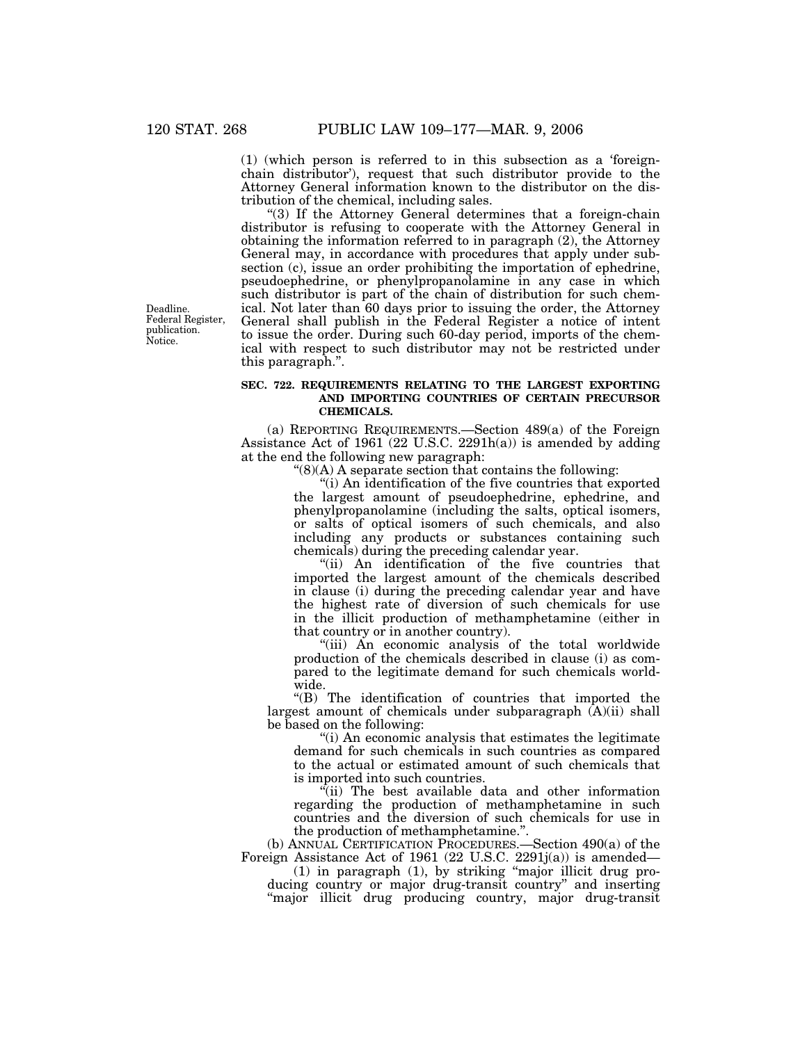(1) (which person is referred to in this subsection as a 'foreign-chain distributor'), request that such distributor provide to the Attorney General information known to the distributor on the distribution of the chemical, including sales.

"(3) If the Attorney General determines that a foreign-chain distributor is refusing to cooperate with the Attorney General in obtaining the information referred to in paragraph (2), the Attorney General may, in accordance with procedures that apply under subsection (c), issue an order prohibiting the importation of ephedrine, pseudoephedrine, or phenylpropanolamine in any case in which such distributor is part of the chain of distribution for such chemical. Not later than 60 days prior to issuing the order, the Attorney General shall publish in the Federal Register a notice of intent to issue the order. During such 60-day period, imports of the chemical with respect to such distributor may not be restricted under this paragraph.".

Deadline. Federal Register, publication. Notice.

**SEC. 722. REQUIREMENTS RELATING TO THE LARGEST EXPORTING AND IMPORTING COUNTRIES OF CERTAIN PRECURSOR CHEMICALS.**

(a) REPORTING REQUIREMENTS.—Section 489(a) of the Foreign Assistance Act of 1961 (22 U.S.C. 2291h(a)) is amended by adding at the end the following new paragraph:

"(8)(A) A separate section that contains the following:

"(i) An identification of the five countries that exported the largest amount of pseudoephedrine, ephedrine, and phenylpropanolamine (including the salts, optical isomers, or salts of optical isomers of such chemicals, and also including any products or substances containing such chemicals) during the preceding calendar year.

"(ii) An identification of the five countries that imported the largest amount of the chemicals described in clause (i) during the preceding calendar year and have the highest rate of diversion of such chemicals for use in the illicit production of methamphetamine (either in that country or in another country).

"(iii) An economic analysis of the total worldwide production of the chemicals described in clause (i) as compared to the legitimate demand for such chemicals worldwide.

"(B) The identification of countries that imported the largest amount of chemicals under subparagraph (A)(ii) shall be based on the following:

"(i) An economic analysis that estimates the legitimate demand for such chemicals in such countries as compared to the actual or estimated amount of such chemicals that is imported into such countries.

"(ii) The best available data and other information regarding the production of methamphetamine in such countries and the diversion of such chemicals for use in the production of methamphetamine.".

(b) ANNUAL CERTIFICATION PROCEDURES.—Section 490(a) of the Foreign Assistance Act of 1961 (22 U.S.C. 2291j(a)) is amended—

(1) in paragraph (1), by striking "major illicit drug producing country or major drug-transit country" and inserting "major illicit drug producing country, major drug-transit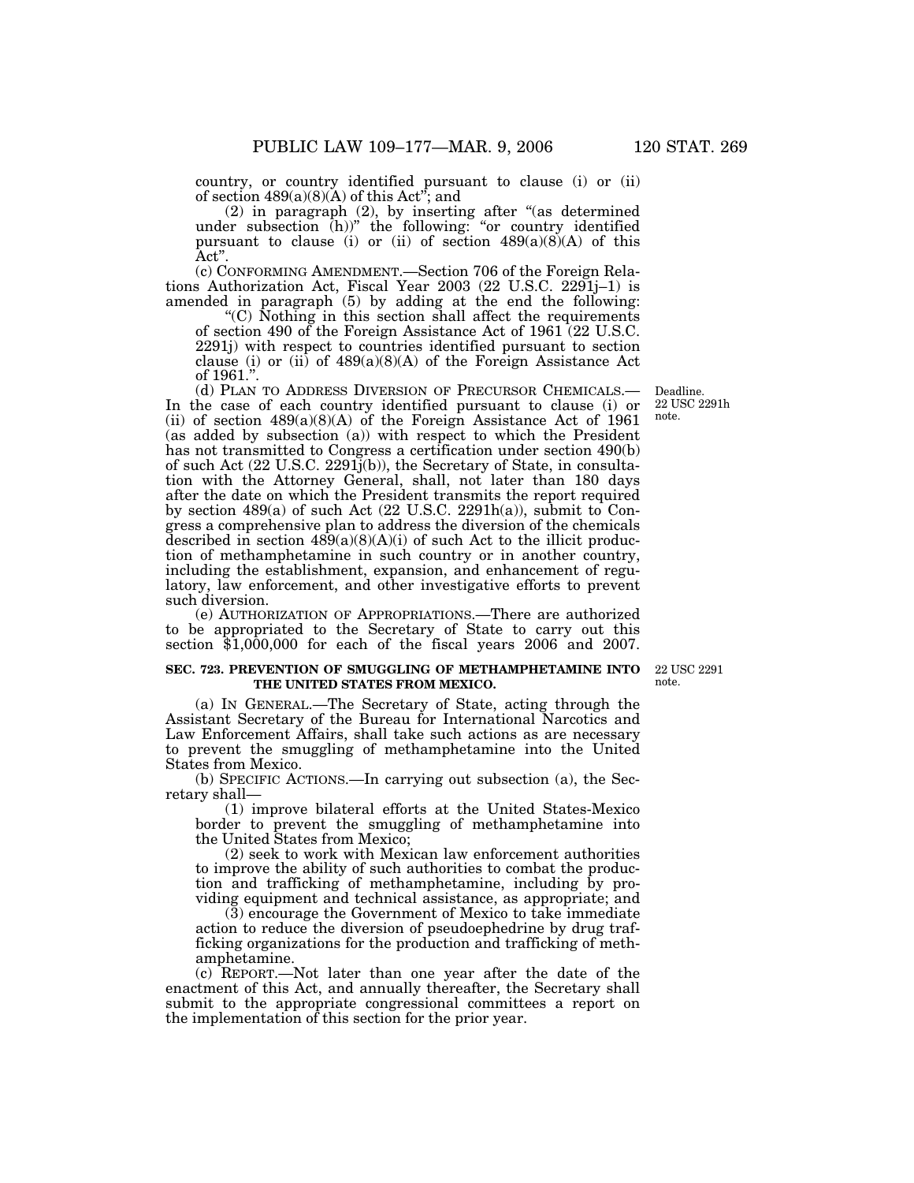country, or country identified pursuant to clause (i) or (ii) of section 489(a)(8)(A) of this Act"; and

(2) in paragraph (2), by inserting after "(as determined under subsection (h))" the following: "or country identified pursuant to clause (i) or (ii) of section 489(a)(8)(A) of this Act".

(c) CONFORMING AMENDMENT.—Section 706 of the Foreign Relations Authorization Act, Fiscal Year 2003 (22 U.S.C. 2291j–1) is amended in paragraph (5) by adding at the end the following:

"(C) Nothing in this section shall affect the requirements of section 490 of the Foreign Assistance Act of 1961 (22 U.S.C. 2291j) with respect to countries identified pursuant to section clause (i) or (ii) of 489(a)(8)(A) of the Foreign Assistance Act of 1961.".

Deadline. 22 USC 2291h note.

(d) PLAN TO ADDRESS DIVERSION OF PRECURSOR CHEMICALS.—In the case of each country identified pursuant to clause (i) or (ii) of section 489(a)(8)(A) of the Foreign Assistance Act of 1961 (as added by subsection (a)) with respect to which the President has not transmitted to Congress a certification under section 490(b) of such Act (22 U.S.C. 2291j(b)), the Secretary of State, in consultation with the Attorney General, shall, not later than 180 days after the date on which the President transmits the report required by section 489(a) of such Act (22 U.S.C. 2291h(a)), submit to Congress a comprehensive plan to address the diversion of the chemicals described in section 489(a)(8)(A)(i) of such Act to the illicit production of methamphetamine in such country or in another country, including the establishment, expansion, and enhancement of regulatory, law enforcement, and other investigative efforts to prevent such diversion.

(e) AUTHORIZATION OF APPROPRIATIONS.—There are authorized to be appropriated to the Secretary of State to carry out this section $1,000,000 for each of the fiscal years 2006 and 2007.

22 USC 2291 note.

**SEC. 723. PREVENTION OF SMUGGLING OF METHAMPHETAMINE INTO THE UNITED STATES FROM MEXICO.**

(a) IN GENERAL.—The Secretary of State, acting through the Assistant Secretary of the Bureau for International Narcotics and Law Enforcement Affairs, shall take such actions as are necessary to prevent the smuggling of methamphetamine into the United States from Mexico.

(b) SPECIFIC ACTIONS.—In carrying out subsection (a), the Secretary shall—

(1) improve bilateral efforts at the United States-Mexico border to prevent the smuggling of methamphetamine into the United States from Mexico;

(2) seek to work with Mexican law enforcement authorities to improve the ability of such authorities to combat the production and trafficking of methamphetamine, including by providing equipment and technical assistance, as appropriate; and

(3) encourage the Government of Mexico to take immediate action to reduce the diversion of pseudoephedrine by drug trafficking organizations for the production and trafficking of methamphetamine.

(c) REPORT.—Not later than one year after the date of the enactment of this Act, and annually thereafter, the Secretary shall submit to the appropriate congressional committees a report on the implementation of this section for the prior year.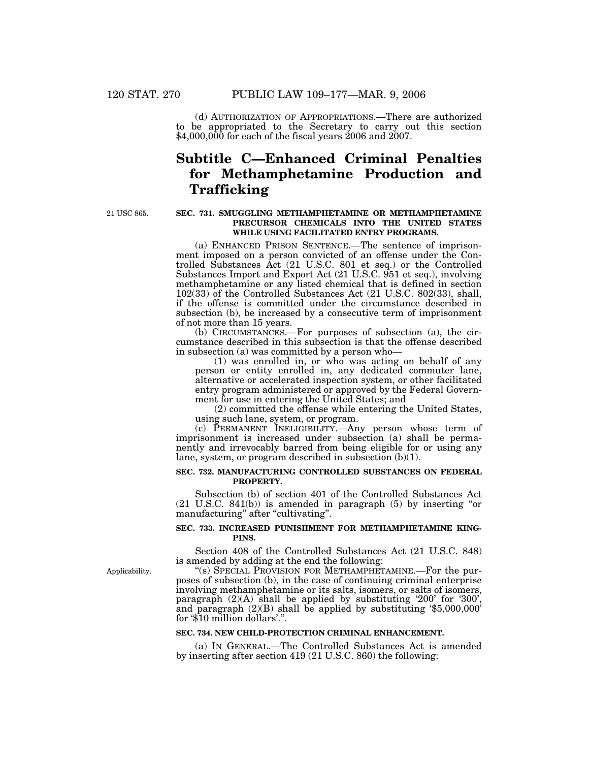(d) AUTHORIZATION OF APPROPRIATIONS.—There are authorized to be appropriated to the Secretary to carry out this section $4,000,000 for each of the fiscal years 2006 and 2007.

# Subtitle C—Enhanced Criminal Penalties for Methamphetamine Production and Trafficking

21 USC 865.

### SEC. 731. SMUGGLING METHAMPHETAMINE OR METHAMPHETAMINE PRECURSOR CHEMICALS INTO THE UNITED STATES WHILE USING FACILITATED ENTRY PROGRAMS.

(a) ENHANCED PRISON SENTENCE.—The sentence of imprisonment imposed on a person convicted of an offense under the Controlled Substances Act (21 U.S.C. 801 et seq.) or the Controlled Substances Import and Export Act (21 U.S.C. 951 et seq.), involving methamphetamine or any listed chemical that is defined in section 102(33) of the Controlled Substances Act (21 U.S.C. 802(33), shall, if the offense is committed under the circumstance described in subsection (b), be increased by a consecutive term of imprisonment of not more than 15 years.

(b) CIRCUMSTANCES.—For purposes of subsection (a), the circumstance described in this subsection is that the offense described in subsection (a) was committed by a person who—

(1) was enrolled in, or who was acting on behalf of any person or entity enrolled in, any dedicated commuter lane, alternative or accelerated inspection system, or other facilitated entry program administered or approved by the Federal Government for use in entering the United States; and

(2) committed the offense while entering the United States, using such lane, system, or program.

(c) PERMANENT INELIGIBILITY.—Any person whose term of imprisonment is increased under subsection (a) shall be permanently and irrevocably barred from being eligible for or using any lane, system, or program described in subsection (b)(1).

### SEC. 732. MANUFACTURING CONTROLLED SUBSTANCES ON FEDERAL PROPERTY.

Subsection (b) of section 401 of the Controlled Substances Act (21 U.S.C. 841(b)) is amended in paragraph (5) by inserting "or manufacturing" after "cultivating".

### SEC. 733. INCREASED PUNISHMENT FOR METHAMPHETAMINE KINGPINS.

Section 408 of the Controlled Substances Act (21 U.S.C. 848) is amended by adding at the end the following:

Applicability.

"(s) SPECIAL PROVISION FOR METHAMPHETAMINE.—For the purposes of subsection (b), in the case of continuing criminal enterprise involving methamphetamine or its salts, isomers, or salts of isomers, paragraph (2)(A) shall be applied by substituting '200' for '300', and paragraph (2)(B) shall be applied by substituting '$5,000,000' for '$10 million dollars'.".

### SEC. 734. NEW CHILD-PROTECTION CRIMINAL ENHANCEMENT.

(a) IN GENERAL.—The Controlled Substances Act is amended by inserting after section 419 (21 U.S.C. 860) the following: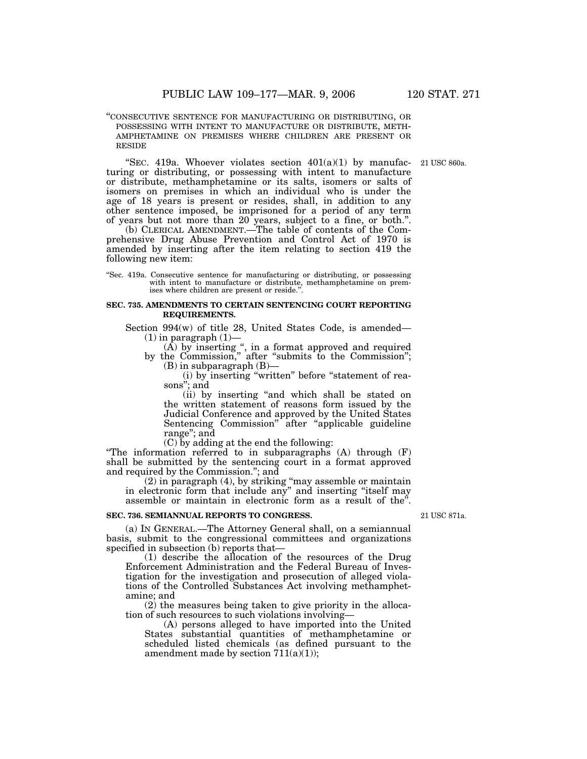"CONSECUTIVE SENTENCE FOR MANUFACTURING OR DISTRIBUTING, OR POSSESSING WITH INTENT TO MANUFACTURE OR DISTRIBUTE, METHAMPHETAMINE ON PREMISES WHERE CHILDREN ARE PRESENT OR RESIDE

"SEC. 419a. Whoever violates section 401(a)(1) by manufacturing or distributing, or possessing with intent to manufacture or distribute, methamphetamine or its salts, isomers or salts of isomers on premises in which an individual who is under the age of 18 years is present or resides, shall, in addition to any other sentence imposed, be imprisoned for a period of any term of years but not more than 20 years, subject to a fine, or both.". 21 USC 860a.

(b) CLERICAL AMENDMENT.—The table of contents of the Comprehensive Drug Abuse Prevention and Control Act of 1970 is amended by inserting after the item relating to section 419 the following new item:

"Sec. 419a. Consecutive sentence for manufacturing or distributing, or possessing with intent to manufacture or distribute, methamphetamine on premises where children are present or reside.".

**SEC. 735. AMENDMENTS TO CERTAIN SENTENCING COURT REPORTING REQUIREMENTS.**

Section 994(w) of title 28, United States Code, is amended—

(1) in paragraph (1)—

(A) by inserting ", in a format approved and required by the Commission," after "submits to the Commission";

(B) in subparagraph (B)—

(i) by inserting "written" before "statement of reasons"; and

(ii) by inserting "and which shall be stated on the written statement of reasons form issued by the Judicial Conference and approved by the United States Sentencing Commission" after "applicable guideline range"; and

(C) by adding at the end the following:

"The information referred to in subparagraphs (A) through (F) shall be submitted by the sentencing court in a format approved and required by the Commission."; and

(2) in paragraph (4), by striking "may assemble or maintain in electronic form that include any" and inserting "itself may assemble or maintain in electronic form as a result of the".

**SEC. 736. SEMIANNUAL REPORTS TO CONGRESS.**

21 USC 871a.

(a) IN GENERAL.—The Attorney General shall, on a semiannual basis, submit to the congressional committees and organizations specified in subsection (b) reports that—

(1) describe the allocation of the resources of the Drug Enforcement Administration and the Federal Bureau of Investigation for the investigation and prosecution of alleged violations of the Controlled Substances Act involving methamphetamine; and

(2) the measures being taken to give priority in the allocation of such resources to such violations involving—

(A) persons alleged to have imported into the United States substantial quantities of methamphetamine or scheduled listed chemicals (as defined pursuant to the amendment made by section 711(a)(1));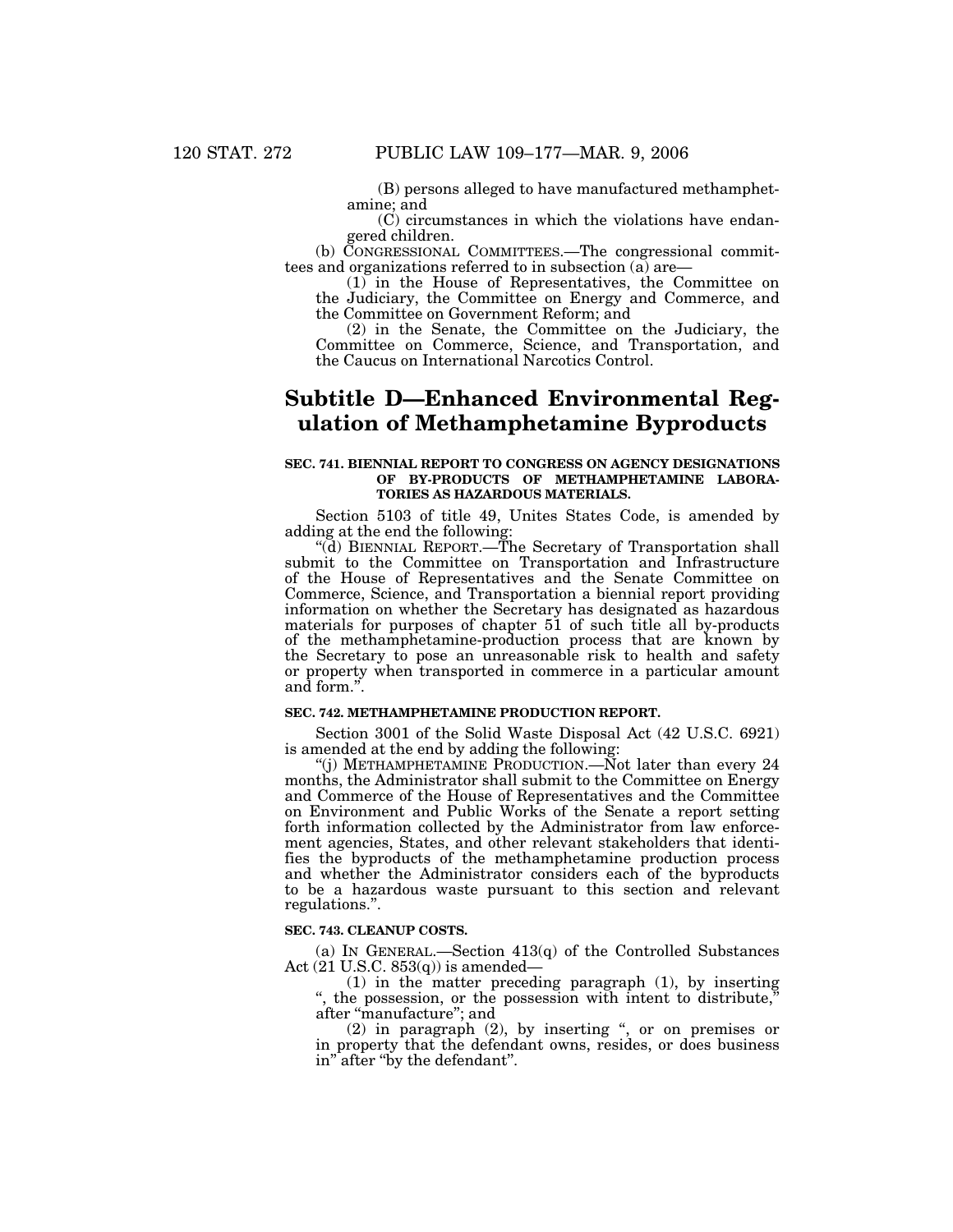(B) persons alleged to have manufactured methamphetamine; and

(C) circumstances in which the violations have endangered children.

(b) CONGRESSIONAL COMMITTEES.—The congressional committees and organizations referred to in subsection (a) are—

(1) in the House of Representatives, the Committee on the Judiciary, the Committee on Energy and Commerce, and the Committee on Government Reform; and

(2) in the Senate, the Committee on the Judiciary, the Committee on Commerce, Science, and Transportation, and the Caucus on International Narcotics Control.

## Subtitle D—Enhanced Environmental Regulation of Methamphetamine Byproducts

### SEC. 741. BIENNIAL REPORT TO CONGRESS ON AGENCY DESIGNATIONS OF BY-PRODUCTS OF METHAMPHETAMINE LABORATORIES AS HAZARDOUS MATERIALS.

Section 5103 of title 49, Unites States Code, is amended by adding at the end the following:

"(d) BIENNIAL REPORT.—The Secretary of Transportation shall submit to the Committee on Transportation and Infrastructure of the House of Representatives and the Senate Committee on Commerce, Science, and Transportation a biennial report providing information on whether the Secretary has designated as hazardous materials for purposes of chapter 51 of such title all by-products of the methamphetamine-production process that are known by the Secretary to pose an unreasonable risk to health and safety or property when transported in commerce in a particular amount and form.".

### SEC. 742. METHAMPHETAMINE PRODUCTION REPORT.

Section 3001 of the Solid Waste Disposal Act (42 U.S.C. 6921) is amended at the end by adding the following:

"(j) METHAMPHETAMINE PRODUCTION.—Not later than every 24 months, the Administrator shall submit to the Committee on Energy and Commerce of the House of Representatives and the Committee on Environment and Public Works of the Senate a report setting forth information collected by the Administrator from law enforcement agencies, States, and other relevant stakeholders that identifies the byproducts of the methamphetamine production process and whether the Administrator considers each of the byproducts to be a hazardous waste pursuant to this section and relevant regulations.".

### SEC. 743. CLEANUP COSTS.

(a) IN GENERAL.—Section 413(q) of the Controlled Substances Act (21 U.S.C. 853(q)) is amended—

(1) in the matter preceding paragraph (1), by inserting ", the possession, or the possession with intent to distribute," after "manufacture"; and

(2) in paragraph (2), by inserting ", or on premises or in property that the defendant owns, resides, or does business in" after "by the defendant".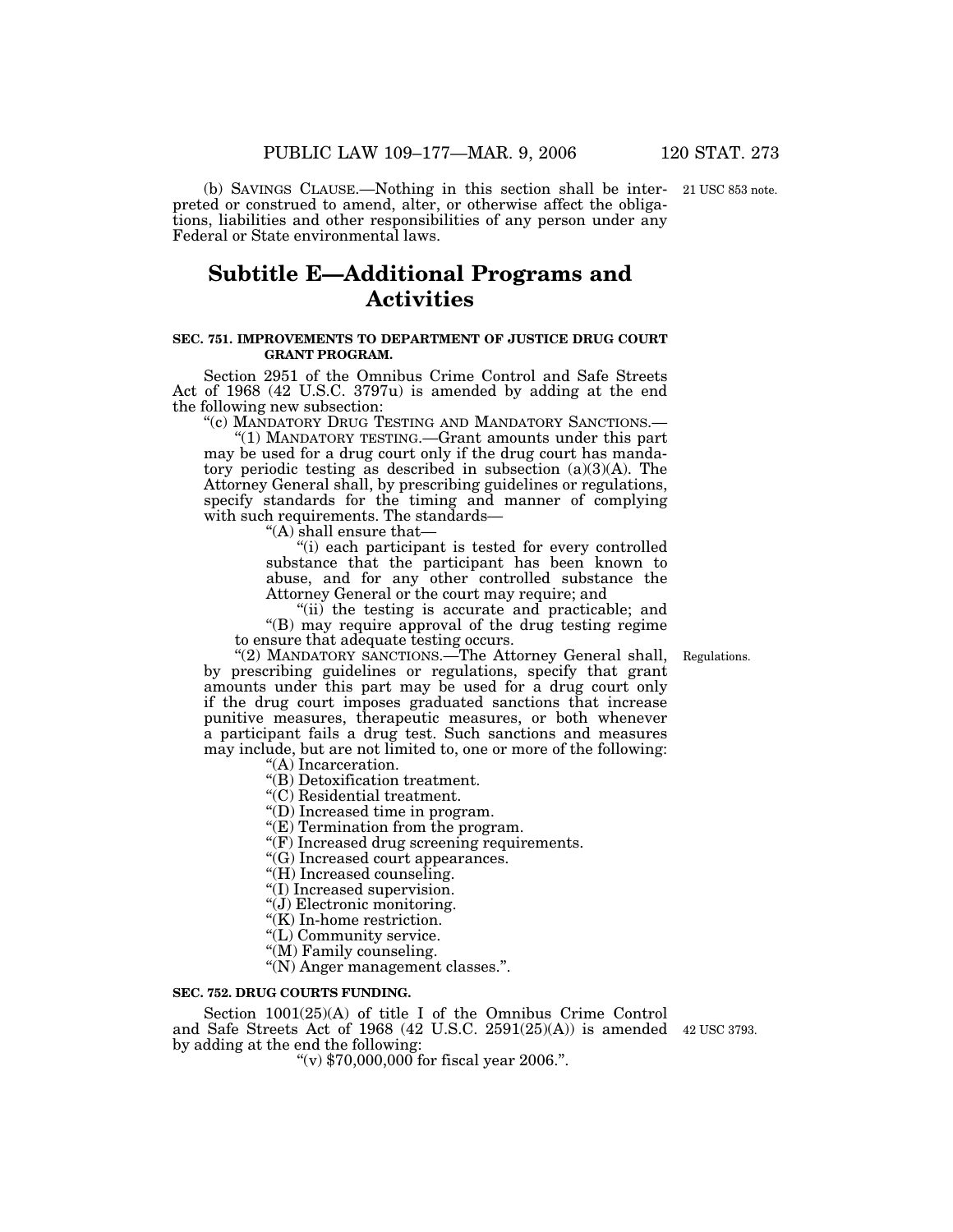(b) SAVINGS CLAUSE.—Nothing in this section shall be interpreted or construed to amend, alter, or otherwise affect the obligations, liabilities and other responsibilities of any person under any Federal or State environmental laws.

21 USC 853 note.

## Subtitle E—Additional Programs and Activities

### SEC. 751. IMPROVEMENTS TO DEPARTMENT OF JUSTICE DRUG COURT GRANT PROGRAM.

Section 2951 of the Omnibus Crime Control and Safe Streets Act of 1968 (42 U.S.C. 3797u) is amended by adding at the end the following new subsection:

"(c) MANDATORY DRUG TESTING AND MANDATORY SANCTIONS.—

"(1) MANDATORY TESTING.—Grant amounts under this part may be used for a drug court only if the drug court has mandatory periodic testing as described in subsection (a)(3)(A). The Attorney General shall, by prescribing guidelines or regulations, specify standards for the timing and manner of complying with such requirements. The standards—

"(A) shall ensure that—

"(i) each participant is tested for every controlled substance that the participant has been known to abuse, and for any other controlled substance the Attorney General or the court may require; and

"(ii) the testing is accurate and practicable; and

"(B) may require approval of the drug testing regime to ensure that adequate testing occurs.

Regulations.

"(2) MANDATORY SANCTIONS.—The Attorney General shall, by prescribing guidelines or regulations, specify that grant amounts under this part may be used for a drug court only if the drug court imposes graduated sanctions that increase punitive measures, therapeutic measures, or both whenever a participant fails a drug test. Such sanctions and measures may include, but are not limited to, one or more of the following:

"(A) Incarceration.

"(B) Detoxification treatment.

"(C) Residential treatment.

"(D) Increased time in program.

"(E) Termination from the program.

"(F) Increased drug screening requirements.

"(G) Increased court appearances.

"(H) Increased counseling.

"(I) Increased supervision.

"(J) Electronic monitoring.

"(K) In-home restriction.

"(L) Community service.

"(M) Family counseling.

"(N) Anger management classes.".

### SEC. 752. DRUG COURTS FUNDING.

Section 1001(25)(A) of title I of the Omnibus Crime Control and Safe Streets Act of 1968 (42 U.S.C. 2591(25)(A)) is amended by adding at the end the following:

42 USC 3793.

"(v) $70,000,000 for fiscal year 2006.".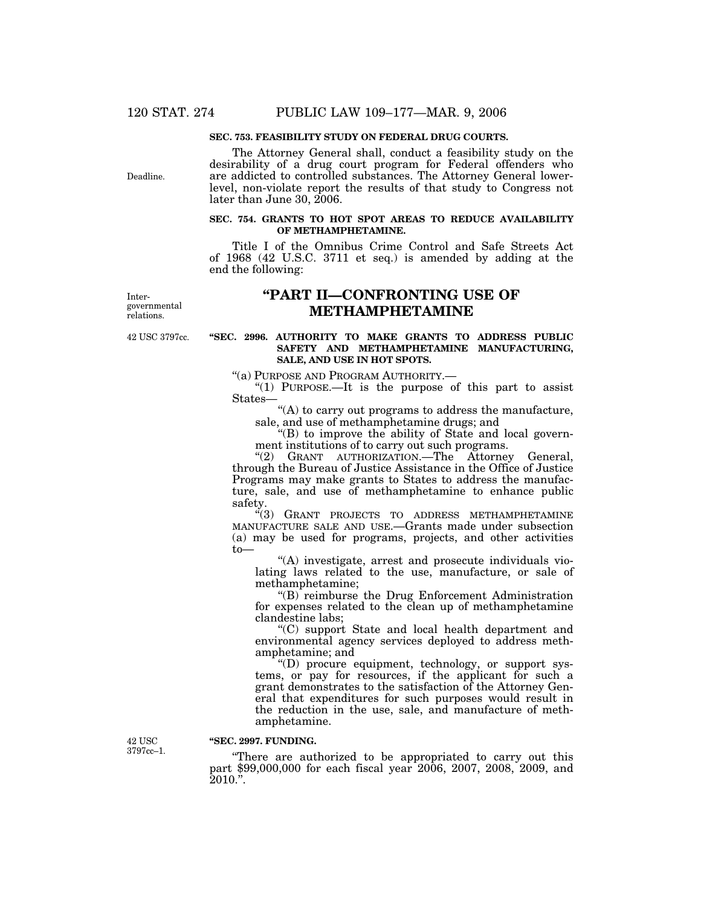**SEC. 753. FEASIBILITY STUDY ON FEDERAL DRUG COURTS.**

Deadline.

The Attorney General shall, conduct a feasibility study on the desirability of a drug court program for Federal offenders who are addicted to controlled substances. The Attorney General lower-level, non-violate report the results of that study to Congress not later than June 30, 2006.

**SEC. 754. GRANTS TO HOT SPOT AREAS TO REDUCE AVAILABILITY OF METHAMPHETAMINE.**

Title I of the Omnibus Crime Control and Safe Streets Act of 1968 (42 U.S.C. 3711 et seq.) is amended by adding at the end the following:

Intergovernmental relations.

# "PART II—CONFRONTING USE OF METHAMPHETAMINE

42 USC 3797cc.

**"SEC. 2996. AUTHORITY TO MAKE GRANTS TO ADDRESS PUBLIC SAFETY AND METHAMPHETAMINE MANUFACTURING, SALE, AND USE IN HOT SPOTS.**

"(a) PURPOSE AND PROGRAM AUTHORITY.—

"(1) PURPOSE.—It is the purpose of this part to assist States—

"(A) to carry out programs to address the manufacture, sale, and use of methamphetamine drugs; and

"(B) to improve the ability of State and local government institutions of to carry out such programs.

"(2) GRANT AUTHORIZATION.—The Attorney General, through the Bureau of Justice Assistance in the Office of Justice Programs may make grants to States to address the manufacture, sale, and use of methamphetamine to enhance public safety.

"(3) GRANT PROJECTS TO ADDRESS METHAMPHETAMINE MANUFACTURE SALE AND USE.—Grants made under subsection (a) may be used for programs, projects, and other activities to—

"(A) investigate, arrest and prosecute individuals violating laws related to the use, manufacture, or sale of methamphetamine;

"(B) reimburse the Drug Enforcement Administration for expenses related to the clean up of methamphetamine clandestine labs;

"(C) support State and local health department and environmental agency services deployed to address methamphetamine; and

"(D) procure equipment, technology, or support systems, or pay for resources, if the applicant for such a grant demonstrates to the satisfaction of the Attorney General that expenditures for such purposes would result in the reduction in the use, sale, and manufacture of methamphetamine.

42 USC 3797cc–1.

**"SEC. 2997. FUNDING.**

"There are authorized to be appropriated to carry out this part $99,000,000 for each fiscal year 2006, 2007, 2008, 2009, and 2010.".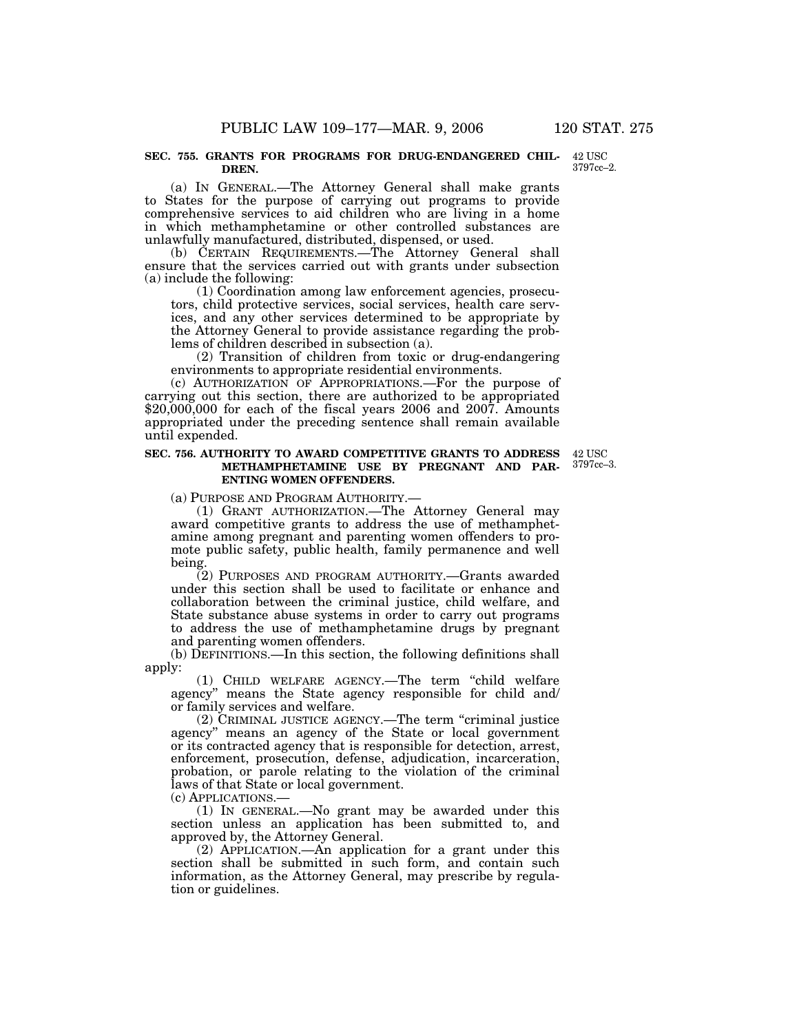**SEC. 755. GRANTS FOR PROGRAMS FOR DRUG-ENDANGERED CHILDREN.**

42 USC 3797cc–2.

(a) IN GENERAL.—The Attorney General shall make grants to States for the purpose of carrying out programs to provide comprehensive services to aid children who are living in a home in which methamphetamine or other controlled substances are unlawfully manufactured, distributed, dispensed, or used.

(b) CERTAIN REQUIREMENTS.—The Attorney General shall ensure that the services carried out with grants under subsection (a) include the following:

(1) Coordination among law enforcement agencies, prosecutors, child protective services, social services, health care services, and any other services determined to be appropriate by the Attorney General to provide assistance regarding the problems of children described in subsection (a).

(2) Transition of children from toxic or drug-endangering environments to appropriate residential environments.

(c) AUTHORIZATION OF APPROPRIATIONS.—For the purpose of carrying out this section, there are authorized to be appropriated $20,000,000 for each of the fiscal years 2006 and 2007. Amounts appropriated under the preceding sentence shall remain available until expended.

**SEC. 756. AUTHORITY TO AWARD COMPETITIVE GRANTS TO ADDRESS METHAMPHETAMINE USE BY PREGNANT AND PARENTING WOMEN OFFENDERS.**

42 USC 3797cc–3.

(a) PURPOSE AND PROGRAM AUTHORITY.—

(1) GRANT AUTHORIZATION.—The Attorney General may award competitive grants to address the use of methamphetamine among pregnant and parenting women offenders to promote public safety, public health, family permanence and well being.

(2) PURPOSES AND PROGRAM AUTHORITY.—Grants awarded under this section shall be used to facilitate or enhance and collaboration between the criminal justice, child welfare, and State substance abuse systems in order to carry out programs to address the use of methamphetamine drugs by pregnant and parenting women offenders.

(b) DEFINITIONS.—In this section, the following definitions shall apply:

(1) CHILD WELFARE AGENCY.—The term "child welfare agency" means the State agency responsible for child and/or family services and welfare.

(2) CRIMINAL JUSTICE AGENCY.—The term "criminal justice agency" means an agency of the State or local government or its contracted agency that is responsible for detection, arrest, enforcement, prosecution, defense, adjudication, incarceration, probation, or parole relating to the violation of the criminal laws of that State or local government.

(c) APPLICATIONS.—

(1) IN GENERAL.—No grant may be awarded under this section unless an application has been submitted to, and approved by, the Attorney General.

(2) APPLICATION.—An application for a grant under this section shall be submitted in such form, and contain such information, as the Attorney General, may prescribe by regulation or guidelines.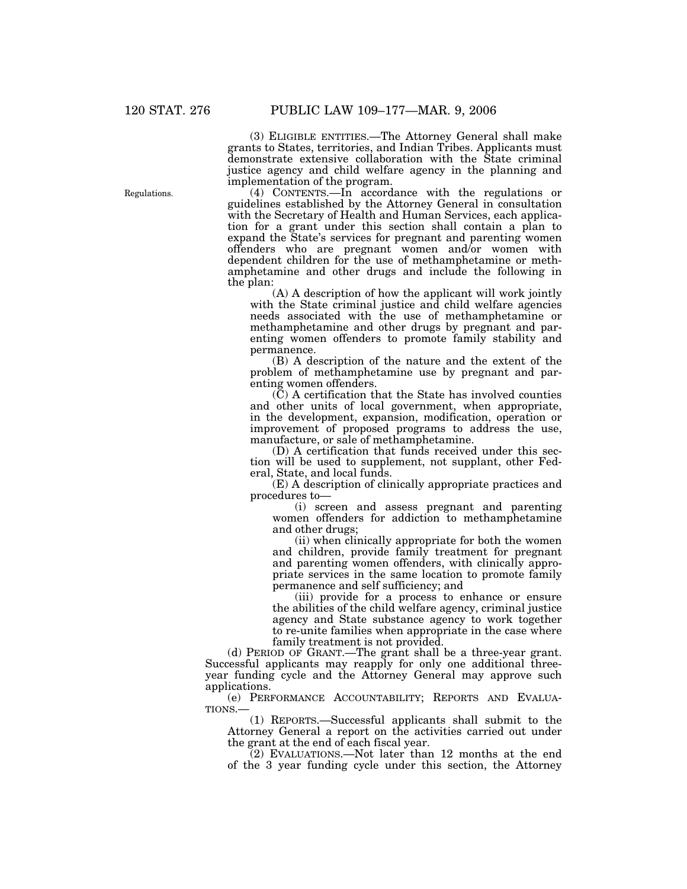(3) ELIGIBLE ENTITIES.—The Attorney General shall make grants to States, territories, and Indian Tribes. Applicants must demonstrate extensive collaboration with the State criminal justice agency and child welfare agency in the planning and implementation of the program.

Regulations.

(4) CONTENTS.—In accordance with the regulations or guidelines established by the Attorney General in consultation with the Secretary of Health and Human Services, each application for a grant under this section shall contain a plan to expand the State's services for pregnant and parenting women offenders who are pregnant women and/or women with dependent children for the use of methamphetamine or methamphetamine and other drugs and include the following in the plan:

(A) A description of how the applicant will work jointly with the State criminal justice and child welfare agencies needs associated with the use of methamphetamine or methamphetamine and other drugs by pregnant and parenting women offenders to promote family stability and permanence.

(B) A description of the nature and the extent of the problem of methamphetamine use by pregnant and parenting women offenders.

(C) A certification that the State has involved counties and other units of local government, when appropriate, in the development, expansion, modification, operation or improvement of proposed programs to address the use, manufacture, or sale of methamphetamine.

(D) A certification that funds received under this section will be used to supplement, not supplant, other Federal, State, and local funds.

(E) A description of clinically appropriate practices and procedures to—

(i) screen and assess pregnant and parenting women offenders for addiction to methamphetamine and other drugs;

(ii) when clinically appropriate for both the women and children, provide family treatment for pregnant and parenting women offenders, with clinically appropriate services in the same location to promote family permanence and self sufficiency; and

(iii) provide for a process to enhance or ensure the abilities of the child welfare agency, criminal justice agency and State substance agency to work together to re-unite families when appropriate in the case where family treatment is not provided.

(d) PERIOD OF GRANT.—The grant shall be a three-year grant. Successful applicants may reapply for only one additional three-year funding cycle and the Attorney General may approve such applications.

(e) PERFORMANCE ACCOUNTABILITY; REPORTS AND EVALUATIONS.—

(1) REPORTS.—Successful applicants shall submit to the Attorney General a report on the activities carried out under the grant at the end of each fiscal year.

(2) EVALUATIONS.—Not later than 12 months at the end of the 3 year funding cycle under this section, the Attorney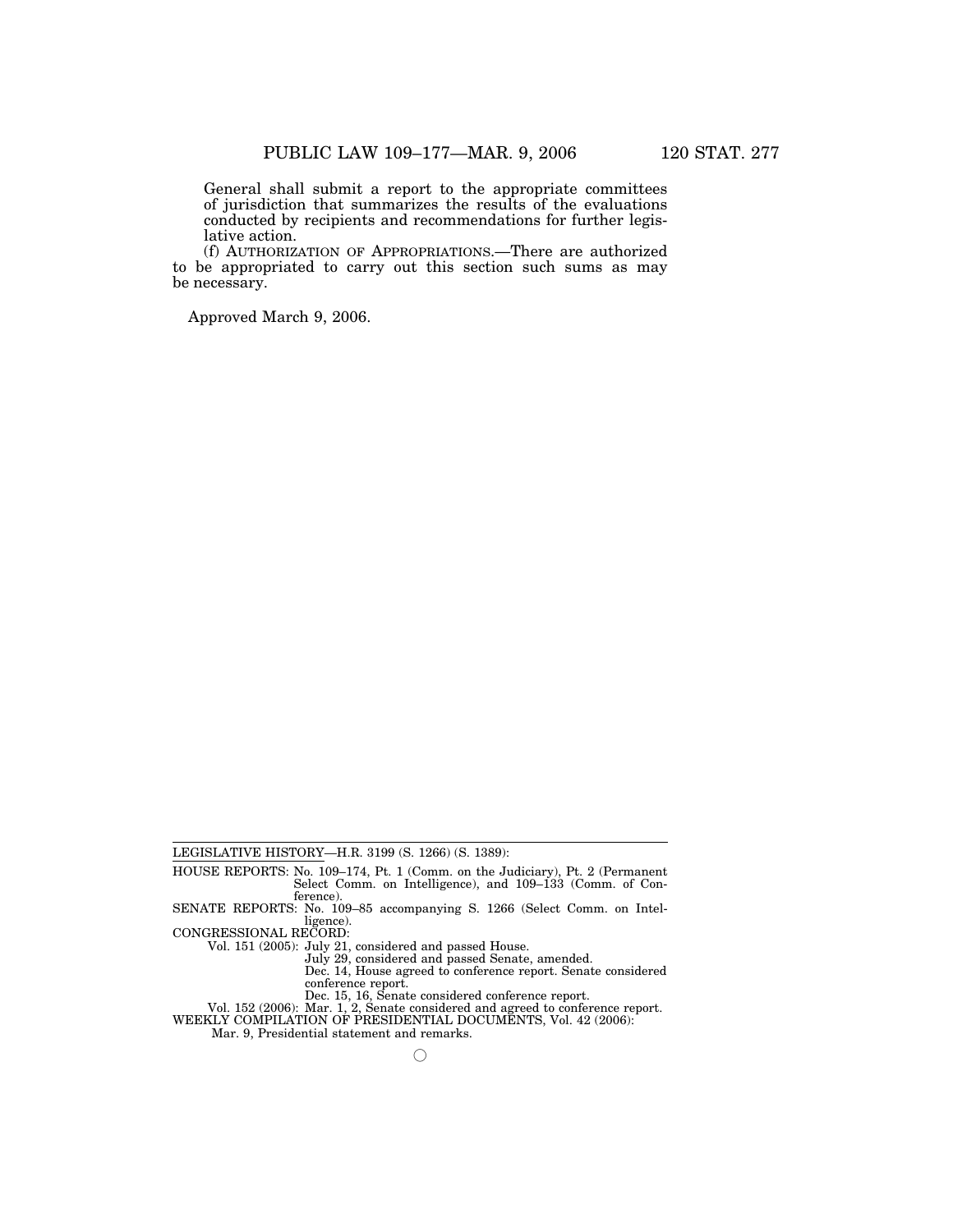General shall submit a report to the appropriate committees of jurisdiction that summarizes the results of the evaluations conducted by recipients and recommendations for further legislative action.

(f) AUTHORIZATION OF APPROPRIATIONS.—There are authorized to be appropriated to carry out this section such sums as may be necessary.

Approved March 9, 2006.

---

LEGISLATIVE HISTORY—H.R. 3199 (S. 1266) (S. 1389):

HOUSE REPORTS: No. 109–174, Pt. 1 (Comm. on the Judiciary), Pt. 2 (Permanent Select Comm. on Intelligence), and 109–333 (Comm. of Conference).

SENATE REPORTS: No. 109–85 accompanying S. 1266 (Select Comm. on Intelligence).

CONGRESSIONAL RECORD:

Vol. 151 (2005): July 21, considered and passed House.
July 29, considered and passed Senate, amended.
Dec. 14, House agreed to conference report. Senate considered conference report.
Dec. 15, 16, Senate considered conference report.

Vol. 152 (2006): Mar. 1, 2, Senate considered and agreed to conference report.

WEEKLY COMPILATION OF PRESIDENTIAL DOCUMENTS, Vol. 42 (2006):
Mar. 9, Presidential statement and remarks.

○